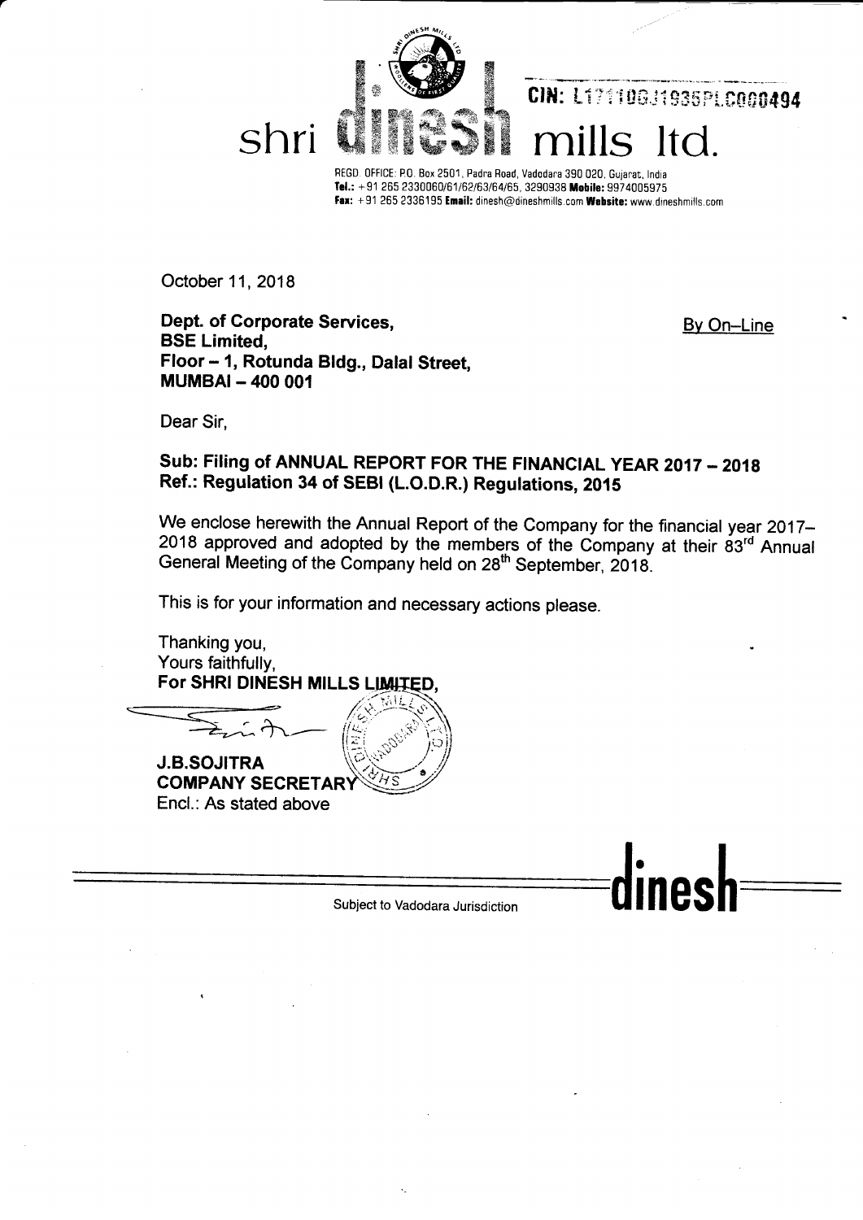# shri dinesh mills ltd.

CIN: L17110GJ1935PLC000494

REGD. OFFICE: P.O. Box 2501, Padra Road, Vadodara 390 020, Gujarat, India
**Tel.:** +91 265 2330060/61/62/63/64/65, 3290938 **Mobile:** 9974005975
**Fax:** +91 265 2336195 **Email:** dinesh@dineshmills.com **Website:** www.dineshmills.com

October 11, 2018

**Dept. of Corporate Services,**
**BSE Limited,**
**Floor – 1, Rotunda Bldg., Dalal Street,**
**MUMBAI – 400 001**

By On–Line

Dear Sir,

**Sub: Filing of ANNUAL REPORT FOR THE FINANCIAL YEAR 2017 – 2018**
**Ref.: Regulation 34 of SEBI (L.O.D.R.) Regulations, 2015**

We enclose herewith the Annual Report of the Company for the financial year 2017–2018 approved and adopted by the members of the Company at their 83rd Annual General Meeting of the Company held on 28th September, 2018.

This is for your information and necessary actions please.

Thanking you,
Yours faithfully,
**For SHRI DINESH MILLS LIMITED,**

**J.B.SOJITRA**
**COMPANY SECRETARY**
Encl.: As stated above

Subject to Vadodara Jurisdiction

**dinesh**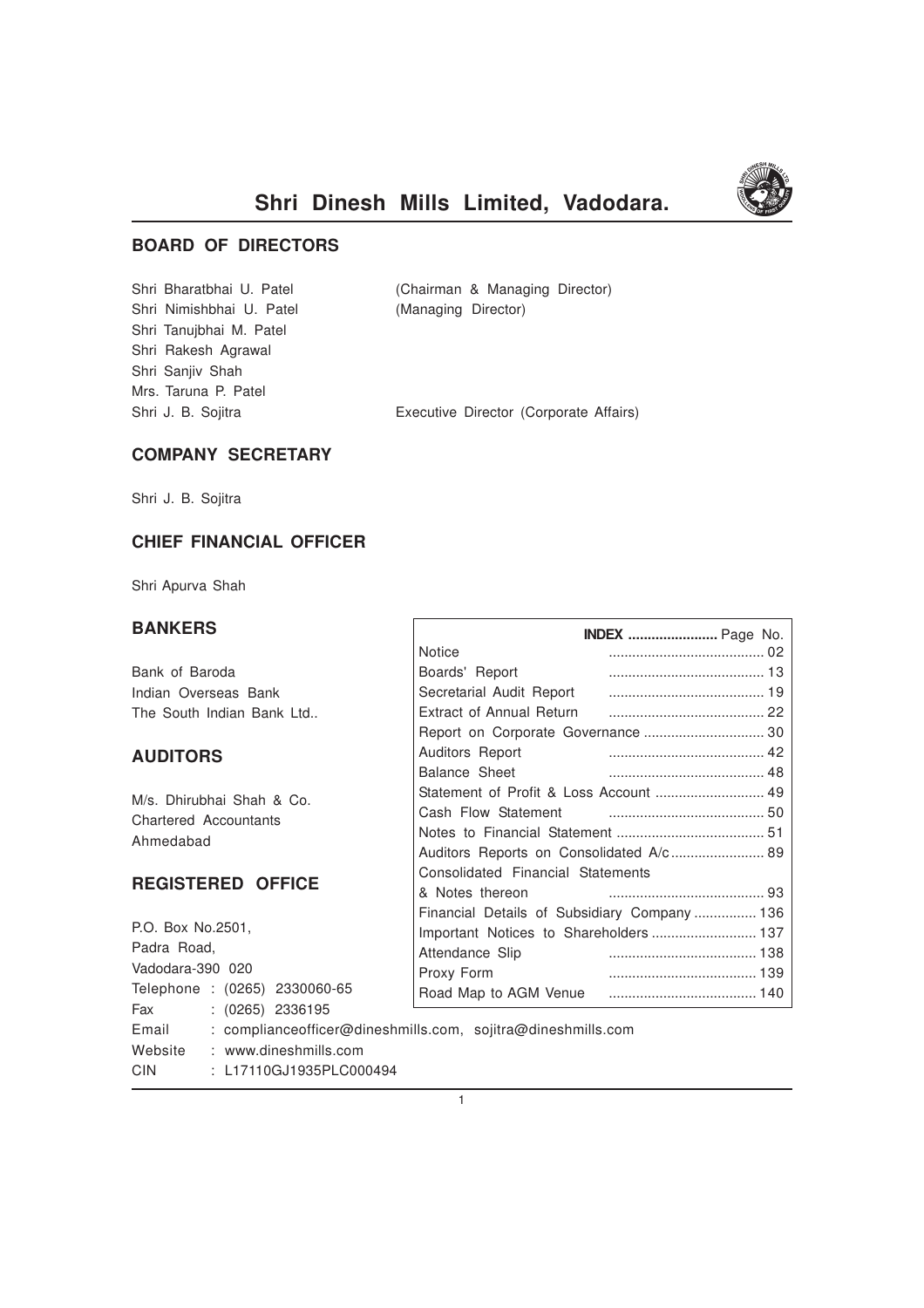# Shri Dinesh Mills Limited, Vadodara.

## BOARD OF DIRECTORS

| | |
|---|---|
| Shri Bharatbhai U. Patel | (Chairman & Managing Director) |
| Shri Nimishbhai U. Patel | (Managing Director) |
| Shri Tanujbhai M. Patel | |
| Shri Rakesh Agrawal | |
| Shri Sanjiv Shah | |
| Mrs. Taruna P. Patel | |
| Shri J. B. Sojitra | Executive Director (Corporate Affairs) |

## COMPANY SECRETARY

Shri J. B. Sojitra

## CHIEF FINANCIAL OFFICER

Shri Apurva Shah

## BANKERS

Bank of Baroda
Indian Overseas Bank
The South Indian Bank Ltd..

## AUDITORS

M/s. Dhirubhai Shah & Co.
Chartered Accountants
Ahmedabad

## REGISTERED OFFICE

P.O. Box No.2501,
Padra Road,
Vadodara-390 020

Telephone : (0265) 2330060-65
Fax : (0265) 2336195
Email : complianceofficer@dineshmills.com, sojitra@dineshmills.com
Website : www.dineshmills.com
CIN : L17110GJ1935PLC000494

| **INDEX** | Page No. |
|---|---|
| Notice | 02 |
| Boards' Report | 13 |
| Secretarial Audit Report | 19 |
| Extract of Annual Return | 22 |
| Report on Corporate Governance | 30 |
| Auditors Report | 42 |
| Balance Sheet | 48 |
| Statement of Profit & Loss Account | 49 |
| Cash Flow Statement | 50 |
| Notes to Financial Statement | 51 |
| Auditors Reports on Consolidated A/c | 89 |
| Consolidated Financial Statements & Notes thereon | 93 |
| Financial Details of Subsidiary Company | 136 |
| Important Notices to Shareholders | 137 |
| Attendance Slip | 138 |
| Proxy Form | 139 |
| Road Map to AGM Venue | 140 |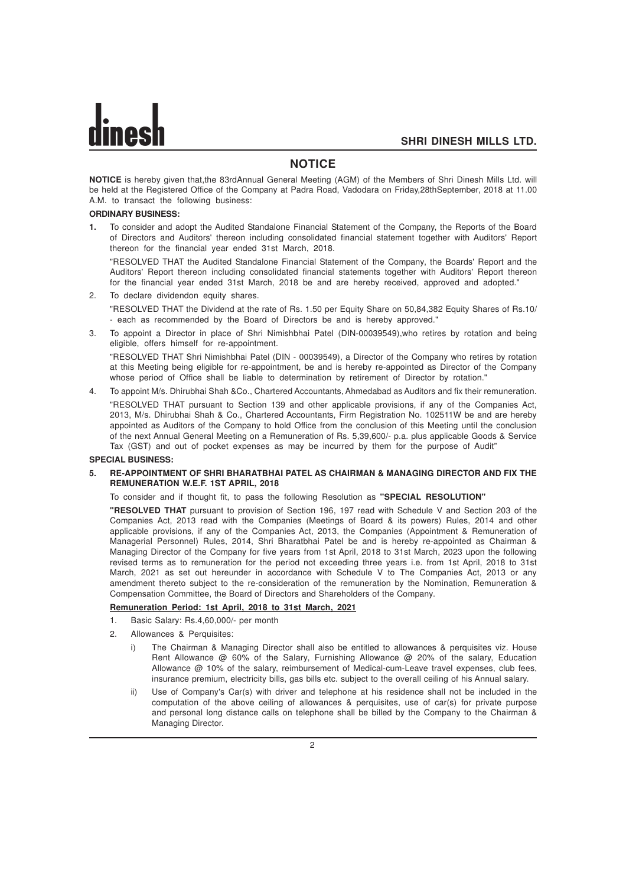# NOTICE

**NOTICE** is hereby given that,the 83rdAnnual General Meeting (AGM) of the Members of Shri Dinesh Mills Ltd. will be held at the Registered Office of the Company at Padra Road, Vadodara on Friday,28thSeptember, 2018 at 11.00 A.M. to transact the following business:

**ORDINARY BUSINESS:**

**1.** To consider and adopt the Audited Standalone Financial Statement of the Company, the Reports of the Board of Directors and Auditors' thereon including consolidated financial statement together with Auditors' Report thereon for the financial year ended 31st March, 2018.

"RESOLVED THAT the Audited Standalone Financial Statement of the Company, the Boards' Report and the Auditors' Report thereon including consolidated financial statements together with Auditors' Report thereon for the financial year ended 31st March, 2018 be and are hereby received, approved and adopted."

2. To declare dividendon equity shares.

"RESOLVED THAT the Dividend at the rate of Rs. 1.50 per Equity Share on 50,84,382 Equity Shares of Rs.10/ - each as recommended by the Board of Directors be and is hereby approved."

3. To appoint a Director in place of Shri Nimishbhai Patel (DIN-00039549),who retires by rotation and being eligible, offers himself for re-appointment.

"RESOLVED THAT Shri Nimishbhai Patel (DIN - 00039549), a Director of the Company who retires by rotation at this Meeting being eligible for re-appointment, be and is hereby re-appointed as Director of the Company whose period of Office shall be liable to determination by retirement of Director by rotation."

4. To appoint M/s. Dhirubhai Shah &Co., Chartered Accountants, Ahmedabad as Auditors and fix their remuneration.

"RESOLVED THAT pursuant to Section 139 and other applicable provisions, if any of the Companies Act, 2013, M/s. Dhirubhai Shah & Co., Chartered Accountants, Firm Registration No. 102511W be and are hereby appointed as Auditors of the Company to hold Office from the conclusion of this Meeting until the conclusion of the next Annual General Meeting on a Remuneration of Rs. 5,39,600/- p.a. plus applicable Goods & Service Tax (GST) and out of pocket expenses as may be incurred by them for the purpose of Audit"

**SPECIAL BUSINESS:**

**5. RE-APPOINTMENT OF SHRI BHARATBHAI PATEL AS CHAIRMAN & MANAGING DIRECTOR AND FIX THE REMUNERATION W.E.F. 1ST APRIL, 2018**

To consider and if thought fit, to pass the following Resolution as **"SPECIAL RESOLUTION"**

**"RESOLVED THAT** pursuant to provision of Section 196, 197 read with Schedule V and Section 203 of the Companies Act, 2013 read with the Companies (Meetings of Board & its powers) Rules, 2014 and other applicable provisions, if any of the Companies Act, 2013, the Companies (Appointment & Remuneration of Managerial Personnel) Rules, 2014, Shri Bharatbhai Patel be and is hereby re-appointed as Chairman & Managing Director of the Company for five years from 1st April, 2018 to 31st March, 2023 upon the following revised terms as to remuneration for the period not exceeding three years i.e. from 1st April, 2018 to 31st March, 2021 as set out hereunder in accordance with Schedule V to The Companies Act, 2013 or any amendment thereto subject to the re-consideration of the remuneration by the Nomination, Remuneration & Compensation Committee, the Board of Directors and Shareholders of the Company.

**Remuneration Period: 1st April, 2018 to 31st March, 2021**

1. Basic Salary: Rs.4,60,000/- per month
2. Allowances & Perquisites:
   i) The Chairman & Managing Director shall also be entitled to allowances & perquisites viz. House Rent Allowance @ 60% of the Salary, Furnishing Allowance @ 20% of the salary, Education Allowance @ 10% of the salary, reimbursement of Medical-cum-Leave travel expenses, club fees, insurance premium, electricity bills, gas bills etc. subject to the overall ceiling of his Annual salary.
   ii) Use of Company's Car(s) with driver and telephone at his residence shall not be included in the computation of the above ceiling of allowances & perquisites, use of car(s) for private purpose and personal long distance calls on telephone shall be billed by the Company to the Chairman & Managing Director.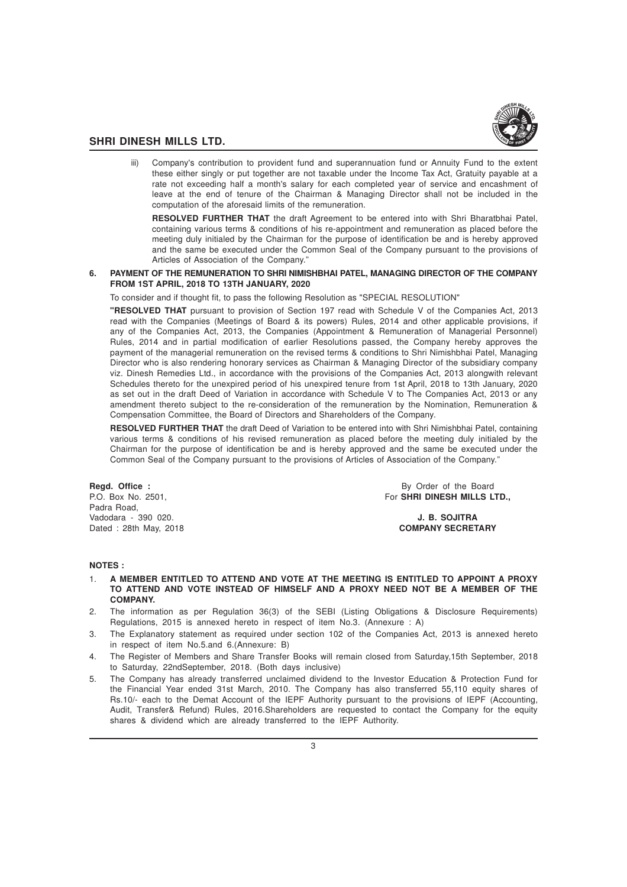iii) Company's contribution to provident fund and superannuation fund or Annuity Fund to the extent these either singly or put together are not taxable under the Income Tax Act, Gratuity payable at a rate not exceeding half a month's salary for each completed year of service and encashment of leave at the end of tenure of the Chairman & Managing Director shall not be included in the computation of the aforesaid limits of the remuneration.

**RESOLVED FURTHER THAT** the draft Agreement to be entered into with Shri Bharatbhai Patel, containing various terms & conditions of his re-appointment and remuneration as placed before the meeting duly initialed by the Chairman for the purpose of identification be and is hereby approved and the same be executed under the Common Seal of the Company pursuant to the provisions of Articles of Association of the Company."

**6. PAYMENT OF THE REMUNERATION TO SHRI NIMISHBHAI PATEL, MANAGING DIRECTOR OF THE COMPANY FROM 1ST APRIL, 2018 TO 13TH JANUARY, 2020**

To consider and if thought fit, to pass the following Resolution as "SPECIAL RESOLUTION"

**"RESOLVED THAT** pursuant to provision of Section 197 read with Schedule V of the Companies Act, 2013 read with the Companies (Meetings of Board & its powers) Rules, 2014 and other applicable provisions, if any of the Companies Act, 2013, the Companies (Appointment & Remuneration of Managerial Personnel) Rules, 2014 and in partial modification of earlier Resolutions passed, the Company hereby approves the payment of the managerial remuneration on the revised terms & conditions to Shri Nimishbhai Patel, Managing Director who is also rendering honorary services as Chairman & Managing Director of the subsidiary company viz. Dinesh Remedies Ltd., in accordance with the provisions of the Companies Act, 2013 alongwith relevant Schedules thereto for the unexpired period of his unexpired tenure from 1st April, 2018 to 13th January, 2020 as set out in the draft Deed of Variation in accordance with Schedule V to The Companies Act, 2013 or any amendment thereto subject to the re-consideration of the remuneration by the Nomination, Remuneration & Compensation Committee, the Board of Directors and Shareholders of the Company.

**RESOLVED FURTHER THAT** the draft Deed of Variation to be entered into with Shri Nimishbhai Patel, containing various terms & conditions of his revised remuneration as placed before the meeting duly initialed by the Chairman for the purpose of identification be and is hereby approved and the same be executed under the Common Seal of the Company pursuant to the provisions of Articles of Association of the Company."

**Regd. Office :**
P.O. Box No. 2501,
Padra Road,
Vadodara - 390 020.
Dated : 28th May, 2018

By Order of the Board
For **SHRI DINESH MILLS LTD.,**

**J. B. SOJITRA**
**COMPANY SECRETARY**

**NOTES :**

1. **A MEMBER ENTITLED TO ATTEND AND VOTE AT THE MEETING IS ENTITLED TO APPOINT A PROXY TO ATTEND AND VOTE INSTEAD OF HIMSELF AND A PROXY NEED NOT BE A MEMBER OF THE COMPANY.**
2. The information as per Regulation 36(3) of the SEBI (Listing Obligations & Disclosure Requirements) Regulations, 2015 is annexed hereto in respect of item No.3. (Annexure : A)
3. The Explanatory statement as required under section 102 of the Companies Act, 2013 is annexed hereto in respect of item No.5.and 6.(Annexure: B)
4. The Register of Members and Share Transfer Books will remain closed from Saturday,15th September, 2018 to Saturday, 22ndSeptember, 2018. (Both days inclusive)
5. The Company has already transferred unclaimed dividend to the Investor Education & Protection Fund for the Financial Year ended 31st March, 2010. The Company has also transferred 55,110 equity shares of Rs.10/- each to the Demat Account of the IEPF Authority pursuant to the provisions of IEPF (Accounting, Audit, Transfer& Refund) Rules, 2016.Shareholders are requested to contact the Company for the equity shares & dividend which are already transferred to the IEPF Authority.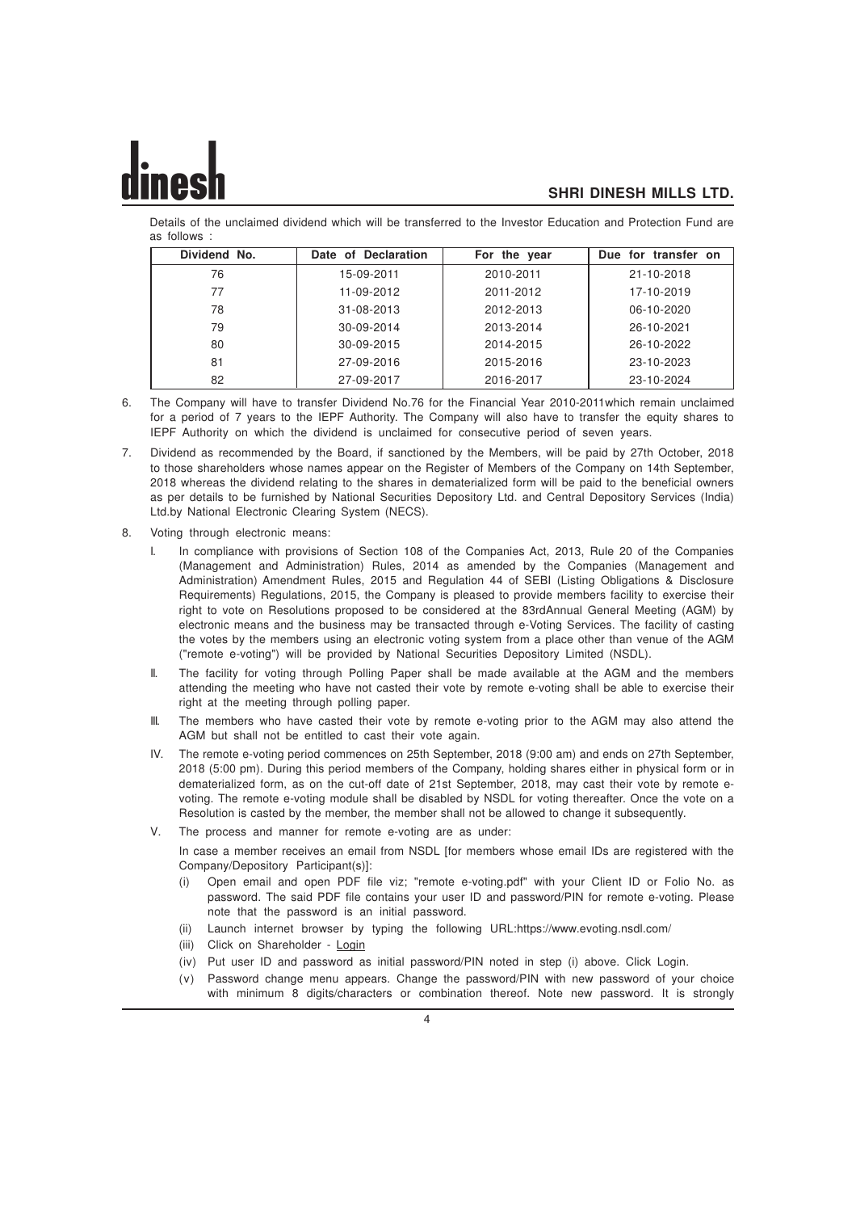Details of the unclaimed dividend which will be transferred to the Investor Education and Protection Fund are as follows :

| Dividend No. | Date of Declaration | For the year | Due for transfer on |
|---|---|---|---|
| 76 | 15-09-2011 | 2010-2011 | 21-10-2018 |
| 77 | 11-09-2012 | 2011-2012 | 17-10-2019 |
| 78 | 31-08-2013 | 2012-2013 | 06-10-2020 |
| 79 | 30-09-2014 | 2013-2014 | 26-10-2021 |
| 80 | 30-09-2015 | 2014-2015 | 26-10-2022 |
| 81 | 27-09-2016 | 2015-2016 | 23-10-2023 |
| 82 | 27-09-2017 | 2016-2017 | 23-10-2024 |

6. The Company will have to transfer Dividend No.76 for the Financial Year 2010-2011which remain unclaimed for a period of 7 years to the IEPF Authority. The Company will also have to transfer the equity shares to IEPF Authority on which the dividend is unclaimed for consecutive period of seven years.

7. Dividend as recommended by the Board, if sanctioned by the Members, will be paid by 27th October, 2018 to those shareholders whose names appear on the Register of Members of the Company on 14th September, 2018 whereas the dividend relating to the shares in dematerialized form will be paid to the beneficial owners as per details to be furnished by National Securities Depository Ltd. and Central Depository Services (India) Ltd.by National Electronic Clearing System (NECS).

8. Voting through electronic means:

   I. In compliance with provisions of Section 108 of the Companies Act, 2013, Rule 20 of the Companies (Management and Administration) Rules, 2014 as amended by the Companies (Management and Administration) Amendment Rules, 2015 and Regulation 44 of SEBI (Listing Obligations & Disclosure Requirements) Regulations, 2015, the Company is pleased to provide members facility to exercise their right to vote on Resolutions proposed to be considered at the 83rdAnnual General Meeting (AGM) by electronic means and the business may be transacted through e-Voting Services. The facility of casting the votes by the members using an electronic voting system from a place other than venue of the AGM ("remote e-voting") will be provided by National Securities Depository Limited (NSDL).

   II. The facility for voting through Polling Paper shall be made available at the AGM and the members attending the meeting who have not casted their vote by remote e-voting shall be able to exercise their right at the meeting through polling paper.

   III. The members who have casted their vote by remote e-voting prior to the AGM may also attend the AGM but shall not be entitled to cast their vote again.

   IV. The remote e-voting period commences on 25th September, 2018 (9:00 am) and ends on 27th September, 2018 (5:00 pm). During this period members of the Company, holding shares either in physical form or in dematerialized form, as on the cut-off date of 21st September, 2018, may cast their vote by remote e-voting. The remote e-voting module shall be disabled by NSDL for voting thereafter. Once the vote on a Resolution is casted by the member, the member shall not be allowed to change it subsequently.

   V. The process and manner for remote e-voting are as under:

      In case a member receives an email from NSDL [for members whose email IDs are registered with the Company/Depository Participant(s)]:

      (i) Open email and open PDF file viz; "remote e-voting.pdf" with your Client ID or Folio No. as password. The said PDF file contains your user ID and password/PIN for remote e-voting. Please note that the password is an initial password.

      (ii) Launch internet browser by typing the following URL:https://www.evoting.nsdl.com/

      (iii) Click on Shareholder - Login

      (iv) Put user ID and password as initial password/PIN noted in step (i) above. Click Login.

      (v) Password change menu appears. Change the password/PIN with new password of your choice with minimum 8 digits/characters or combination thereof. Note new password. It is strongly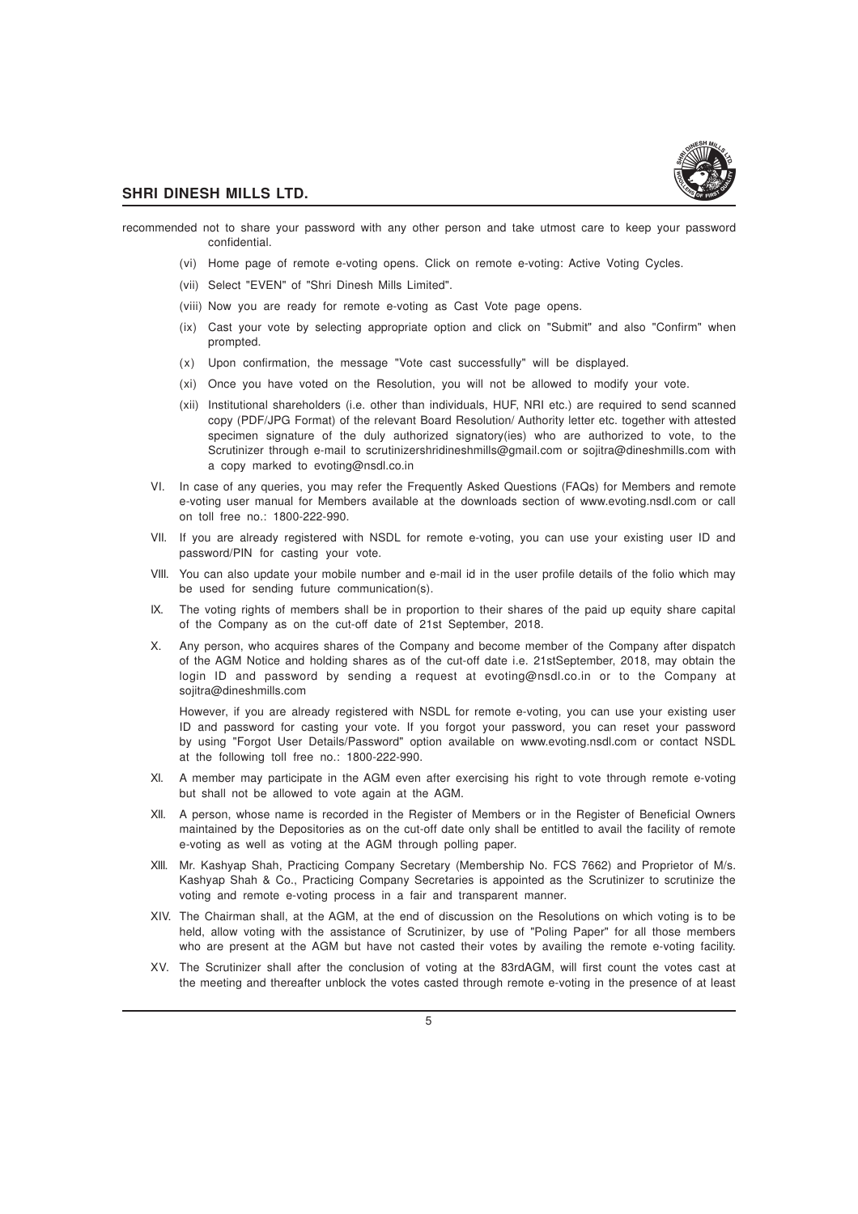recommended not to share your password with any other person and take utmost care to keep your password confidential.

(vi) Home page of remote e-voting opens. Click on remote e-voting: Active Voting Cycles.

(vii) Select "EVEN" of "Shri Dinesh Mills Limited".

(viii) Now you are ready for remote e-voting as Cast Vote page opens.

(ix) Cast your vote by selecting appropriate option and click on "Submit" and also "Confirm" when prompted.

(x) Upon confirmation, the message "Vote cast successfully" will be displayed.

(xi) Once you have voted on the Resolution, you will not be allowed to modify your vote.

(xii) Institutional shareholders (i.e. other than individuals, HUF, NRI etc.) are required to send scanned copy (PDF/JPG Format) of the relevant Board Resolution/ Authority letter etc. together with attested specimen signature of the duly authorized signatory(ies) who are authorized to vote, to the Scrutinizer through e-mail to scrutinizershridineshmills@gmail.com or sojitra@dineshmills.com with a copy marked to evoting@nsdl.co.in

VI. In case of any queries, you may refer the Frequently Asked Questions (FAQs) for Members and remote e-voting user manual for Members available at the downloads section of www.evoting.nsdl.com or call on toll free no.: 1800-222-990.

VII. If you are already registered with NSDL for remote e-voting, you can use your existing user ID and password/PIN for casting your vote.

VIII. You can also update your mobile number and e-mail id in the user profile details of the folio which may be used for sending future communication(s).

IX. The voting rights of members shall be in proportion to their shares of the paid up equity share capital of the Company as on the cut-off date of 21st September, 2018.

X. Any person, who acquires shares of the Company and become member of the Company after dispatch of the AGM Notice and holding shares as of the cut-off date i.e. 21stSeptember, 2018, may obtain the login ID and password by sending a request at evoting@nsdl.co.in or to the Company at sojitra@dineshmills.com

However, if you are already registered with NSDL for remote e-voting, you can use your existing user ID and password for casting your vote. If you forgot your password, you can reset your password by using "Forgot User Details/Password" option available on www.evoting.nsdl.com or contact NSDL at the following toll free no.: 1800-222-990.

XI. A member may participate in the AGM even after exercising his right to vote through remote e-voting but shall not be allowed to vote again at the AGM.

XII. A person, whose name is recorded in the Register of Members or in the Register of Beneficial Owners maintained by the Depositories as on the cut-off date only shall be entitled to avail the facility of remote e-voting as well as voting at the AGM through polling paper.

XIII. Mr. Kashyap Shah, Practicing Company Secretary (Membership No. FCS 7662) and Proprietor of M/s. Kashyap Shah & Co., Practicing Company Secretaries is appointed as the Scrutinizer to scrutinize the voting and remote e-voting process in a fair and transparent manner.

XIV. The Chairman shall, at the AGM, at the end of discussion on the Resolutions on which voting is to be held, allow voting with the assistance of Scrutinizer, by use of "Poling Paper" for all those members who are present at the AGM but have not casted their votes by availing the remote e-voting facility.

XV. The Scrutinizer shall after the conclusion of voting at the 83rdAGM, will first count the votes cast at the meeting and thereafter unblock the votes casted through remote e-voting in the presence of at least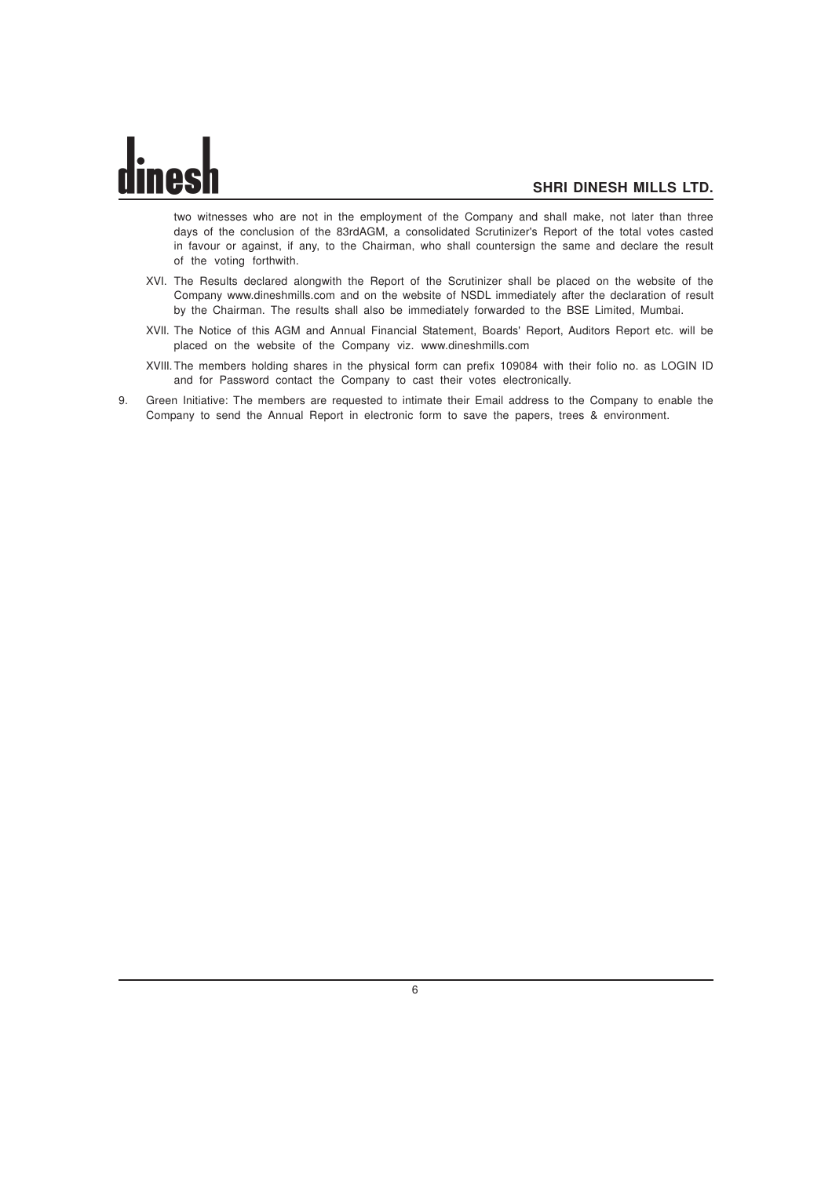two witnesses who are not in the employment of the Company and shall make, not later than three days of the conclusion of the 83rdAGM, a consolidated Scrutinizer's Report of the total votes casted in favour or against, if any, to the Chairman, who shall countersign the same and declare the result of the voting forthwith.

XVI. The Results declared alongwith the Report of the Scrutinizer shall be placed on the website of the Company www.dineshmills.com and on the website of NSDL immediately after the declaration of result by the Chairman. The results shall also be immediately forwarded to the BSE Limited, Mumbai.

XVII. The Notice of this AGM and Annual Financial Statement, Boards' Report, Auditors Report etc. will be placed on the website of the Company viz. www.dineshmills.com

XVIII. The members holding shares in the physical form can prefix 109084 with their folio no. as LOGIN ID and for Password contact the Company to cast their votes electronically.

9. Green Initiative: The members are requested to intimate their Email address to the Company to enable the Company to send the Annual Report in electronic form to save the papers, trees & environment.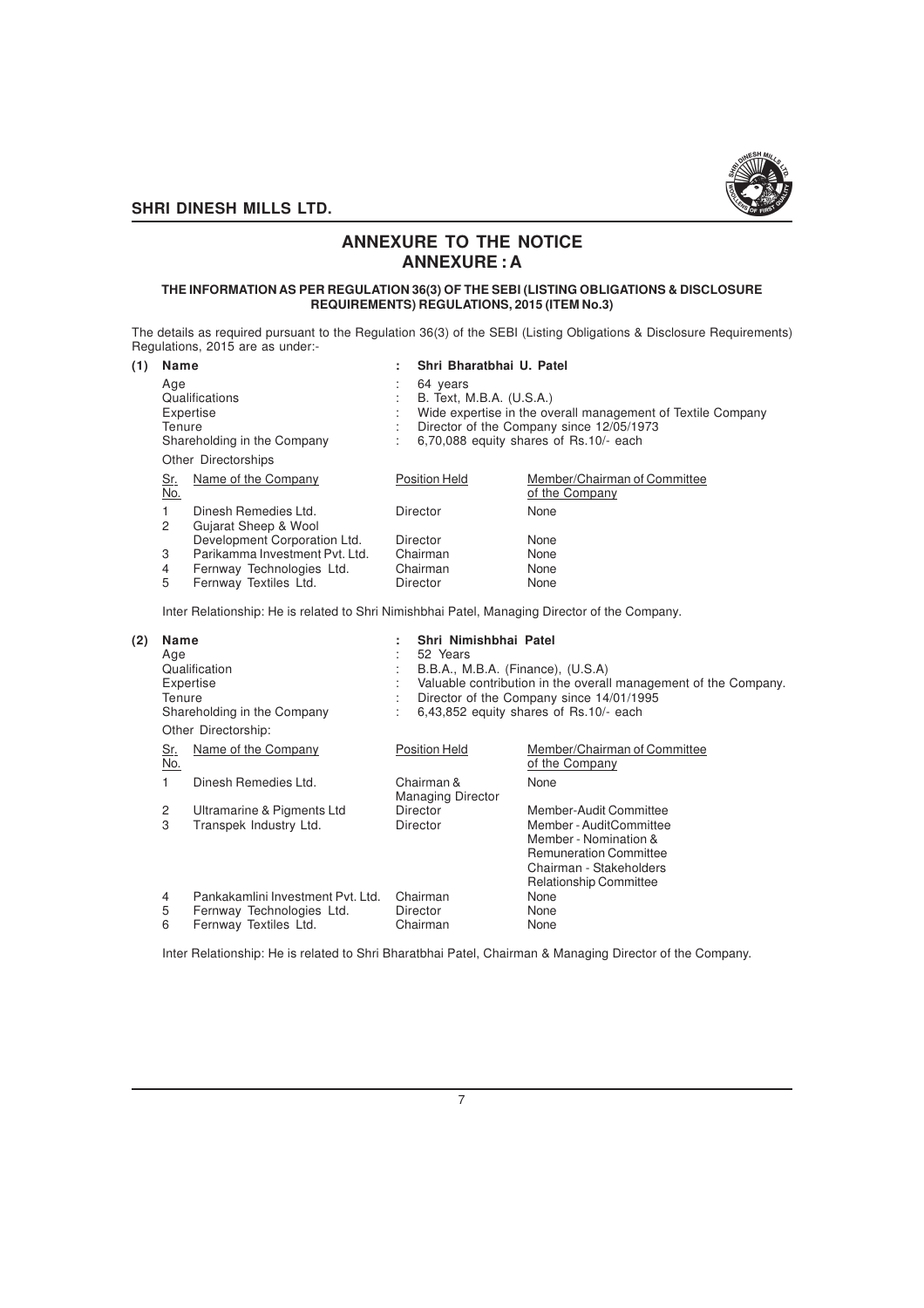# ANNEXURE TO THE NOTICE

## ANNEXURE : A

**THE INFORMATION AS PER REGULATION 36(3) OF THE SEBI (LISTING OBLIGATIONS & DISCLOSURE REQUIREMENTS) REGULATIONS, 2015 (ITEM No.3)**

The details as required pursuant to the Regulation 36(3) of the SEBI (Listing Obligations & Disclosure Requirements) Regulations, 2015 are as under:-

**(1) Name : Shri Bharatbhai U. Patel**

Age : 64 years

Qualifications : B. Text, M.B.A. (U.S.A.)

Expertise : Wide expertise in the overall management of Textile Company

Tenure : Director of the Company since 12/05/1973

Shareholding in the Company : 6,70,088 equity shares of Rs.10/- each

Other Directorships

| Sr. No. | Name of the Company | Position Held | Member/Chairman of Committee of the Company |
|---|---|---|---|
| 1 | Dinesh Remedies Ltd. | Director | None |
| 2 | Gujarat Sheep & Wool Development Corporation Ltd. | Director | None |
| 3 | Parikamma Investment Pvt. Ltd. | Chairman | None |
| 4 | Fernway Technologies Ltd. | Chairman | None |
| 5 | Fernway Textiles Ltd. | Director | None |

Inter Relationship: He is related to Shri Nimishbhai Patel, Managing Director of the Company.

**(2) Name : Shri Nimishbhai Patel**

Age : 52 Years

Qualification : B.B.A., M.B.A. (Finance), (U.S.A)

Expertise : Valuable contribution in the overall management of the Company.

Tenure : Director of the Company since 14/01/1995

Shareholding in the Company : 6,43,852 equity shares of Rs.10/- each

Other Directorship:

| Sr. No. | Name of the Company | Position Held | Member/Chairman of Committee of the Company |
|---|---|---|---|
| 1 | Dinesh Remedies Ltd. | Chairman & Managing Director | None |
| 2 | Ultramarine & Pigments Ltd | Director | Member-Audit Committee |
| 3 | Transpek Industry Ltd. | Director | Member - AuditCommittee<br>Member - Nomination & Remuneration Committee<br>Chairman - Stakeholders Relationship Committee |
| 4 | Pankakamlini Investment Pvt. Ltd. | Chairman | None |
| 5 | Fernway Technologies Ltd. | Director | None |
| 6 | Fernway Textiles Ltd. | Chairman | None |

Inter Relationship: He is related to Shri Bharatbhai Patel, Chairman & Managing Director of the Company.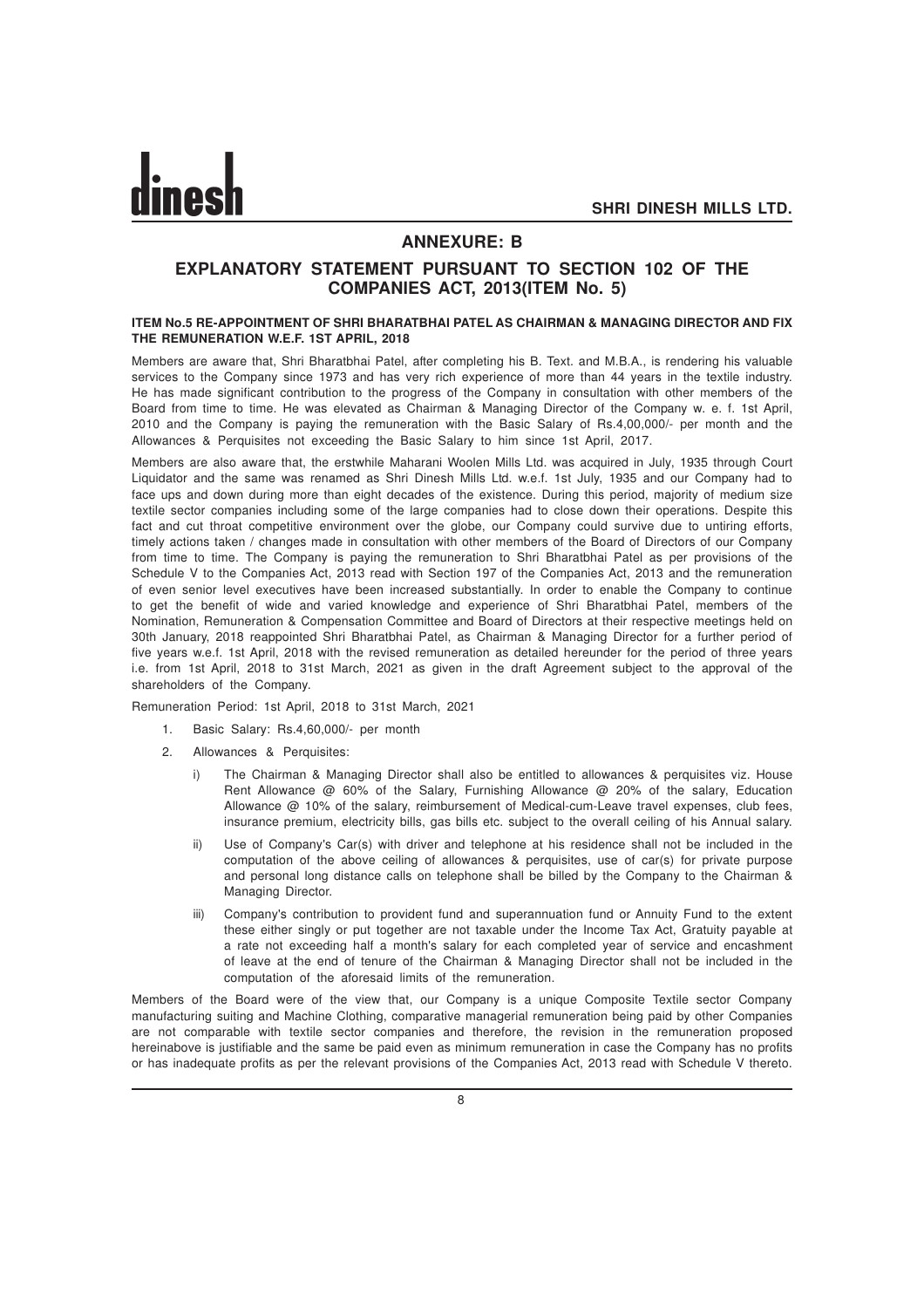## ANNEXURE: B

## EXPLANATORY STATEMENT PURSUANT TO SECTION 102 OF THE COMPANIES ACT, 2013(ITEM No. 5)

**ITEM No.5 RE-APPOINTMENT OF SHRI BHARATBHAI PATEL AS CHAIRMAN & MANAGING DIRECTOR AND FIX THE REMUNERATION W.E.F. 1ST APRIL, 2018**

Members are aware that, Shri Bharatbhai Patel, after completing his B. Text. and M.B.A., is rendering his valuable services to the Company since 1973 and has very rich experience of more than 44 years in the textile industry. He has made significant contribution to the progress of the Company in consultation with other members of the Board from time to time. He was elevated as Chairman & Managing Director of the Company w. e. f. 1st April, 2010 and the Company is paying the remuneration with the Basic Salary of Rs.4,00,000/- per month and the Allowances & Perquisites not exceeding the Basic Salary to him since 1st April, 2017.

Members are also aware that, the erstwhile Maharani Woolen Mills Ltd. was acquired in July, 1935 through Court Liquidator and the same was renamed as Shri Dinesh Mills Ltd. w.e.f. 1st July, 1935 and our Company had to face ups and down during more than eight decades of the existence. During this period, majority of medium size textile sector companies including some of the large companies had to close down their operations. Despite this fact and cut throat competitive environment over the globe, our Company could survive due to untiring efforts, timely actions taken / changes made in consultation with other members of the Board of Directors of our Company from time to time. The Company is paying the remuneration to Shri Bharatbhai Patel as per provisions of the Schedule V to the Companies Act, 2013 read with Section 197 of the Companies Act, 2013 and the remuneration of even senior level executives have been increased substantially. In order to enable the Company to continue to get the benefit of wide and varied knowledge and experience of Shri Bharatbhai Patel, members of the Nomination, Remuneration & Compensation Committee and Board of Directors at their respective meetings held on 30th January, 2018 reappointed Shri Bharatbhai Patel, as Chairman & Managing Director for a further period of five years w.e.f. 1st April, 2018 with the revised remuneration as detailed hereunder for the period of three years i.e. from 1st April, 2018 to 31st March, 2021 as given in the draft Agreement subject to the approval of the shareholders of the Company.

Remuneration Period: 1st April, 2018 to 31st March, 2021

1. Basic Salary: Rs.4,60,000/- per month
2. Allowances & Perquisites:
   i) The Chairman & Managing Director shall also be entitled to allowances & perquisites viz. House Rent Allowance @ 60% of the Salary, Furnishing Allowance @ 20% of the salary, Education Allowance @ 10% of the salary, reimbursement of Medical-cum-Leave travel expenses, club fees, insurance premium, electricity bills, gas bills etc. subject to the overall ceiling of his Annual salary.
   ii) Use of Company's Car(s) with driver and telephone at his residence shall not be included in the computation of the above ceiling of allowances & perquisites, use of car(s) for private purpose and personal long distance calls on telephone shall be billed by the Company to the Chairman & Managing Director.
   iii) Company's contribution to provident fund and superannuation fund or Annuity Fund to the extent these either singly or put together are not taxable under the Income Tax Act, Gratuity payable at a rate not exceeding half a month's salary for each completed year of service and encashment of leave at the end of tenure of the Chairman & Managing Director shall not be included in the computation of the aforesaid limits of the remuneration.

Members of the Board were of the view that, our Company is a unique Composite Textile sector Company manufacturing suiting and Machine Clothing, comparative managerial remuneration being paid by other Companies are not comparable with textile sector companies and therefore, the revision in the remuneration proposed hereinabove is justifiable and the same be paid even as minimum remuneration in case the Company has no profits or has inadequate profits as per the relevant provisions of the Companies Act, 2013 read with Schedule V thereto.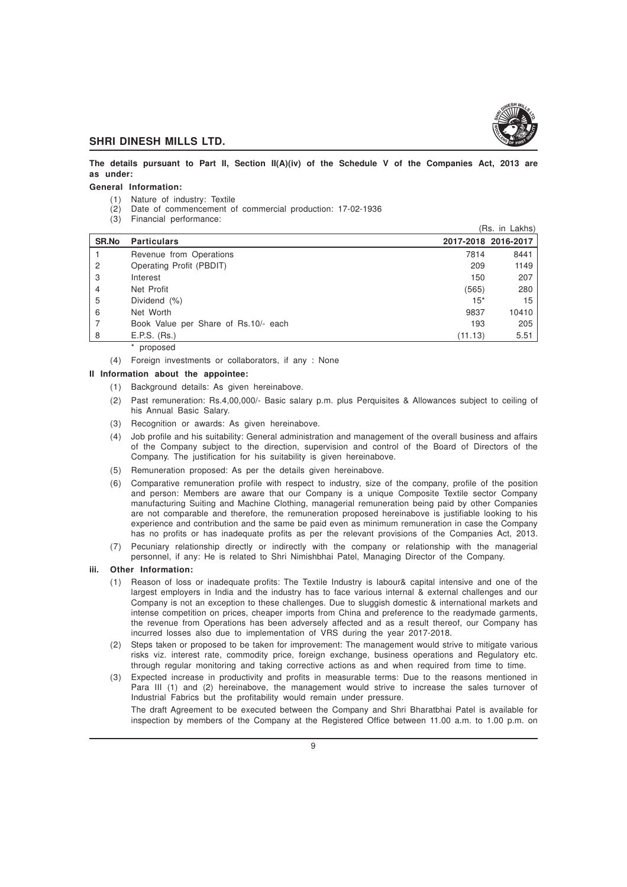**The details pursuant to Part II, Section II(A)(iv) of the Schedule V of the Companies Act, 2013 are as under:**

**General Information:**

(1) Nature of industry: Textile

(2) Date of commencement of commercial production: 17-02-1936

(3) Financial performance:

(Rs. in Lakhs)

| SR.No | Particulars | 2017-2018 | 2016-2017 |
|---|---|---|---|
| 1 | Revenue from Operations | 7814 | 8441 |
| 2 | Operating Profit (PBDIT) | 209 | 1149 |
| 3 | Interest | 150 | 207 |
| 4 | Net Profit | (565) | 280 |
| 5 | Dividend (%) | 15* | 15 |
| 6 | Net Worth | 9837 | 10410 |
| 7 | Book Value per Share of Rs.10/- each | 193 | 205 |
| 8 | E.P.S. (Rs.) | (11.13) | 5.51 |

* proposed

(4) Foreign investments or collaborators, if any : None

**II Information about the appointee:**

(1) Background details: As given hereinabove.

(2) Past remuneration: Rs.4,00,000/- Basic salary p.m. plus Perquisites & Allowances subject to ceiling of his Annual Basic Salary.

(3) Recognition or awards: As given hereinabove.

(4) Job profile and his suitability: General administration and management of the overall business and affairs of the Company subject to the direction, supervision and control of the Board of Directors of the Company. The justification for his suitability is given hereinabove.

(5) Remuneration proposed: As per the details given hereinabove.

(6) Comparative remuneration profile with respect to industry, size of the company, profile of the position and person: Members are aware that our Company is a unique Composite Textile sector Company manufacturing Suiting and Machine Clothing, managerial remuneration being paid by other Companies are not comparable and therefore, the remuneration proposed hereinabove is justifiable looking to his experience and contribution and the same be paid even as minimum remuneration in case the Company has no profits or has inadequate profits as per the relevant provisions of the Companies Act, 2013.

(7) Pecuniary relationship directly or indirectly with the company or relationship with the managerial personnel, if any: He is related to Shri Nimishbhai Patel, Managing Director of the Company.

**iii. Other Information:**

(1) Reason of loss or inadequate profits: The Textile Industry is labour& capital intensive and one of the largest employers in India and the industry has to face various internal & external challenges and our Company is not an exception to these challenges. Due to sluggish domestic & international markets and intense competition on prices, cheaper imports from China and preference to the readymade garments, the revenue from Operations has been adversely affected and as a result thereof, our Company has incurred losses also due to implementation of VRS during the year 2017-2018.

(2) Steps taken or proposed to be taken for improvement: The management would strive to mitigate various risks viz. interest rate, commodity price, foreign exchange, business operations and Regulatory etc. through regular monitoring and taking corrective actions as and when required from time to time.

(3) Expected increase in productivity and profits in measurable terms: Due to the reasons mentioned in Para III (1) and (2) hereinabove, the management would strive to increase the sales turnover of Industrial Fabrics but the profitability would remain under pressure.

The draft Agreement to be executed between the Company and Shri Bharatbhai Patel is available for inspection by members of the Company at the Registered Office between 11.00 a.m. to 1.00 p.m. on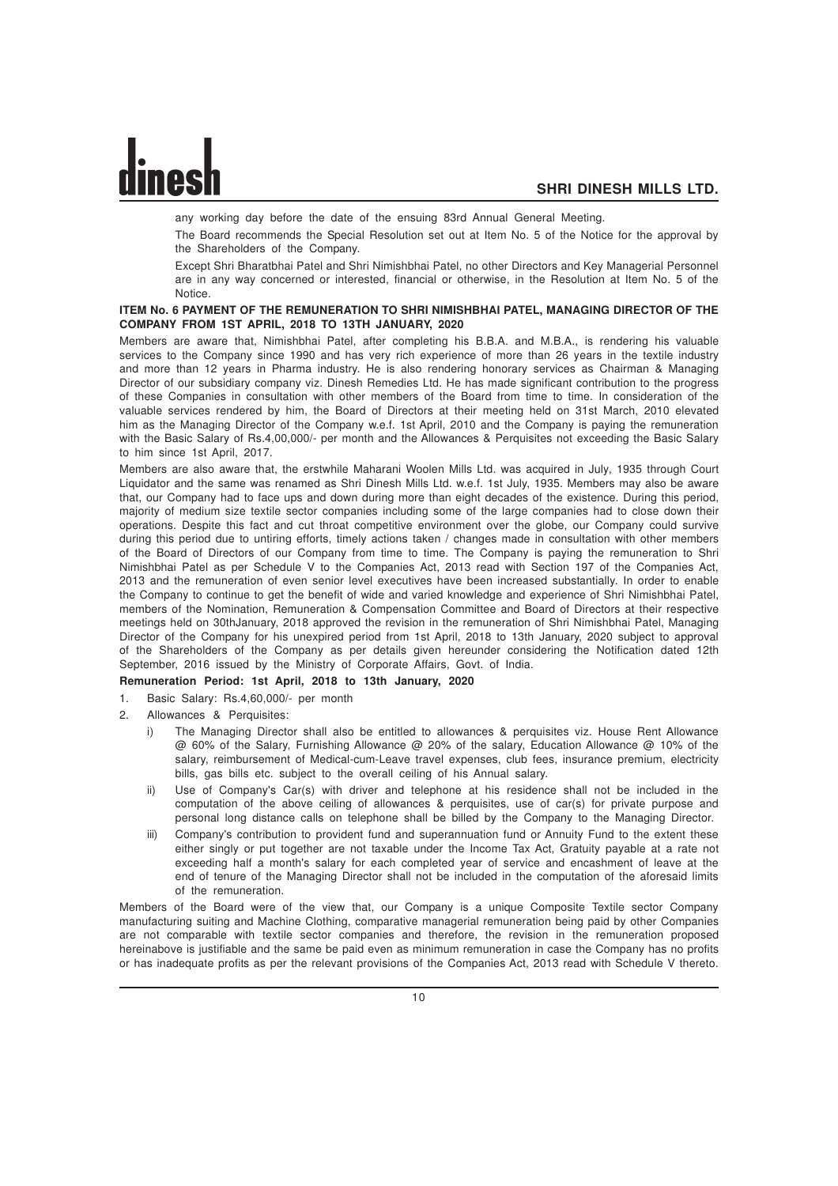any working day before the date of the ensuing 83rd Annual General Meeting.

The Board recommends the Special Resolution set out at Item No. 5 of the Notice for the approval by the Shareholders of the Company.

Except Shri Bharatbhai Patel and Shri Nimishbhai Patel, no other Directors and Key Managerial Personnel are in any way concerned or interested, financial or otherwise, in the Resolution at Item No. 5 of the Notice.

**ITEM No. 6 PAYMENT OF THE REMUNERATION TO SHRI NIMISHBHAI PATEL, MANAGING DIRECTOR OF THE COMPANY FROM 1ST APRIL, 2018 TO 13TH JANUARY, 2020**

Members are aware that, Nimishbhai Patel, after completing his B.B.A. and M.B.A., is rendering his valuable services to the Company since 1990 and has very rich experience of more than 26 years in the textile industry and more than 12 years in Pharma industry. He is also rendering honorary services as Chairman & Managing Director of our subsidiary company viz. Dinesh Remedies Ltd. He has made significant contribution to the progress of these Companies in consultation with other members of the Board from time to time. In consideration of the valuable services rendered by him, the Board of Directors at their meeting held on 31st March, 2010 elevated him as the Managing Director of the Company w.e.f. 1st April, 2010 and the Company is paying the remuneration with the Basic Salary of Rs.4,00,000/- per month and the Allowances & Perquisites not exceeding the Basic Salary to him since 1st April, 2017.

Members are also aware that, the erstwhile Maharani Woolen Mills Ltd. was acquired in July, 1935 through Court Liquidator and the same was renamed as Shri Dinesh Mills Ltd. w.e.f. 1st July, 1935. Members may also be aware that, our Company had to face ups and down during more than eight decades of the existence. During this period, majority of medium size textile sector companies including some of the large companies had to close down their operations. Despite this fact and cut throat competitive environment over the globe, our Company could survive during this period due to untiring efforts, timely actions taken / changes made in consultation with other members of the Board of Directors of our Company from time to time. The Company is paying the remuneration to Shri Nimishbhai Patel as per Schedule V to the Companies Act, 2013 read with Section 197 of the Companies Act, 2013 and the remuneration of even senior level executives have been increased substantially. In order to enable the Company to continue to get the benefit of wide and varied knowledge and experience of Shri Nimishbhai Patel, members of the Nomination, Remuneration & Compensation Committee and Board of Directors at their respective meetings held on 30thJanuary, 2018 approved the revision in the remuneration of Shri Nimishbhai Patel, Managing Director of the Company for his unexpired period from 1st April, 2018 to 13th January, 2020 subject to approval of the Shareholders of the Company as per details given hereunder considering the Notification dated 12th September, 2016 issued by the Ministry of Corporate Affairs, Govt. of India.

**Remuneration Period: 1st April, 2018 to 13th January, 2020**

1. Basic Salary: Rs.4,60,000/- per month
2. Allowances & Perquisites:
   i) The Managing Director shall also be entitled to allowances & perquisites viz. House Rent Allowance @ 60% of the Salary, Furnishing Allowance @ 20% of the salary, Education Allowance @ 10% of the salary, reimbursement of Medical-cum-Leave travel expenses, club fees, insurance premium, electricity bills, gas bills etc. subject to the overall ceiling of his Annual salary.
   ii) Use of Company's Car(s) with driver and telephone at his residence shall not be included in the computation of the above ceiling of allowances & perquisites, use of car(s) for private purpose and personal long distance calls on telephone shall be billed by the Company to the Managing Director.
   iii) Company's contribution to provident fund and superannuation fund or Annuity Fund to the extent these either singly or put together are not taxable under the Income Tax Act, Gratuity payable at a rate not exceeding half a month's salary for each completed year of service and encashment of leave at the end of tenure of the Managing Director shall not be included in the computation of the aforesaid limits of the remuneration.

Members of the Board were of the view that, our Company is a unique Composite Textile sector Company manufacturing suiting and Machine Clothing, comparative managerial remuneration being paid by other Companies are not comparable with textile sector companies and therefore, the revision in the remuneration proposed hereinabove is justifiable and the same be paid even as minimum remuneration in case the Company has no profits or has inadequate profits as per the relevant provisions of the Companies Act, 2013 read with Schedule V thereto.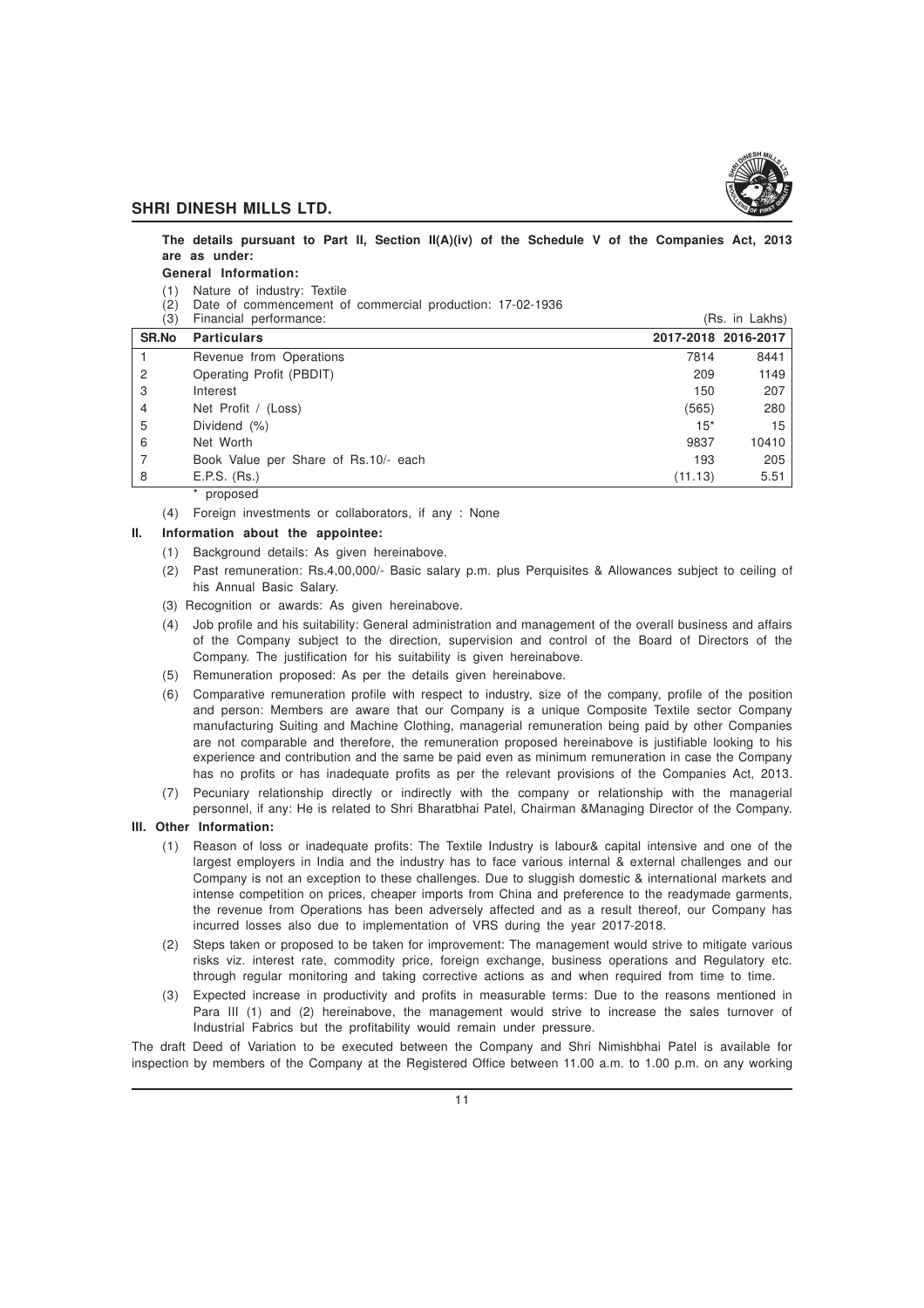**The details pursuant to Part II, Section II(A)(iv) of the Schedule V of the Companies Act, 2013 are as under:**

**General Information:**

(1) Nature of industry: Textile

(2) Date of commencement of commercial production: 17-02-1936

(3) Financial performance: (Rs. in Lakhs)

| SR.No | Particulars | 2017-2018 | 2016-2017 |
|---|---|---|---|
| 1 | Revenue from Operations | 7814 | 8441 |
| 2 | Operating Profit (PBDIT) | 209 | 1149 |
| 3 | Interest | 150 | 207 |
| 4 | Net Profit / (Loss) | (565) | 280 |
| 5 | Dividend (%) | 15* | 15 |
| 6 | Net Worth | 9837 | 10410 |
| 7 | Book Value per Share of Rs.10/- each | 193 | 205 |
| 8 | E.P.S. (Rs.) | (11.13) | 5.51 |

\* proposed

(4) Foreign investments or collaborators, if any : None

**II. Information about the appointee:**

(1) Background details: As given hereinabove.

(2) Past remuneration: Rs.4,00,000/- Basic salary p.m. plus Perquisites & Allowances subject to ceiling of his Annual Basic Salary.

(3) Recognition or awards: As given hereinabove.

(4) Job profile and his suitability: General administration and management of the overall business and affairs of the Company subject to the direction, supervision and control of the Board of Directors of the Company. The justification for his suitability is given hereinabove.

(5) Remuneration proposed: As per the details given hereinabove.

(6) Comparative remuneration profile with respect to industry, size of the company, profile of the position and person: Members are aware that our Company is a unique Composite Textile sector Company manufacturing Suiting and Machine Clothing, managerial remuneration being paid by other Companies are not comparable and therefore, the remuneration proposed hereinabove is justifiable looking to his experience and contribution and the same be paid even as minimum remuneration in case the Company has no profits or has inadequate profits as per the relevant provisions of the Companies Act, 2013.

(7) Pecuniary relationship directly or indirectly with the company or relationship with the managerial personnel, if any: He is related to Shri Bharatbhai Patel, Chairman &Managing Director of the Company.

**III. Other Information:**

(1) Reason of loss or inadequate profits: The Textile Industry is labour& capital intensive and one of the largest employers in India and the industry has to face various internal & external challenges and our Company is not an exception to these challenges. Due to sluggish domestic & international markets and intense competition on prices, cheaper imports from China and preference to the readymade garments, the revenue from Operations has been adversely affected and as a result thereof, our Company has incurred losses also due to implementation of VRS during the year 2017-2018.

(2) Steps taken or proposed to be taken for improvement: The management would strive to mitigate various risks viz. interest rate, commodity price, foreign exchange, business operations and Regulatory etc. through regular monitoring and taking corrective actions as and when required from time to time.

(3) Expected increase in productivity and profits in measurable terms: Due to the reasons mentioned in Para III (1) and (2) hereinabove, the management would strive to increase the sales turnover of Industrial Fabrics but the profitability would remain under pressure.

The draft Deed of Variation to be executed between the Company and Shri Nimishbhai Patel is available for inspection by members of the Company at the Registered Office between 11.00 a.m. to 1.00 p.m. on any working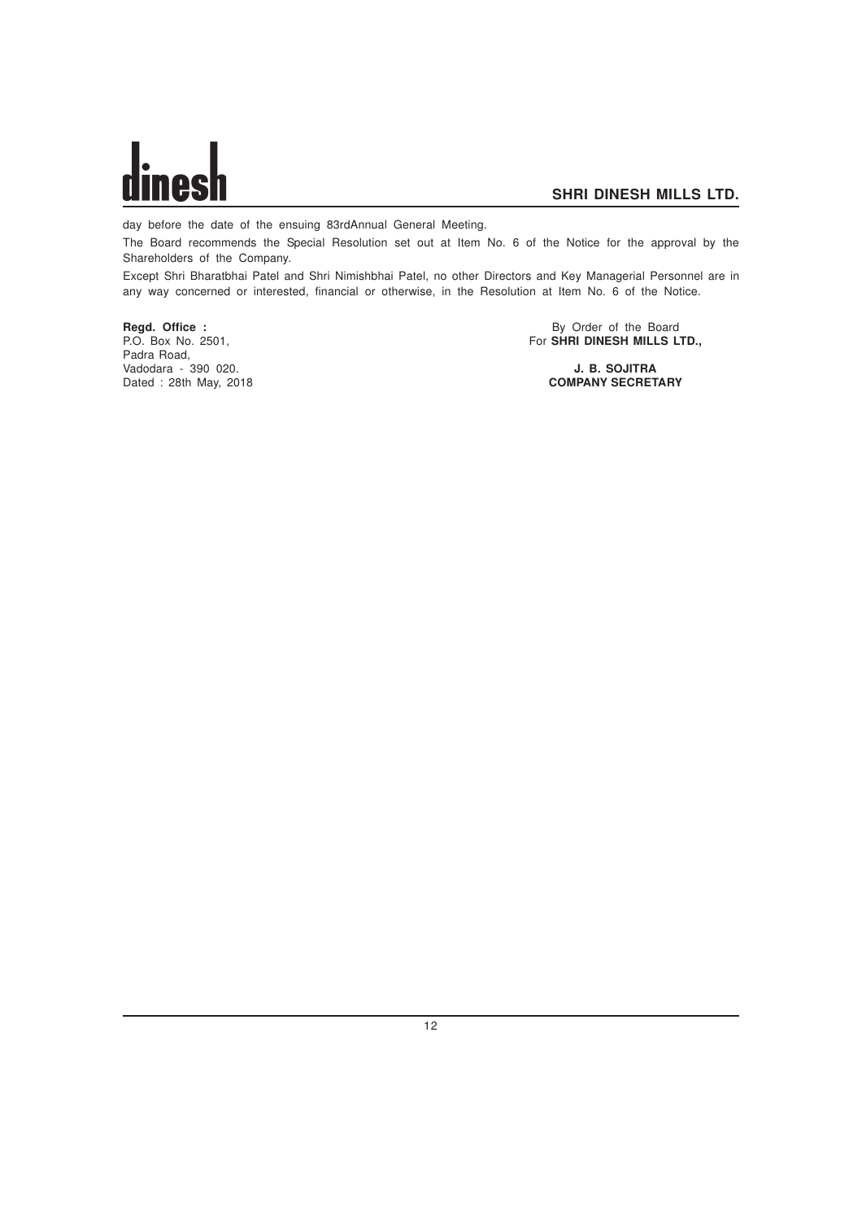day before the date of the ensuing 83rdAnnual General Meeting.

The Board recommends the Special Resolution set out at Item No. 6 of the Notice for the approval by the Shareholders of the Company.

Except Shri Bharatbhai Patel and Shri Nimishbhai Patel, no other Directors and Key Managerial Personnel are in any way concerned or interested, financial or otherwise, in the Resolution at Item No. 6 of the Notice.

**Regd. Office :**
P.O. Box No. 2501,
Padra Road,
Vadodara - 390 020.
Dated : 28th May, 2018

By Order of the Board
For **SHRI DINESH MILLS LTD.,**

**J. B. SOJITRA**
**COMPANY SECRETARY**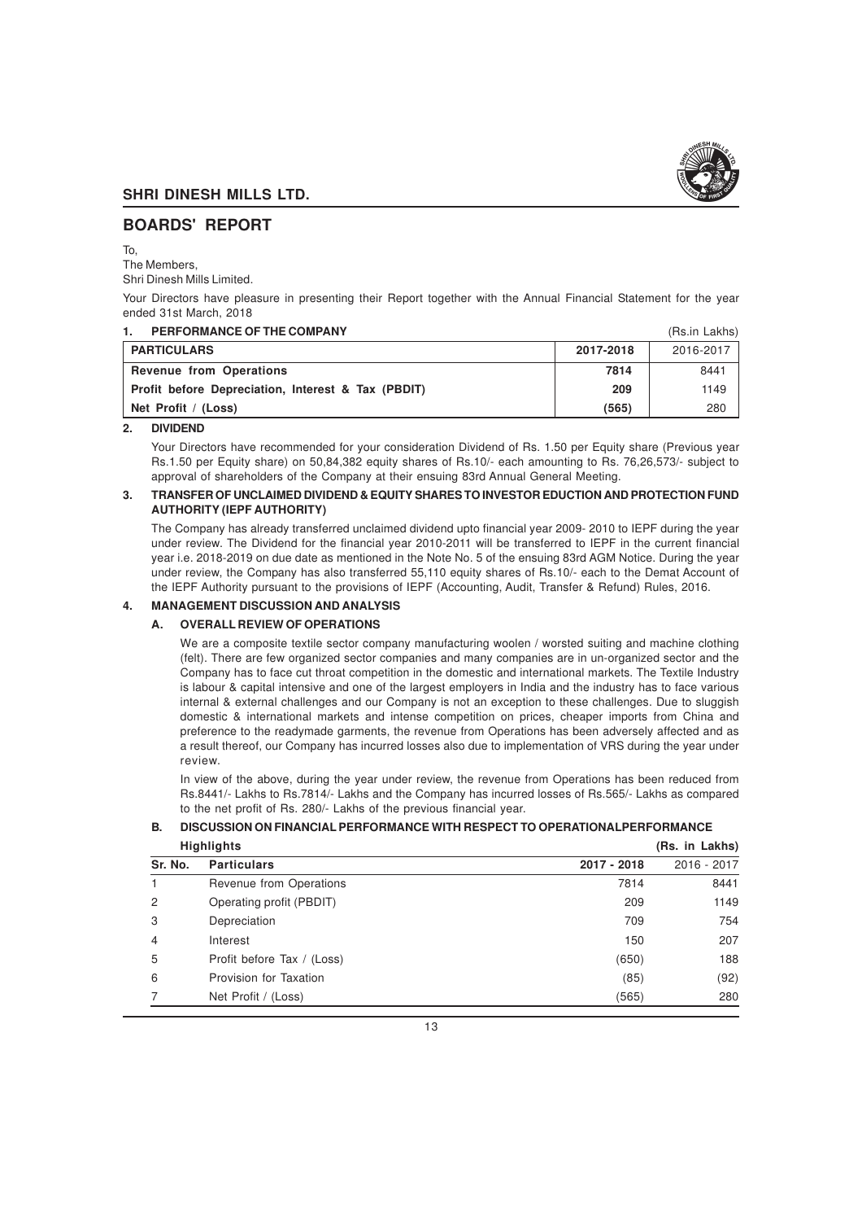# BOARDS' REPORT

To,
The Members,
Shri Dinesh Mills Limited.

Your Directors have pleasure in presenting their Report together with the Annual Financial Statement for the year ended 31st March, 2018

## 1. PERFORMANCE OF THE COMPANY

(Rs.in Lakhs)

| PARTICULARS | 2017-2018 | 2016-2017 |
|---|---|---|
| **Revenue from Operations** | **7814** | 8441 |
| **Profit before Depreciation, Interest & Tax (PBDIT)** | **209** | 1149 |
| **Net Profit / (Loss)** | **(565)** | 280 |

## 2. DIVIDEND

Your Directors have recommended for your consideration Dividend of Rs. 1.50 per Equity share (Previous year Rs.1.50 per Equity share) on 50,84,382 equity shares of Rs.10/- each amounting to Rs. 76,26,573/- subject to approval of shareholders of the Company at their ensuing 83rd Annual General Meeting.

## 3. TRANSFER OF UNCLAIMED DIVIDEND & EQUITY SHARES TO INVESTOR EDUCTION AND PROTECTION FUND AUTHORITY (IEPF AUTHORITY)

The Company has already transferred unclaimed dividend upto financial year 2009- 2010 to IEPF during the year under review. The Dividend for the financial year 2010-2011 will be transferred to IEPF in the current financial year i.e. 2018-2019 on due date as mentioned in the Note No. 5 of the ensuing 83rd AGM Notice. During the year under review, the Company has also transferred 55,110 equity shares of Rs.10/- each to the Demat Account of the IEPF Authority pursuant to the provisions of IEPF (Accounting, Audit, Transfer & Refund) Rules, 2016.

## 4. MANAGEMENT DISCUSSION AND ANALYSIS

### A. OVERALL REVIEW OF OPERATIONS

We are a composite textile sector company manufacturing woolen / worsted suiting and machine clothing (felt). There are few organized sector companies and many companies are in un-organized sector and the Company has to face cut throat competition in the domestic and international markets. The Textile Industry is labour & capital intensive and one of the largest employers in India and the industry has to face various internal & external challenges and our Company is not an exception to these challenges. Due to sluggish domestic & international markets and intense competition on prices, cheaper imports from China and preference to the readymade garments, the revenue from Operations has been adversely affected and as a result thereof, our Company has incurred losses also due to implementation of VRS during the year under review.

In view of the above, during the year under review, the revenue from Operations has been reduced from Rs.8441/- Lakhs to Rs.7814/- Lakhs and the Company has incurred losses of Rs.565/- Lakhs as compared to the net profit of Rs. 280/- Lakhs of the previous financial year.

### B. DISCUSSION ON FINANCIAL PERFORMANCE WITH RESPECT TO OPERATIONALPERFORMANCE

**Highlights** **(Rs. in Lakhs)**

| Sr. No. | Particulars | 2017 - 2018 | 2016 - 2017 |
|---|---|---|---|
| 1 | Revenue from Operations | 7814 | 8441 |
| 2 | Operating profit (PBDIT) | 209 | 1149 |
| 3 | Depreciation | 709 | 754 |
| 4 | Interest | 150 | 207 |
| 5 | Profit before Tax / (Loss) | (650) | 188 |
| 6 | Provision for Taxation | (85) | (92) |
| 7 | Net Profit / (Loss) | (565) | 280 |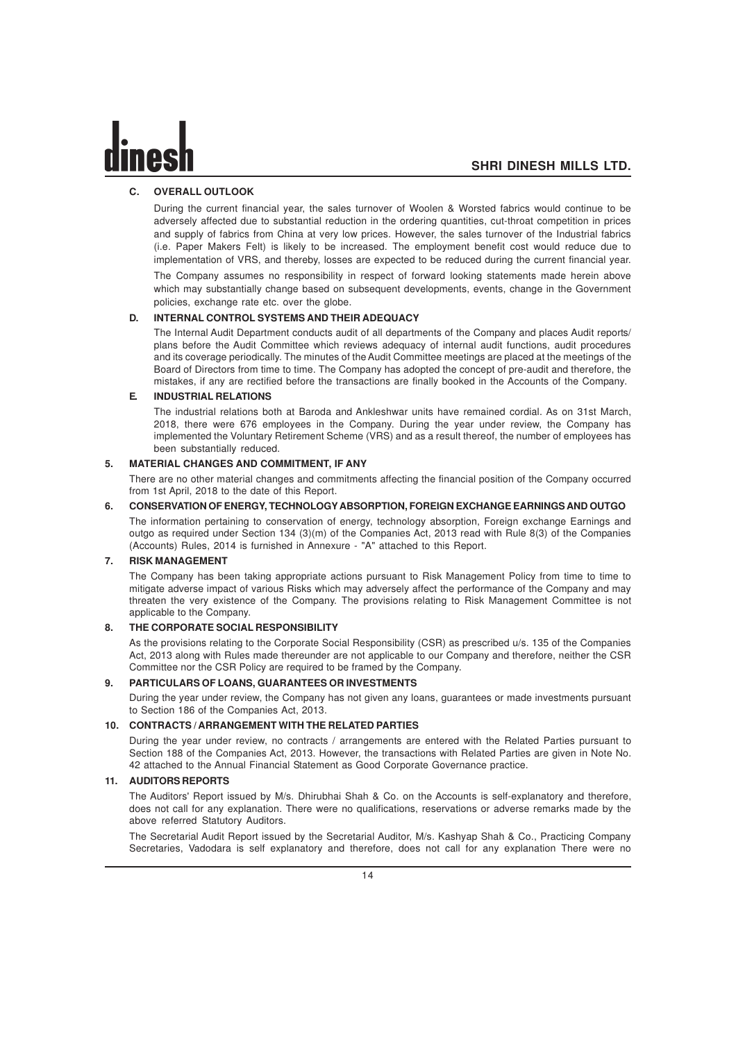### C. OVERALL OUTLOOK

During the current financial year, the sales turnover of Woolen & Worsted fabrics would continue to be adversely affected due to substantial reduction in the ordering quantities, cut-throat competition in prices and supply of fabrics from China at very low prices. However, the sales turnover of the Industrial fabrics (i.e. Paper Makers Felt) is likely to be increased. The employment benefit cost would reduce due to implementation of VRS, and thereby, losses are expected to be reduced during the current financial year.

The Company assumes no responsibility in respect of forward looking statements made herein above which may substantially change based on subsequent developments, events, change in the Government policies, exchange rate etc. over the globe.

### D. INTERNAL CONTROL SYSTEMS AND THEIR ADEQUACY

The Internal Audit Department conducts audit of all departments of the Company and places Audit reports/ plans before the Audit Committee which reviews adequacy of internal audit functions, audit procedures and its coverage periodically. The minutes of the Audit Committee meetings are placed at the meetings of the Board of Directors from time to time. The Company has adopted the concept of pre-audit and therefore, the mistakes, if any are rectified before the transactions are finally booked in the Accounts of the Company.

### E. INDUSTRIAL RELATIONS

The industrial relations both at Baroda and Ankleshwar units have remained cordial. As on 31st March, 2018, there were 676 employees in the Company. During the year under review, the Company has implemented the Voluntary Retirement Scheme (VRS) and as a result thereof, the number of employees has been substantially reduced.

## 5. MATERIAL CHANGES AND COMMITMENT, IF ANY

There are no other material changes and commitments affecting the financial position of the Company occurred from 1st April, 2018 to the date of this Report.

## 6. CONSERVATION OF ENERGY, TECHNOLOGY ABSORPTION, FOREIGN EXCHANGE EARNINGS AND OUTGO

The information pertaining to conservation of energy, technology absorption, Foreign exchange Earnings and outgo as required under Section 134 (3)(m) of the Companies Act, 2013 read with Rule 8(3) of the Companies (Accounts) Rules, 2014 is furnished in Annexure - "A" attached to this Report.

## 7. RISK MANAGEMENT

The Company has been taking appropriate actions pursuant to Risk Management Policy from time to time to mitigate adverse impact of various Risks which may adversely affect the performance of the Company and may threaten the very existence of the Company. The provisions relating to Risk Management Committee is not applicable to the Company.

## 8. THE CORPORATE SOCIAL RESPONSIBILITY

As the provisions relating to the Corporate Social Responsibility (CSR) as prescribed u/s. 135 of the Companies Act, 2013 along with Rules made thereunder are not applicable to our Company and therefore, neither the CSR Committee nor the CSR Policy are required to be framed by the Company.

## 9. PARTICULARS OF LOANS, GUARANTEES OR INVESTMENTS

During the year under review, the Company has not given any loans, guarantees or made investments pursuant to Section 186 of the Companies Act, 2013.

## 10. CONTRACTS / ARRANGEMENT WITH THE RELATED PARTIES

During the year under review, no contracts / arrangements are entered with the Related Parties pursuant to Section 188 of the Companies Act, 2013. However, the transactions with Related Parties are given in Note No. 42 attached to the Annual Financial Statement as Good Corporate Governance practice.

## 11. AUDITORS REPORTS

The Auditors' Report issued by M/s. Dhirubhai Shah & Co. on the Accounts is self-explanatory and therefore, does not call for any explanation. There were no qualifications, reservations or adverse remarks made by the above referred Statutory Auditors.

The Secretarial Audit Report issued by the Secretarial Auditor, M/s. Kashyap Shah & Co., Practicing Company Secretaries, Vadodara is self explanatory and therefore, does not call for any explanation There were no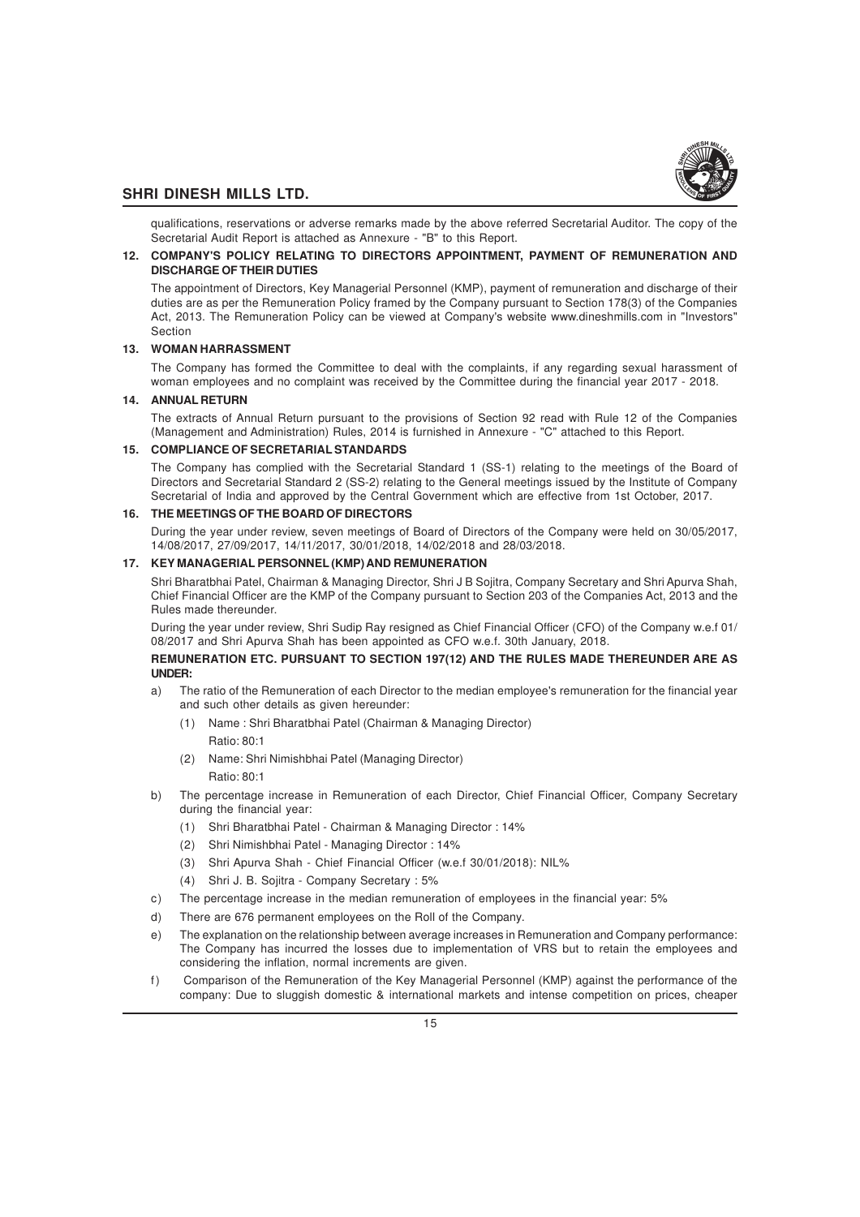qualifications, reservations or adverse remarks made by the above referred Secretarial Auditor. The copy of the Secretarial Audit Report is attached as Annexure - "B" to this Report.

**12. COMPANY'S POLICY RELATING TO DIRECTORS APPOINTMENT, PAYMENT OF REMUNERATION AND DISCHARGE OF THEIR DUTIES**

The appointment of Directors, Key Managerial Personnel (KMP), payment of remuneration and discharge of their duties are as per the Remuneration Policy framed by the Company pursuant to Section 178(3) of the Companies Act, 2013. The Remuneration Policy can be viewed at Company's website www.dineshmills.com in "Investors" Section

**13. WOMAN HARRASSMENT**

The Company has formed the Committee to deal with the complaints, if any regarding sexual harassment of woman employees and no complaint was received by the Committee during the financial year 2017 - 2018.

**14. ANNUAL RETURN**

The extracts of Annual Return pursuant to the provisions of Section 92 read with Rule 12 of the Companies (Management and Administration) Rules, 2014 is furnished in Annexure - "C" attached to this Report.

**15. COMPLIANCE OF SECRETARIAL STANDARDS**

The Company has complied with the Secretarial Standard 1 (SS-1) relating to the meetings of the Board of Directors and Secretarial Standard 2 (SS-2) relating to the General meetings issued by the Institute of Company Secretarial of India and approved by the Central Government which are effective from 1st October, 2017.

**16. THE MEETINGS OF THE BOARD OF DIRECTORS**

During the year under review, seven meetings of Board of Directors of the Company were held on 30/05/2017, 14/08/2017, 27/09/2017, 14/11/2017, 30/01/2018, 14/02/2018 and 28/03/2018.

**17. KEY MANAGERIAL PERSONNEL (KMP) AND REMUNERATION**

Shri Bharatbhai Patel, Chairman & Managing Director, Shri J B Sojitra, Company Secretary and Shri Apurva Shah, Chief Financial Officer are the KMP of the Company pursuant to Section 203 of the Companies Act, 2013 and the Rules made thereunder.

During the year under review, Shri Sudip Ray resigned as Chief Financial Officer (CFO) of the Company w.e.f 01/08/2017 and Shri Apurva Shah has been appointed as CFO w.e.f. 30th January, 2018.

**REMUNERATION ETC. PURSUANT TO SECTION 197(12) AND THE RULES MADE THEREUNDER ARE AS UNDER:**

a) The ratio of the Remuneration of each Director to the median employee's remuneration for the financial year and such other details as given hereunder:

   (1) Name : Shri Bharatbhai Patel (Chairman & Managing Director)
       Ratio: 80:1

   (2) Name: Shri Nimishbhai Patel (Managing Director)
       Ratio: 80:1

b) The percentage increase in Remuneration of each Director, Chief Financial Officer, Company Secretary during the financial year:

   (1) Shri Bharatbhai Patel - Chairman & Managing Director : 14%

   (2) Shri Nimishbhai Patel - Managing Director : 14%

   (3) Shri Apurva Shah - Chief Financial Officer (w.e.f 30/01/2018): NIL%

   (4) Shri J. B. Sojitra - Company Secretary : 5%

c) The percentage increase in the median remuneration of employees in the financial year: 5%

d) There are 676 permanent employees on the Roll of the Company.

e) The explanation on the relationship between average increases in Remuneration and Company performance: The Company has incurred the losses due to implementation of VRS but to retain the employees and considering the inflation, normal increments are given.

f) Comparison of the Remuneration of the Key Managerial Personnel (KMP) against the performance of the company: Due to sluggish domestic & international markets and intense competition on prices, cheaper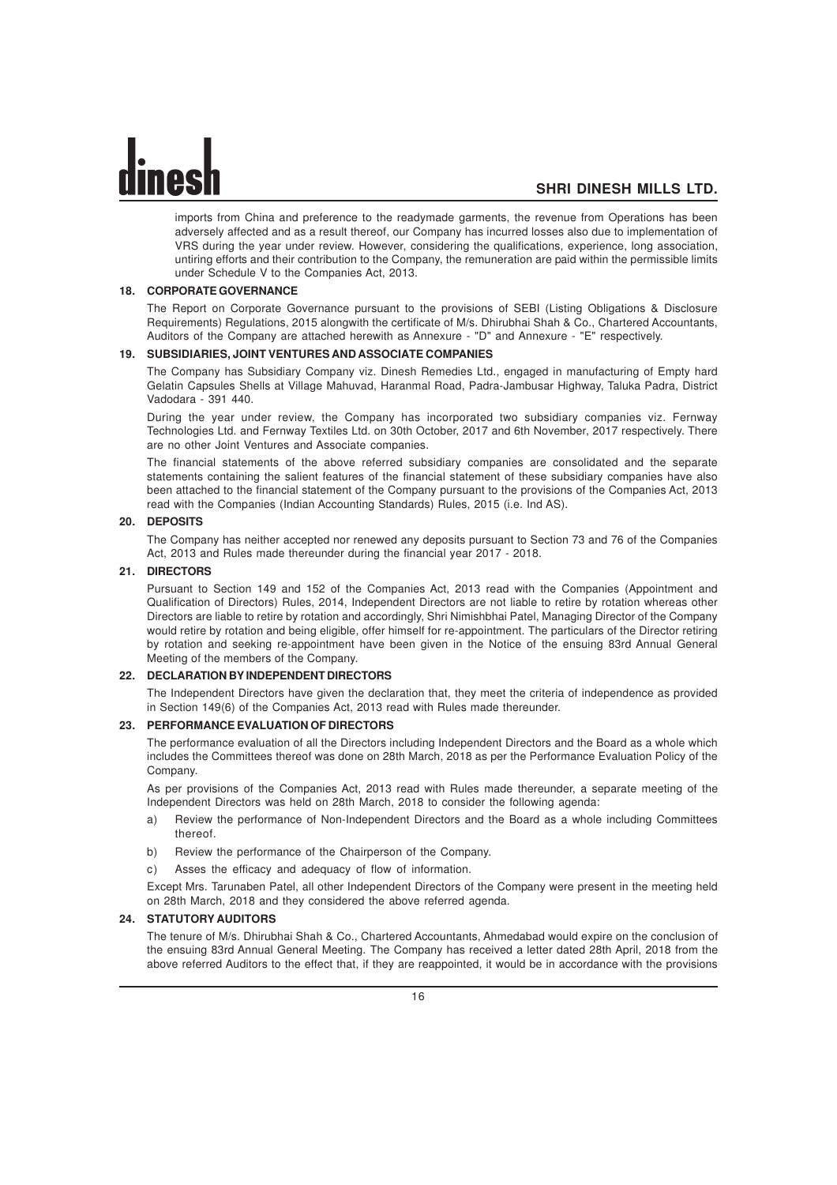imports from China and preference to the readymade garments, the revenue from Operations has been adversely affected and as a result thereof, our Company has incurred losses also due to implementation of VRS during the year under review. However, considering the qualifications, experience, long association, untiring efforts and their contribution to the Company, the remuneration are paid within the permissible limits under Schedule V to the Companies Act, 2013.

## 18. CORPORATE GOVERNANCE

The Report on Corporate Governance pursuant to the provisions of SEBI (Listing Obligations & Disclosure Requirements) Regulations, 2015 alongwith the certificate of M/s. Dhirubhai Shah & Co., Chartered Accountants, Auditors of the Company are attached herewith as Annexure - "D" and Annexure - "E" respectively.

## 19. SUBSIDIARIES, JOINT VENTURES AND ASSOCIATE COMPANIES

The Company has Subsidiary Company viz. Dinesh Remedies Ltd., engaged in manufacturing of Empty hard Gelatin Capsules Shells at Village Mahuvad, Haranmal Road, Padra-Jambusar Highway, Taluka Padra, District Vadodara - 391 440.

During the year under review, the Company has incorporated two subsidiary companies viz. Fernway Technologies Ltd. and Fernway Textiles Ltd. on 30th October, 2017 and 6th November, 2017 respectively. There are no other Joint Ventures and Associate companies.

The financial statements of the above referred subsidiary companies are consolidated and the separate statements containing the salient features of the financial statement of these subsidiary companies have also been attached to the financial statement of the Company pursuant to the provisions of the Companies Act, 2013 read with the Companies (Indian Accounting Standards) Rules, 2015 (i.e. Ind AS).

## 20. DEPOSITS

The Company has neither accepted nor renewed any deposits pursuant to Section 73 and 76 of the Companies Act, 2013 and Rules made thereunder during the financial year 2017 - 2018.

## 21. DIRECTORS

Pursuant to Section 149 and 152 of the Companies Act, 2013 read with the Companies (Appointment and Qualification of Directors) Rules, 2014, Independent Directors are not liable to retire by rotation whereas other Directors are liable to retire by rotation and accordingly, Shri Nimishbhai Patel, Managing Director of the Company would retire by rotation and being eligible, offer himself for re-appointment. The particulars of the Director retiring by rotation and seeking re-appointment have been given in the Notice of the ensuing 83rd Annual General Meeting of the members of the Company.

## 22. DECLARATION BY INDEPENDENT DIRECTORS

The Independent Directors have given the declaration that, they meet the criteria of independence as provided in Section 149(6) of the Companies Act, 2013 read with Rules made thereunder.

## 23. PERFORMANCE EVALUATION OF DIRECTORS

The performance evaluation of all the Directors including Independent Directors and the Board as a whole which includes the Committees thereof was done on 28th March, 2018 as per the Performance Evaluation Policy of the Company.

As per provisions of the Companies Act, 2013 read with Rules made thereunder, a separate meeting of the Independent Directors was held on 28th March, 2018 to consider the following agenda:

a) Review the performance of Non-Independent Directors and the Board as a whole including Committees thereof.

b) Review the performance of the Chairperson of the Company.

c) Asses the efficacy and adequacy of flow of information.

Except Mrs. Tarunaben Patel, all other Independent Directors of the Company were present in the meeting held on 28th March, 2018 and they considered the above referred agenda.

## 24. STATUTORY AUDITORS

The tenure of M/s. Dhirubhai Shah & Co., Chartered Accountants, Ahmedabad would expire on the conclusion of the ensuing 83rd Annual General Meeting. The Company has received a letter dated 28th April, 2018 from the above referred Auditors to the effect that, if they are reappointed, it would be in accordance with the provisions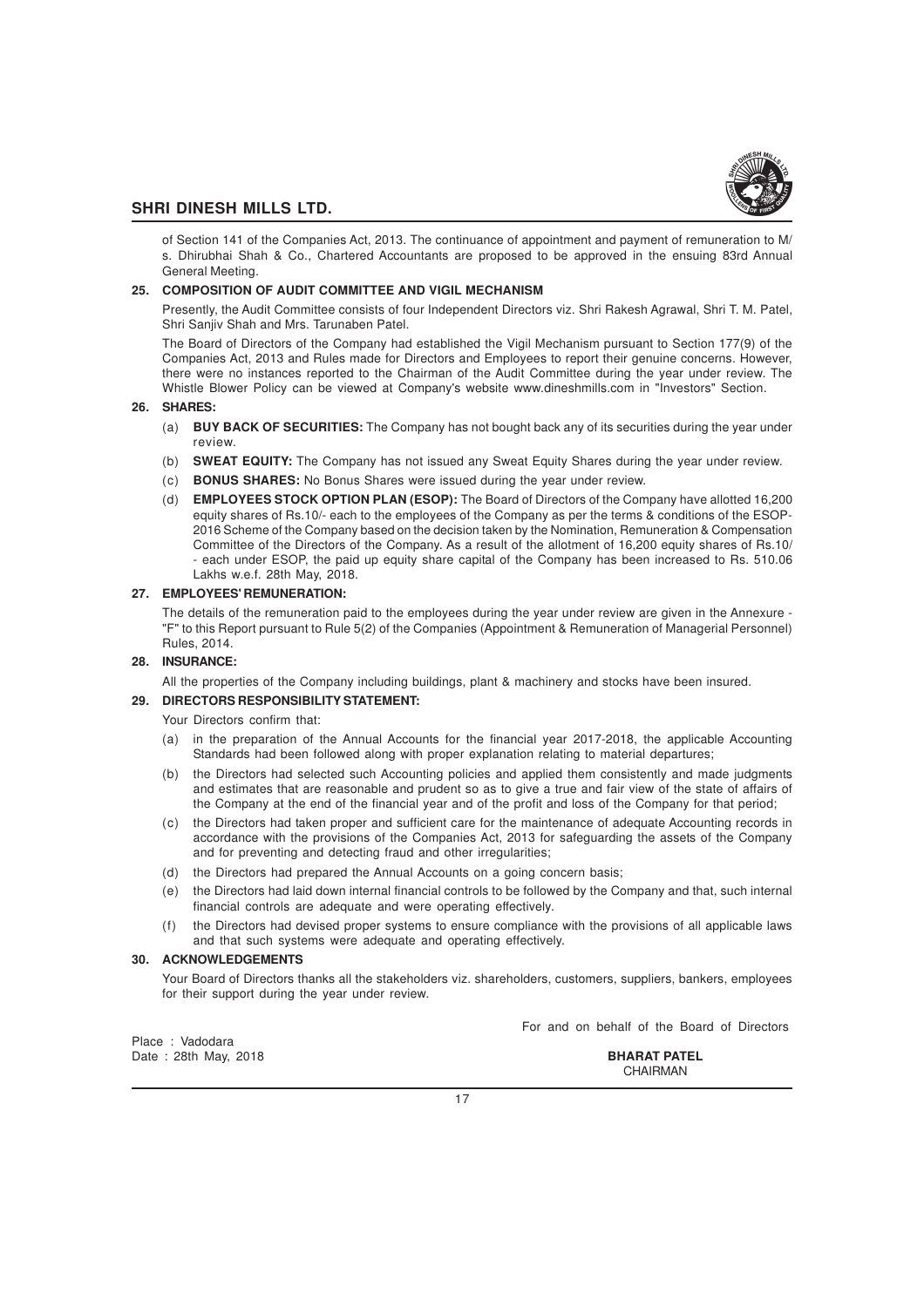of Section 141 of the Companies Act, 2013. The continuance of appointment and payment of remuneration to M/s. Dhirubhai Shah & Co., Chartered Accountants are proposed to be approved in the ensuing 83rd Annual General Meeting.

**25. COMPOSITION OF AUDIT COMMITTEE AND VIGIL MECHANISM**

Presently, the Audit Committee consists of four Independent Directors viz. Shri Rakesh Agrawal, Shri T. M. Patel, Shri Sanjiv Shah and Mrs. Tarunaben Patel.

The Board of Directors of the Company had established the Vigil Mechanism pursuant to Section 177(9) of the Companies Act, 2013 and Rules made for Directors and Employees to report their genuine concerns. However, there were no instances reported to the Chairman of the Audit Committee during the year under review. The Whistle Blower Policy can be viewed at Company's website www.dineshmills.com in "Investors" Section.

**26. SHARES:**

(a) **BUY BACK OF SECURITIES:** The Company has not bought back any of its securities during the year under review.

(b) **SWEAT EQUITY:** The Company has not issued any Sweat Equity Shares during the year under review.

(c) **BONUS SHARES:** No Bonus Shares were issued during the year under review.

(d) **EMPLOYEES STOCK OPTION PLAN (ESOP):** The Board of Directors of the Company have allotted 16,200 equity shares of Rs.10/- each to the employees of the Company as per the terms & conditions of the ESOP-2016 Scheme of the Company based on the decision taken by the Nomination, Remuneration & Compensation Committee of the Directors of the Company. As a result of the allotment of 16,200 equity shares of Rs.10/- each under ESOP, the paid up equity share capital of the Company has been increased to Rs. 510.06 Lakhs w.e.f. 28th May, 2018.

**27. EMPLOYEES' REMUNERATION:**

The details of the remuneration paid to the employees during the year under review are given in the Annexure - "F" to this Report pursuant to Rule 5(2) of the Companies (Appointment & Remuneration of Managerial Personnel) Rules, 2014.

**28. INSURANCE:**

All the properties of the Company including buildings, plant & machinery and stocks have been insured.

**29. DIRECTORS RESPONSIBILITY STATEMENT:**

Your Directors confirm that:

(a) in the preparation of the Annual Accounts for the financial year 2017-2018, the applicable Accounting Standards had been followed along with proper explanation relating to material departures;

(b) the Directors had selected such Accounting policies and applied them consistently and made judgments and estimates that are reasonable and prudent so as to give a true and fair view of the state of affairs of the Company at the end of the financial year and of the profit and loss of the Company for that period;

(c) the Directors had taken proper and sufficient care for the maintenance of adequate Accounting records in accordance with the provisions of the Companies Act, 2013 for safeguarding the assets of the Company and for preventing and detecting fraud and other irregularities;

(d) the Directors had prepared the Annual Accounts on a going concern basis;

(e) the Directors had laid down internal financial controls to be followed by the Company and that, such internal financial controls are adequate and were operating effectively.

(f) the Directors had devised proper systems to ensure compliance with the provisions of all applicable laws and that such systems were adequate and operating effectively.

**30. ACKNOWLEDGEMENTS**

Your Board of Directors thanks all the stakeholders viz. shareholders, customers, suppliers, bankers, employees for their support during the year under review.

For and on behalf of the Board of Directors

Place : Vadodara
Date : 28th May, 2018

**BHARAT PATEL**
CHAIRMAN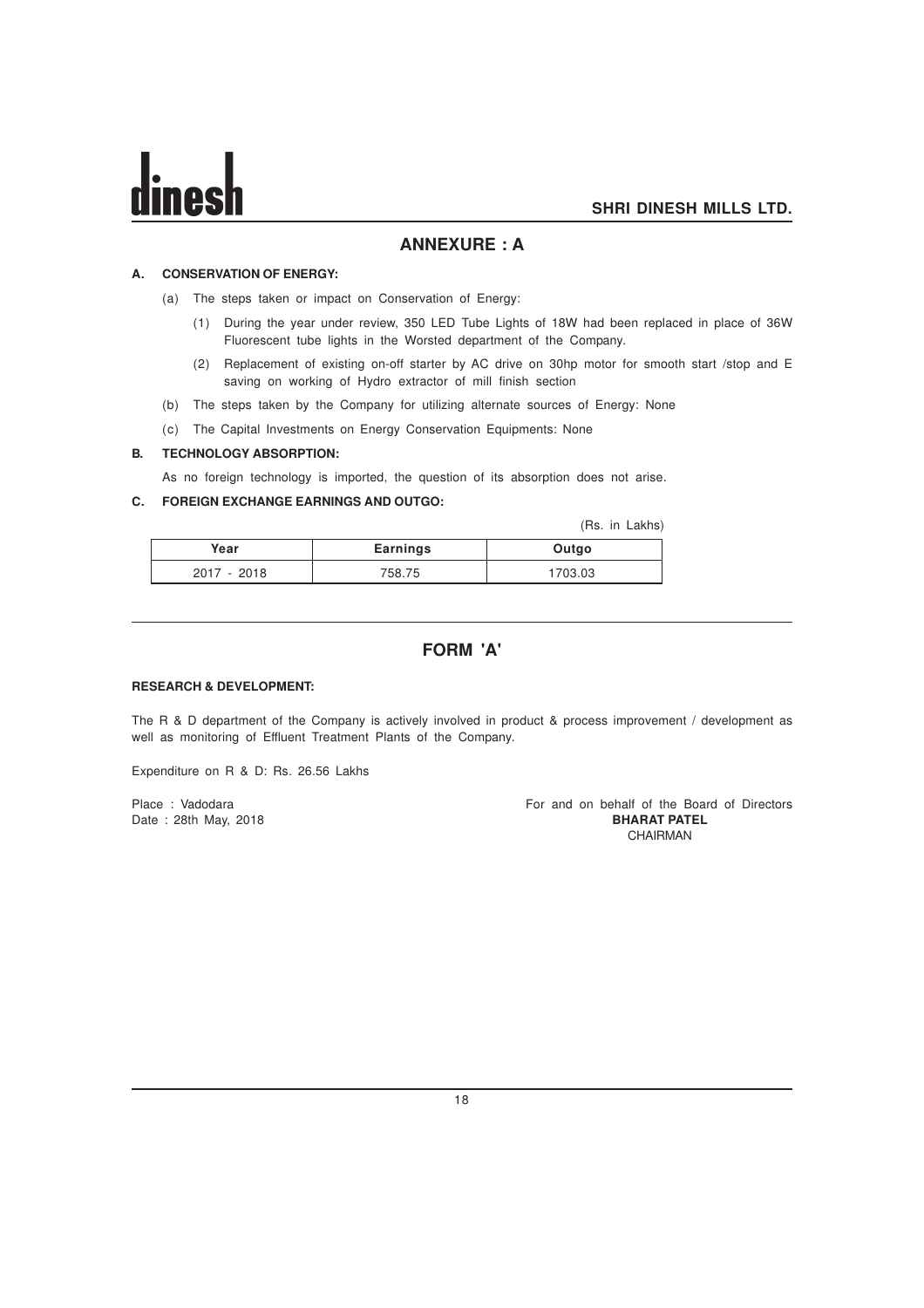## ANNEXURE : A

**A. CONSERVATION OF ENERGY:**

(a) The steps taken or impact on Conservation of Energy:

(1) During the year under review, 350 LED Tube Lights of 18W had been replaced in place of 36W Fluorescent tube lights in the Worsted department of the Company.

(2) Replacement of existing on-off starter by AC drive on 30hp motor for smooth start /stop and E saving on working of Hydro extractor of mill finish section

(b) The steps taken by the Company for utilizing alternate sources of Energy: None

(c) The Capital Investments on Energy Conservation Equipments: None

**B. TECHNOLOGY ABSORPTION:**

As no foreign technology is imported, the question of its absorption does not arise.

**C. FOREIGN EXCHANGE EARNINGS AND OUTGO:**

(Rs. in Lakhs)

| Year | Earnings | Outgo |
|---|---|---|
| 2017 - 2018 | 758.75 | 1703.03 |

## FORM 'A'

**RESEARCH & DEVELOPMENT:**

The R & D department of the Company is actively involved in product & process improvement / development as well as monitoring of Effluent Treatment Plants of the Company.

Expenditure on R & D: Rs. 26.56 Lakhs

Place : Vadodara
Date : 28th May, 2018

For and on behalf of the Board of Directors
**BHARAT PATEL**
CHAIRMAN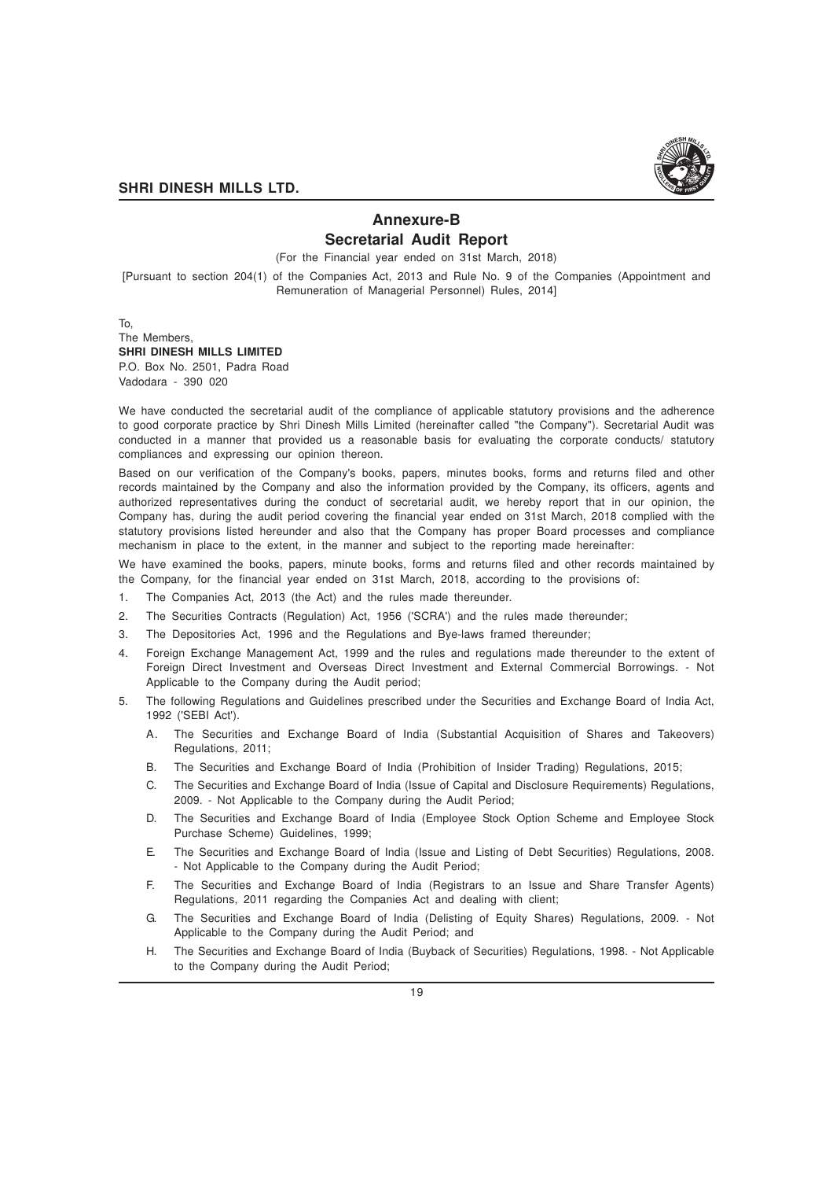# Annexure-B

## Secretarial Audit Report

(For the Financial year ended on 31st March, 2018)

[Pursuant to section 204(1) of the Companies Act, 2013 and Rule No. 9 of the Companies (Appointment and Remuneration of Managerial Personnel) Rules, 2014]

To,
The Members,
**SHRI DINESH MILLS LIMITED**
P.O. Box No. 2501, Padra Road
Vadodara - 390 020

We have conducted the secretarial audit of the compliance of applicable statutory provisions and the adherence to good corporate practice by Shri Dinesh Mills Limited (hereinafter called "the Company"). Secretarial Audit was conducted in a manner that provided us a reasonable basis for evaluating the corporate conducts/ statutory compliances and expressing our opinion thereon.

Based on our verification of the Company's books, papers, minutes books, forms and returns filed and other records maintained by the Company and also the information provided by the Company, its officers, agents and authorized representatives during the conduct of secretarial audit, we hereby report that in our opinion, the Company has, during the audit period covering the financial year ended on 31st March, 2018 complied with the statutory provisions listed hereunder and also that the Company has proper Board processes and compliance mechanism in place to the extent, in the manner and subject to the reporting made hereinafter:

We have examined the books, papers, minute books, forms and returns filed and other records maintained by the Company, for the financial year ended on 31st March, 2018, according to the provisions of:

1. The Companies Act, 2013 (the Act) and the rules made thereunder.
2. The Securities Contracts (Regulation) Act, 1956 ('SCRA') and the rules made thereunder;
3. The Depositories Act, 1996 and the Regulations and Bye-laws framed thereunder;
4. Foreign Exchange Management Act, 1999 and the rules and regulations made thereunder to the extent of Foreign Direct Investment and Overseas Direct Investment and External Commercial Borrowings. - Not Applicable to the Company during the Audit period;
5. The following Regulations and Guidelines prescribed under the Securities and Exchange Board of India Act, 1992 ('SEBI Act').
   A. The Securities and Exchange Board of India (Substantial Acquisition of Shares and Takeovers) Regulations, 2011;
   B. The Securities and Exchange Board of India (Prohibition of Insider Trading) Regulations, 2015;
   C. The Securities and Exchange Board of India (Issue of Capital and Disclosure Requirements) Regulations, 2009. - Not Applicable to the Company during the Audit Period;
   D. The Securities and Exchange Board of India (Employee Stock Option Scheme and Employee Stock Purchase Scheme) Guidelines, 1999;
   E. The Securities and Exchange Board of India (Issue and Listing of Debt Securities) Regulations, 2008. - Not Applicable to the Company during the Audit Period;
   F. The Securities and Exchange Board of India (Registrars to an Issue and Share Transfer Agents) Regulations, 2011 regarding the Companies Act and dealing with client;
   G. The Securities and Exchange Board of India (Delisting of Equity Shares) Regulations, 2009. - Not Applicable to the Company during the Audit Period; and
   H. The Securities and Exchange Board of India (Buyback of Securities) Regulations, 1998. - Not Applicable to the Company during the Audit Period;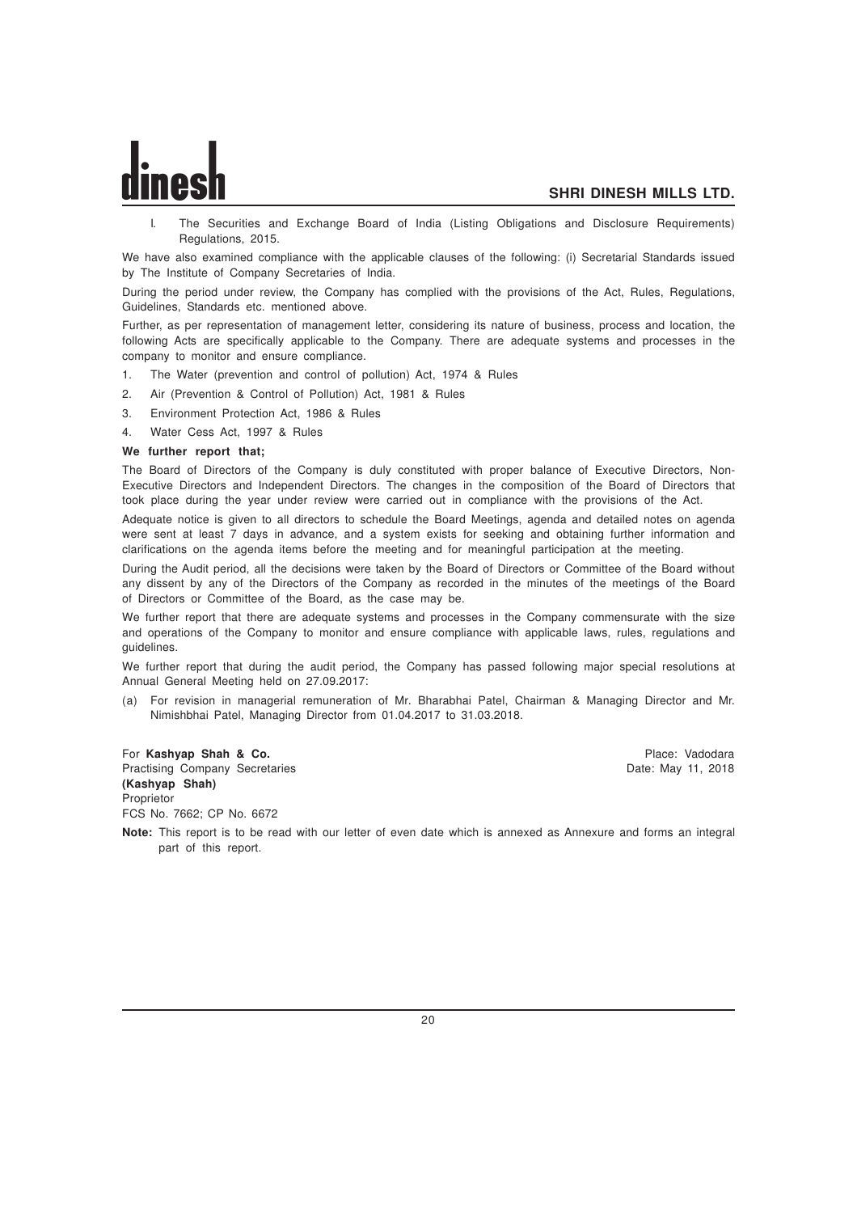l. The Securities and Exchange Board of India (Listing Obligations and Disclosure Requirements) Regulations, 2015.

We have also examined compliance with the applicable clauses of the following: (i) Secretarial Standards issued by The Institute of Company Secretaries of India.

During the period under review, the Company has complied with the provisions of the Act, Rules, Regulations, Guidelines, Standards etc. mentioned above.

Further, as per representation of management letter, considering its nature of business, process and location, the following Acts are specifically applicable to the Company. There are adequate systems and processes in the company to monitor and ensure compliance.

1. The Water (prevention and control of pollution) Act, 1974 & Rules
2. Air (Prevention & Control of Pollution) Act, 1981 & Rules
3. Environment Protection Act, 1986 & Rules
4. Water Cess Act, 1997 & Rules

**We further report that;**

The Board of Directors of the Company is duly constituted with proper balance of Executive Directors, Non-Executive Directors and Independent Directors. The changes in the composition of the Board of Directors that took place during the year under review were carried out in compliance with the provisions of the Act.

Adequate notice is given to all directors to schedule the Board Meetings, agenda and detailed notes on agenda were sent at least 7 days in advance, and a system exists for seeking and obtaining further information and clarifications on the agenda items before the meeting and for meaningful participation at the meeting.

During the Audit period, all the decisions were taken by the Board of Directors or Committee of the Board without any dissent by any of the Directors of the Company as recorded in the minutes of the meetings of the Board of Directors or Committee of the Board, as the case may be.

We further report that there are adequate systems and processes in the Company commensurate with the size and operations of the Company to monitor and ensure compliance with applicable laws, rules, regulations and guidelines.

We further report that during the audit period, the Company has passed following major special resolutions at Annual General Meeting held on 27.09.2017:

(a) For revision in managerial remuneration of Mr. Bharabhai Patel, Chairman & Managing Director and Mr. Nimishbhai Patel, Managing Director from 01.04.2017 to 31.03.2018.

For **Kashyap Shah & Co.**
Practising Company Secretaries
**(Kashyap Shah)**
Proprietor
FCS No. 7662; CP No. 6672

Place: Vadodara
Date: May 11, 2018

**Note:** This report is to be read with our letter of even date which is annexed as Annexure and forms an integral part of this report.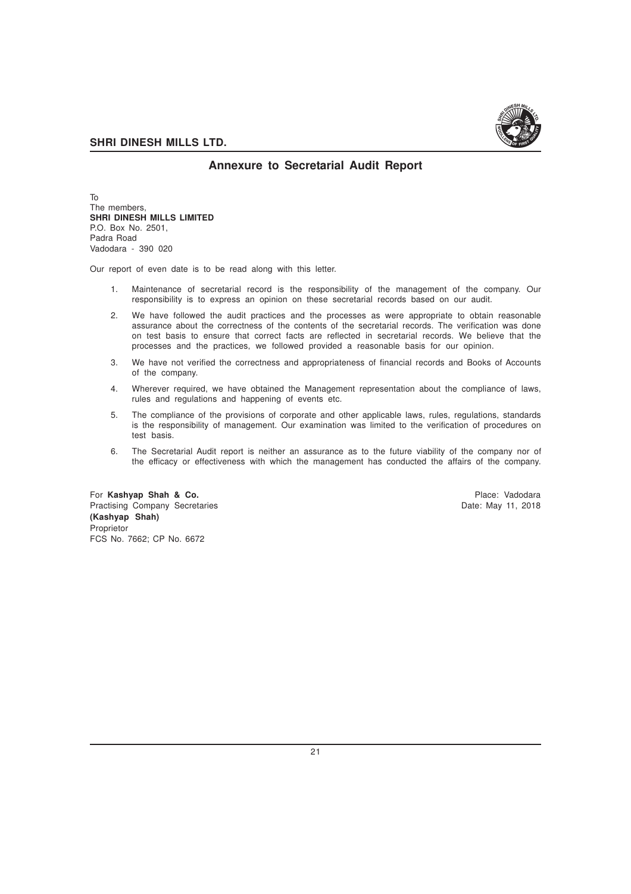## Annexure to Secretarial Audit Report

To
The members,
**SHRI DINESH MILLS LIMITED**
P.O. Box No. 2501,
Padra Road
Vadodara - 390 020

Our report of even date is to be read along with this letter.

1. Maintenance of secretarial record is the responsibility of the management of the company. Our responsibility is to express an opinion on these secretarial records based on our audit.
2. We have followed the audit practices and the processes as were appropriate to obtain reasonable assurance about the correctness of the contents of the secretarial records. The verification was done on test basis to ensure that correct facts are reflected in secretarial records. We believe that the processes and the practices, we followed provided a reasonable basis for our opinion.
3. We have not verified the correctness and appropriateness of financial records and Books of Accounts of the company.
4. Wherever required, we have obtained the Management representation about the compliance of laws, rules and regulations and happening of events etc.
5. The compliance of the provisions of corporate and other applicable laws, rules, regulations, standards is the responsibility of management. Our examination was limited to the verification of procedures on test basis.
6. The Secretarial Audit report is neither an assurance as to the future viability of the company nor of the efficacy or effectiveness with which the management has conducted the affairs of the company.

For **Kashyap Shah & Co.**
Practising Company Secretaries
**(Kashyap Shah)**
Proprietor
FCS No. 7662; CP No. 6672

Place: Vadodara
Date: May 11, 2018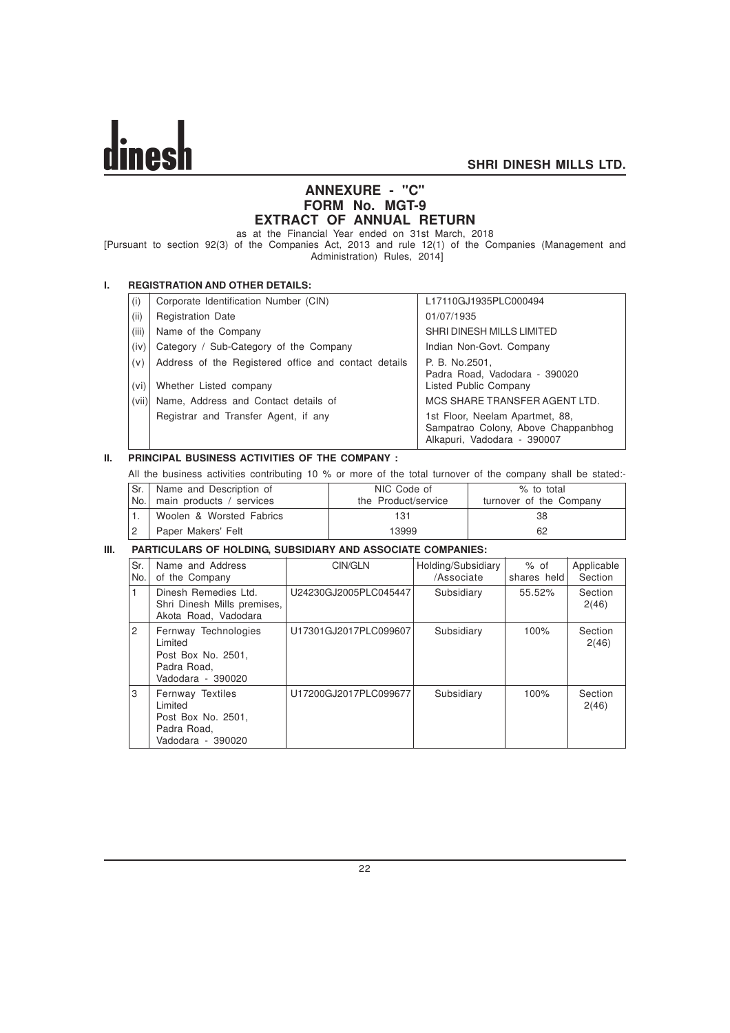# ANNEXURE - "C"
## FORM No. MGT-9
## EXTRACT OF ANNUAL RETURN

as at the Financial Year ended on 31st March, 2018

[Pursuant to section 92(3) of the Companies Act, 2013 and rule 12(1) of the Companies (Management and Administration) Rules, 2014]

### I. REGISTRATION AND OTHER DETAILS:

| | | |
|---|---|---|
| (i) | Corporate Identification Number (CIN) | L17110GJ1935PLC000494 |
| (ii) | Registration Date | 01/07/1935 |
| (iii) | Name of the Company | SHRI DINESH MILLS LIMITED |
| (iv) | Category / Sub-Category of the Company | Indian Non-Govt. Company |
| (v) | Address of the Registered office and contact details | P. B. No.2501, Padra Road, Vadodara - 390020 |
| (vi) | Whether Listed company | Listed Public Company |
| (vii) | Name, Address and Contact details of Registrar and Transfer Agent, if any | MCS SHARE TRANSFER AGENT LTD. 1st Floor, Neelam Apartmet, 88, Sampatrao Colony, Above Chappanbhog Alkapuri, Vadodara - 390007 |

### II. PRINCIPAL BUSINESS ACTIVITIES OF THE COMPANY :

All the business activities contributing 10 % or more of the total turnover of the company shall be stated:-

| Sr. No. | Name and Description of main products / services | NIC Code of the Product/service | % to total turnover of the Company |
|---|---|---|---|
| 1. | Woolen & Worsted Fabrics | 131 | 38 |
| 2 | Paper Makers' Felt | 13999 | 62 |

### III. PARTICULARS OF HOLDING, SUBSIDIARY AND ASSOCIATE COMPANIES:

| Sr. No. | Name and Address of the Company | CIN/GLN | Holding/Subsidiary /Associate | % of shares held | Applicable Section |
|---|---|---|---|---|---|
| 1 | Dinesh Remedies Ltd. Shri Dinesh Mills premises, Akota Road, Vadodara | U24230GJ2005PLC045447 | Subsidiary | 55.52% | Section 2(46) |
| 2 | Fernway Technologies Limited Post Box No. 2501, Padra Road, Vadodara - 390020 | U17301GJ2017PLC099607 | Subsidiary | 100% | Section 2(46) |
| 3 | Fernway Textiles Limited Post Box No. 2501, Padra Road, Vadodara - 390020 | U17200GJ2017PLC099677 | Subsidiary | 100% | Section 2(46) |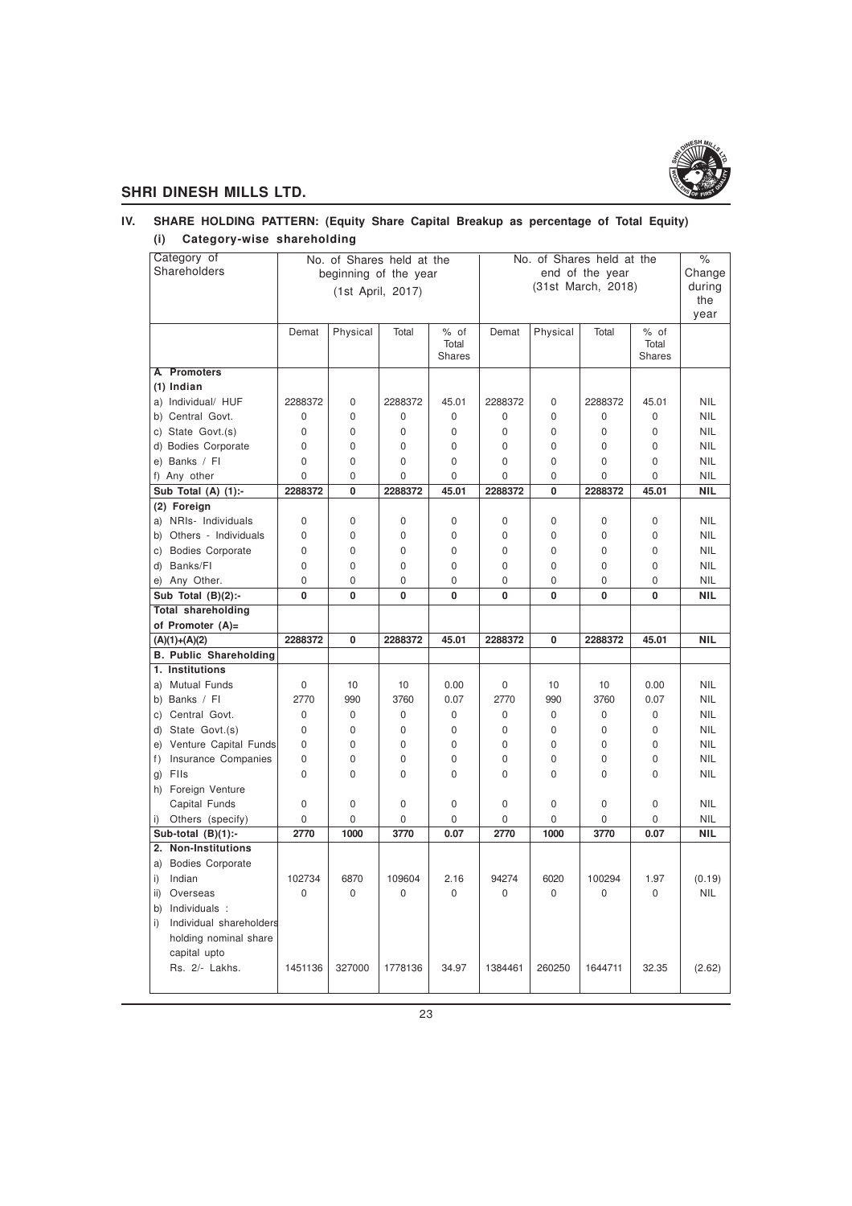## IV. SHARE HOLDING PATTERN: (Equity Share Capital Breakup as percentage of Total Equity)

### (i) Category-wise shareholding

| Category of Shareholders | No. of Shares held at the beginning of the year (1st April, 2017) | | | | No. of Shares held at the end of the year (31st March, 2018) | | | | % Change during the year |
|---|---|---|---|---|---|---|---|---|---|
| | Demat | Physical | Total | % of Total Shares | Demat | Physical | Total | % of Total Shares | |
| **A. Promoters** | | | | | | | | | |
| **(1) Indian** | | | | | | | | | |
| a) Individual/ HUF | 2288372 | 0 | 2288372 | 45.01 | 2288372 | 0 | 2288372 | 45.01 | NIL |
| b) Central Govt. | 0 | 0 | 0 | 0 | 0 | 0 | 0 | 0 | NIL |
| c) State Govt.(s) | 0 | 0 | 0 | 0 | 0 | 0 | 0 | 0 | NIL |
| d) Bodies Corporate | 0 | 0 | 0 | 0 | 0 | 0 | 0 | 0 | NIL |
| e) Banks / FI | 0 | 0 | 0 | 0 | 0 | 0 | 0 | 0 | NIL |
| f) Any other | 0 | 0 | 0 | 0 | 0 | 0 | 0 | 0 | NIL |
| **Sub Total (A) (1):-** | **2288372** | **0** | **2288372** | **45.01** | **2288372** | **0** | **2288372** | **45.01** | **NIL** |
| **(2) Foreign** | | | | | | | | | |
| a) NRIs- Individuals | 0 | 0 | 0 | 0 | 0 | 0 | 0 | 0 | NIL |
| b) Others - Individuals | 0 | 0 | 0 | 0 | 0 | 0 | 0 | 0 | NIL |
| c) Bodies Corporate | 0 | 0 | 0 | 0 | 0 | 0 | 0 | 0 | NIL |
| d) Banks/FI | 0 | 0 | 0 | 0 | 0 | 0 | 0 | 0 | NIL |
| e) Any Other. | 0 | 0 | 0 | 0 | 0 | 0 | 0 | 0 | NIL |
| **Sub Total (B)(2):-** | **0** | **0** | **0** | **0** | **0** | **0** | **0** | **0** | **NIL** |
| **Total shareholding of Promoter (A)= (A)(1)+(A)(2)** | **2288372** | **0** | **2288372** | **45.01** | **2288372** | **0** | **2288372** | **45.01** | **NIL** |
| **B. Public Shareholding** | | | | | | | | | |
| **1. Institutions** | | | | | | | | | |
| a) Mutual Funds | 0 | 10 | 10 | 0.00 | 0 | 10 | 10 | 0.00 | NIL |
| b) Banks / FI | 2770 | 990 | 3760 | 0.07 | 2770 | 990 | 3760 | 0.07 | NIL |
| c) Central Govt. | 0 | 0 | 0 | 0 | 0 | 0 | 0 | 0 | NIL |
| d) State Govt.(s) | 0 | 0 | 0 | 0 | 0 | 0 | 0 | 0 | NIL |
| e) Venture Capital Funds | 0 | 0 | 0 | 0 | 0 | 0 | 0 | 0 | NIL |
| f) Insurance Companies | 0 | 0 | 0 | 0 | 0 | 0 | 0 | 0 | NIL |
| g) FIIs | 0 | 0 | 0 | 0 | 0 | 0 | 0 | 0 | NIL |
| h) Foreign Venture Capital Funds | 0 | 0 | 0 | 0 | 0 | 0 | 0 | 0 | NIL |
| i) Others (specify) | 0 | 0 | 0 | 0 | 0 | 0 | 0 | 0 | NIL |
| **Sub-total (B)(1):-** | **2770** | **1000** | **3770** | **0.07** | **2770** | **1000** | **3770** | **0.07** | **NIL** |
| **2. Non-Institutions** | | | | | | | | | |
| a) Bodies Corporate | | | | | | | | | |
| i) Indian | 102734 | 6870 | 109604 | 2.16 | 94274 | 6020 | 100294 | 1.97 | (0.19) |
| ii) Overseas | 0 | 0 | 0 | 0 | 0 | 0 | 0 | 0 | NIL |
| b) Individuals : | | | | | | | | | |
| i) Individual shareholders holding nominal share capital upto Rs. 2/- Lakhs. | 1451136 | 327000 | 1778136 | 34.97 | 1384461 | 260250 | 1644711 | 32.35 | (2.62) |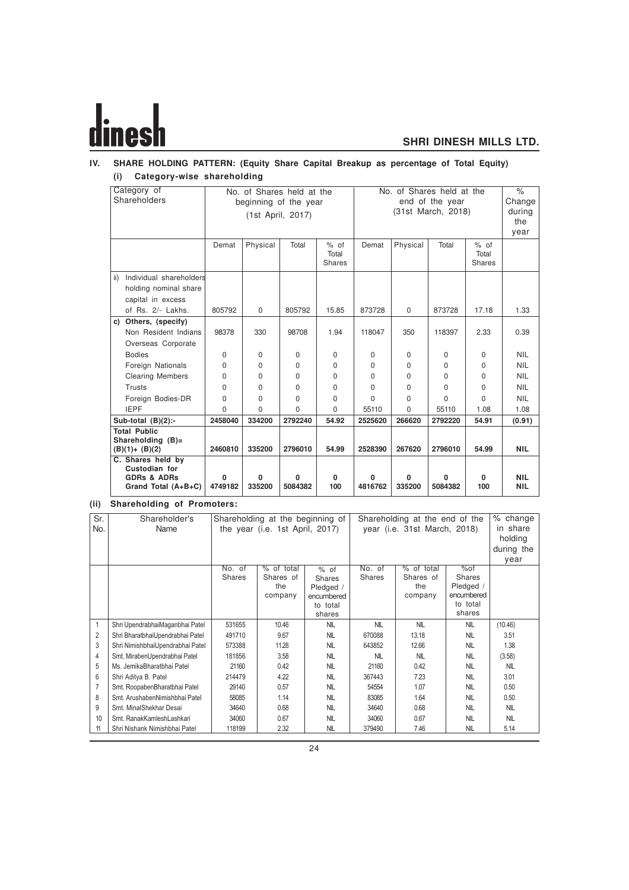## IV. SHARE HOLDING PATTERN: (Equity Share Capital Breakup as percentage of Total Equity)

### (i) Category-wise shareholding

| Category of Shareholders | No. of Shares held at the beginning of the year (1st April, 2017) | | | | No. of Shares held at the end of the year (31st March, 2018) | | | | % Change during the year |
|---|---|---|---|---|---|---|---|---|---|
| | Demat | Physical | Total | % of Total Shares | Demat | Physical | Total | % of Total Shares | |
| ii) Individual shareholders holding nominal share capital in excess of Rs. 2/- Lakhs. | 805792 | 0 | 805792 | 15.85 | 873728 | 0 | 873728 | 17.18 | 1.33 |
| **c) Others, (specify)** | | | | | | | | | |
| Non Resident Indians | 98378 | 330 | 98708 | 1.94 | 118047 | 350 | 118397 | 2.33 | 0.39 |
| Overseas Corporate Bodies | 0 | 0 | 0 | 0 | 0 | 0 | 0 | 0 | NIL |
| Foreign Nationals | 0 | 0 | 0 | 0 | 0 | 0 | 0 | 0 | NIL |
| Clearing Members | 0 | 0 | 0 | 0 | 0 | 0 | 0 | 0 | NIL |
| Trusts | 0 | 0 | 0 | 0 | 0 | 0 | 0 | 0 | NIL |
| Foreign Bodies-DR | 0 | 0 | 0 | 0 | 0 | 0 | 0 | 0 | NIL |
| IEPF | 0 | 0 | 0 | 0 | 55110 | 0 | 55110 | 1.08 | 1.08 |
| **Sub-total (B)(2):-** | **2458040** | **334200** | **2792240** | **54.92** | **2525620** | **266620** | **2792220** | **54.91** | **(0.91)** |
| **Total Public Shareholding (B)= (B)(1)+ (B)(2)** | **2460810** | **335200** | **2796010** | **54.99** | **2528390** | **267620** | **2796010** | **54.99** | **NIL** |
| **C. Shares held by Custodian for GDRs & ADRs** | **0** | **0** | **0** | **0** | **0** | **0** | **0** | **0** | **NIL** |
| **Grand Total (A+B+C)** | **4749182** | **335200** | **5084382** | **100** | **4816762** | **335200** | **5084382** | **100** | **NIL** |

### (ii) Shareholding of Promoters:

| Sr. No. | Shareholder's Name | Shareholding at the beginning of the year (i.e. 1st April, 2017) | | | Shareholding at the end of the year (i.e. 31st March, 2018) | | | % change in share holding during the year |
|---|---|---|---|---|---|---|---|---|
| | | No. of Shares | % of total Shares of the company | % of Shares Pledged / encumbered to total shares | No. of Shares | % of total Shares of the company | %of Shares Pledged / encumbered to total shares | |
| 1 | Shri UpendrabhaiMaganbhai Patel | 531655 | 10.46 | NIL | NIL | NIL | NIL | (10.46) |
| 2 | Shri BharatbhaiUpendrabhai Patel | 491710 | 9.67 | NIL | 670088 | 13.18 | NIL | 3.51 |
| 3 | Shri NimishbhaiUpendrabhai Patel | 573388 | 11.28 | NIL | 643852 | 12.66 | NIL | 1.38 |
| 4 | Smt. MirabenUpendrabhai Patel | 181856 | 3.58 | NIL | NIL | NIL | NIL | (3.58) |
| 5 | Ms. JemikaBharatbhai Patel | 21160 | 0.42 | NIL | 21160 | 0.42 | NIL | NIL |
| 6 | Shri Aditya B. Patel | 214479 | 4.22 | NIL | 367443 | 7.23 | NIL | 3.01 |
| 7 | Smt. RoopabenBharatbhai Patel | 29140 | 0.57 | NIL | 54554 | 1.07 | NIL | 0.50 |
| 8 | Smt. ArushabenNimishbhai Patel | 58085 | 1.14 | NIL | 83085 | 1.64 | NIL | 0.50 |
| 9 | Smt. MinalShekhar Desai | 34640 | 0.68 | NIL | 34640 | 0.68 | NIL | NIL |
| 10 | Smt. RanakKamleshLashkari | 34060 | 0.67 | NIL | 34060 | 0.67 | NIL | NIL |
| 11 | Shri Nishank Nimishbhai Patel | 118199 | 2.32 | NIL | 379490 | 7.46 | NIL | 5.14 |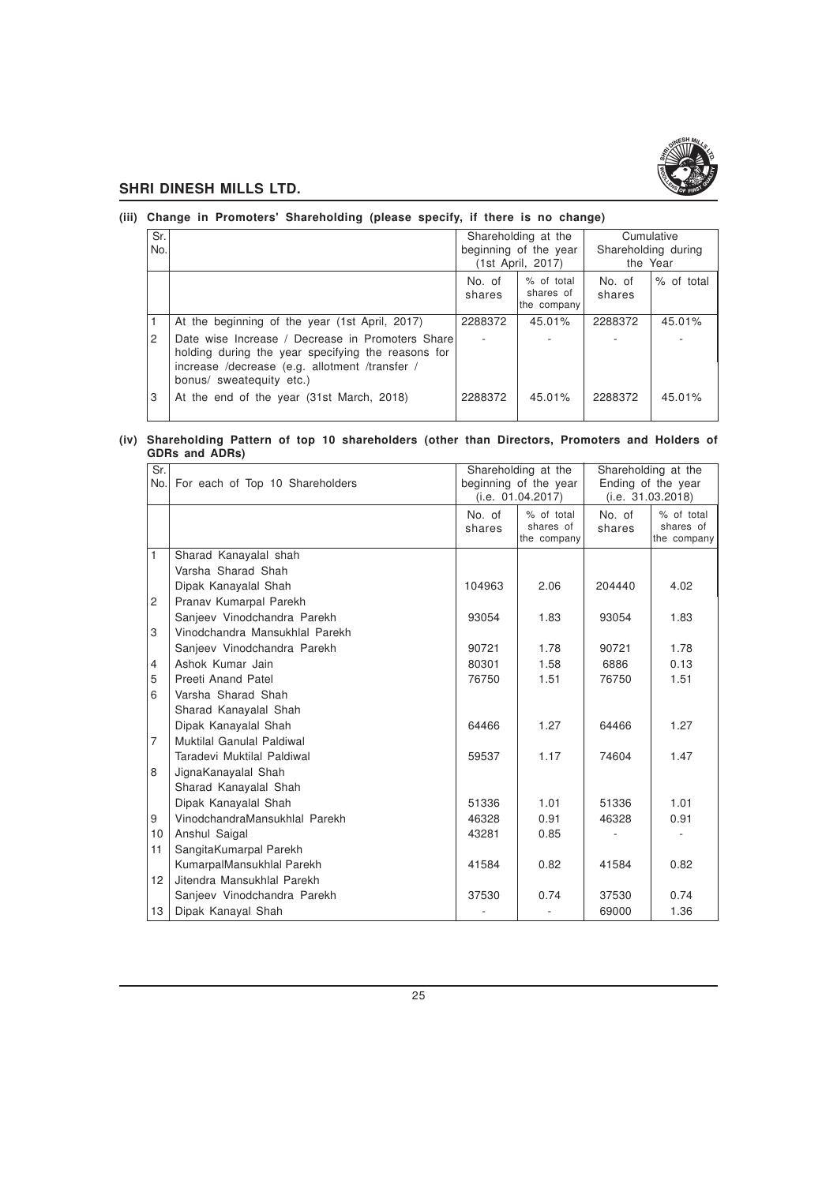### (iii) Change in Promoters' Shareholding (please specify, if there is no change)

| Sr. No. | | Shareholding at the beginning of the year (1st April, 2017) | | Cumulative Shareholding during the Year | |
|---|---|---|---|---|---|
| | | No. of shares | % of total shares of the company | No. of shares | % of total |
| 1 | At the beginning of the year (1st April, 2017) | 2288372 | 45.01% | 2288372 | 45.01% |
| 2 | Date wise Increase / Decrease in Promoters Share holding during the year specifying the reasons for increase /decrease (e.g. allotment /transfer / bonus/ sweatequity etc.) | - | - | - | - |
| 3 | At the end of the year (31st March, 2018) | 2288372 | 45.01% | 2288372 | 45.01% |

### (iv) Shareholding Pattern of top 10 shareholders (other than Directors, Promoters and Holders of GDRs and ADRs)

| Sr. No. | For each of Top 10 Shareholders | Shareholding at the beginning of the year (i.e. 01.04.2017) | | Shareholding at the Ending of the year (i.e. 31.03.2018) | |
|---|---|---|---|---|---|
| | | No. of shares | % of total shares of the company | No. of shares | % of total shares of the company |
| 1 | Sharad Kanayalal shah<br>Varsha Sharad Shah<br>Dipak Kanayalal Shah | 104963 | 2.06 | 204440 | 4.02 |
| 2 | Pranav Kumarpal Parekh<br>Sanjeev Vinodchandra Parekh | 93054 | 1.83 | 93054 | 1.83 |
| 3 | Vinodchandra Mansukhlal Parekh<br>Sanjeev Vinodchandra Parekh | 90721 | 1.78 | 90721 | 1.78 |
| 4 | Ashok Kumar Jain | 80301 | 1.58 | 6886 | 0.13 |
| 5 | Preeti Anand Patel | 76750 | 1.51 | 76750 | 1.51 |
| 6 | Varsha Sharad Shah<br>Sharad Kanayalal Shah<br>Dipak Kanayalal Shah | 64466 | 1.27 | 64466 | 1.27 |
| 7 | Muktilal Ganulal Paldiwal<br>Taradevi Muktilal Paldiwal | 59537 | 1.17 | 74604 | 1.47 |
| 8 | JignaKanayalal Shah<br>Sharad Kanayalal Shah<br>Dipak Kanayalal Shah | 51336 | 1.01 | 51336 | 1.01 |
| 9 | VinodchandraMansukhlal Parekh | 46328 | 0.91 | 46328 | 0.91 |
| 10 | Anshul Saigal | 43281 | 0.85 | - | - |
| 11 | SangitaKumarpal Parekh<br>KumarpalMansukhlal Parekh | 41584 | 0.82 | 41584 | 0.82 |
| 12 | Jitendra Mansukhlal Parekh<br>Sanjeev Vinodchandra Parekh | 37530 | 0.74 | 37530 | 0.74 |
| 13 | Dipak Kanayal Shah | - | - | 69000 | 1.36 |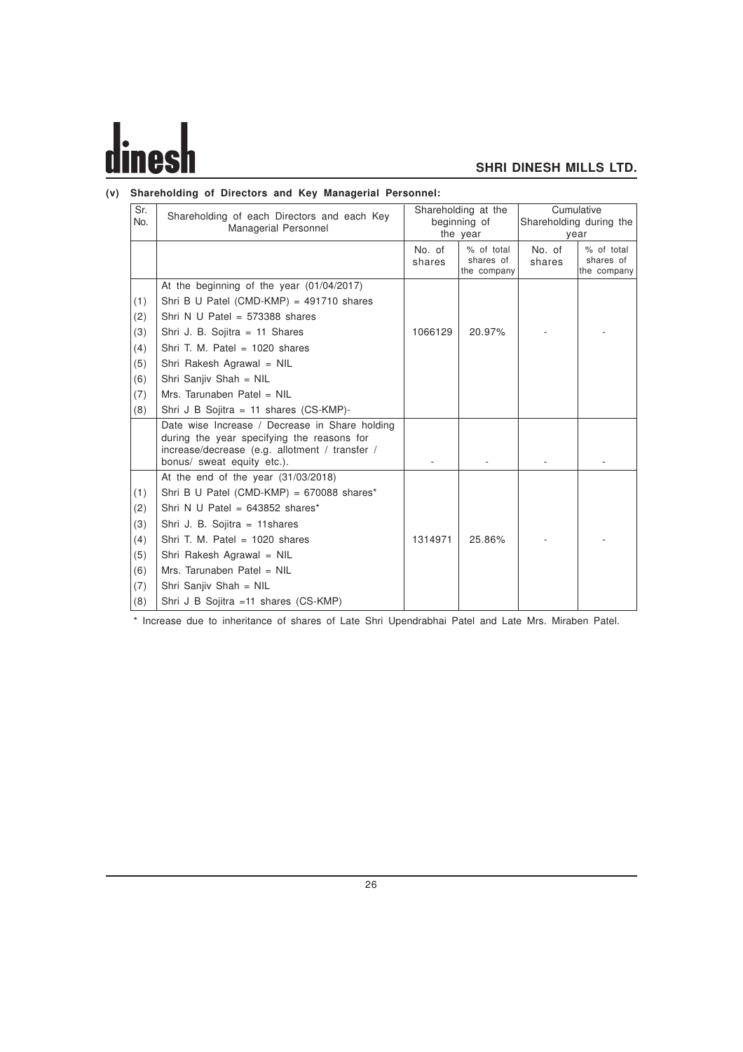**(v) Shareholding of Directors and Key Managerial Personnel:**

| Sr. No. | Shareholding of each Directors and each Key Managerial Personnel | Shareholding at the beginning of the year | | Cumulative Shareholding during the year | |
|---|---|---|---|---|---|
| | | No. of shares | % of total shares of the company | No. of shares | % of total shares of the company |
| | At the beginning of the year (01/04/2017) | | | | |
| (1) | Shri B U Patel (CMD-KMP) = 491710 shares | | | | |
| (2) | Shri N U Patel = 573388 shares | | | | |
| (3) | Shri J. B. Sojitra = 11 Shares | 1066129 | 20.97% | - | - |
| (4) | Shri T. M. Patel = 1020 shares | | | | |
| (5) | Shri Rakesh Agrawal = NIL | | | | |
| (6) | Shri Sanjiv Shah = NIL | | | | |
| (7) | Mrs. Tarunaben Patel = NIL | | | | |
| (8) | Shri J B Sojitra = 11 shares (CS-KMP)- | | | | |
| | Date wise Increase / Decrease in Share holding during the year specifying the reasons for increase/decrease (e.g. allotment / transfer / bonus/ sweat equity etc.). | - | - | - | - |
| | At the end of the year (31/03/2018) | | | | |
| (1) | Shri B U Patel (CMD-KMP) = 670088 shares* | | | | |
| (2) | Shri N U Patel = 643852 shares* | | | | |
| (3) | Shri J. B. Sojitra = 11shares | | | | |
| (4) | Shri T. M. Patel = 1020 shares | 1314971 | 25.86% | - | - |
| (5) | Shri Rakesh Agrawal = NIL | | | | |
| (6) | Mrs. Tarunaben Patel = NIL | | | | |
| (7) | Shri Sanjiv Shah = NIL | | | | |
| (8) | Shri J B Sojitra =11 shares (CS-KMP) | | | | |

* Increase due to inheritance of shares of Late Shri Upendrabhai Patel and Late Mrs. Miraben Patel.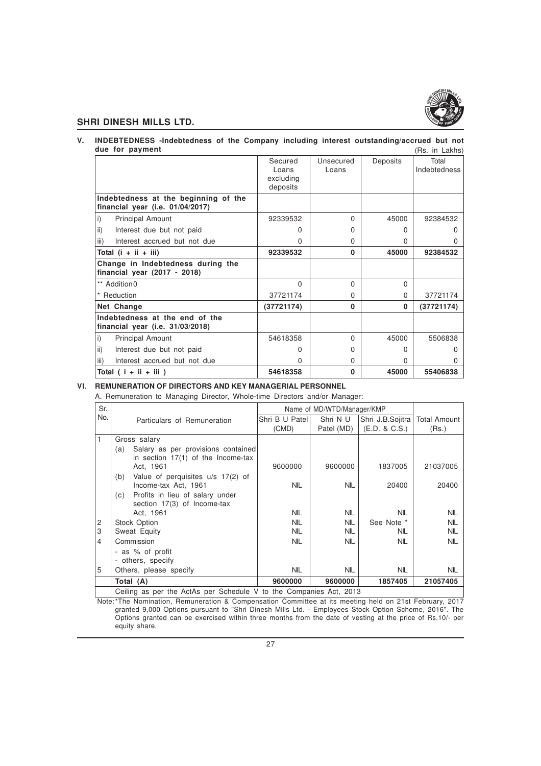## V. INDEBTEDNESS -Indebtedness of the Company including interest outstanding/accrued but not due for payment

(Rs. in Lakhs)

| | Secured Loans excluding deposits | Unsecured Loans | Deposits | Total Indebtedness |
|---|---|---|---|---|
| **Indebtedness at the beginning of the financial year (i.e. 01/04/2017)** | | | | |
| i) Principal Amount | 92339532 | 0 | 45000 | 92384532 |
| ii) Interest due but not paid | 0 | 0 | 0 | 0 |
| iii) Interest accrued but not due | 0 | 0 | 0 | 0 |
| **Total (i + ii + iii)** | **92339532** | **0** | **45000** | **92384532** |
| **Change in Indebtedness during the financial year (2017 - 2018)** | | | | |
| ** Addition0 | 0 | 0 | 0 | |
| * Reduction | 37721174 | 0 | 0 | 37721174 |
| **Net Change** | **(37721174)** | **0** | **0** | **(37721174)** |
| **Indebtedness at the end of the financial year (i.e. 31/03/2018)** | | | | |
| i) Principal Amount | 54618358 | 0 | 45000 | 5506838 |
| ii) Interest due but not paid | 0 | 0 | 0 | 0 |
| iii) Interest accrued but not due | 0 | 0 | 0 | 0 |
| **Total ( i + ii + iii )** | **54618358** | **0** | **45000** | **55406838** |

## VI. REMUNERATION OF DIRECTORS AND KEY MANAGERIAL PERSONNEL

A. Remuneration to Managing Director, Whole-time Directors and/or Manager:

| Sr. No. | Particulars of Remuneration | Name of MD/WTD/Manager/KMP | | | Total Amount (Rs.) |
|---|---|---|---|---|---|
| | | Shri B U Patel (CMD) | Shri N U Patel (MD) | Shri J.B.Sojitra (E.D. & C.S.) | |
| 1 | Gross salary | | | | |
| | (a) Salary as per provisions contained in section 17(1) of the Income-tax Act, 1961 | 9600000 | 9600000 | 1837005 | 21037005 |
| | (b) Value of perquisites u/s 17(2) of Income-tax Act, 1961 | NIL | NIL | 20400 | 20400 |
| | (c) Profits in lieu of salary under section 17(3) of Income-tax Act, 1961 | NIL | NIL | NIL | NIL |
| 2 | Stock Option | NIL | NIL | See Note * | NIL |
| 3 | Sweat Equity | NIL | NIL | NIL | NIL |
| 4 | Commission<br>- as % of profit<br>- others, specify | NIL | NIL | NIL | NIL |
| 5 | Others, please specify | NIL | NIL | NIL | NIL |
| | **Total (A)** | **9600000** | **9600000** | **1857405** | **21057405** |
| | Ceiling as per the ActAs per Schedule V to the Companies Act, 2013 | | | | |

Note:*The Nomination, Remuneration & Compensation Committee at its meeting held on 21st February, 2017 granted 9,000 Options pursuant to "Shri Dinesh Mills Ltd. - Employees Stock Option Scheme, 2016". The Options granted can be exercised within three months from the date of vesting at the price of Rs.10/- per equity share.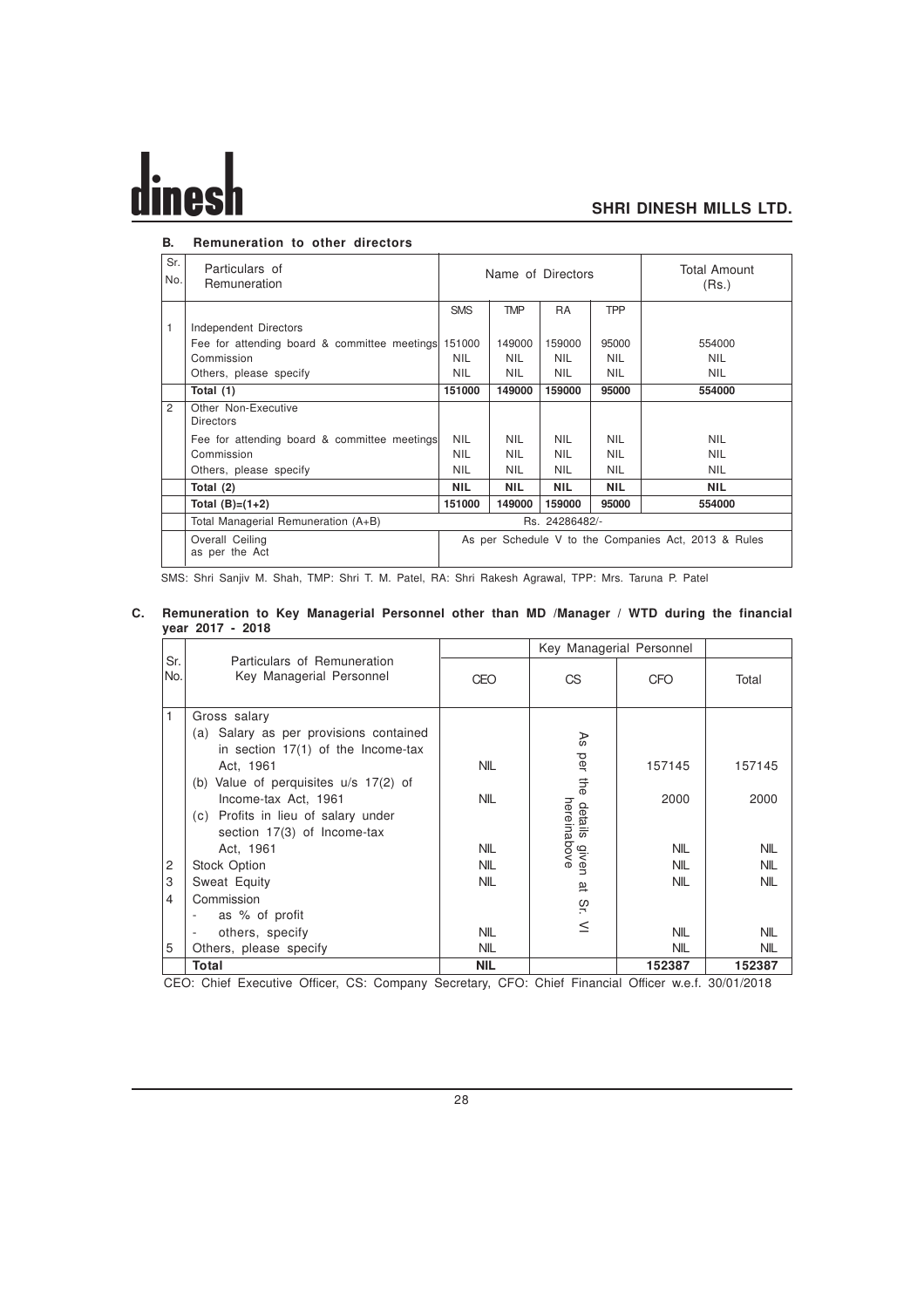### B. Remuneration to other directors

| Sr. No. | Particulars of Remuneration | Name of Directors | | | | Total Amount (Rs.) |
|---|---|---|---|---|---|---|
| | | SMS | TMP | RA | TPP | |
| 1 | Independent Directors | | | | | |
| | Fee for attending board & committee meetings | 151000 | 149000 | 159000 | 95000 | 554000 |
| | Commission | NIL | NIL | NIL | NIL | NIL |
| | Others, please specify | NIL | NIL | NIL | NIL | NIL |
| | **Total (1)** | **151000** | **149000** | **159000** | **95000** | **554000** |
| 2 | Other Non-Executive Directors | | | | | |
| | Fee for attending board & committee meetings | NIL | NIL | NIL | NIL | NIL |
| | Commission | NIL | NIL | NIL | NIL | NIL |
| | Others, please specify | NIL | NIL | NIL | NIL | NIL |
| | **Total (2)** | **NIL** | **NIL** | **NIL** | **NIL** | **NIL** |
| | **Total (B)=(1+2)** | **151000** | **149000** | **159000** | **95000** | **554000** |
| | Total Managerial Remuneration (A+B) | Rs. 24286482/- | | | | |
| | Overall Ceiling as per the Act | As per Schedule V to the Companies Act, 2013 & Rules | | | | |

SMS: Shri Sanjiv M. Shah, TMP: Shri T. M. Patel, RA: Shri Rakesh Agrawal, TPP: Mrs. Taruna P. Patel

### C. Remuneration to Key Managerial Personnel other than MD /Manager / WTD during the financial year 2017 - 2018

| Sr. No. | Particulars of Remuneration Key Managerial Personnel | Key Managerial Personnel | | | |
|---|---|---|---|---|---|
| | | CEO | CS | CFO | Total |
| 1 | Gross salary | | As per the details given hereinabove at Sr. VI | | |
| | (a) Salary as per provisions contained in section 17(1) of the Income-tax Act, 1961 | NIL | | 157145 | 157145 |
| | (b) Value of perquisites u/s 17(2) of Income-tax Act, 1961 | NIL | | 2000 | 2000 |
| | (c) Profits in lieu of salary under section 17(3) of Income-tax Act, 1961 | NIL | | NIL | NIL |
| 2 | Stock Option | NIL | | NIL | NIL |
| 3 | Sweat Equity | NIL | | NIL | NIL |
| 4 | Commission | | | | |
| | - as % of profit | | | | |
| | - others, specify | NIL | | NIL | NIL |
| 5 | Others, please specify | NIL | | NIL | NIL |
| | **Total** | **NIL** | | **152387** | **152387** |

CEO: Chief Executive Officer, CS: Company Secretary, CFO: Chief Financial Officer w.e.f. 30/01/2018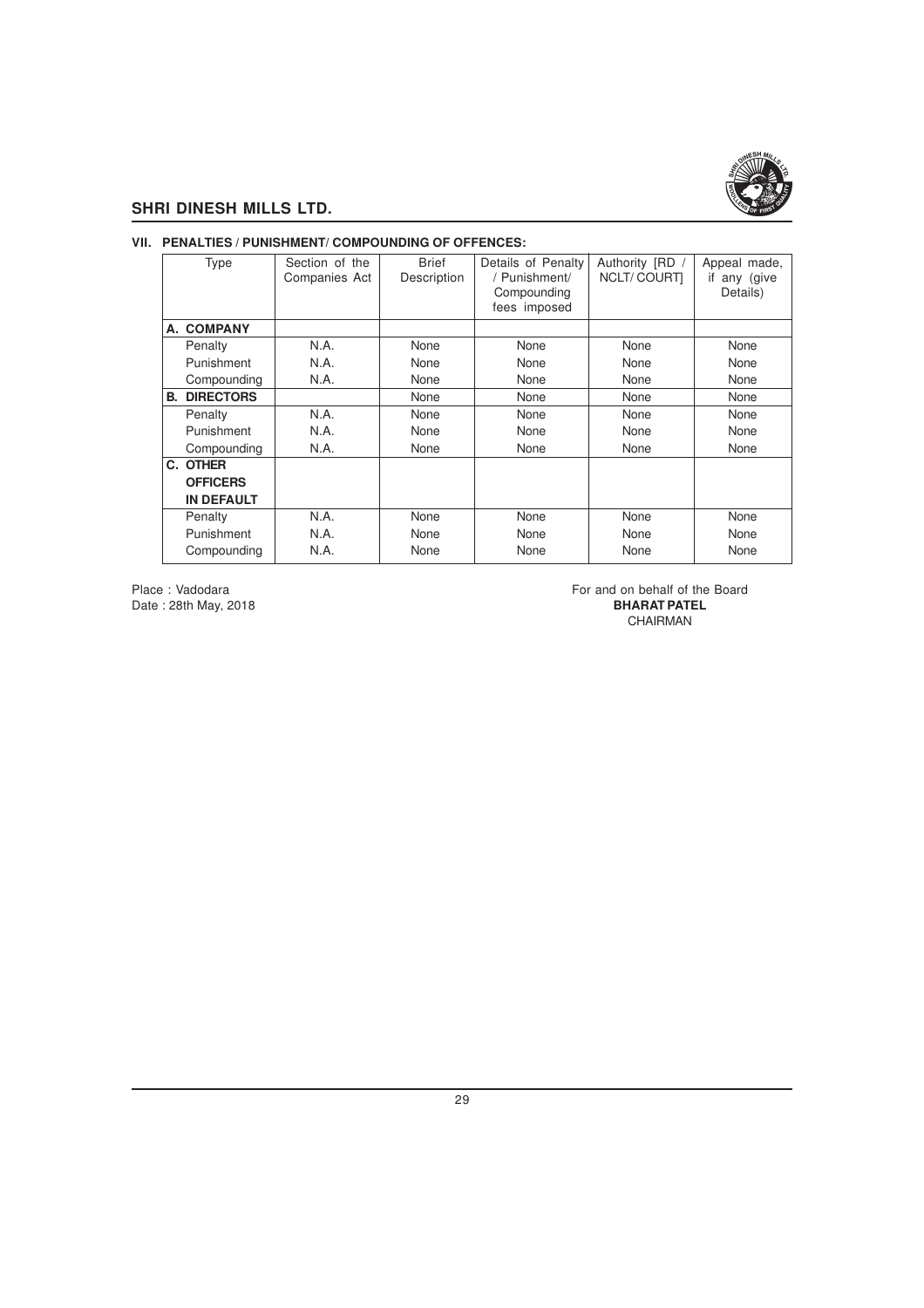## VII. PENALTIES / PUNISHMENT/ COMPOUNDING OF OFFENCES:

| Type | Section of the Companies Act | Brief Description | Details of Penalty / Punishment/ Compounding fees imposed | Authority [RD / NCLT/ COURT] | Appeal made, if any (give Details) |
|---|---|---|---|---|---|
| **A. COMPANY** | | | | | |
| Penalty | N.A. | None | None | None | None |
| Punishment | N.A. | None | None | None | None |
| Compounding | N.A. | None | None | None | None |
| **B. DIRECTORS** | | None | None | None | None |
| Penalty | N.A. | None | None | None | None |
| Punishment | N.A. | None | None | None | None |
| Compounding | N.A. | None | None | None | None |
| **C. OTHER OFFICERS IN DEFAULT** | | | | | |
| Penalty | N.A. | None | None | None | None |
| Punishment | N.A. | None | None | None | None |
| Compounding | N.A. | None | None | None | None |

Place : Vadodara
Date : 28th May, 2018

For and on behalf of the Board
**BHARAT PATEL**
CHAIRMAN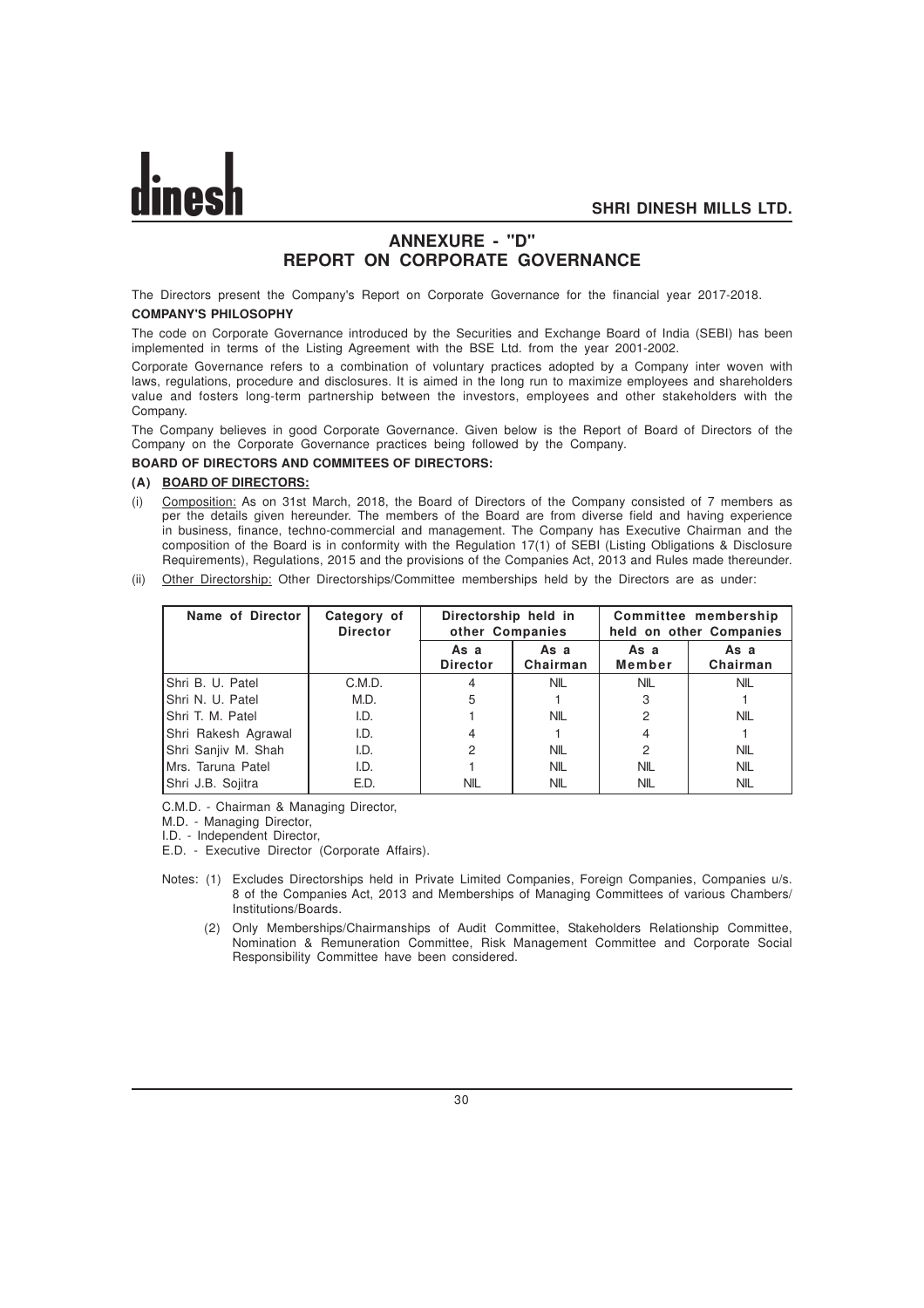## ANNEXURE - "D"
## REPORT ON CORPORATE GOVERNANCE

The Directors present the Company's Report on Corporate Governance for the financial year 2017-2018.

**COMPANY'S PHILOSOPHY**

The code on Corporate Governance introduced by the Securities and Exchange Board of India (SEBI) has been implemented in terms of the Listing Agreement with the BSE Ltd. from the year 2001-2002.

Corporate Governance refers to a combination of voluntary practices adopted by a Company inter woven with laws, regulations, procedure and disclosures. It is aimed in the long run to maximize employees and shareholders value and fosters long-term partnership between the investors, employees and other stakeholders with the Company.

The Company believes in good Corporate Governance. Given below is the Report of Board of Directors of the Company on the Corporate Governance practices being followed by the Company.

**BOARD OF DIRECTORS AND COMMITEES OF DIRECTORS:**

**(A) BOARD OF DIRECTORS:**

(i) Composition: As on 31st March, 2018, the Board of Directors of the Company consisted of 7 members as per the details given hereunder. The members of the Board are from diverse field and having experience in business, finance, techno-commercial and management. The Company has Executive Chairman and the composition of the Board is in conformity with the Regulation 17(1) of SEBI (Listing Obligations & Disclosure Requirements), Regulations, 2015 and the provisions of the Companies Act, 2013 and Rules made thereunder.

(ii) Other Directorship: Other Directorships/Committee memberships held by the Directors are as under:

| Name of Director | Category of Director | Directorship held in other Companies | | Committee membership held on other Companies | |
|---|---|---|---|---|---|
| | | As a Director | As a Chairman | As a Member | As a Chairman |
| Shri B. U. Patel | C.M.D. | 4 | NIL | NIL | NIL |
| Shri N. U. Patel | M.D. | 5 | 1 | 3 | 1 |
| Shri T. M. Patel | I.D. | 1 | NIL | 2 | NIL |
| Shri Rakesh Agrawal | I.D. | 4 | 1 | 4 | 1 |
| Shri Sanjiv M. Shah | I.D. | 2 | NIL | 2 | NIL |
| Mrs. Taruna Patel | I.D. | 1 | NIL | NIL | NIL |
| Shri J.B. Sojitra | E.D. | NIL | NIL | NIL | NIL |

C.M.D. - Chairman & Managing Director,
M.D. - Managing Director,
I.D. - Independent Director,
E.D. - Executive Director (Corporate Affairs).

Notes: (1) Excludes Directorships held in Private Limited Companies, Foreign Companies, Companies u/s. 8 of the Companies Act, 2013 and Memberships of Managing Committees of various Chambers/ Institutions/Boards.

(2) Only Memberships/Chairmanships of Audit Committee, Stakeholders Relationship Committee, Nomination & Remuneration Committee, Risk Management Committee and Corporate Social Responsibility Committee have been considered.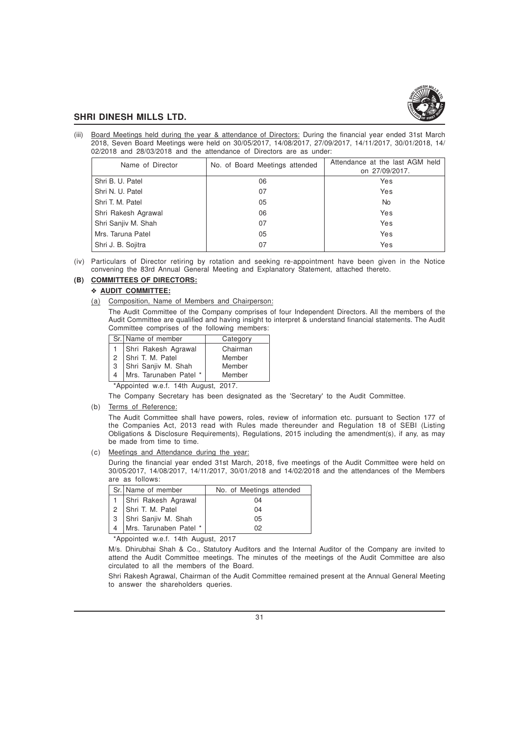(iii) Board Meetings held during the year & attendance of Directors: During the financial year ended 31st March 2018, Seven Board Meetings were held on 30/05/2017, 14/08/2017, 27/09/2017, 14/11/2017, 30/01/2018, 14/02/2018 and 28/03/2018 and the attendance of Directors are as under:

| Name of Director | No. of Board Meetings attended | Attendance at the last AGM held on 27/09/2017. |
|---|---|---|
| Shri B. U. Patel | 06 | Yes |
| Shri N. U. Patel | 07 | Yes |
| Shri T. M. Patel | 05 | No |
| Shri Rakesh Agrawal | 06 | Yes |
| Shri Sanjiv M. Shah | 07 | Yes |
| Mrs. Taruna Patel | 05 | Yes |
| Shri J. B. Sojitra | 07 | Yes |

(iv) Particulars of Director retiring by rotation and seeking re-appointment have been given in the Notice convening the 83rd Annual General Meeting and Explanatory Statement, attached thereto.

## (B) COMMITTEES OF DIRECTORS:

### ❖ AUDIT COMMITTEE:

(a) Composition, Name of Members and Chairperson:

The Audit Committee of the Company comprises of four Independent Directors. All the members of the Audit Committee are qualified and having insight to interpret & understand financial statements. The Audit Committee comprises of the following members:

| Sr. | Name of member | Category |
|---|---|---|
| 1 | Shri Rakesh Agrawal | Chairman |
| 2 | Shri T. M. Patel | Member |
| 3 | Shri Sanjiv M. Shah | Member |
| 4 | Mrs. Tarunaben Patel * | Member |

*Appointed w.e.f. 14th August, 2017.

The Company Secretary has been designated as the 'Secretary' to the Audit Committee.

(b) Terms of Reference:

The Audit Committee shall have powers, roles, review of information etc. pursuant to Section 177 of the Companies Act, 2013 read with Rules made thereunder and Regulation 18 of SEBI (Listing Obligations & Disclosure Requirements), Regulations, 2015 including the amendment(s), if any, as may be made from time to time.

(c) Meetings and Attendance during the year:

During the financial year ended 31st March, 2018, five meetings of the Audit Committee were held on 30/05/2017, 14/08/2017, 14/11/2017, 30/01/2018 and 14/02/2018 and the attendances of the Members are as follows:

| Sr. | Name of member | No. of Meetings attended |
|---|---|---|
| 1 | Shri Rakesh Agrawal | 04 |
| 2 | Shri T. M. Patel | 04 |
| 3 | Shri Sanjiv M. Shah | 05 |
| 4 | Mrs. Tarunaben Patel * | 02 |

*Appointed w.e.f. 14th August, 2017

M/s. Dhirubhai Shah & Co., Statutory Auditors and the Internal Auditor of the Company are invited to attend the Audit Committee meetings. The minutes of the meetings of the Audit Committee are also circulated to all the members of the Board.

Shri Rakesh Agrawal, Chairman of the Audit Committee remained present at the Annual General Meeting to answer the shareholders queries.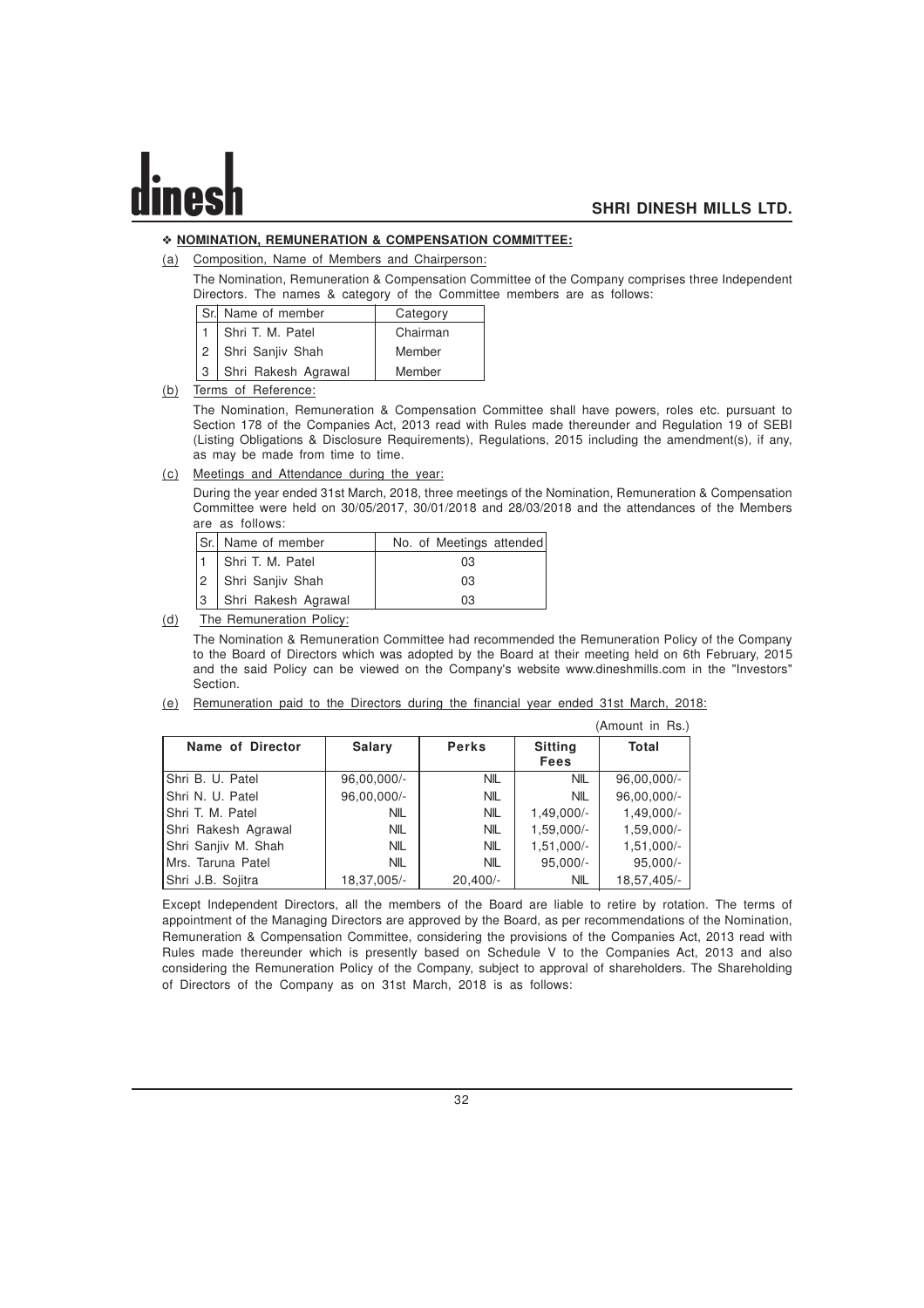### ❖ NOMINATION, REMUNERATION & COMPENSATION COMMITTEE:

(a) Composition, Name of Members and Chairperson:

The Nomination, Remuneration & Compensation Committee of the Company comprises three Independent Directors. The names & category of the Committee members are as follows:

| Sr. | Name of member | Category |
|---|---|---|
| 1 | Shri T. M. Patel | Chairman |
| 2 | Shri Sanjiv Shah | Member |
| 3 | Shri Rakesh Agrawal | Member |

(b) Terms of Reference:

The Nomination, Remuneration & Compensation Committee shall have powers, roles etc. pursuant to Section 178 of the Companies Act, 2013 read with Rules made thereunder and Regulation 19 of SEBI (Listing Obligations & Disclosure Requirements), Regulations, 2015 including the amendment(s), if any, as may be made from time to time.

(c) Meetings and Attendance during the year:

During the year ended 31st March, 2018, three meetings of the Nomination, Remuneration & Compensation Committee were held on 30/05/2017, 30/01/2018 and 28/03/2018 and the attendances of the Members are as follows:

| Sr. | Name of member | No. of Meetings attended |
|---|---|---|
| 1 | Shri T. M. Patel | 03 |
| 2 | Shri Sanjiv Shah | 03 |
| 3 | Shri Rakesh Agrawal | 03 |

(d) The Remuneration Policy:

The Nomination & Remuneration Committee had recommended the Remuneration Policy of the Company to the Board of Directors which was adopted by the Board at their meeting held on 6th February, 2015 and the said Policy can be viewed on the Company's website www.dineshmills.com in the "Investors" Section.

(e) Remuneration paid to the Directors during the financial year ended 31st March, 2018:

(Amount in Rs.)

| Name of Director | Salary | Perks | Sitting Fees | Total |
|---|---|---|---|---|
| Shri B. U. Patel | 96,00,000/- | NIL | NIL | 96,00,000/- |
| Shri N. U. Patel | 96,00,000/- | NIL | NIL | 96,00,000/- |
| Shri T. M. Patel | NIL | NIL | 1,49,000/- | 1,49,000/- |
| Shri Rakesh Agrawal | NIL | NIL | 1,59,000/- | 1,59,000/- |
| Shri Sanjiv M. Shah | NIL | NIL | 1,51,000/- | 1,51,000/- |
| Mrs. Taruna Patel | NIL | NIL | 95,000/- | 95,000/- |
| Shri J.B. Sojitra | 18,37,005/- | 20,400/- | NIL | 18,57,405/- |

Except Independent Directors, all the members of the Board are liable to retire by rotation. The terms of appointment of the Managing Directors are approved by the Board, as per recommendations of the Nomination, Remuneration & Compensation Committee, considering the provisions of the Companies Act, 2013 read with Rules made thereunder which is presently based on Schedule V to the Companies Act, 2013 and also considering the Remuneration Policy of the Company, subject to approval of shareholders. The Shareholding of Directors of the Company as on 31st March, 2018 is as follows: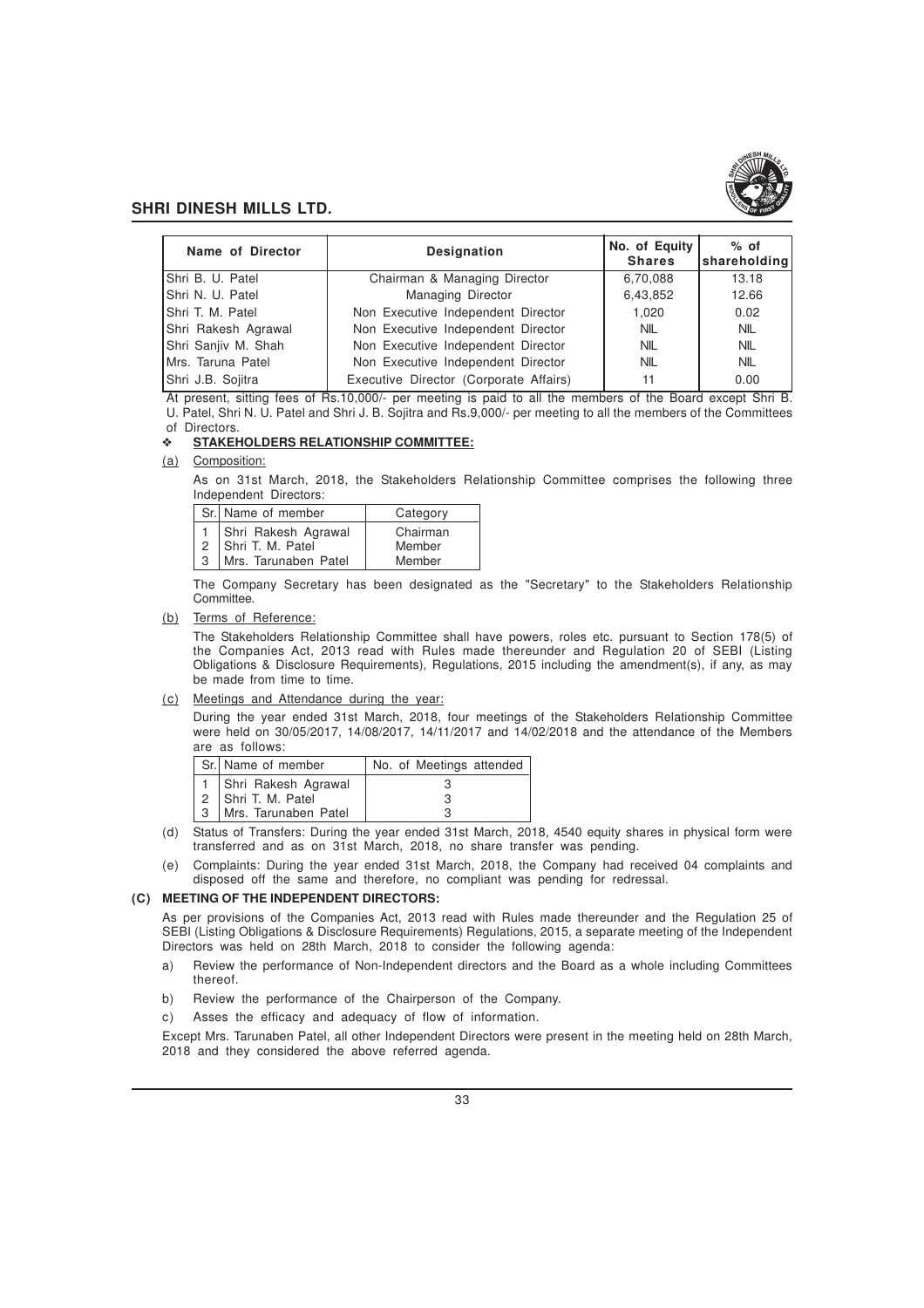| Name of Director | Designation | No. of Equity Shares | % of shareholding |
|---|---|---|---|
| Shri B. U. Patel | Chairman & Managing Director | 6,70,088 | 13.18 |
| Shri N. U. Patel | Managing Director | 6,43,852 | 12.66 |
| Shri T. M. Patel | Non Executive Independent Director | 1,020 | 0.02 |
| Shri Rakesh Agrawal | Non Executive Independent Director | NIL | NIL |
| Shri Sanjiv M. Shah | Non Executive Independent Director | NIL | NIL |
| Mrs. Taruna Patel | Non Executive Independent Director | NIL | NIL |
| Shri J.B. Sojitra | Executive Director (Corporate Affairs) | 11 | 0.00 |

At present, sitting fees of Rs.10,000/- per meeting is paid to all the members of the Board except Shri B. U. Patel, Shri N. U. Patel and Shri J. B. Sojitra and Rs.9,000/- per meeting to all the members of the Committees of Directors.

❖ **STAKEHOLDERS RELATIONSHIP COMMITTEE:**

(a) Composition:

As on 31st March, 2018, the Stakeholders Relationship Committee comprises the following three Independent Directors:

| Sr. | Name of member | Category |
|---|---|---|
| 1 | Shri Rakesh Agrawal | Chairman |
| 2 | Shri T. M. Patel | Member |
| 3 | Mrs. Tarunaben Patel | Member |

The Company Secretary has been designated as the "Secretary" to the Stakeholders Relationship Committee.

(b) Terms of Reference:

The Stakeholders Relationship Committee shall have powers, roles etc. pursuant to Section 178(5) of the Companies Act, 2013 read with Rules made thereunder and Regulation 20 of SEBI (Listing Obligations & Disclosure Requirements), Regulations, 2015 including the amendment(s), if any, as may be made from time to time.

(c) Meetings and Attendance during the year:

During the year ended 31st March, 2018, four meetings of the Stakeholders Relationship Committee were held on 30/05/2017, 14/08/2017, 14/11/2017 and 14/02/2018 and the attendance of the Members are as follows:

| Sr. | Name of member | No. of Meetings attended |
|---|---|---|
| 1 | Shri Rakesh Agrawal | 3 |
| 2 | Shri T. M. Patel | 3 |
| 3 | Mrs. Tarunaben Patel | 3 |

(d) Status of Transfers: During the year ended 31st March, 2018, 4540 equity shares in physical form were transferred and as on 31st March, 2018, no share transfer was pending.

(e) Complaints: During the year ended 31st March, 2018, the Company had received 04 complaints and disposed off the same and therefore, no compliant was pending for redressal.

**(C) MEETING OF THE INDEPENDENT DIRECTORS:**

As per provisions of the Companies Act, 2013 read with Rules made thereunder and the Regulation 25 of SEBI (Listing Obligations & Disclosure Requirements) Regulations, 2015, a separate meeting of the Independent Directors was held on 28th March, 2018 to consider the following agenda:

a) Review the performance of Non-Independent directors and the Board as a whole including Committees thereof.

b) Review the performance of the Chairperson of the Company.

c) Asses the efficacy and adequacy of flow of information.

Except Mrs. Tarunaben Patel, all other Independent Directors were present in the meeting held on 28th March, 2018 and they considered the above referred agenda.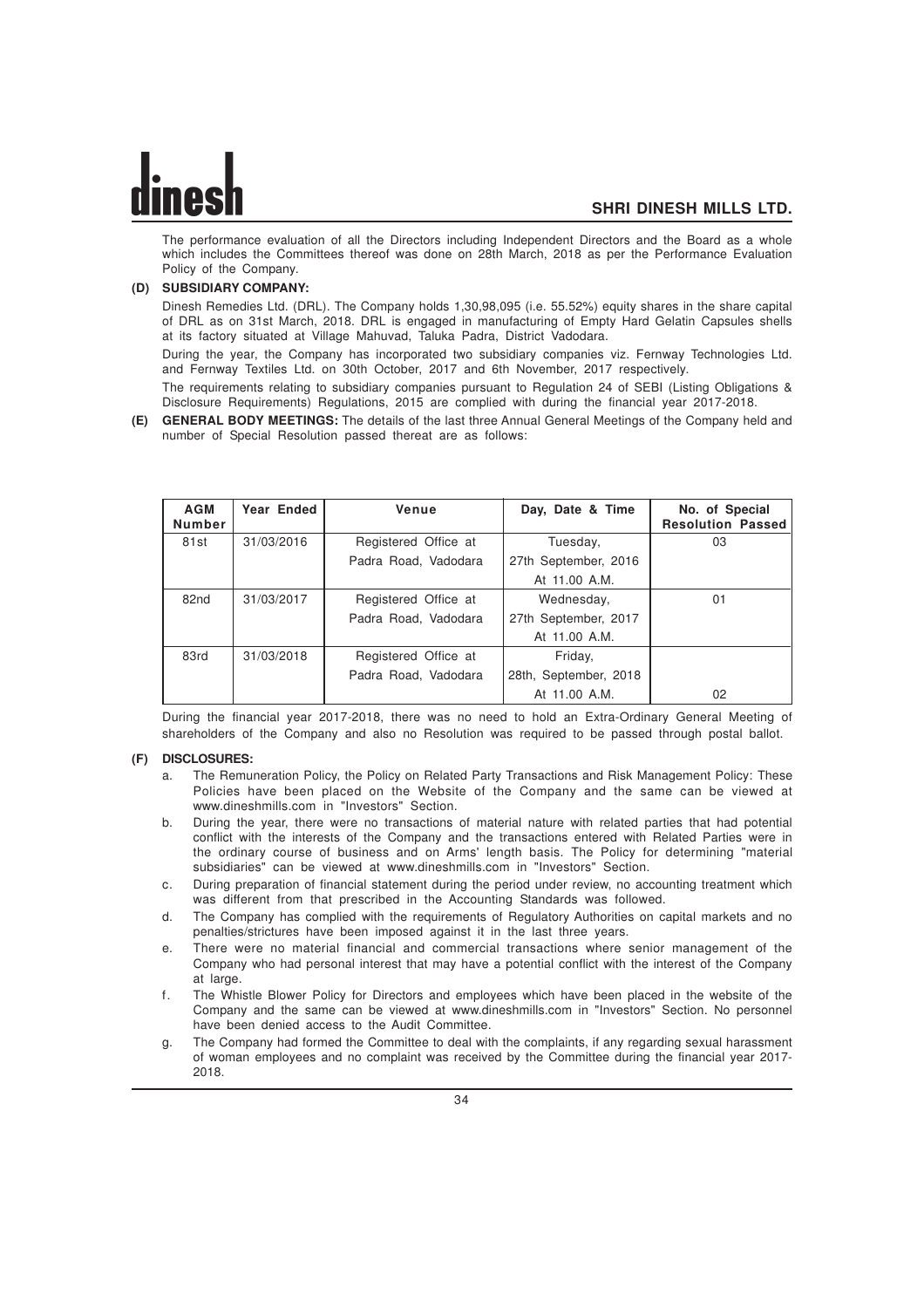The performance evaluation of all the Directors including Independent Directors and the Board as a whole which includes the Committees thereof was done on 28th March, 2018 as per the Performance Evaluation Policy of the Company.

**(D) SUBSIDIARY COMPANY:**

Dinesh Remedies Ltd. (DRL). The Company holds 1,30,98,095 (i.e. 55.52%) equity shares in the share capital of DRL as on 31st March, 2018. DRL is engaged in manufacturing of Empty Hard Gelatin Capsules shells at its factory situated at Village Mahuvad, Taluka Padra, District Vadodara.

During the year, the Company has incorporated two subsidiary companies viz. Fernway Technologies Ltd. and Fernway Textiles Ltd. on 30th October, 2017 and 6th November, 2017 respectively.

The requirements relating to subsidiary companies pursuant to Regulation 24 of SEBI (Listing Obligations & Disclosure Requirements) Regulations, 2015 are complied with during the financial year 2017-2018.

**(E) GENERAL BODY MEETINGS:** The details of the last three Annual General Meetings of the Company held and number of Special Resolution passed thereat are as follows:

| AGM Number | Year Ended | Venue | Day, Date & Time | No. of Special Resolution Passed |
|---|---|---|---|---|
| 81st | 31/03/2016 | Registered Office at Padra Road, Vadodara | Tuesday, 27th September, 2016 At 11.00 A.M. | 03 |
| 82nd | 31/03/2017 | Registered Office at Padra Road, Vadodara | Wednesday, 27th September, 2017 At 11.00 A.M. | 01 |
| 83rd | 31/03/2018 | Registered Office at Padra Road, Vadodara | Friday, 28th, September, 2018 At 11.00 A.M. | 02 |

During the financial year 2017-2018, there was no need to hold an Extra-Ordinary General Meeting of shareholders of the Company and also no Resolution was required to be passed through postal ballot.

**(F) DISCLOSURES:**

a. The Remuneration Policy, the Policy on Related Party Transactions and Risk Management Policy: These Policies have been placed on the Website of the Company and the same can be viewed at www.dineshmills.com in "Investors" Section.

b. During the year, there were no transactions of material nature with related parties that had potential conflict with the interests of the Company and the transactions entered with Related Parties were in the ordinary course of business and on Arms' length basis. The Policy for determining "material subsidiaries" can be viewed at www.dineshmills.com in "Investors" Section.

c. During preparation of financial statement during the period under review, no accounting treatment which was different from that prescribed in the Accounting Standards was followed.

d. The Company has complied with the requirements of Regulatory Authorities on capital markets and no penalties/strictures have been imposed against it in the last three years.

e. There were no material financial and commercial transactions where senior management of the Company who had personal interest that may have a potential conflict with the interest of the Company at large.

f. The Whistle Blower Policy for Directors and employees which have been placed in the website of the Company and the same can be viewed at www.dineshmills.com in "Investors" Section. No personnel have been denied access to the Audit Committee.

g. The Company had formed the Committee to deal with the complaints, if any regarding sexual harassment of woman employees and no complaint was received by the Committee during the financial year 2017-2018.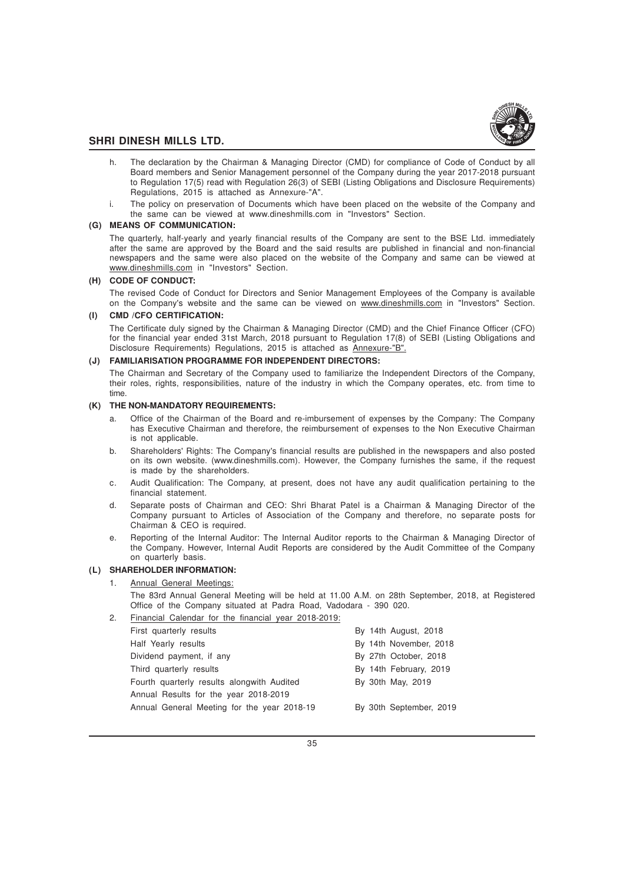h. The declaration by the Chairman & Managing Director (CMD) for compliance of Code of Conduct by all Board members and Senior Management personnel of the Company during the year 2017-2018 pursuant to Regulation 17(5) read with Regulation 26(3) of SEBI (Listing Obligations and Disclosure Requirements) Regulations, 2015 is attached as Annexure-"A".

i. The policy on preservation of Documents which have been placed on the website of the Company and the same can be viewed at www.dineshmills.com in "Investors" Section.

### (G) MEANS OF COMMUNICATION:

The quarterly, half-yearly and yearly financial results of the Company are sent to the BSE Ltd. immediately after the same are approved by the Board and the said results are published in financial and non-financial newspapers and the same were also placed on the website of the Company and same can be viewed at www.dineshmills.com in "Investors" Section.

### (H) CODE OF CONDUCT:

The revised Code of Conduct for Directors and Senior Management Employees of the Company is available on the Company's website and the same can be viewed on www.dineshmills.com in "Investors" Section.

### (I) CMD /CFO CERTIFICATION:

The Certificate duly signed by the Chairman & Managing Director (CMD) and the Chief Finance Officer (CFO) for the financial year ended 31st March, 2018 pursuant to Regulation 17(8) of SEBI (Listing Obligations and Disclosure Requirements) Regulations, 2015 is attached as Annexure-"B".

### (J) FAMILIARISATION PROGRAMME FOR INDEPENDENT DIRECTORS:

The Chairman and Secretary of the Company used to familiarize the Independent Directors of the Company, their roles, rights, responsibilities, nature of the industry in which the Company operates, etc. from time to time.

### (K) THE NON-MANDATORY REQUIREMENTS:

a. Office of the Chairman of the Board and re-imbursement of expenses by the Company: The Company has Executive Chairman and therefore, the reimbursement of expenses to the Non Executive Chairman is not applicable.

b. Shareholders' Rights: The Company's financial results are published in the newspapers and also posted on its own website. (www.dineshmills.com). However, the Company furnishes the same, if the request is made by the shareholders.

c. Audit Qualification: The Company, at present, does not have any audit qualification pertaining to the financial statement.

d. Separate posts of Chairman and CEO: Shri Bharat Patel is a Chairman & Managing Director of the Company pursuant to Articles of Association of the Company and therefore, no separate posts for Chairman & CEO is required.

e. Reporting of the Internal Auditor: The Internal Auditor reports to the Chairman & Managing Director of the Company. However, Internal Audit Reports are considered by the Audit Committee of the Company on quarterly basis.

### (L) SHAREHOLDER INFORMATION:

1. Annual General Meetings:

   The 83rd Annual General Meeting will be held at 11.00 A.M. on 28th September, 2018, at Registered Office of the Company situated at Padra Road, Vadodara - 390 020.

2. Financial Calendar for the financial year 2018-2019:

| | |
|---|---|
| First quarterly results | By 14th August, 2018 |
| Half Yearly results | By 14th November, 2018 |
| Dividend payment, if any | By 27th October, 2018 |
| Third quarterly results | By 14th February, 2019 |
| Fourth quarterly results alongwith Audited Annual Results for the year 2018-2019 | By 30th May, 2019 |
| Annual General Meeting for the year 2018-19 | By 30th September, 2019 |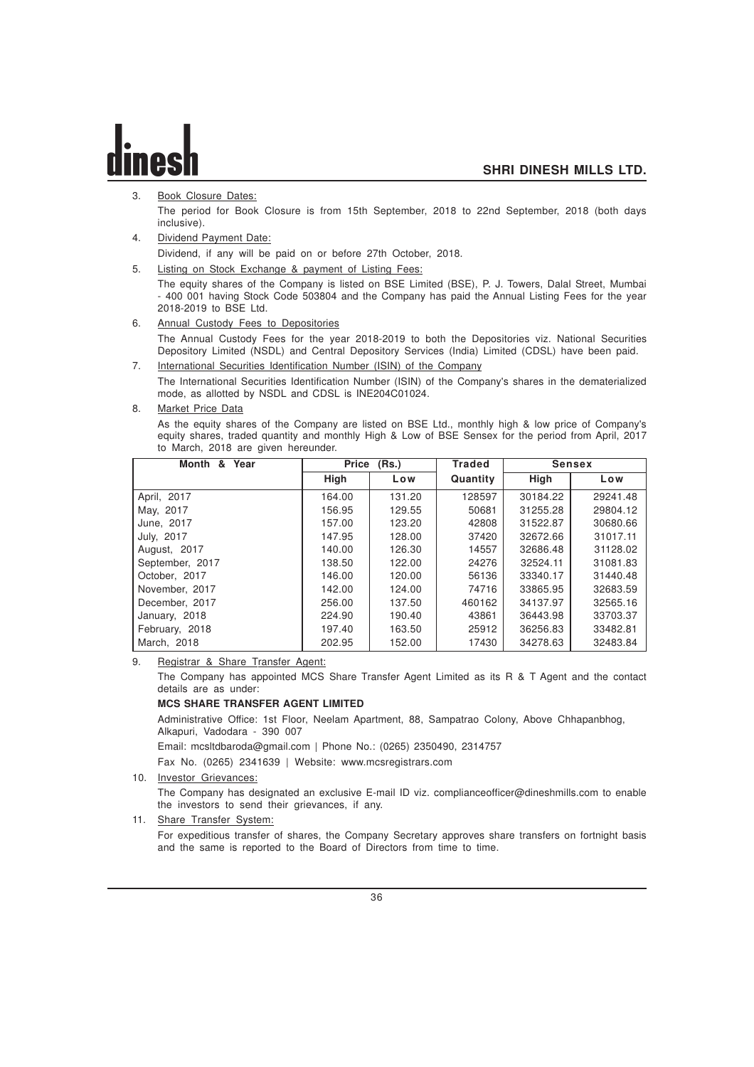3. Book Closure Dates:

   The period for Book Closure is from 15th September, 2018 to 22nd September, 2018 (both days inclusive).

4. Dividend Payment Date:

   Dividend, if any will be paid on or before 27th October, 2018.

5. Listing on Stock Exchange & payment of Listing Fees:

   The equity shares of the Company is listed on BSE Limited (BSE), P. J. Towers, Dalal Street, Mumbai - 400 001 having Stock Code 503804 and the Company has paid the Annual Listing Fees for the year 2018-2019 to BSE Ltd.

6. Annual Custody Fees to Depositories

   The Annual Custody Fees for the year 2018-2019 to both the Depositories viz. National Securities Depository Limited (NSDL) and Central Depository Services (India) Limited (CDSL) have been paid.

7. International Securities Identification Number (ISIN) of the Company

   The International Securities Identification Number (ISIN) of the Company's shares in the dematerialized mode, as allotted by NSDL and CDSL is INE204C01024.

8. Market Price Data

   As the equity shares of the Company are listed on BSE Ltd., monthly high & low price of Company's equity shares, traded quantity and monthly High & Low of BSE Sensex for the period from April, 2017 to March, 2018 are given hereunder.

| Month & Year | Price (Rs.) | | Traded | Sensex | |
|---|---|---|---|---|---|
| | High | Low | Quantity | High | Low |
| April, 2017 | 164.00 | 131.20 | 128597 | 30184.22 | 29241.48 |
| May, 2017 | 156.95 | 129.55 | 50681 | 31255.28 | 29804.12 |
| June, 2017 | 157.00 | 123.20 | 42808 | 31522.87 | 30680.66 |
| July, 2017 | 147.95 | 128.00 | 37420 | 32672.66 | 31017.11 |
| August, 2017 | 140.00 | 126.30 | 14557 | 32686.48 | 31128.02 |
| September, 2017 | 138.50 | 122.00 | 24276 | 32524.11 | 31081.83 |
| October, 2017 | 146.00 | 120.00 | 56136 | 33340.17 | 31440.48 |
| November, 2017 | 142.00 | 124.00 | 74716 | 33865.95 | 32683.59 |
| December, 2017 | 256.00 | 137.50 | 460162 | 34137.97 | 32565.16 |
| January, 2018 | 224.90 | 190.40 | 43861 | 36443.98 | 33703.37 |
| February, 2018 | 197.40 | 163.50 | 25912 | 36256.83 | 33482.81 |
| March, 2018 | 202.95 | 152.00 | 17430 | 34278.63 | 32483.84 |

9. Registrar & Share Transfer Agent:

   The Company has appointed MCS Share Transfer Agent Limited as its R & T Agent and the contact details are as under:

   **MCS SHARE TRANSFER AGENT LIMITED**

   Administrative Office: 1st Floor, Neelam Apartment, 88, Sampatrao Colony, Above Chhapanbhog, Alkapuri, Vadodara - 390 007

   Email: mcsltdbaroda@gmail.com | Phone No.: (0265) 2350490, 2314757

   Fax No. (0265) 2341639 | Website: www.mcsregistrars.com

10. Investor Grievances:

    The Company has designated an exclusive E-mail ID viz. complianceofficer@dineshmills.com to enable the investors to send their grievances, if any.

11. Share Transfer System:

    For expeditious transfer of shares, the Company Secretary approves share transfers on fortnight basis and the same is reported to the Board of Directors from time to time.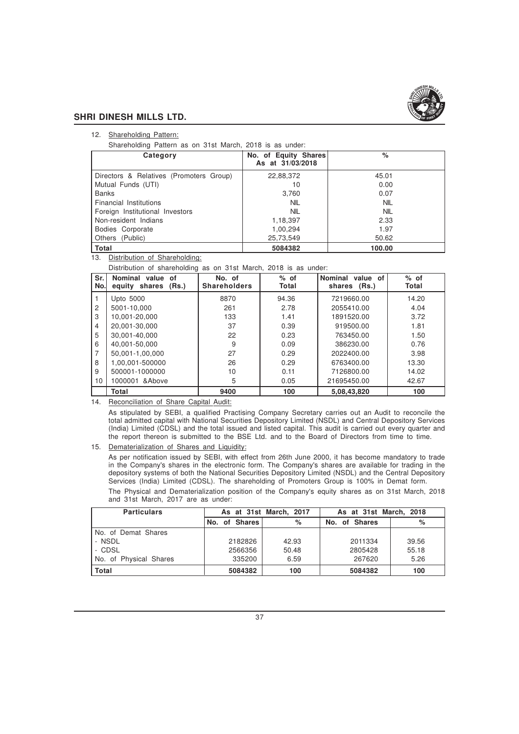12. Shareholding Pattern:

Shareholding Pattern as on 31st March, 2018 is as under:

| Category | No. of Equity Shares As at 31/03/2018 | % |
|---|---|---|
| Directors & Relatives (Promoters Group) | 22,88,372 | 45.01 |
| Mutual Funds (UTI) | 10 | 0.00 |
| Banks | 3,760 | 0.07 |
| Financial Institutions | NIL | NIL |
| Foreign Institutional Investors | NIL | NIL |
| Non-resident Indians | 1,18,397 | 2.33 |
| Bodies Corporate | 1,00,294 | 1.97 |
| Others (Public) | 25,73,549 | 50.62 |
| **Total** | **5084382** | **100.00** |

13. Distribution of Shareholding:

Distribution of shareholding as on 31st March, 2018 is as under:

| Sr. No. | Nominal value of equity shares (Rs.) | No. of Shareholders | % of Total | Nominal value of shares (Rs.) | % of Total |
|---|---|---|---|---|---|
| 1 | Upto 5000 | 8870 | 94.36 | 7219660.00 | 14.20 |
| 2 | 5001-10,000 | 261 | 2.78 | 2055410.00 | 4.04 |
| 3 | 10,001-20,000 | 133 | 1.41 | 1891520.00 | 3.72 |
| 4 | 20,001-30,000 | 37 | 0.39 | 919500.00 | 1.81 |
| 5 | 30,001-40,000 | 22 | 0.23 | 763450.00 | 1.50 |
| 6 | 40,001-50,000 | 9 | 0.09 | 386230.00 | 0.76 |
| 7 | 50,001-1,00,000 | 27 | 0.29 | 2022400.00 | 3.98 |
| 8 | 1,00,001-500000 | 26 | 0.29 | 6763400.00 | 13.30 |
| 9 | 500001-1000000 | 10 | 0.11 | 7126800.00 | 14.02 |
| 10 | 1000001 &Above | 5 | 0.05 | 21695450.00 | 42.67 |
| | **Total** | **9400** | **100** | **5,08,43,820** | **100** |

14. Reconciliation of Share Capital Audit:

As stipulated by SEBI, a qualified Practising Company Secretary carries out an Audit to reconcile the total admitted capital with National Securities Depository Limited (NSDL) and Central Depository Services (India) Limited (CDSL) and the total issued and listed capital. This audit is carried out every quarter and the report thereon is submitted to the BSE Ltd. and to the Board of Directors from time to time.

15. Dematerialization of Shares and Liquidity:

As per notification issued by SEBI, with effect from 26th June 2000, it has become mandatory to trade in the Company's shares in the electronic form. The Company's shares are available for trading in the depository systems of both the National Securities Depository Limited (NSDL) and the Central Depository Services (India) Limited (CDSL). The shareholding of Promoters Group is 100% in Demat form.

The Physical and Dematerialization position of the Company's equity shares as on 31st March, 2018 and 31st March, 2017 are as under:

| Particulars | As at 31st March, 2017 | | As at 31st March, 2018 | |
|---|---|---|---|---|
| | No. of Shares | % | No. of Shares | % |
| No. of Demat Shares | | | | |
| - NSDL | 2182826 | 42.93 | 2011334 | 39.56 |
| - CDSL | 2566356 | 50.48 | 2805428 | 55.18 |
| No. of Physical Shares | 335200 | 6.59 | 267620 | 5.26 |
| **Total** | **5084382** | **100** | **5084382** | **100** |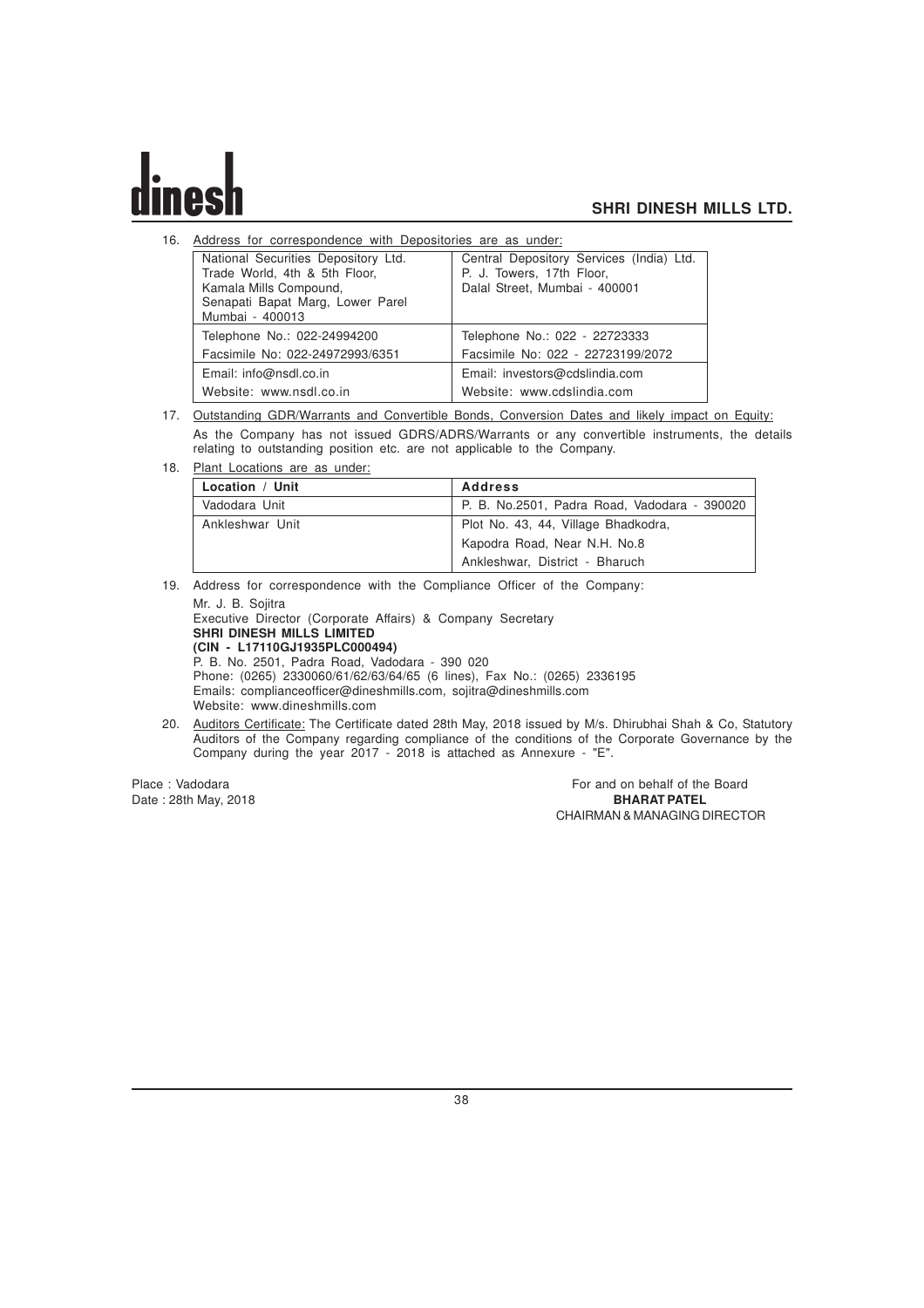16. Address for correspondence with Depositories are as under:

| National Securities Depository Ltd.<br>Trade World, 4th & 5th Floor,<br>Kamala Mills Compound,<br>Senapati Bapat Marg, Lower Parel<br>Mumbai - 400013 | Central Depository Services (India) Ltd.<br>P. J. Towers, 17th Floor,<br>Dalal Street, Mumbai - 400001 |
|---|---|
| Telephone No.: 022-24994200 | Telephone No.: 022 - 22723333 |
| Facsimile No: 022-24972993/6351 | Facsimile No: 022 - 22723199/2072 |
| Email: info@nsdl.co.in | Email: investors@cdslindia.com |
| Website: www.nsdl.co.in | Website: www.cdslindia.com |

17. Outstanding GDR/Warrants and Convertible Bonds, Conversion Dates and likely impact on Equity:

    As the Company has not issued GDRS/ADRS/Warrants or any convertible instruments, the details relating to outstanding position etc. are not applicable to the Company.

18. Plant Locations are as under:

| Location / Unit | Address |
|---|---|
| Vadodara Unit | P. B. No.2501, Padra Road, Vadodara - 390020 |
| Ankleshwar Unit | Plot No. 43, 44, Village Bhadkodra,<br>Kapodra Road, Near N.H. No.8<br>Ankleshwar, District - Bharuch |

19. Address for correspondence with the Compliance Officer of the Company:

    Mr. J. B. Sojitra
    Executive Director (Corporate Affairs) & Company Secretary
    **SHRI DINESH MILLS LIMITED**
    **(CIN - L17110GJ1935PLC000494)**
    P. B. No. 2501, Padra Road, Vadodara - 390 020
    Phone: (0265) 2330060/61/62/63/64/65 (6 lines), Fax No.: (0265) 2336195
    Emails: complianceofficer@dineshmills.com, sojitra@dineshmills.com
    Website: www.dineshmills.com

20. Auditors Certificate: The Certificate dated 28th May, 2018 issued by M/s. Dhirubhai Shah & Co, Statutory Auditors of the Company regarding compliance of the conditions of the Corporate Governance by the Company during the year 2017 - 2018 is attached as Annexure - "E".

Place : Vadodara
Date : 28th May, 2018

For and on behalf of the Board
**BHARAT PATEL**
CHAIRMAN & MANAGING DIRECTOR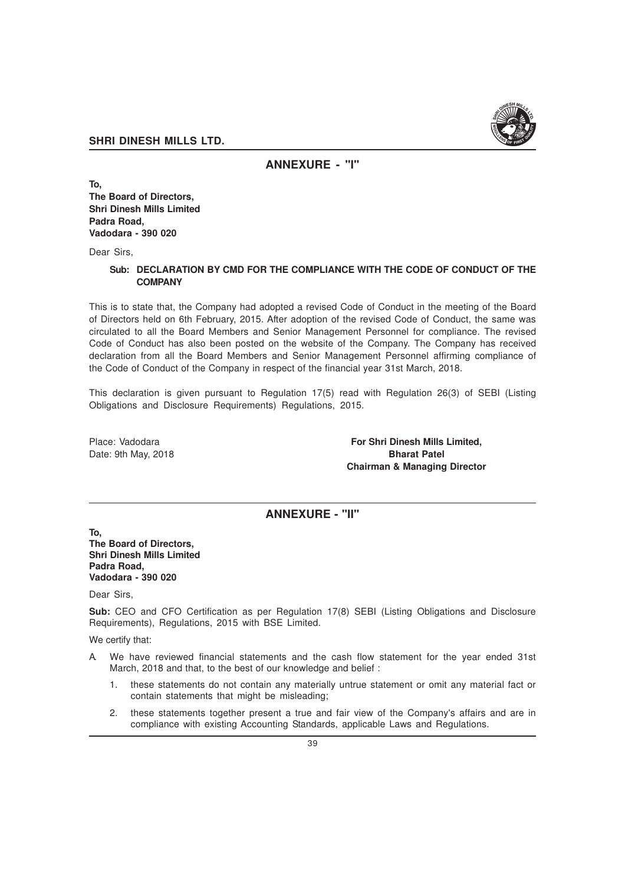## ANNEXURE - "I"

**To,**
**The Board of Directors,**
**Shri Dinesh Mills Limited**
**Padra Road,**
**Vadodara - 390 020**

Dear Sirs,

**Sub: DECLARATION BY CMD FOR THE COMPLIANCE WITH THE CODE OF CONDUCT OF THE COMPANY**

This is to state that, the Company had adopted a revised Code of Conduct in the meeting of the Board of Directors held on 6th February, 2015. After adoption of the revised Code of Conduct, the same was circulated to all the Board Members and Senior Management Personnel for compliance. The revised Code of Conduct has also been posted on the website of the Company. The Company has received declaration from all the Board Members and Senior Management Personnel affirming compliance of the Code of Conduct of the Company in respect of the financial year 31st March, 2018.

This declaration is given pursuant to Regulation 17(5) read with Regulation 26(3) of SEBI (Listing Obligations and Disclosure Requirements) Regulations, 2015.

Place: Vadodara
Date: 9th May, 2018

**For Shri Dinesh Mills Limited,**
**Bharat Patel**
**Chairman & Managing Director**

## ANNEXURE - "II"

**To,**
**The Board of Directors,**
**Shri Dinesh Mills Limited**
**Padra Road,**
**Vadodara - 390 020**

Dear Sirs,

**Sub:** CEO and CFO Certification as per Regulation 17(8) SEBI (Listing Obligations and Disclosure Requirements), Regulations, 2015 with BSE Limited.

We certify that:

A. We have reviewed financial statements and the cash flow statement for the year ended 31st March, 2018 and that, to the best of our knowledge and belief :

   1. these statements do not contain any materially untrue statement or omit any material fact or contain statements that might be misleading;

   2. these statements together present a true and fair view of the Company's affairs and are in compliance with existing Accounting Standards, applicable Laws and Regulations.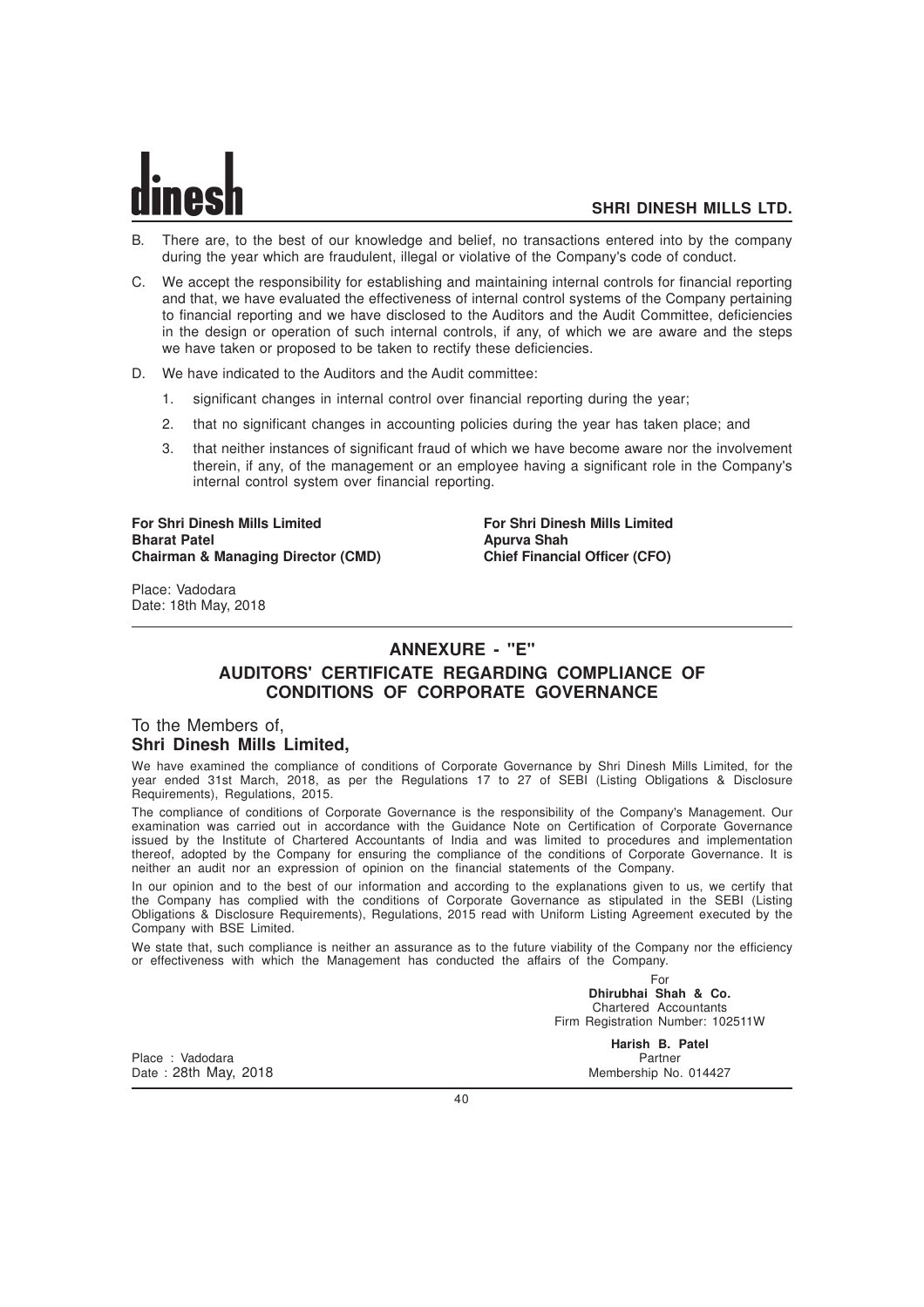B. There are, to the best of our knowledge and belief, no transactions entered into by the company during the year which are fraudulent, illegal or violative of the Company's code of conduct.

C. We accept the responsibility for establishing and maintaining internal controls for financial reporting and that, we have evaluated the effectiveness of internal control systems of the Company pertaining to financial reporting and we have disclosed to the Auditors and the Audit Committee, deficiencies in the design or operation of such internal controls, if any, of which we are aware and the steps we have taken or proposed to be taken to rectify these deficiencies.

D. We have indicated to the Auditors and the Audit committee:

1. significant changes in internal control over financial reporting during the year;
2. that no significant changes in accounting policies during the year has taken place; and
3. that neither instances of significant fraud of which we have become aware nor the involvement therein, if any, of the management or an employee having a significant role in the Company's internal control system over financial reporting.

**For Shri Dinesh Mills Limited**
**Bharat Patel**
**Chairman & Managing Director (CMD)**

**For Shri Dinesh Mills Limited**
**Apurva Shah**
**Chief Financial Officer (CFO)**

Place: Vadodara
Date: 18th May, 2018

## ANNEXURE - "E"

## AUDITORS' CERTIFICATE REGARDING COMPLIANCE OF CONDITIONS OF CORPORATE GOVERNANCE

To the Members of,
**Shri Dinesh Mills Limited,**

We have examined the compliance of conditions of Corporate Governance by Shri Dinesh Mills Limited, for the year ended 31st March, 2018, as per the Regulations 17 to 27 of SEBI (Listing Obligations & Disclosure Requirements), Regulations, 2015.

The compliance of conditions of Corporate Governance is the responsibility of the Company's Management. Our examination was carried out in accordance with the Guidance Note on Certification of Corporate Governance issued by the Institute of Chartered Accountants of India and was limited to procedures and implementation thereof, adopted by the Company for ensuring the compliance of the conditions of Corporate Governance. It is neither an audit nor an expression of opinion on the financial statements of the Company.

In our opinion and to the best of our information and according to the explanations given to us, we certify that the Company has complied with the conditions of Corporate Governance as stipulated in the SEBI (Listing Obligations & Disclosure Requirements), Regulations, 2015 read with Uniform Listing Agreement executed by the Company with BSE Limited.

We state that, such compliance is neither an assurance as to the future viability of the Company nor the efficiency or effectiveness with which the Management has conducted the affairs of the Company.

For
**Dhirubhai Shah & Co.**
Chartered Accountants
Firm Registration Number: 102511W

**Harish B. Patel**
Partner
Membership No. 014427

Place : Vadodara
Date : 28th May, 2018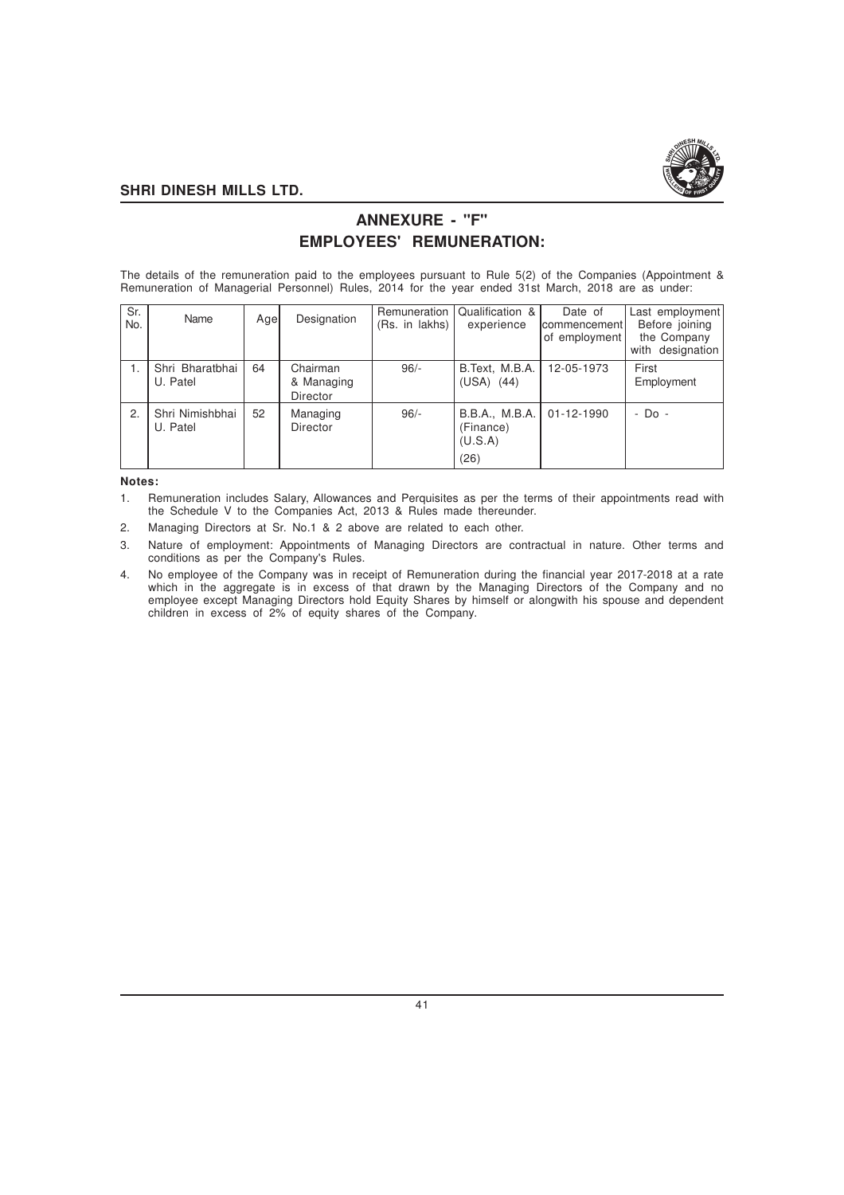## ANNEXURE - "F"

## EMPLOYEES' REMUNERATION:

The details of the remuneration paid to the employees pursuant to Rule 5(2) of the Companies (Appointment & Remuneration of Managerial Personnel) Rules, 2014 for the year ended 31st March, 2018 are as under:

| Sr. No. | Name | Age | Designation | Remuneration (Rs. in lakhs) | Qualification & experience | Date of commencement of employment | Last employment Before joining the Company with designation |
|---|---|---|---|---|---|---|---|
| 1. | Shri Bharatbhai U. Patel | 64 | Chairman & Managing Director | 96/- | B.Text, M.B.A. (USA) (44) | 12-05-1973 | First Employment |
| 2. | Shri Nimishbhai U. Patel | 52 | Managing Director | 96/- | B.B.A., M.B.A. (Finance) (U.S.A) (26) | 01-12-1990 | - Do - |

**Notes:**

1. Remuneration includes Salary, Allowances and Perquisites as per the terms of their appointments read with the Schedule V to the Companies Act, 2013 & Rules made thereunder.
2. Managing Directors at Sr. No.1 & 2 above are related to each other.
3. Nature of employment: Appointments of Managing Directors are contractual in nature. Other terms and conditions as per the Company's Rules.
4. No employee of the Company was in receipt of Remuneration during the financial year 2017-2018 at a rate which in the aggregate is in excess of that drawn by the Managing Directors of the Company and no employee except Managing Directors hold Equity Shares by himself or alongwith his spouse and dependent children in excess of 2% of equity shares of the Company.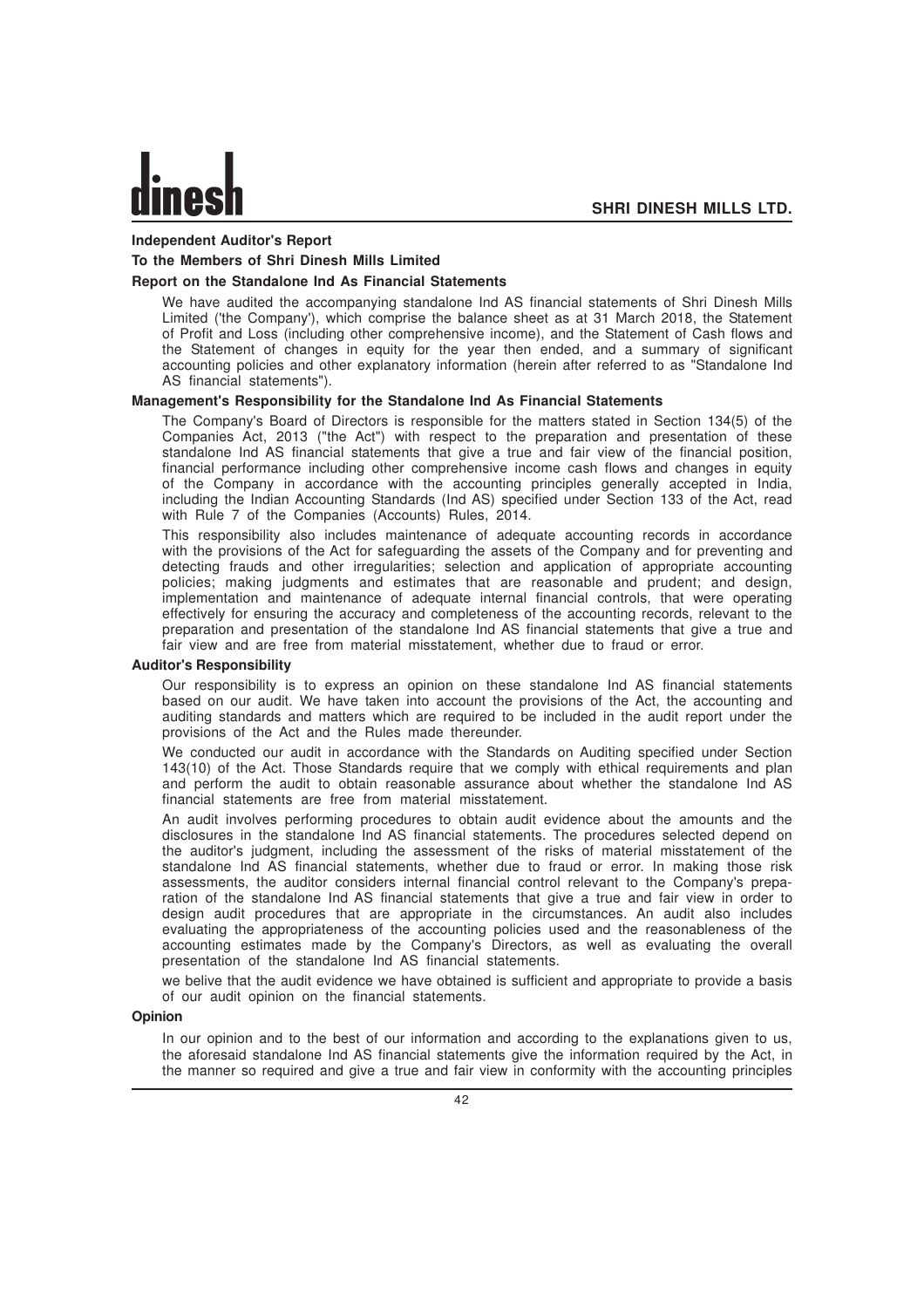## Independent Auditor's Report

### To the Members of Shri Dinesh Mills Limited

### Report on the Standalone Ind As Financial Statements

We have audited the accompanying standalone Ind AS financial statements of Shri Dinesh Mills Limited ('the Company'), which comprise the balance sheet as at 31 March 2018, the Statement of Profit and Loss (including other comprehensive income), and the Statement of Cash flows and the Statement of changes in equity for the year then ended, and a summary of significant accounting policies and other explanatory information (herein after referred to as "Standalone Ind AS financial statements").

### Management's Responsibility for the Standalone Ind As Financial Statements

The Company's Board of Directors is responsible for the matters stated in Section 134(5) of the Companies Act, 2013 ("the Act") with respect to the preparation and presentation of these standalone Ind AS financial statements that give a true and fair view of the financial position, financial performance including other comprehensive income cash flows and changes in equity of the Company in accordance with the accounting principles generally accepted in India, including the Indian Accounting Standards (Ind AS) specified under Section 133 of the Act, read with Rule 7 of the Companies (Accounts) Rules, 2014.

This responsibility also includes maintenance of adequate accounting records in accordance with the provisions of the Act for safeguarding the assets of the Company and for preventing and detecting frauds and other irregularities; selection and application of appropriate accounting policies; making judgments and estimates that are reasonable and prudent; and design, implementation and maintenance of adequate internal financial controls, that were operating effectively for ensuring the accuracy and completeness of the accounting records, relevant to the preparation and presentation of the standalone Ind AS financial statements that give a true and fair view and are free from material misstatement, whether due to fraud or error.

### Auditor's Responsibility

Our responsibility is to express an opinion on these standalone Ind AS financial statements based on our audit. We have taken into account the provisions of the Act, the accounting and auditing standards and matters which are required to be included in the audit report under the provisions of the Act and the Rules made thereunder.

We conducted our audit in accordance with the Standards on Auditing specified under Section 143(10) of the Act. Those Standards require that we comply with ethical requirements and plan and perform the audit to obtain reasonable assurance about whether the standalone Ind AS financial statements are free from material misstatement.

An audit involves performing procedures to obtain audit evidence about the amounts and the disclosures in the standalone Ind AS financial statements. The procedures selected depend on the auditor's judgment, including the assessment of the risks of material misstatement of the standalone Ind AS financial statements, whether due to fraud or error. In making those risk assessments, the auditor considers internal financial control relevant to the Company's preparation of the standalone Ind AS financial statements that give a true and fair view in order to design audit procedures that are appropriate in the circumstances. An audit also includes evaluating the appropriateness of the accounting policies used and the reasonableness of the accounting estimates made by the Company's Directors, as well as evaluating the overall presentation of the standalone Ind AS financial statements.

we belive that the audit evidence we have obtained is sufficient and appropriate to provide a basis of our audit opinion on the financial statements.

### Opinion

In our opinion and to the best of our information and according to the explanations given to us, the aforesaid standalone Ind AS financial statements give the information required by the Act, in the manner so required and give a true and fair view in conformity with the accounting principles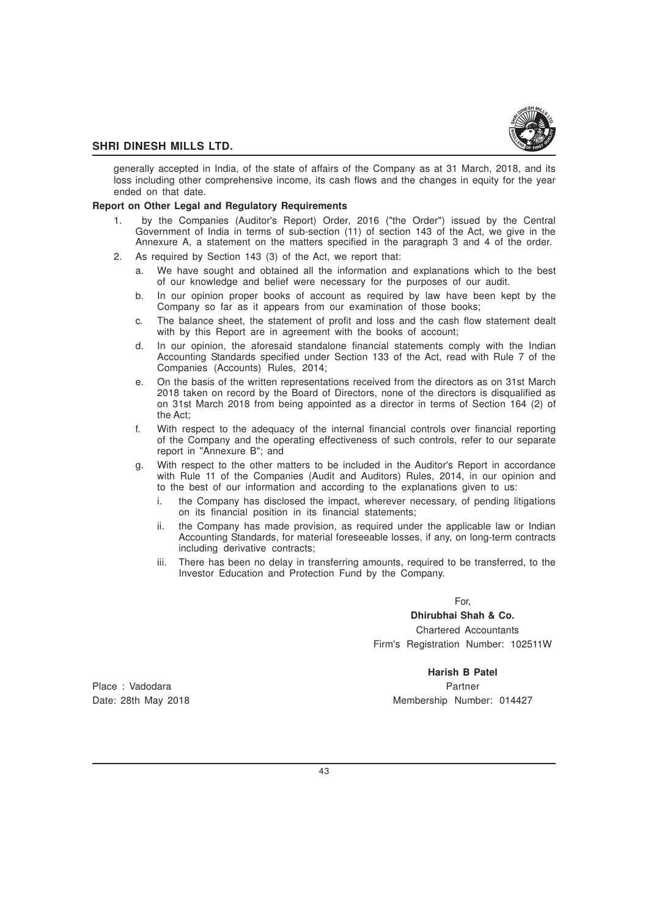generally accepted in India, of the state of affairs of the Company as at 31 March, 2018, and its loss including other comprehensive income, its cash flows and the changes in equity for the year ended on that date.

**Report on Other Legal and Regulatory Requirements**

1. by the Companies (Auditor's Report) Order, 2016 ("the Order") issued by the Central Government of India in terms of sub-section (11) of section 143 of the Act, we give in the Annexure A, a statement on the matters specified in the paragraph 3 and 4 of the order.
2. As required by Section 143 (3) of the Act, we report that:
   a. We have sought and obtained all the information and explanations which to the best of our knowledge and belief were necessary for the purposes of our audit.
   b. In our opinion proper books of account as required by law have been kept by the Company so far as it appears from our examination of those books;
   c. The balance sheet, the statement of profit and loss and the cash flow statement dealt with by this Report are in agreement with the books of account;
   d. In our opinion, the aforesaid standalone financial statements comply with the Indian Accounting Standards specified under Section 133 of the Act, read with Rule 7 of the Companies (Accounts) Rules, 2014;
   e. On the basis of the written representations received from the directors as on 31st March 2018 taken on record by the Board of Directors, none of the directors is disqualified as on 31st March 2018 from being appointed as a director in terms of Section 164 (2) of the Act;
   f. With respect to the adequacy of the internal financial controls over financial reporting of the Company and the operating effectiveness of such controls, refer to our separate report in "Annexure B"; and
   g. With respect to the other matters to be included in the Auditor's Report in accordance with Rule 11 of the Companies (Audit and Auditors) Rules, 2014, in our opinion and to the best of our information and according to the explanations given to us:
      i. the Company has disclosed the impact, wherever necessary, of pending litigations on its financial position in its financial statements;
      ii. the Company has made provision, as required under the applicable law or Indian Accounting Standards, for material foreseeable losses, if any, on long-term contracts including derivative contracts;
      iii. There has been no delay in transferring amounts, required to be transferred, to the Investor Education and Protection Fund by the Company.

For,
**Dhirubhai Shah & Co.**
Chartered Accountants
Firm's Registration Number: 102511W

**Harish B Patel**
Partner
Membership Number: 014427

Place : Vadodara
Date: 28th May 2018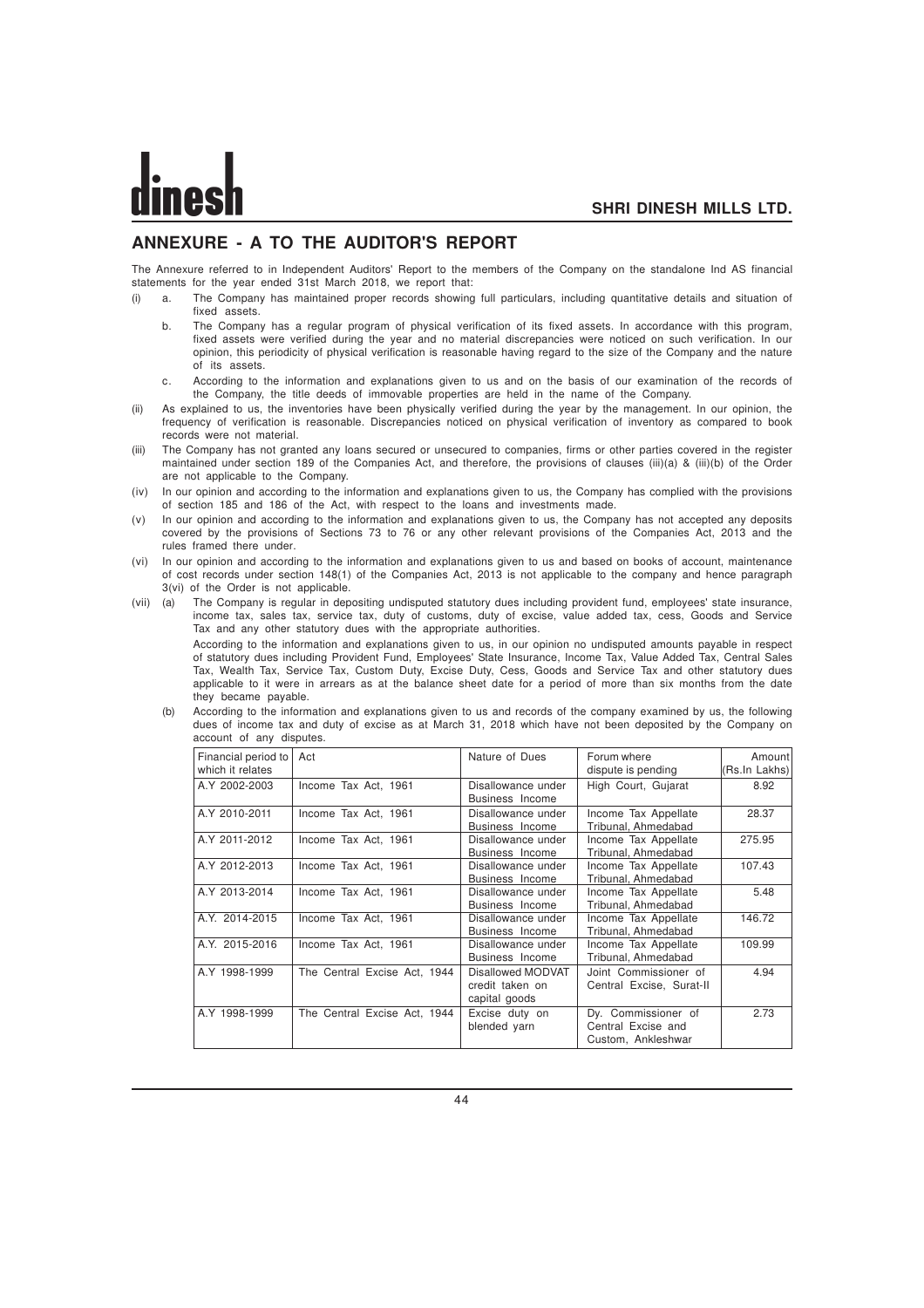## ANNEXURE - A TO THE AUDITOR'S REPORT

The Annexure referred to in Independent Auditors' Report to the members of the Company on the standalone Ind AS financial statements for the year ended 31st March 2018, we report that:

(i) a. The Company has maintained proper records showing full particulars, including quantitative details and situation of fixed assets.

b. The Company has a regular program of physical verification of its fixed assets. In accordance with this program, fixed assets were verified during the year and no material discrepancies were noticed on such verification. In our opinion, this periodicity of physical verification is reasonable having regard to the size of the Company and the nature of its assets.

c. According to the information and explanations given to us and on the basis of our examination of the records of the Company, the title deeds of immovable properties are held in the name of the Company.

(ii) As explained to us, the inventories have been physically verified during the year by the management. In our opinion, the frequency of verification is reasonable. Discrepancies noticed on physical verification of inventory as compared to book records were not material.

(iii) The Company has not granted any loans secured or unsecured to companies, firms or other parties covered in the register maintained under section 189 of the Companies Act, and therefore, the provisions of clauses (iii)(a) & (iii)(b) of the Order are not applicable to the Company.

(iv) In our opinion and according to the information and explanations given to us, the Company has complied with the provisions of section 185 and 186 of the Act, with respect to the loans and investments made.

(v) In our opinion and according to the information and explanations given to us, the Company has not accepted any deposits covered by the provisions of Sections 73 to 76 or any other relevant provisions of the Companies Act, 2013 and the rules framed there under.

(vi) In our opinion and according to the information and explanations given to us and based on books of account, maintenance of cost records under section 148(1) of the Companies Act, 2013 is not applicable to the company and hence paragraph 3(vi) of the Order is not applicable.

(vii) (a) The Company is regular in depositing undisputed statutory dues including provident fund, employees' state insurance, income tax, sales tax, service tax, duty of customs, duty of excise, value added tax, cess, Goods and Service Tax and any other statutory dues with the appropriate authorities.

According to the information and explanations given to us, in our opinion no undisputed amounts payable in respect of statutory dues including Provident Fund, Employees' State Insurance, Income Tax, Value Added Tax, Central Sales Tax, Wealth Tax, Service Tax, Custom Duty, Excise Duty, Cess, Goods and Service Tax and other statutory dues applicable to it were in arrears as at the balance sheet date for a period of more than six months from the date they became payable.

(b) According to the information and explanations given to us and records of the company examined by us, the following dues of income tax and duty of excise as at March 31, 2018 which have not been deposited by the Company on account of any disputes.

| Financial period to which it relates | Act | Nature of Dues | Forum where dispute is pending | Amount (Rs.In Lakhs) |
|---|---|---|---|---|
| A.Y 2002-2003 | Income Tax Act, 1961 | Disallowance under Business Income | High Court, Gujarat | 8.92 |
| A.Y 2010-2011 | Income Tax Act, 1961 | Disallowance under Business Income | Income Tax Appellate Tribunal, Ahmedabad | 28.37 |
| A.Y 2011-2012 | Income Tax Act, 1961 | Disallowance under Business Income | Income Tax Appellate Tribunal, Ahmedabad | 275.95 |
| A.Y 2012-2013 | Income Tax Act, 1961 | Disallowance under Business Income | Income Tax Appellate Tribunal, Ahmedabad | 107.43 |
| A.Y 2013-2014 | Income Tax Act, 1961 | Disallowance under Business Income | Income Tax Appellate Tribunal, Ahmedabad | 5.48 |
| A.Y. 2014-2015 | Income Tax Act, 1961 | Disallowance under Business Income | Income Tax Appellate Tribunal, Ahmedabad | 146.72 |
| A.Y. 2015-2016 | Income Tax Act, 1961 | Disallowance under Business Income | Income Tax Appellate Tribunal, Ahmedabad | 109.99 |
| A.Y 1998-1999 | The Central Excise Act, 1944 | Disallowed MODVAT credit taken on capital goods | Joint Commissioner of Central Excise, Surat-II | 4.94 |
| A.Y 1998-1999 | The Central Excise Act, 1944 | Excise duty on blended yarn | Dy. Commissioner of Central Excise and Custom, Ankleshwar | 2.73 |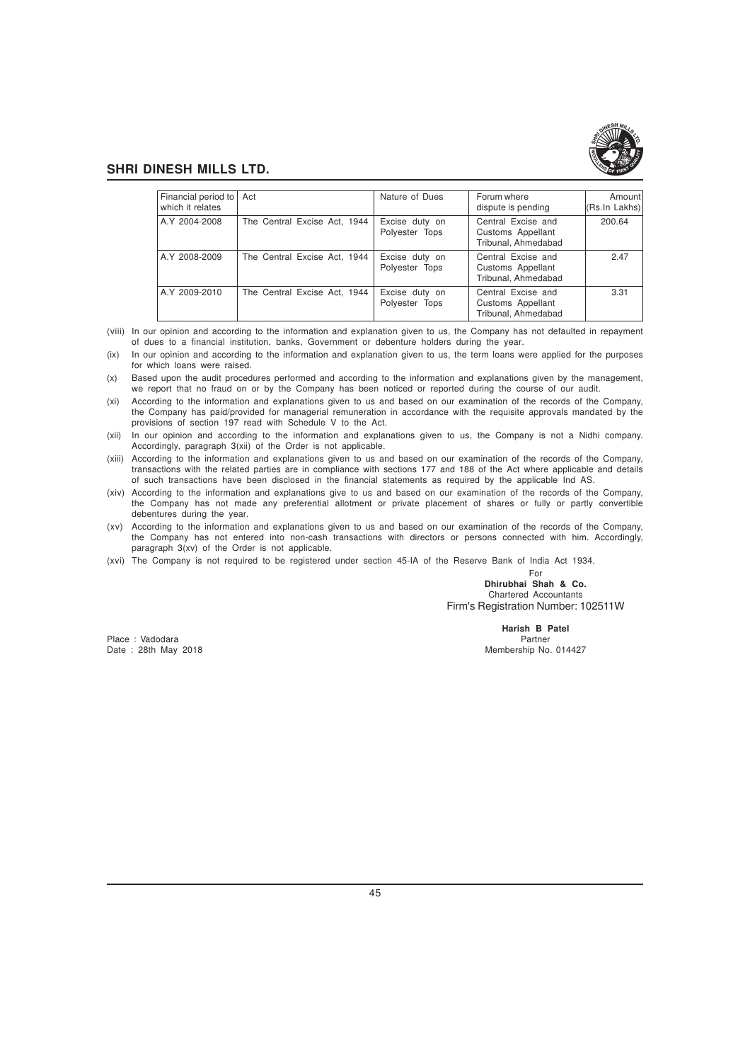| Financial period to which it relates | Act | Nature of Dues | Forum where dispute is pending | Amount (Rs.In Lakhs) |
|---|---|---|---|---|
| A.Y 2004-2008 | The Central Excise Act, 1944 | Excise duty on Polyester Tops | Central Excise and Customs Appellant Tribunal, Ahmedabad | 200.64 |
| A.Y 2008-2009 | The Central Excise Act, 1944 | Excise duty on Polyester Tops | Central Excise and Customs Appellant Tribunal, Ahmedabad | 2.47 |
| A.Y 2009-2010 | The Central Excise Act, 1944 | Excise duty on Polyester Tops | Central Excise and Customs Appellant Tribunal, Ahmedabad | 3.31 |

(viii) In our opinion and according to the information and explanation given to us, the Company has not defaulted in repayment of dues to a financial institution, banks, Government or debenture holders during the year.

(ix) In our opinion and according to the information and explanation given to us, the term loans were applied for the purposes for which loans were raised.

(x) Based upon the audit procedures performed and according to the information and explanations given by the management, we report that no fraud on or by the Company has been noticed or reported during the course of our audit.

(xi) According to the information and explanations given to us and based on our examination of the records of the Company, the Company has paid/provided for managerial remuneration in accordance with the requisite approvals mandated by the provisions of section 197 read with Schedule V to the Act.

(xii) In our opinion and according to the information and explanations given to us, the Company is not a Nidhi company. Accordingly, paragraph 3(xii) of the Order is not applicable.

(xiii) According to the information and explanations given to us and based on our examination of the records of the Company, transactions with the related parties are in compliance with sections 177 and 188 of the Act where applicable and details of such transactions have been disclosed in the financial statements as required by the applicable Ind AS.

(xiv) According to the information and explanations give to us and based on our examination of the records of the Company, the Company has not made any preferential allotment or private placement of shares or fully or partly convertible debentures during the year.

(xv) According to the information and explanations given to us and based on our examination of the records of the Company, the Company has not entered into non-cash transactions with directors or persons connected with him. Accordingly, paragraph 3(xv) of the Order is not applicable.

(xvi) The Company is not required to be registered under section 45-IA of the Reserve Bank of India Act 1934.

For
**Dhirubhai Shah & Co.**
Chartered Accountants
Firm's Registration Number: 102511W

**Harish B Patel**
Partner
Membership No. 014427

Place : Vadodara
Date : 28th May 2018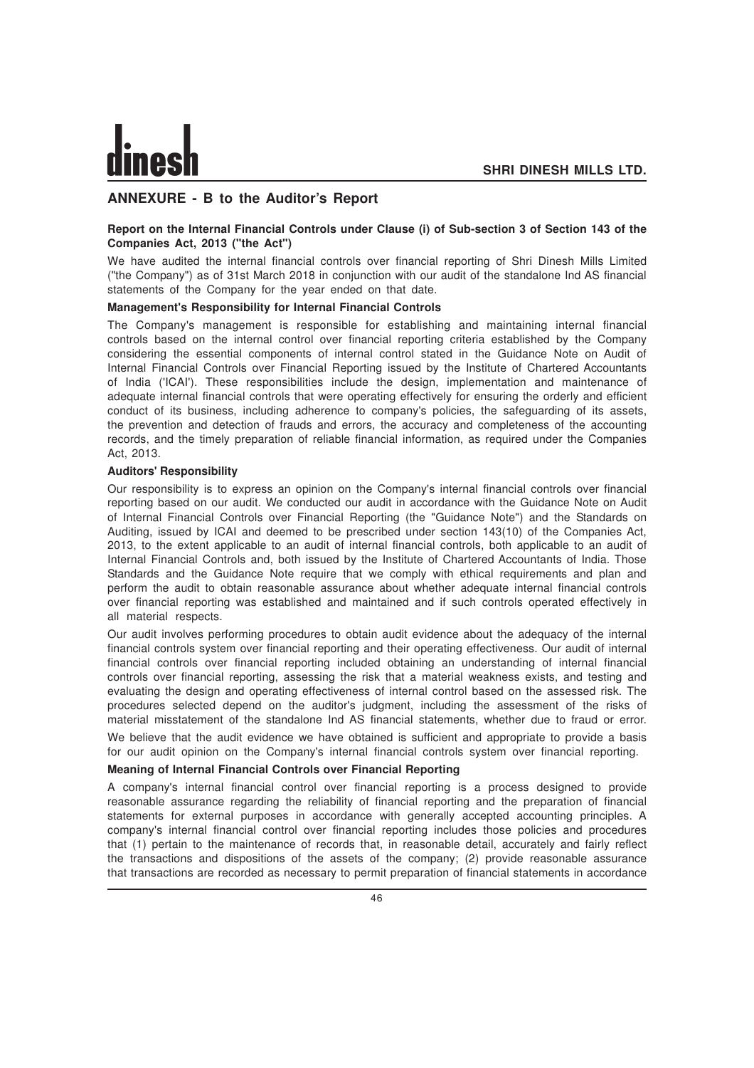## ANNEXURE - B to the Auditor's Report

**Report on the Internal Financial Controls under Clause (i) of Sub-section 3 of Section 143 of the Companies Act, 2013 ("the Act")**

We have audited the internal financial controls over financial reporting of Shri Dinesh Mills Limited ("the Company") as of 31st March 2018 in conjunction with our audit of the standalone Ind AS financial statements of the Company for the year ended on that date.

**Management's Responsibility for Internal Financial Controls**

The Company's management is responsible for establishing and maintaining internal financial controls based on the internal control over financial reporting criteria established by the Company considering the essential components of internal control stated in the Guidance Note on Audit of Internal Financial Controls over Financial Reporting issued by the Institute of Chartered Accountants of India ('ICAI'). These responsibilities include the design, implementation and maintenance of adequate internal financial controls that were operating effectively for ensuring the orderly and efficient conduct of its business, including adherence to company's policies, the safeguarding of its assets, the prevention and detection of frauds and errors, the accuracy and completeness of the accounting records, and the timely preparation of reliable financial information, as required under the Companies Act, 2013.

**Auditors' Responsibility**

Our responsibility is to express an opinion on the Company's internal financial controls over financial reporting based on our audit. We conducted our audit in accordance with the Guidance Note on Audit of Internal Financial Controls over Financial Reporting (the "Guidance Note") and the Standards on Auditing, issued by ICAI and deemed to be prescribed under section 143(10) of the Companies Act, 2013, to the extent applicable to an audit of internal financial controls, both applicable to an audit of Internal Financial Controls and, both issued by the Institute of Chartered Accountants of India. Those Standards and the Guidance Note require that we comply with ethical requirements and plan and perform the audit to obtain reasonable assurance about whether adequate internal financial controls over financial reporting was established and maintained and if such controls operated effectively in all material respects.

Our audit involves performing procedures to obtain audit evidence about the adequacy of the internal financial controls system over financial reporting and their operating effectiveness. Our audit of internal financial controls over financial reporting included obtaining an understanding of internal financial controls over financial reporting, assessing the risk that a material weakness exists, and testing and evaluating the design and operating effectiveness of internal control based on the assessed risk. The procedures selected depend on the auditor's judgment, including the assessment of the risks of material misstatement of the standalone Ind AS financial statements, whether due to fraud or error.

We believe that the audit evidence we have obtained is sufficient and appropriate to provide a basis for our audit opinion on the Company's internal financial controls system over financial reporting.

**Meaning of Internal Financial Controls over Financial Reporting**

A company's internal financial control over financial reporting is a process designed to provide reasonable assurance regarding the reliability of financial reporting and the preparation of financial statements for external purposes in accordance with generally accepted accounting principles. A company's internal financial control over financial reporting includes those policies and procedures that (1) pertain to the maintenance of records that, in reasonable detail, accurately and fairly reflect the transactions and dispositions of the assets of the company; (2) provide reasonable assurance that transactions are recorded as necessary to permit preparation of financial statements in accordance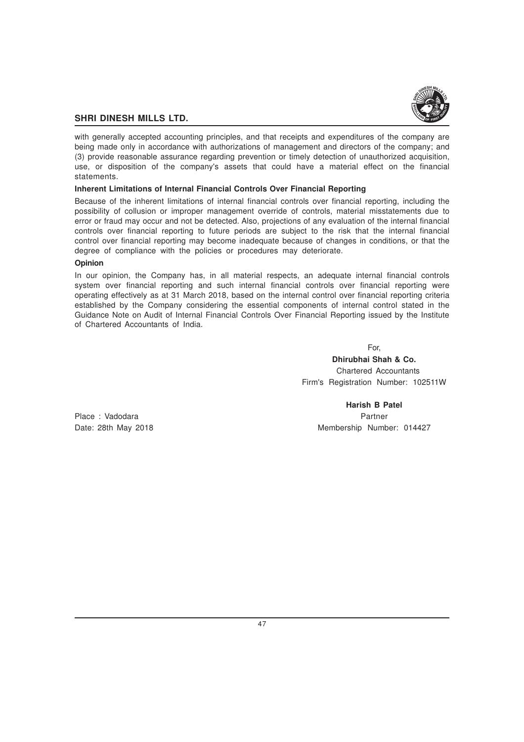with generally accepted accounting principles, and that receipts and expenditures of the company are being made only in accordance with authorizations of management and directors of the company; and (3) provide reasonable assurance regarding prevention or timely detection of unauthorized acquisition, use, or disposition of the company's assets that could have a material effect on the financial statements.

**Inherent Limitations of Internal Financial Controls Over Financial Reporting**

Because of the inherent limitations of internal financial controls over financial reporting, including the possibility of collusion or improper management override of controls, material misstatements due to error or fraud may occur and not be detected. Also, projections of any evaluation of the internal financial controls over financial reporting to future periods are subject to the risk that the internal financial control over financial reporting may become inadequate because of changes in conditions, or that the degree of compliance with the policies or procedures may deteriorate.

**Opinion**

In our opinion, the Company has, in all material respects, an adequate internal financial controls system over financial reporting and such internal financial controls over financial reporting were operating effectively as at 31 March 2018, based on the internal control over financial reporting criteria established by the Company considering the essential components of internal control stated in the Guidance Note on Audit of Internal Financial Controls Over Financial Reporting issued by the Institute of Chartered Accountants of India.

For,
**Dhirubhai Shah & Co.**
Chartered Accountants
Firm's Registration Number: 102511W

**Harish B Patel**
Partner
Membership Number: 014427

Place : Vadodara
Date: 28th May 2018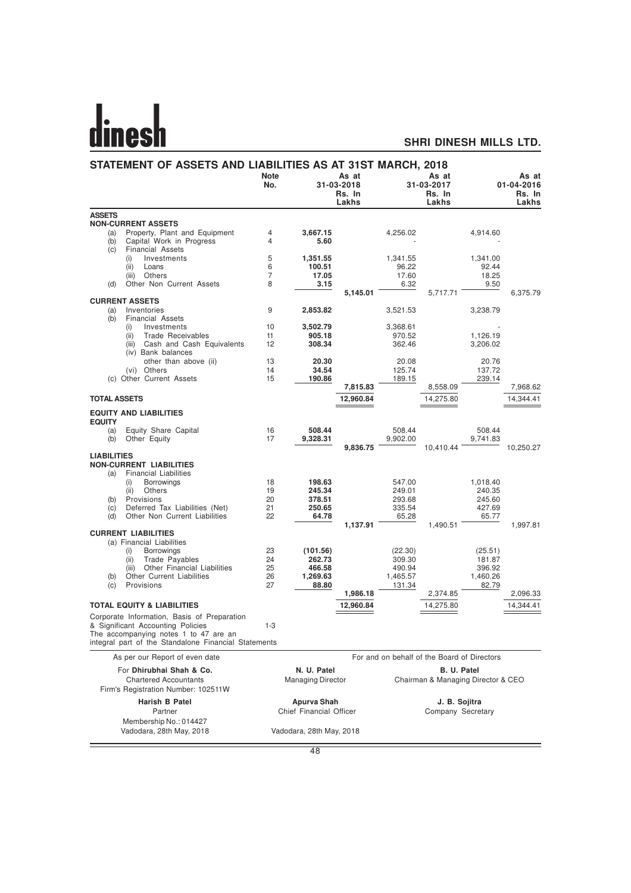# STATEMENT OF ASSETS AND LIABILITIES AS AT 31ST MARCH, 2018

| | Note No. | As at 31-03-2018 Rs. In Lakhs | | As at 31-03-2017 Rs. In Lakhs | | As at 01-04-2016 Rs. In Lakhs | |
|---|---|---|---|---|---|---|---|
| **ASSETS** | | | | | | | |
| **NON-CURRENT ASSETS** | | | | | | | |
| (a) Property, Plant and Equipment | 4 | **3,667.15** | | 4,256.02 | | 4,914.60 | |
| (b) Capital Work in Progress | 4 | **5.60** | | - | | - | |
| (c) Financial Assets | | | | | | | |
| (i) Investments | 5 | **1,351.55** | | 1,341.55 | | 1,341.00 | |
| (ii) Loans | 6 | **100.51** | | 96.22 | | 92.44 | |
| (iii) Others | 7 | **17.05** | | 17.60 | | 18.25 | |
| (d) Other Non Current Assets | 8 | **3.15** | | 6.32 | | 9.50 | |
| | | | **5,145.01** | | 5,717.71 | | 6,375.79 |
| **CURRENT ASSETS** | | | | | | | |
| (a) Inventories | 9 | **2,853.82** | | 3,521.53 | | 3,238.79 | |
| (b) Financial Assets | | | | | | | |
| (i) Investments | 10 | **3,502.79** | | 3,368.61 | | - | |
| (ii) Trade Receivables | 11 | **905.18** | | 970.52 | | 1,126.19 | |
| (iii) Cash and Cash Equivalents | 12 | **308.34** | | 362.46 | | 3,206.02 | |
| (iv) Bank balances other than above (ii) | 13 | **20.30** | | 20.08 | | 20.76 | |
| (vi) Others | 14 | **34.54** | | 125.74 | | 137.72 | |
| (c) Other Current Assets | 15 | **190.86** | | 189.15 | | 239.14 | |
| | | | **7,815.83** | | 8,558.09 | | 7,968.62 |
| **TOTAL ASSETS** | | | **12,960.84** | | 14,275.80 | | 14,344.41 |
| **EQUITY AND LIABILITIES** | | | | | | | |
| **EQUITY** | | | | | | | |
| (a) Equity Share Capital | 16 | **508.44** | | 508.44 | | 508.44 | |
| (b) Other Equity | 17 | **9,328.31** | | 9,902.00 | | 9,741.83 | |
| | | | **9,836.75** | | 10,410.44 | | 10,250.27 |
| **LIABILITIES** | | | | | | | |
| **NON-CURRENT LIABILITIES** | | | | | | | |
| (a) Financial Liabilities | | | | | | | |
| (i) Borrowings | 18 | **198.63** | | 547.00 | | 1,018.40 | |
| (ii) Others | 19 | **245.34** | | 249.01 | | 240.35 | |
| (b) Provisions | 20 | **378.51** | | 293.68 | | 245.60 | |
| (c) Deferred Tax Liabilities (Net) | 21 | **250.65** | | 335.54 | | 427.69 | |
| (d) Other Non Current Liabilities | 22 | **64.78** | | 65.28 | | 65.77 | |
| | | | **1,137.91** | | 1,490.51 | | 1,997.81 |
| **CURRENT LIABILITIES** | | | | | | | |
| (a) Financial Liabilities | | | | | | | |
| (i) Borrowings | 23 | **(101.56)** | | (22.30) | | (25.51) | |
| (ii) Trade Payables | 24 | **262.73** | | 309.30 | | 181.87 | |
| (iii) Other Financial Liabilities | 25 | **466.58** | | 490.94 | | 396.92 | |
| (b) Other Current Liabilities | 26 | **1,269.63** | | 1,465.57 | | 1,460.26 | |
| (c) Provisions | 27 | **88.80** | | 131.34 | | 82.79 | |
| | | | **1,986.18** | | 2,374.85 | | 2,096.33 |
| **TOTAL EQUITY & LIABILITIES** | | | **12,960.84** | | 14,275.80 | | 14,344.41 |

Corporate Information, Basis of Preparation & Significant Accounting Policies — 1-3

The accompanying notes 1 to 47 are an integral part of the Standalone Financial Statements

As per our Report of even date

For **Dhirubhai Shah & Co.**
Chartered Accountants
Firm's Registration Number: 102511W

**Harish B Patel**
Partner
Membership No.: 014427
Vadodara, 28th May, 2018

For and on behalf of the Board of Directors

**N. U. Patel**
Managing Director

**B. U. Patel**
Chairman & Managing Director & CEO

**Apurva Shah**
Chief Financial Officer

**J. B. Sojitra**
Company Secretary

Vadodara, 28th May, 2018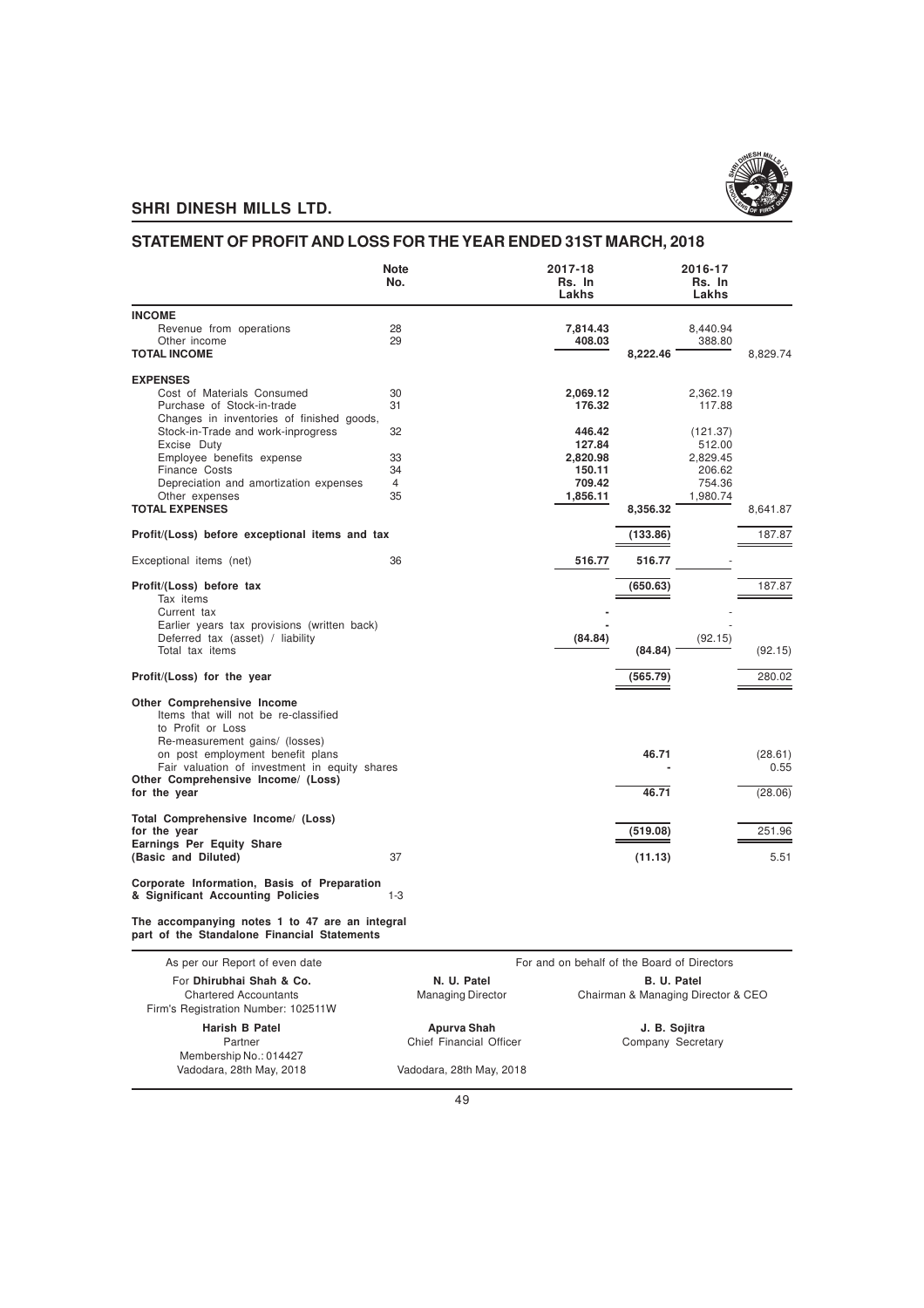## SHRI DINESH MILLS LTD.

## STATEMENT OF PROFIT AND LOSS FOR THE YEAR ENDED 31ST MARCH, 2018

| | Note No. | 2017-18 Rs. In Lakhs | | 2016-17 Rs. In Lakhs | |
|---|---|---|---|---|---|
| **INCOME** | | | | | |
| Revenue from operations | 28 | **7,814.43** | | 8,440.94 | |
| Other income | 29 | **408.03** | | 388.80 | |
| **TOTAL INCOME** | | | **8,222.46** | | 8,829.74 |
| **EXPENSES** | | | | | |
| Cost of Materials Consumed | 30 | **2,069.12** | | 2,362.19 | |
| Purchase of Stock-in-trade | 31 | **176.32** | | 117.88 | |
| Changes in inventories of finished goods, Stock-in-Trade and work-inprogress | 32 | **446.42** | | (121.37) | |
| Excise Duty | | **127.84** | | 512.00 | |
| Employee benefits expense | 33 | **2,820.98** | | 2,829.45 | |
| Finance Costs | 34 | **150.11** | | 206.62 | |
| Depreciation and amortization expenses | 4 | **709.42** | | 754.36 | |
| Other expenses | 35 | **1,856.11** | | 1,980.74 | |
| **TOTAL EXPENSES** | | | **8,356.32** | | 8,641.87 |
| **Profit/(Loss) before exceptional items and tax** | | | **(133.86)** | | 187.87 |
| Exceptional items (net) | 36 | **516.77** | **516.77** | | - |
| **Profit/(Loss) before tax** | | | **(650.63)** | | 187.87 |
| Tax items | | | | | |
| Current tax | | **-** | | - | |
| Earlier years tax provisions (written back) | | **-** | | - | |
| Deferred tax (asset) / liability | | **(84.84)** | | (92.15) | |
| Total tax items | | | **(84.84)** | | (92.15) |
| **Profit/(Loss) for the year** | | | **(565.79)** | | 280.02 |
| **Other Comprehensive Income** | | | | | |
| Items that will not be re-classified to Profit or Loss | | | | | |
| Re-measurement gains/ (losses) on post employment benefit plans | | | **46.71** | | (28.61) |
| Fair valuation of investment in equity shares | | | **-** | | 0.55 |
| **Other Comprehensive Income/ (Loss) for the year** | | | **46.71** | | (28.06) |
| **Total Comprehensive Income/ (Loss) for the year** | | | **(519.08)** | | 251.96 |
| **Earnings Per Equity Share (Basic and Diluted)** | 37 | | **(11.13)** | | 5.51 |
| **Corporate Information, Basis of Preparation & Significant Accounting Policies** | 1-3 | | | | |

**The accompanying notes 1 to 47 are an integral part of the Standalone Financial Statements**

As per our Report of even date
For **Dhirubhai Shah & Co.**
Chartered Accountants
Firm's Registration Number: 102511W

**Harish B Patel**
Partner
Membership No.: 014427
Vadodara, 28th May, 2018

For and on behalf of the Board of Directors

**N. U. Patel**
Managing Director

**B. U. Patel**
Chairman & Managing Director & CEO

**Apurva Shah**
Chief Financial Officer

**J. B. Sojitra**
Company Secretary

Vadodara, 28th May, 2018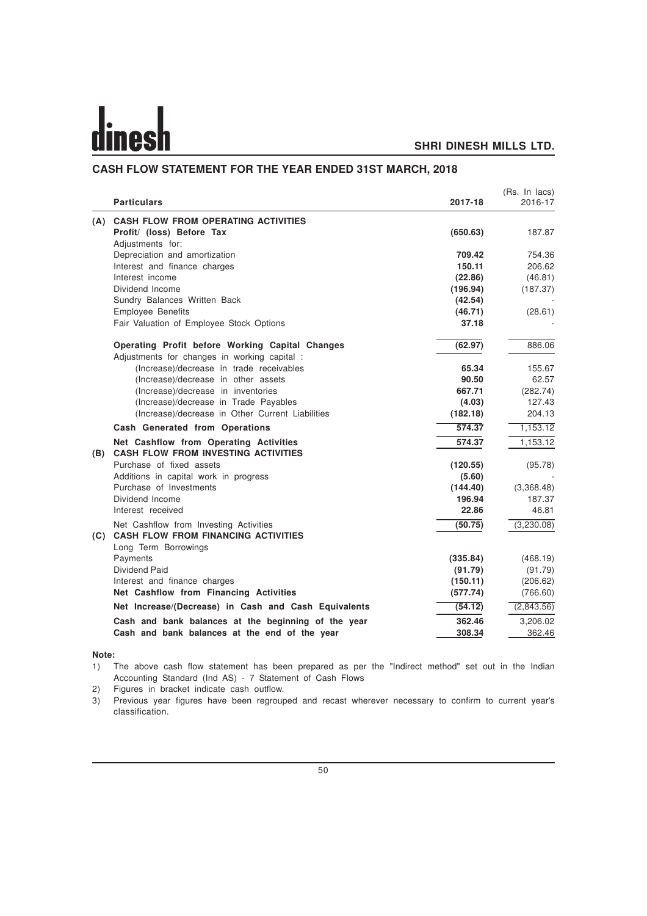# SHRI DINESH MILLS LTD.

## CASH FLOW STATEMENT FOR THE YEAR ENDED 31ST MARCH, 2018

(Rs. In lacs)

| | Particulars | 2017-18 | 2016-17 |
|---|---|---|---|
| **(A)** | **CASH FLOW FROM OPERATING ACTIVITIES** | | |
| | **Profit/ (loss) Before Tax** | **(650.63)** | 187.87 |
| | Adjustments for: | | |
| | Depreciation and amortization | **709.42** | 754.36 |
| | Interest and finance charges | **150.11** | 206.62 |
| | Interest income | **(22.86)** | (46.81) |
| | Dividend Income | **(196.94)** | (187.37) |
| | Sundry Balances Written Back | **(42.54)** | - |
| | Employee Benefits | **(46.71)** | (28.61) |
| | Fair Valuation of Employee Stock Options | **37.18** | - |
| | **Operating Profit before Working Capital Changes** | **(62.97)** | 886.06 |
| | Adjustments for changes in working capital : | | |
| | (Increase)/decrease in trade receivables | **65.34** | 155.67 |
| | (Increase)/decrease in other assets | **90.50** | 62.57 |
| | (Increase)/decrease in inventories | **667.71** | (282.74) |
| | (Increase)/decrease in Trade Payables | **(4.03)** | 127.43 |
| | (Increase)/decrease in Other Current Liabilities | **(182.18)** | 204.13 |
| | **Cash Generated from Operations** | **574.37** | 1,153.12 |
| | **Net Cashflow from Operating Activities** | **574.37** | 1,153.12 |
| **(B)** | **CASH FLOW FROM INVESTING ACTIVITIES** | | |
| | Purchase of fixed assets | **(120.55)** | (95.78) |
| | Additions in capital work in progress | **(5.60)** | - |
| | Purchase of Investments | **(144.40)** | (3,368.48) |
| | Dividend Income | **196.94** | 187.37 |
| | Interest received | **22.86** | 46.81 |
| | Net Cashflow from Investing Activities | **(50.75)** | (3,230.08) |
| **(C)** | **CASH FLOW FROM FINANCING ACTIVITIES** | | |
| | Long Term Borrowings | | |
| | Payments | **(335.84)** | (468.19) |
| | Dividend Paid | **(91.79)** | (91.79) |
| | Interest and finance charges | **(150.11)** | (206.62) |
| | **Net Cashflow from Financing Activities** | **(577.74)** | (766.60) |
| | **Net Increase/(Decrease) in Cash and Cash Equivalents** | **(54.12)** | (2,843.56) |
| | **Cash and bank balances at the beginning of the year** | **362.46** | 3,206.02 |
| | **Cash and bank balances at the end of the year** | **308.34** | 362.46 |

**Note:**

1) The above cash flow statement has been prepared as per the "Indirect method" set out in the Indian Accounting Standard (Ind AS) - 7 Statement of Cash Flows
2) Figures in bracket indicate cash outflow.
3) Previous year figures have been regrouped and recast wherever necessary to confirm to current year's classification.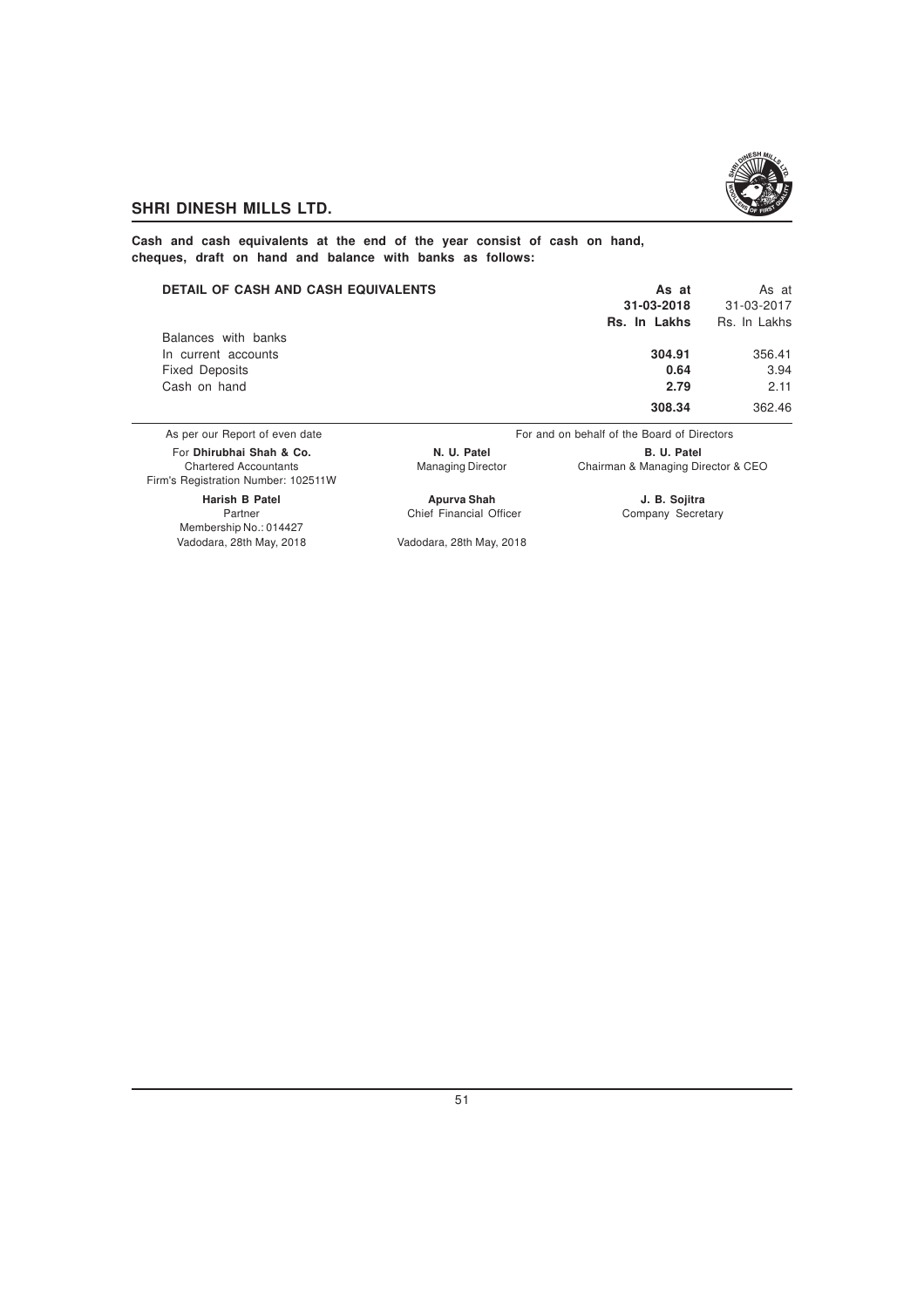**Cash and cash equivalents at the end of the year consist of cash on hand, cheques, draft on hand and balance with banks as follows:**

| DETAIL OF CASH AND CASH EQUIVALENTS | As at 31-03-2018 Rs. In Lakhs | As at 31-03-2017 Rs. In Lakhs |
|---|---|---|
| Balances with banks | | |
| In current accounts | **304.91** | 356.41 |
| Fixed Deposits | **0.64** | 3.94 |
| Cash on hand | **2.79** | 2.11 |
| | **308.34** | 362.46 |

As per our Report of even date

For **Dhirubhai Shah & Co.**
Chartered Accountants
Firm's Registration Number: 102511W

**Harish B Patel**
Partner
Membership No.: 014427
Vadodara, 28th May, 2018

For and on behalf of the Board of Directors

**N. U. Patel**
Managing Director

**B. U. Patel**
Chairman & Managing Director & CEO

**Apurva Shah**
Chief Financial Officer

**J. B. Sojitra**
Company Secretary

Vadodara, 28th May, 2018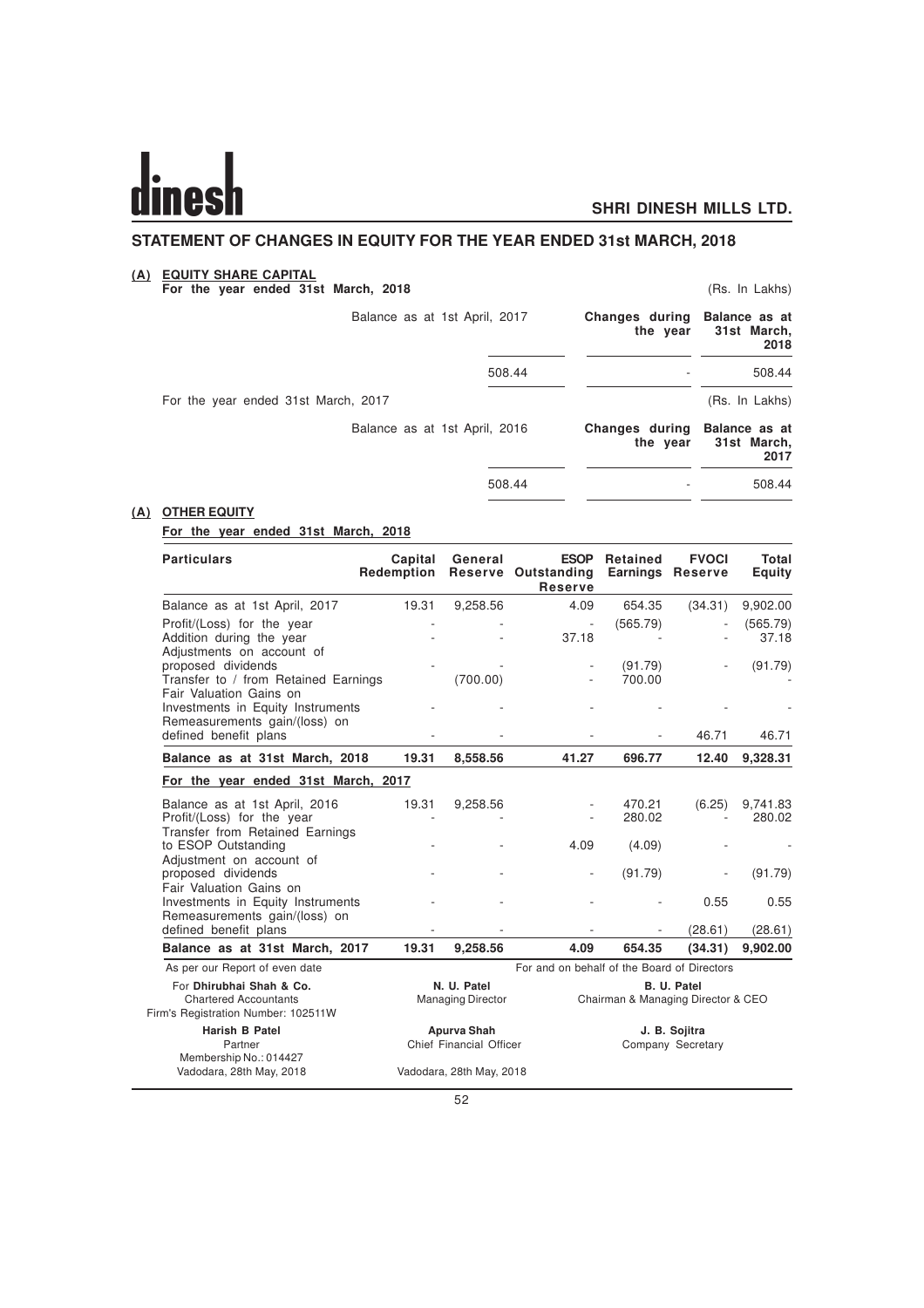# STATEMENT OF CHANGES IN EQUITY FOR THE YEAR ENDED 31st MARCH, 2018

## (A) EQUITY SHARE CAPITAL

**For the year ended 31st March, 2018** (Rs. In Lakhs)

| Balance as at 1st April, 2017 | Changes during the year | Balance as at 31st March, 2018 |
|---|---|---|
| 508.44 | - | 508.44 |

For the year ended 31st March, 2017 (Rs. In Lakhs)

| Balance as at 1st April, 2016 | Changes during the year | Balance as at 31st March, 2017 |
|---|---|---|
| 508.44 | - | 508.44 |

## (A) OTHER EQUITY

**For the year ended 31st March, 2018**

| Particulars | Capital Redemption | General Reserve | ESOP Outstanding Reserve | Retained Earnings | FVOCI Reserve | Total Equity |
|---|---|---|---|---|---|---|
| Balance as at 1st April, 2017 | 19.31 | 9,258.56 | 4.09 | 654.35 | (34.31) | 9,902.00 |
| Profit/(Loss) for the year | - | - | - | (565.79) | - | (565.79) |
| Addition during the year | - | - | 37.18 | - | - | 37.18 |
| Adjustments on account of proposed dividends | - | - | - | (91.79) | - | (91.79) |
| Transfer to / from Retained Earnings | | (700.00) | - | 700.00 | | - |
| Fair Valuation Gains on Investments in Equity Instruments | - | - | - | - | - | - |
| Remeasurements gain/(loss) on defined benefit plans | - | - | - | - | 46.71 | 46.71 |
| **Balance as at 31st March, 2018** | **19.31** | **8,558.56** | **41.27** | **696.77** | **12.40** | **9,328.31** |
| **For the year ended 31st March, 2017** | | | | | | |
| Balance as at 1st April, 2016 | 19.31 | 9,258.56 | - | 470.21 | (6.25) | 9,741.83 |
| Profit/(Loss) for the year | - | - | - | 280.02 | - | 280.02 |
| Transfer from Retained Earnings to ESOP Outstanding | - | - | 4.09 | (4.09) | - | - |
| Adjustment on account of proposed dividends | - | - | - | (91.79) | - | (91.79) |
| Fair Valuation Gains on Investments in Equity Instruments | - | - | - | - | 0.55 | 0.55 |
| Remeasurements gain/(loss) on defined benefit plans | - | - | - | - | (28.61) | (28.61) |
| **Balance as at 31st March, 2017** | **19.31** | **9,258.56** | **4.09** | **654.35** | **(34.31)** | **9,902.00** |

As per our Report of even date

For **Dhirubhai Shah & Co.**
Chartered Accountants
Firm's Registration Number: 102511W

**Harish B Patel**
Partner
Membership No.: 014427
Vadodara, 28th May, 2018

For and on behalf of the Board of Directors

**N. U. Patel**
Managing Director

**B. U. Patel**
Chairman & Managing Director & CEO

**Apurva Shah**
Chief Financial Officer

**J. B. Sojitra**
Company Secretary

Vadodara, 28th May, 2018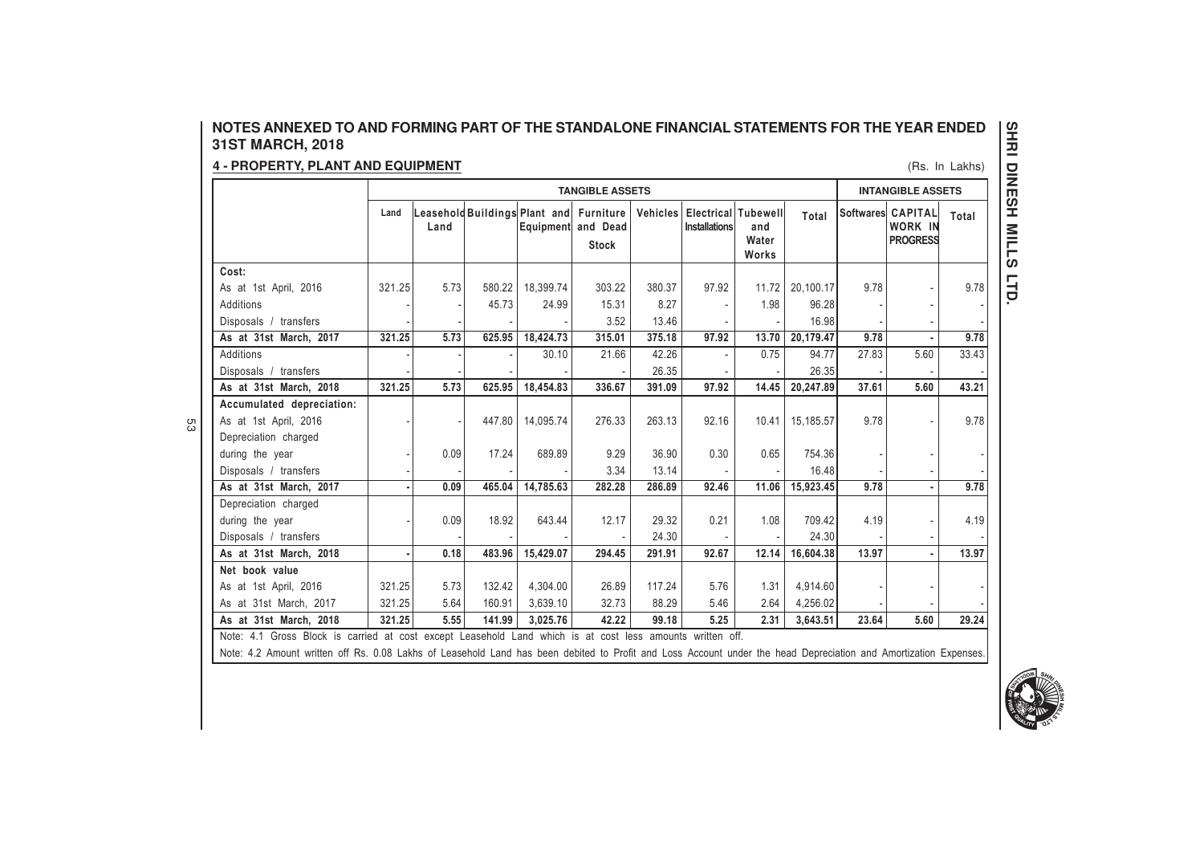## NOTES ANNEXED TO AND FORMING PART OF THE STANDALONE FINANCIAL STATEMENTS FOR THE YEAR ENDED 31ST MARCH, 2018

### 4 - PROPERTY, PLANT AND EQUIPMENT

(Rs. In Lakhs)

| | TANGIBLE ASSETS | | | | | | | | | INTANGIBLE ASSETS | | |
|---|---|---|---|---|---|---|---|---|---|---|---|---|
| | Land | Leasehold Land | Buildings | Plant and Equipment | Furniture and Dead Stock | Vehicles | Electrical Installations | Tubewell and Water Works | Total | Softwares | CAPITAL WORK IN PROGRESS | Total |
| **Cost:** | | | | | | | | | | | | |
| As at 1st April, 2016 | 321.25 | 5.73 | 580.22 | 18,399.74 | 303.22 | 380.37 | 97.92 | 11.72 | 20,100.17 | 9.78 | - | 9.78 |
| Additions | - | - | 45.73 | 24.99 | 15.31 | 8.27 | - | 1.98 | 96.28 | - | - | - |
| Disposals / transfers | - | - | - | - | 3.52 | 13.46 | - | - | 16.98 | - | - | - |
| **As at 31st March, 2017** | **321.25** | **5.73** | **625.95** | **18,424.73** | **315.01** | **375.18** | **97.92** | **13.70** | **20,179.47** | **9.78** | **-** | **9.78** |
| Additions | - | - | - | 30.10 | 21.66 | 42.26 | - | 0.75 | 94.77 | 27.83 | 5.60 | 33.43 |
| Disposals / transfers | - | - | - | - | - | 26.35 | - | - | 26.35 | - | - | - |
| **As at 31st March, 2018** | **321.25** | **5.73** | **625.95** | **18,454.83** | **336.67** | **391.09** | **97.92** | **14.45** | **20,247.89** | **37.61** | **5.60** | **43.21** |
| **Accumulated depreciation:** | | | | | | | | | | | | |
| As at 1st April, 2016 | - | - | 447.80 | 14,095.74 | 276.33 | 263.13 | 92.16 | 10.41 | 15,185.57 | 9.78 | - | 9.78 |
| Depreciation charged during the year | - | 0.09 | 17.24 | 689.89 | 9.29 | 36.90 | 0.30 | 0.65 | 754.36 | - | - | - |
| Disposals / transfers | - | - | - | - | 3.34 | 13.14 | - | - | 16.48 | - | - | - |
| **As at 31st March, 2017** | **-** | **0.09** | **465.04** | **14,785.63** | **282.28** | **286.89** | **92.46** | **11.06** | **15,923.45** | **9.78** | **-** | **9.78** |
| Depreciation charged during the year | - | 0.09 | 18.92 | 643.44 | 12.17 | 29.32 | 0.21 | 1.08 | 709.42 | 4.19 | - | 4.19 |
| Disposals / transfers | - | - | - | - | - | 24.30 | - | - | 24.30 | - | - | - |
| **As at 31st March, 2018** | **-** | **0.18** | **483.96** | **15,429.07** | **294.45** | **291.91** | **92.67** | **12.14** | **16,604.38** | **13.97** | **-** | **13.97** |
| **Net book value** | | | | | | | | | | | | |
| As at 1st April, 2016 | 321.25 | 5.73 | 132.42 | 4,304.00 | 26.89 | 117.24 | 5.76 | 1.31 | 4,914.60 | - | - | - |
| As at 31st March, 2017 | 321.25 | 5.64 | 160.91 | 3,639.10 | 32.73 | 88.29 | 5.46 | 2.64 | 4,256.02 | - | - | - |
| **As at 31st March, 2018** | **321.25** | **5.55** | **141.99** | **3,025.76** | **42.22** | **99.18** | **5.25** | **2.31** | **3,643.51** | **23.64** | **5.60** | **29.24** |

Note: 4.1 Gross Block is carried at cost except Leasehold Land which is at cost less amounts written off.

Note: 4.2 Amount written off Rs. 0.08 Lakhs of Leasehold Land has been debited to Profit and Loss Account under the head Depreciation and Amortization Expenses.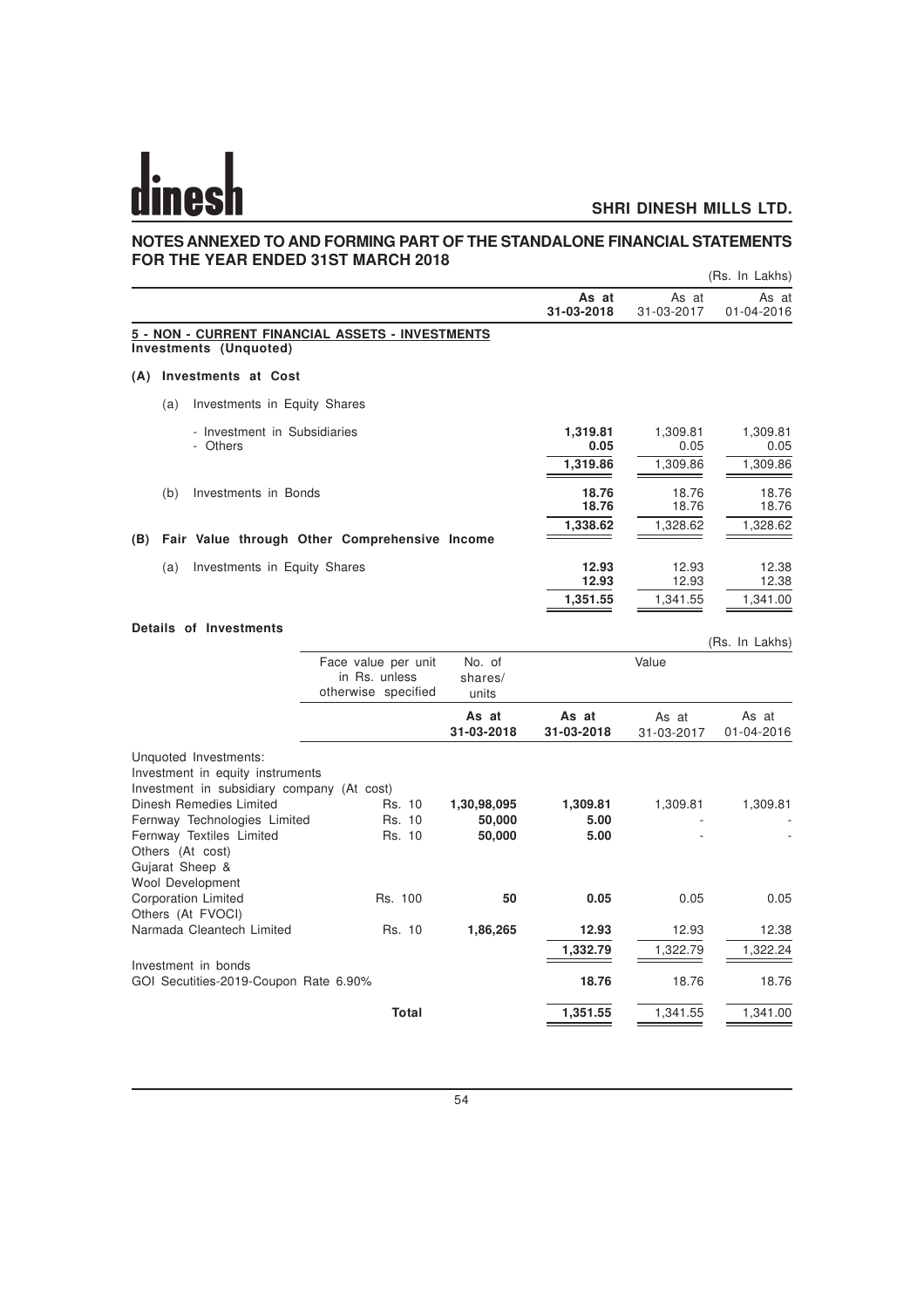## NOTES ANNEXED TO AND FORMING PART OF THE STANDALONE FINANCIAL STATEMENTS FOR THE YEAR ENDED 31ST MARCH 2018

(Rs. In Lakhs)

| | As at 31-03-2018 | As at 31-03-2017 | As at 01-04-2016 |
|---|---|---|---|
| **5 - NON - CURRENT FINANCIAL ASSETS - INVESTMENTS** | | | |
| **Investments (Unquoted)** | | | |
| **(A) Investments at Cost** | | | |
| (a) Investments in Equity Shares | | | |
| - Investment in Subsidiaries | **1,319.81** | 1,309.81 | 1,309.81 |
| - Others | **0.05** | 0.05 | 0.05 |
| | **1,319.86** | 1,309.86 | 1,309.86 |
| (b) Investments in Bonds | **18.76** | 18.76 | 18.76 |
| | **18.76** | 18.76 | 18.76 |
| | **1,338.62** | 1,328.62 | 1,328.62 |
| **(B) Fair Value through Other Comprehensive Income** | | | |
| (a) Investments in Equity Shares | **12.93** | 12.93 | 12.38 |
| | **12.93** | 12.93 | 12.38 |
| | **1,351.55** | 1,341.55 | 1,341.00 |

**Details of Investments**

(Rs. In Lakhs)

| | Face value per unit in Rs. unless otherwise specified | No. of shares/ units As at 31-03-2018 | Value As at 31-03-2018 | As at 31-03-2017 | As at 01-04-2016 |
|---|---|---|---|---|---|
| Unquoted Investments: | | | | | |
| Investment in equity instruments | | | | | |
| Investment in subsidiary company (At cost) | | | | | |
| Dinesh Remedies Limited | Rs. 10 | **1,30,98,095** | **1,309.81** | 1,309.81 | 1,309.81 |
| Fernway Technologies Limited | Rs. 10 | **50,000** | **5.00** | - | - |
| Fernway Textiles Limited | Rs. 10 | **50,000** | **5.00** | - | - |
| Others (At cost) | | | | | |
| Gujarat Sheep & Wool Development Corporation Limited | Rs. 100 | **50** | **0.05** | 0.05 | 0.05 |
| Others (At FVOCI) | | | | | |
| Narmada Cleantech Limited | Rs. 10 | **1,86,265** | **12.93** | 12.93 | 12.38 |
| | | | **1,332.79** | 1,322.79 | 1,322.24 |
| Investment in bonds | | | | | |
| GOI Secutities-2019-Coupon Rate 6.90% | | | **18.76** | 18.76 | 18.76 |
| **Total** | | | **1,351.55** | 1,341.55 | 1,341.00 |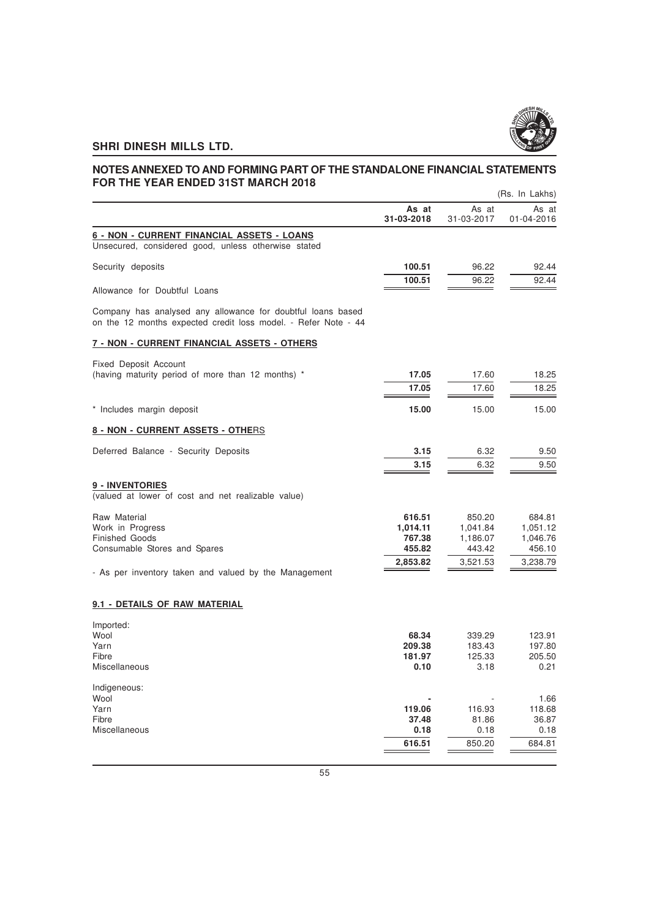## NOTES ANNEXED TO AND FORMING PART OF THE STANDALONE FINANCIAL STATEMENTS FOR THE YEAR ENDED 31ST MARCH 2018

(Rs. In Lakhs)

| | As at 31-03-2018 | As at 31-03-2017 | As at 01-04-2016 |
|---|---|---|---|
| **6 - NON - CURRENT FINANCIAL ASSETS - LOANS** | | | |
| Unsecured, considered good, unless otherwise stated | | | |
| Security deposits | **100.51** | 96.22 | 92.44 |
| | **100.51** | 96.22 | 92.44 |
| Allowance for Doubtful Loans | | | |
| Company has analysed any allowance for doubtful loans based on the 12 months expected credit loss model. - Refer Note - 44 | | | |
| **7 - NON - CURRENT FINANCIAL ASSETS - OTHERS** | | | |
| Fixed Deposit Account (having maturity period of more than 12 months) * | **17.05** | 17.60 | 18.25 |
| | **17.05** | 17.60 | 18.25 |
| * Includes margin deposit | **15.00** | 15.00 | 15.00 |
| **8 - NON - CURRENT ASSETS - OTHERS** | | | |
| Deferred Balance - Security Deposits | **3.15** | 6.32 | 9.50 |
| | **3.15** | 6.32 | 9.50 |
| **9 - INVENTORIES** | | | |
| (valued at lower of cost and net realizable value) | | | |
| Raw Material | **616.51** | 850.20 | 684.81 |
| Work in Progress | **1,014.11** | 1,041.84 | 1,051.12 |
| Finished Goods | **767.38** | 1,186.07 | 1,046.76 |
| Consumable Stores and Spares | **455.82** | 443.42 | 456.10 |
| | **2,853.82** | 3,521.53 | 3,238.79 |
| - As per inventory taken and valued by the Management | | | |
| **9.1 - DETAILS OF RAW MATERIAL** | | | |
| Imported: | | | |
| Wool | **68.34** | 339.29 | 123.91 |
| Yarn | **209.38** | 183.43 | 197.80 |
| Fibre | **181.97** | 125.33 | 205.50 |
| Miscellaneous | **0.10** | 3.18 | 0.21 |
| Indigeneous: | | | |
| Wool | **-** | - | 1.66 |
| Yarn | **119.06** | 116.93 | 118.68 |
| Fibre | **37.48** | 81.86 | 36.87 |
| Miscellaneous | **0.18** | 0.18 | 0.18 |
| | **616.51** | 850.20 | 684.81 |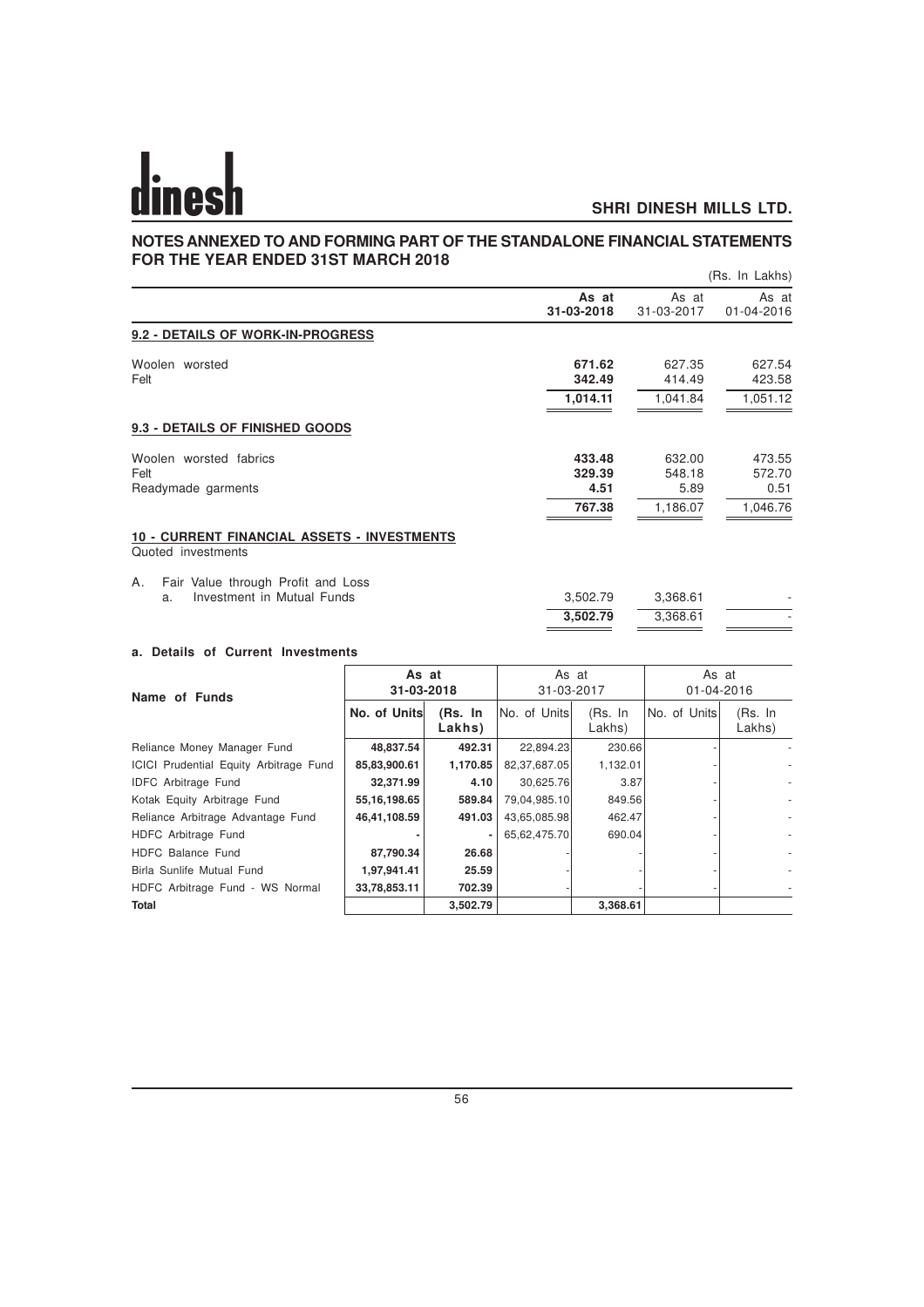# NOTES ANNEXED TO AND FORMING PART OF THE STANDALONE FINANCIAL STATEMENTS FOR THE YEAR ENDED 31ST MARCH 2018

(Rs. In Lakhs)

| | As at 31-03-2018 | As at 31-03-2017 | As at 01-04-2016 |
|---|---|---|---|
| **9.2 - DETAILS OF WORK-IN-PROGRESS** | | | |
| Woolen worsted | **671.62** | 627.35 | 627.54 |
| Felt | **342.49** | 414.49 | 423.58 |
| | **1,014.11** | 1,041.84 | 1,051.12 |
| **9.3 - DETAILS OF FINISHED GOODS** | | | |
| Woolen worsted fabrics | **433.48** | 632.00 | 473.55 |
| Felt | **329.39** | 548.18 | 572.70 |
| Readymade garments | **4.51** | 5.89 | 0.51 |
| | **767.38** | 1,186.07 | 1,046.76 |
| **10 - CURRENT FINANCIAL ASSETS - INVESTMENTS** | | | |
| Quoted investments | | | |
| A. Fair Value through Profit and Loss | | | |
| a. Investment in Mutual Funds | 3,502.79 | 3,368.61 | - |
| | **3,502.79** | 3,368.61 | - |

**a. Details of Current Investments**

| Name of Funds | As at 31-03-2018 | | As at 31-03-2017 | | As at 01-04-2016 | |
|---|---|---|---|---|---|---|
| | No. of Units | (Rs. In Lakhs) | No. of Units | (Rs. In Lakhs) | No. of Units | (Rs. In Lakhs) |
| Reliance Money Manager Fund | **48,837.54** | **492.31** | 22,894.23 | 230.66 | - | - |
| ICICI Prudential Equity Arbitrage Fund | **85,83,900.61** | **1,170.85** | 82,37,687.05 | 1,132.01 | - | - |
| IDFC Arbitrage Fund | **32,371.99** | **4.10** | 30,625.76 | 3.87 | - | - |
| Kotak Equity Arbitrage Fund | **55,16,198.65** | **589.84** | 79,04,985.10 | 849.56 | - | - |
| Reliance Arbitrage Advantage Fund | **46,41,108.59** | **491.03** | 43,65,085.98 | 462.47 | - | - |
| HDFC Arbitrage Fund | **-** | **-** | 65,62,475.70 | 690.04 | - | - |
| HDFC Balance Fund | **87,790.34** | **26.68** | - | - | - | - |
| Birla Sunlife Mutual Fund | **1,97,941.41** | **25.59** | - | - | - | - |
| HDFC Arbitrage Fund - WS Normal | **33,78,853.11** | **702.39** | - | - | - | - |
| **Total** | | **3,502.79** | | **3,368.61** | | |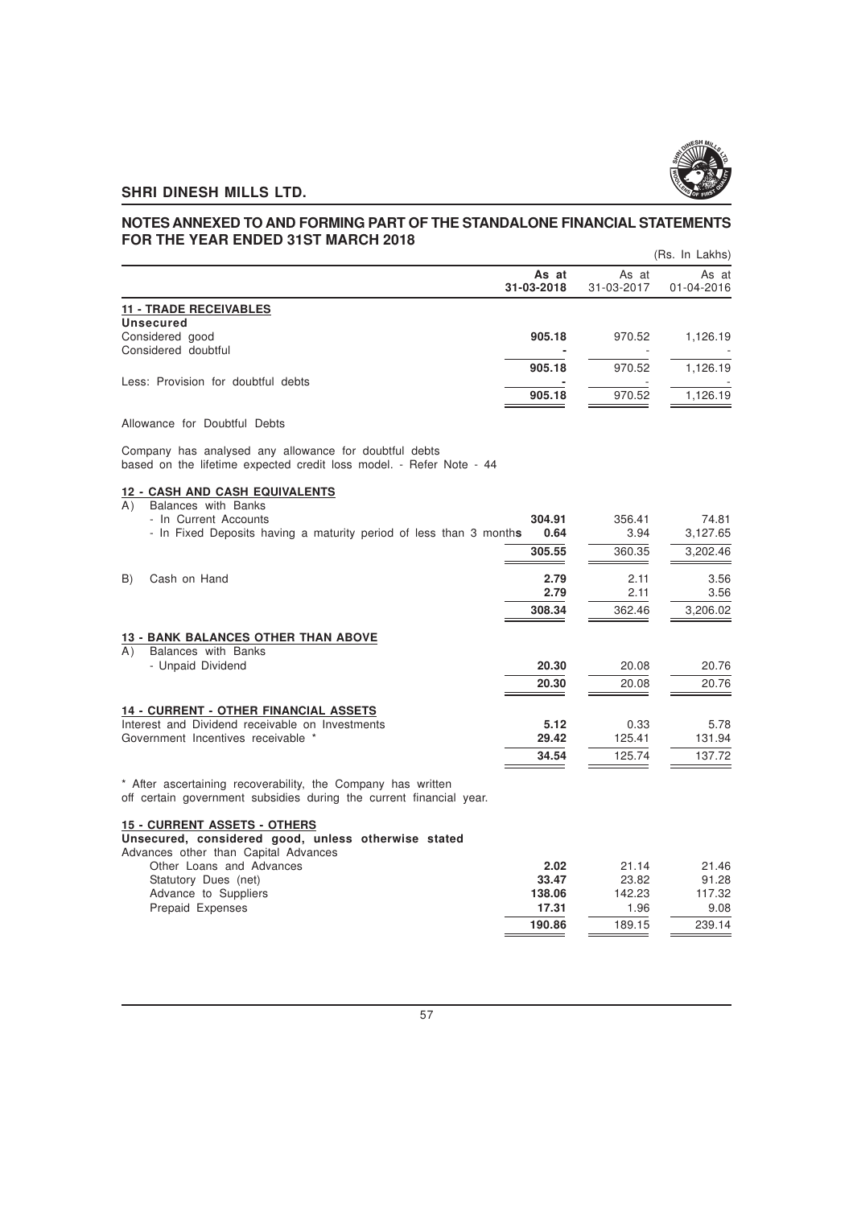## NOTES ANNEXED TO AND FORMING PART OF THE STANDALONE FINANCIAL STATEMENTS FOR THE YEAR ENDED 31ST MARCH 2018

(Rs. In Lakhs)

| | As at 31-03-2018 | As at 31-03-2017 | As at 01-04-2016 |
|---|---|---|---|
| **11 - TRADE RECEIVABLES** | | | |
| **Unsecured** | | | |
| Considered good | **905.18** | 970.52 | 1,126.19 |
| Considered doubtful | **-** | - | - |
| | **905.18** | 970.52 | 1,126.19 |
| Less: Provision for doubtful debts | **-** | - | - |
| | **905.18** | 970.52 | 1,126.19 |

Allowance for Doubtful Debts

Company has analysed any allowance for doubtful debts based on the lifetime expected credit loss model. - Refer Note - 44

| | As at 31-03-2018 | As at 31-03-2017 | As at 01-04-2016 |
|---|---|---|---|
| **12 - CASH AND CASH EQUIVALENTS** | | | |
| A) Balances with Banks | | | |
| - In Current Accounts | **304.91** | 356.41 | 74.81 |
| - In Fixed Deposits having a maturity period of less than 3 months | **0.64** | 3.94 | 3,127.65 |
| | **305.55** | 360.35 | 3,202.46 |
| B) Cash on Hand | **2.79** | 2.11 | 3.56 |
| | **2.79** | 2.11 | 3.56 |
| | **308.34** | 362.46 | 3,206.02 |
| **13 - BANK BALANCES OTHER THAN ABOVE** | | | |
| A) Balances with Banks | | | |
| - Unpaid Dividend | **20.30** | 20.08 | 20.76 |
| | **20.30** | 20.08 | 20.76 |
| **14 - CURRENT - OTHER FINANCIAL ASSETS** | | | |
| Interest and Dividend receivable on Investments | **5.12** | 0.33 | 5.78 |
| Government Incentives receivable * | **29.42** | 125.41 | 131.94 |
| | **34.54** | 125.74 | 137.72 |

* After ascertaining recoverability, the Company has written off certain government subsidies during the current financial year.

| | As at 31-03-2018 | As at 31-03-2017 | As at 01-04-2016 |
|---|---|---|---|
| **15 - CURRENT ASSETS - OTHERS** | | | |
| **Unsecured, considered good, unless otherwise stated** | | | |
| Advances other than Capital Advances | | | |
| Other Loans and Advances | **2.02** | 21.14 | 21.46 |
| Statutory Dues (net) | **33.47** | 23.82 | 91.28 |
| Advance to Suppliers | **138.06** | 142.23 | 117.32 |
| Prepaid Expenses | **17.31** | 1.96 | 9.08 |
| | **190.86** | 189.15 | 239.14 |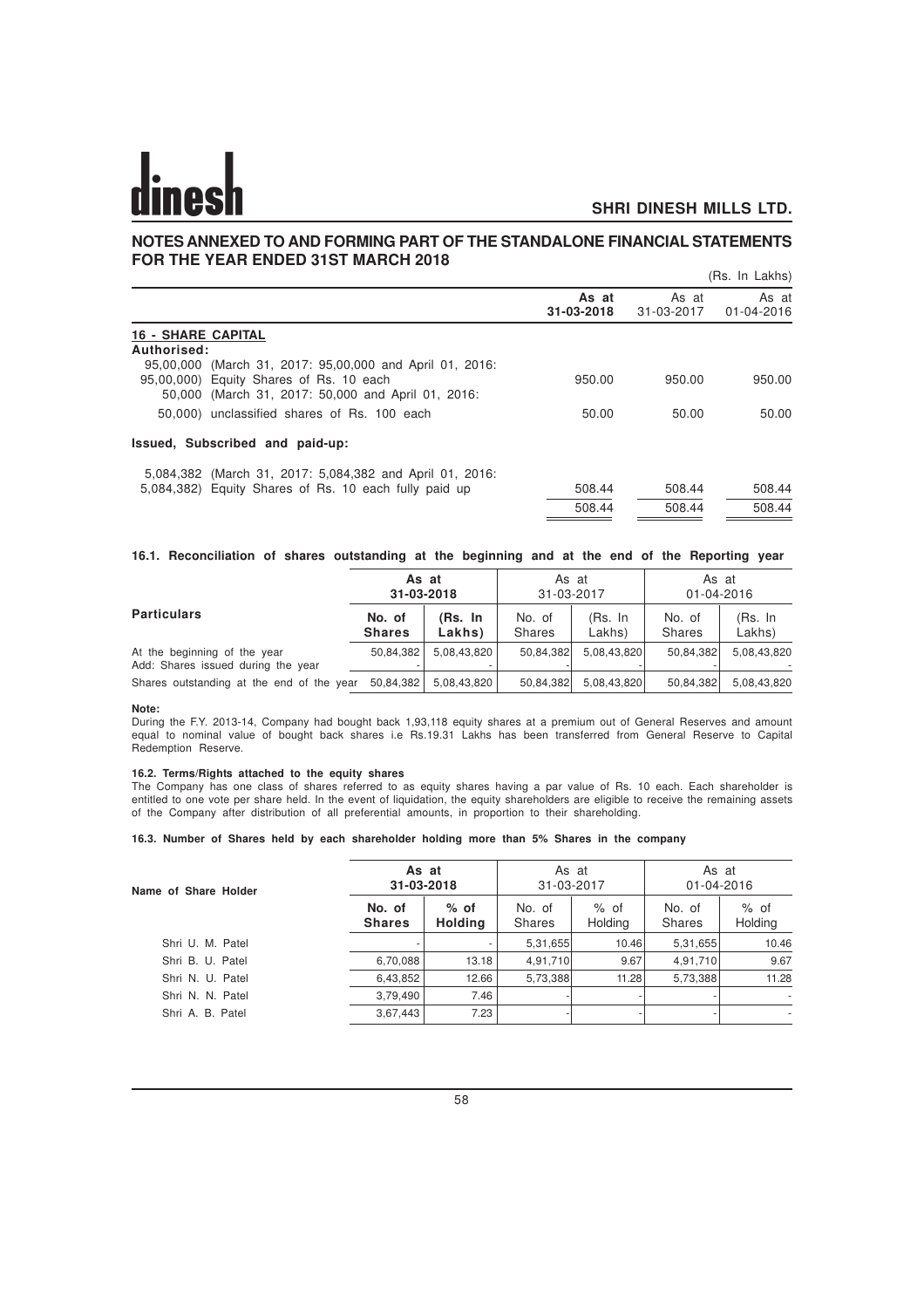## NOTES ANNEXED TO AND FORMING PART OF THE STANDALONE FINANCIAL STATEMENTS FOR THE YEAR ENDED 31ST MARCH 2018

(Rs. In Lakhs)

| | As at 31-03-2018 | As at 31-03-2017 | As at 01-04-2016 |
|---|---|---|---|
| **16 - SHARE CAPITAL** | | | |
| **Authorised:** | | | |
| 95,00,000 (March 31, 2017: 95,00,000 and April 01, 2016: 95,00,000) Equity Shares of Rs. 10 each | 950.00 | 950.00 | 950.00 |
| 50,000 (March 31, 2017: 50,000 and April 01, 2016: 50,000) unclassified shares of Rs. 100 each | 50.00 | 50.00 | 50.00 |
| **Issued, Subscribed and paid-up:** | | | |
| 5,084,382 (March 31, 2017: 5,084,382 and April 01, 2016: 5,084,382) Equity Shares of Rs. 10 each fully paid up | 508.44 | 508.44 | 508.44 |
| | 508.44 | 508.44 | 508.44 |

### 16.1. Reconciliation of shares outstanding at the beginning and at the end of the Reporting year

| Particulars | As at 31-03-2018 | | As at 31-03-2017 | | As at 01-04-2016 | |
|---|---|---|---|---|---|---|
| | No. of Shares | (Rs. In Lakhs) | No. of Shares | (Rs. In Lakhs) | No. of Shares | (Rs. In Lakhs) |
| At the beginning of the year | 50,84,382 | 5,08,43,820 | 50,84,382 | 5,08,43,820 | 50,84,382 | 5,08,43,820 |
| Add: Shares issued during the year | - | - | - | - | - | - |
| Shares outstanding at the end of the year | 50,84,382 | 5,08,43,820 | 50,84,382 | 5,08,43,820 | 50,84,382 | 5,08,43,820 |

**Note:**

During the F.Y. 2013-14, Company had bought back 1,93,118 equity shares at a premium out of General Reserves and amount equal to nominal value of bought back shares i.e Rs.19.31 Lakhs has been transferred from General Reserve to Capital Redemption Reserve.

**16.2. Terms/Rights attached to the equity shares**

The Company has one class of shares referred to as equity shares having a par value of Rs. 10 each. Each shareholder is entitled to one vote per share held. In the event of liquidation, the equity shareholders are eligible to receive the remaining assets of the Company after distribution of all preferential amounts, in proportion to their shareholding.

**16.3. Number of Shares held by each shareholder holding more than 5% Shares in the company**

| Name of Share Holder | As at 31-03-2018 | | As at 31-03-2017 | | As at 01-04-2016 | |
|---|---|---|---|---|---|---|
| | No. of Shares | % of Holding | No. of Shares | % of Holding | No. of Shares | % of Holding |
| Shri U. M. Patel | - | - | 5,31,655 | 10.46 | 5,31,655 | 10.46 |
| Shri B. U. Patel | 6,70,088 | 13.18 | 4,91,710 | 9.67 | 4,91,710 | 9.67 |
| Shri N. U. Patel | 6,43,852 | 12.66 | 5,73,388 | 11.28 | 5,73,388 | 11.28 |
| Shri N. N. Patel | 3,79,490 | 7.46 | - | - | - | - |
| Shri A. B. Patel | 3,67,443 | 7.23 | - | - | - | - |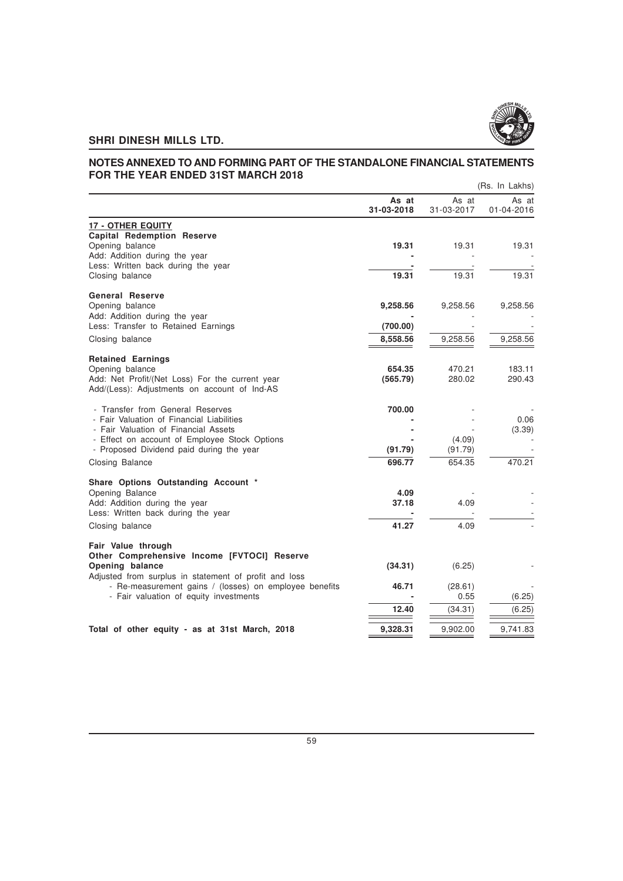## NOTES ANNEXED TO AND FORMING PART OF THE STANDALONE FINANCIAL STATEMENTS FOR THE YEAR ENDED 31ST MARCH 2018

(Rs. In Lakhs)

| | As at 31-03-2018 | As at 31-03-2017 | As at 01-04-2016 |
|---|---|---|---|
| **17 - OTHER EQUITY** | | | |
| **Capital Redemption Reserve** | | | |
| Opening balance | **19.31** | 19.31 | 19.31 |
| Add: Addition during the year | **-** | - | - |
| Less: Written back during the year | **-** | - | - |
| Closing balance | **19.31** | 19.31 | 19.31 |
| **General Reserve** | | | |
| Opening balance | **9,258.56** | 9,258.56 | 9,258.56 |
| Add: Addition during the year | **-** | - | - |
| Less: Transfer to Retained Earnings | **(700.00)** | - | - |
| Closing balance | **8,558.56** | 9,258.56 | 9,258.56 |
| **Retained Earnings** | | | |
| Opening balance | **654.35** | 470.21 | 183.11 |
| Add: Net Profit/(Net Loss) For the current year | **(565.79)** | 280.02 | 290.43 |
| Add/(Less): Adjustments on account of Ind-AS | | | |
| - Transfer from General Reserves | **700.00** | - | - |
| - Fair Valuation of Financial Liabilities | **-** | - | 0.06 |
| - Fair Valuation of Financial Assets | **-** | - | (3.39) |
| - Effect on account of Employee Stock Options | **-** | (4.09) | - |
| - Proposed Dividend paid during the year | **(91.79)** | (91.79) | - |
| Closing Balance | **696.77** | 654.35 | 470.21 |
| **Share Options Outstanding Account \*** | | | |
| Opening Balance | **4.09** | - | - |
| Add: Addition during the year | **37.18** | 4.09 | - |
| Less: Written back during the year | **-** | - | - |
| Closing balance | **41.27** | 4.09 | - |
| **Fair Value through Other Comprehensive Income [FVTOCI] Reserve** | | | |
| **Opening balance** | **(34.31)** | (6.25) | - |
| Adjusted from surplus in statement of profit and loss | | | |
| - Re-measurement gains / (losses) on employee benefits | **46.71** | (28.61) | - |
| - Fair valuation of equity investments | **-** | 0.55 | (6.25) |
| | **12.40** | (34.31) | (6.25) |
| **Total of other equity - as at 31st March, 2018** | **9,328.31** | 9,902.00 | 9,741.83 |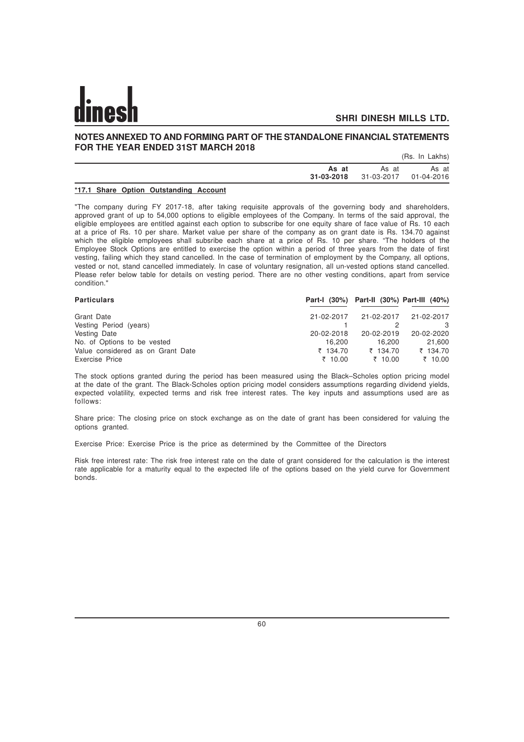## NOTES ANNEXED TO AND FORMING PART OF THE STANDALONE FINANCIAL STATEMENTS FOR THE YEAR ENDED 31ST MARCH 2018

(Rs. In Lakhs)

| | **As at 31-03-2018** | As at 31-03-2017 | As at 01-04-2016 |
|---|---|---|---|

**\*17.1 Share Option Outstanding Account**

"The company during FY 2017-18, after taking requisite approvals of the governing body and shareholders, approved grant of up to 54,000 options to eligible employees of the Company. In terms of the said approval, the eligible employees are entitled against each option to subscribe for one equity share of face value of Rs. 10 each at a price of Rs. 10 per share. Market value per share of the company as on grant date is Rs. 134.70 against which the eligible employees shall subsribe each share at a price of Rs. 10 per share. "The holders of the Employee Stock Options are entitled to exercise the option within a period of three years from the date of first vesting, failing which they stand cancelled. In the case of termination of employment by the Company, all options, vested or not, stand cancelled immediately. In case of voluntary resignation, all un-vested options stand cancelled. Please refer below table for details on vesting period. There are no other vesting conditions, apart from service condition."

| **Particulars** | **Part-I (30%)** | **Part-II (30%)** | **Part-III (40%)** |
|---|---|---|---|
| Grant Date | 21-02-2017 | 21-02-2017 | 21-02-2017 |
| Vesting Period (years) | 1 | 2 | 3 |
| Vesting Date | 20-02-2018 | 20-02-2019 | 20-02-2020 |
| No. of Options to be vested | 16,200 | 16,200 | 21,600 |
| Value considered as on Grant Date | ₹ 134.70 | ₹ 134.70 | ₹ 134.70 |
| Exercise Price | ₹ 10.00 | ₹ 10.00 | ₹ 10.00 |

The stock options granted during the period has been measured using the Black–Scholes option pricing model at the date of the grant. The Black-Scholes option pricing model considers assumptions regarding dividend yields, expected volatility, expected terms and risk free interest rates. The key inputs and assumptions used are as follows:

Share price: The closing price on stock exchange as on the date of grant has been considered for valuing the options granted.

Exercise Price: Exercise Price is the price as determined by the Committee of the Directors

Risk free interest rate: The risk free interest rate on the date of grant considered for the calculation is the interest rate applicable for a maturity equal to the expected life of the options based on the yield curve for Government bonds.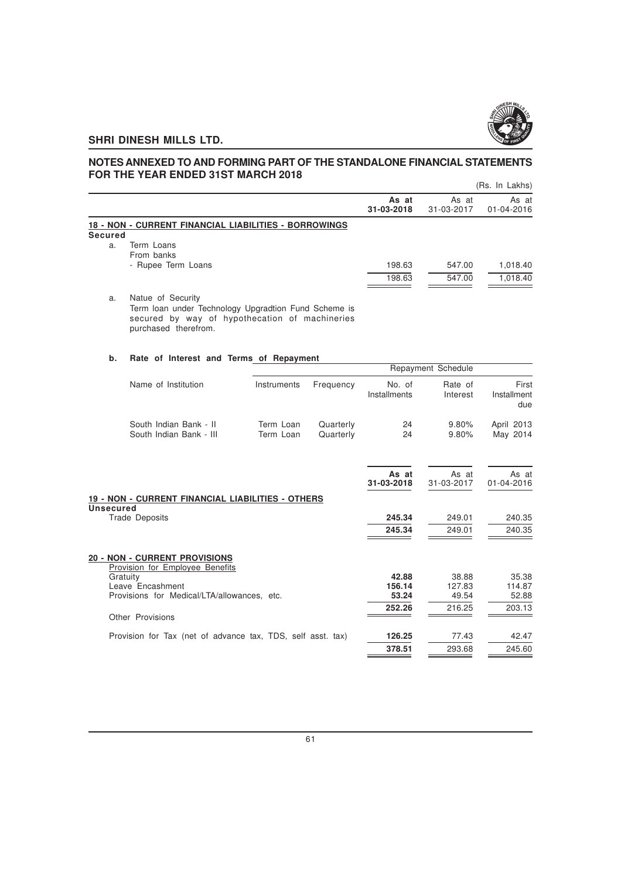# NOTES ANNEXED TO AND FORMING PART OF THE STANDALONE FINANCIAL STATEMENTS FOR THE YEAR ENDED 31ST MARCH 2018

(Rs. In Lakhs)

| | As at 31-03-2018 | As at 31-03-2017 | As at 01-04-2016 |
|---|---|---|---|
| **18 - NON - CURRENT FINANCIAL LIABILITIES - BORROWINGS** | | | |
| **Secured** | | | |
| a. Term Loans | | | |
| From banks | | | |
| - Rupee Term Loans | 198.63 | 547.00 | 1,018.40 |
| | 198.63 | 547.00 | 1,018.40 |

a. Natue of Security
Term loan under Technology Upgradtion Fund Scheme is secured by way of hypothecation of machineries purchased therefrom.

**b. Rate of Interest and Terms of Repayment**

| Name of Institution | Instruments | Frequency | Repayment Schedule No. of Installments | Rate of Interest | First Installment due |
|---|---|---|---|---|---|
| South Indian Bank - II | Term Loan | Quarterly | 24 | 9.80% | April 2013 |
| South Indian Bank - III | Term Loan | Quarterly | 24 | 9.80% | May 2014 |

| | As at 31-03-2018 | As at 31-03-2017 | As at 01-04-2016 |
|---|---|---|---|
| **19 - NON - CURRENT FINANCIAL LIABILITIES - OTHERS** | | | |
| **Unsecured** | | | |
| Trade Deposits | **245.34** | 249.01 | 240.35 |
| | **245.34** | 249.01 | 240.35 |
| **20 - NON - CURRENT PROVISIONS** | | | |
| Provision for Employee Benefits | | | |
| Gratuity | **42.88** | 38.88 | 35.38 |
| Leave Encashment | **156.14** | 127.83 | 114.87 |
| Provisions for Medical/LTA/allowances, etc. | **53.24** | 49.54 | 52.88 |
| | **252.26** | 216.25 | 203.13 |
| Other Provisions | | | |
| Provision for Tax (net of advance tax, TDS, self asst. tax) | **126.25** | 77.43 | 42.47 |
| | **378.51** | 293.68 | 245.60 |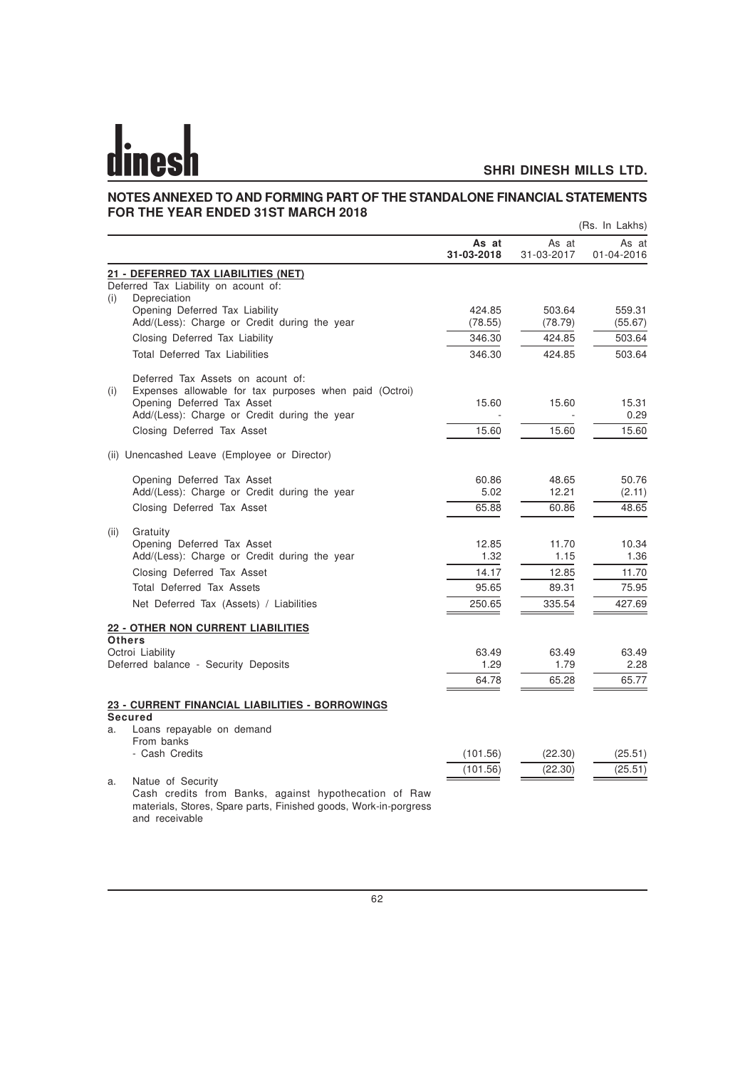## NOTES ANNEXED TO AND FORMING PART OF THE STANDALONE FINANCIAL STATEMENTS FOR THE YEAR ENDED 31ST MARCH 2018

(Rs. In Lakhs)

| | | As at 31-03-2018 | As at 31-03-2017 | As at 01-04-2016 |
|---|---|---|---|---|
| | **21 - DEFERRED TAX LIABILITIES (NET)** | | | |
| | Deferred Tax Liability on acount of: | | | |
| (i) | Depreciation | | | |
| | Opening Deferred Tax Liability | 424.85 | 503.64 | 559.31 |
| | Add/(Less): Charge or Credit during the year | (78.55) | (78.79) | (55.67) |
| | Closing Deferred Tax Liability | 346.30 | 424.85 | 503.64 |
| | Total Deferred Tax Liabilities | 346.30 | 424.85 | 503.64 |
| | Deferred Tax Assets on acount of: | | | |
| (i) | Expenses allowable for tax purposes when paid (Octroi) | | | |
| | Opening Deferred Tax Asset | 15.60 | 15.60 | 15.31 |
| | Add/(Less): Charge or Credit during the year | - | - | 0.29 |
| | Closing Deferred Tax Asset | 15.60 | 15.60 | 15.60 |
| (ii) | Unencashed Leave (Employee or Director) | | | |
| | Opening Deferred Tax Asset | 60.86 | 48.65 | 50.76 |
| | Add/(Less): Charge or Credit during the year | 5.02 | 12.21 | (2.11) |
| | Closing Deferred Tax Asset | 65.88 | 60.86 | 48.65 |
| (ii) | Gratuity | | | |
| | Opening Deferred Tax Asset | 12.85 | 11.70 | 10.34 |
| | Add/(Less): Charge or Credit during the year | 1.32 | 1.15 | 1.36 |
| | Closing Deferred Tax Asset | 14.17 | 12.85 | 11.70 |
| | Total Deferred Tax Assets | 95.65 | 89.31 | 75.95 |
| | Net Deferred Tax (Assets) / Liabilities | 250.65 | 335.54 | 427.69 |
| | **22 - OTHER NON CURRENT LIABILITIES** | | | |
| | **Others** | | | |
| | Octroi Liability | 63.49 | 63.49 | 63.49 |
| | Deferred balance - Security Deposits | 1.29 | 1.79 | 2.28 |
| | | 64.78 | 65.28 | 65.77 |
| | **23 - CURRENT FINANCIAL LIABILITIES - BORROWINGS** | | | |
| | **Secured** | | | |
| a. | Loans repayable on demand | | | |
| | From banks | | | |
| | - Cash Credits | (101.56) | (22.30) | (25.51) |
| | | (101.56) | (22.30) | (25.51) |

a. Natue of Security
Cash credits from Banks, against hypothecation of Raw materials, Stores, Spare parts, Finished goods, Work-in-porgress and receivable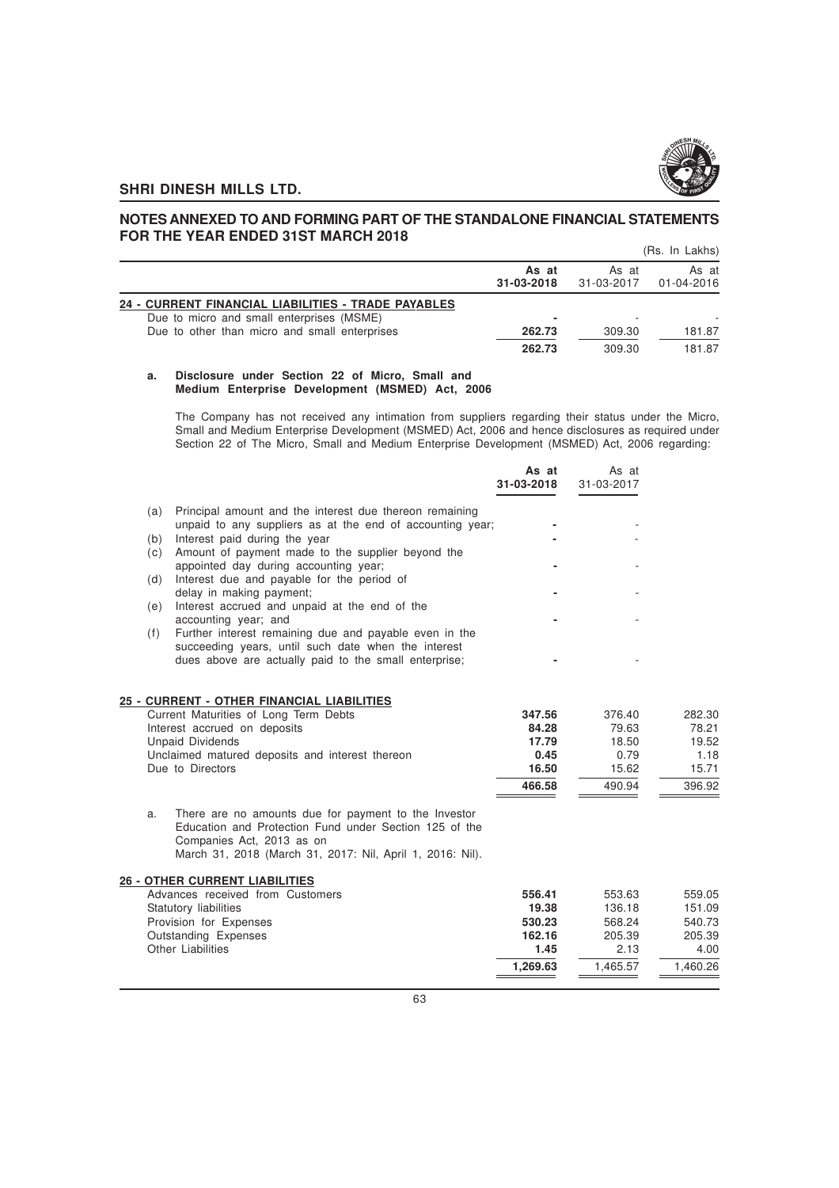## NOTES ANNEXED TO AND FORMING PART OF THE STANDALONE FINANCIAL STATEMENTS FOR THE YEAR ENDED 31ST MARCH 2018

(Rs. In Lakhs)

| | As at 31-03-2018 | As at 31-03-2017 | As at 01-04-2016 |
|---|---|---|---|
| **24 - CURRENT FINANCIAL LIABILITIES - TRADE PAYABLES** | | | |
| Due to micro and small enterprises (MSME) | - | - | - |
| Due to other than micro and small enterprises | 262.73 | 309.30 | 181.87 |
| | 262.73 | 309.30 | 181.87 |

**a. Disclosure under Section 22 of Micro, Small and Medium Enterprise Development (MSMED) Act, 2006**

The Company has not received any intimation from suppliers regarding their status under the Micro, Small and Medium Enterprise Development (MSMED) Act, 2006 and hence disclosures as required under Section 22 of The Micro, Small and Medium Enterprise Development (MSMED) Act, 2006 regarding:

| | | As at 31-03-2018 | As at 31-03-2017 |
|---|---|---|---|
| (a) | Principal amount and the interest due thereon remaining unpaid to any suppliers as at the end of accounting year; | - | - |
| (b) | Interest paid during the year | - | - |
| (c) | Amount of payment made to the supplier beyond the appointed day during accounting year; | - | - |
| (d) | Interest due and payable for the period of delay in making payment; | - | - |
| (e) | Interest accrued and unpaid at the end of the accounting year; and | - | - |
| (f) | Further interest remaining due and payable even in the succeeding years, until such date when the interest dues above are actually paid to the small enterprise; | - | - |

| | As at 31-03-2018 | As at 31-03-2017 | As at 01-04-2016 |
|---|---|---|---|
| **25 - CURRENT - OTHER FINANCIAL LIABILITIES** | | | |
| Current Maturities of Long Term Debts | 347.56 | 376.40 | 282.30 |
| Interest accrued on deposits | 84.28 | 79.63 | 78.21 |
| Unpaid Dividends | 17.79 | 18.50 | 19.52 |
| Unclaimed matured deposits and interest thereon | 0.45 | 0.79 | 1.18 |
| Due to Directors | 16.50 | 15.62 | 15.71 |
| | 466.58 | 490.94 | 396.92 |

a. There are no amounts due for payment to the Investor Education and Protection Fund under Section 125 of the Companies Act, 2013 as on March 31, 2018 (March 31, 2017: Nil, April 1, 2016: Nil).

| | As at 31-03-2018 | As at 31-03-2017 | As at 01-04-2016 |
|---|---|---|---|
| **26 - OTHER CURRENT LIABILITIES** | | | |
| Advances received from Customers | 556.41 | 553.63 | 559.05 |
| Statutory liabilities | 19.38 | 136.18 | 151.09 |
| Provision for Expenses | 530.23 | 568.24 | 540.73 |
| Outstanding Expenses | 162.16 | 205.39 | 205.39 |
| Other Liabilities | 1.45 | 2.13 | 4.00 |
| | 1,269.63 | 1,465.57 | 1,460.26 |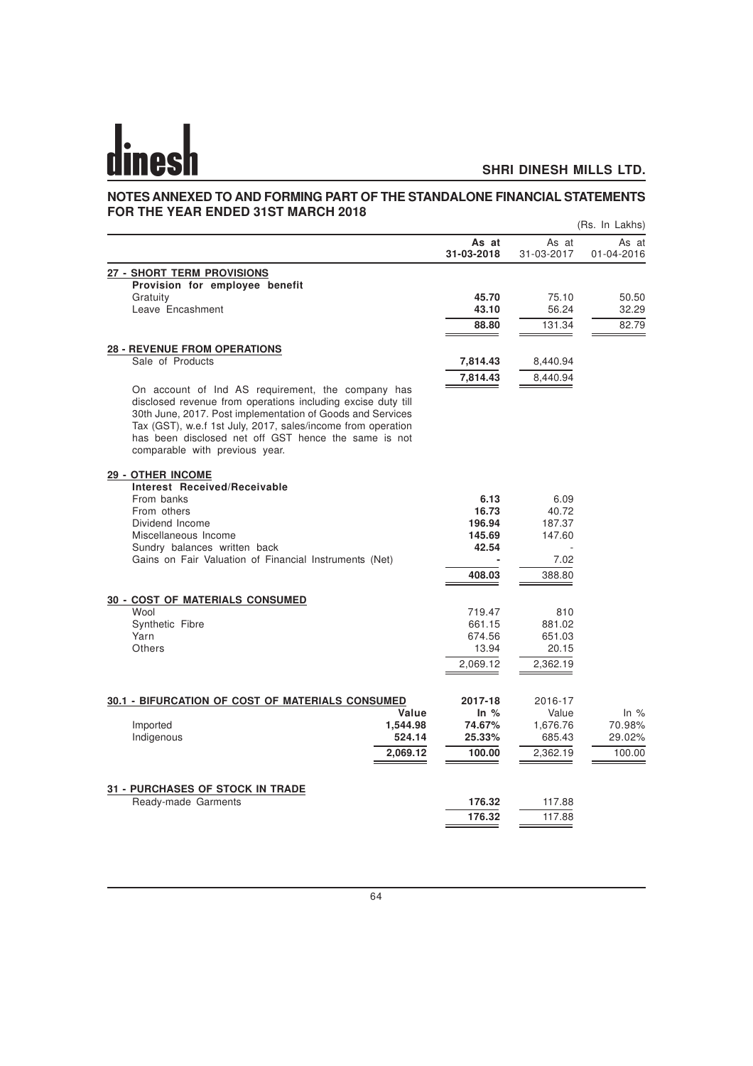# NOTES ANNEXED TO AND FORMING PART OF THE STANDALONE FINANCIAL STATEMENTS FOR THE YEAR ENDED 31ST MARCH 2018

(Rs. In Lakhs)

| | As at 31-03-2018 | As at 31-03-2017 | As at 01-04-2016 |
|---|---|---|---|
| **27 - SHORT TERM PROVISIONS** | | | |
| **Provision for employee benefit** | | | |
| Gratuity | **45.70** | 75.10 | 50.50 |
| Leave Encashment | **43.10** | 56.24 | 32.29 |
| | **88.80** | 131.34 | 82.79 |
| **28 - REVENUE FROM OPERATIONS** | | | |
| Sale of Products | **7,814.43** | 8,440.94 | |
| | **7,814.43** | 8,440.94 | |

On account of Ind AS requirement, the company has disclosed revenue from operations including excise duty till 30th June, 2017. Post implementation of Goods and Services Tax (GST), w.e.f 1st July, 2017, sales/income from operation has been disclosed net off GST hence the same is not comparable with previous year.

| | As at 31-03-2018 | As at 31-03-2017 |
|---|---|---|
| **29 - OTHER INCOME** | | |
| **Interest Received/Receivable** | | |
| From banks | **6.13** | 6.09 |
| From others | **16.73** | 40.72 |
| Dividend Income | **196.94** | 187.37 |
| Miscellaneous Income | **145.69** | 147.60 |
| Sundry balances written back | **42.54** | - |
| Gains on Fair Valuation of Financial Instruments (Net) | **-** | 7.02 |
| | **408.03** | 388.80 |
| **30 - COST OF MATERIALS CONSUMED** | | |
| Wool | 719.47 | 810 |
| Synthetic Fibre | 661.15 | 881.02 |
| Yarn | 674.56 | 651.03 |
| Others | 13.94 | 20.15 |
| | 2,069.12 | 2,362.19 |

**30.1 - BIFURCATION OF COST OF MATERIALS CONSUMED**

| | 2017-18 Value | 2017-18 In % | 2016-17 Value | 2016-17 In % |
|---|---|---|---|---|
| Imported | **1,544.98** | **74.67%** | 1,676.76 | 70.98% |
| Indigenous | **524.14** | **25.33%** | 685.43 | 29.02% |
| | **2,069.12** | **100.00** | 2,362.19 | 100.00 |

| | As at 31-03-2018 | As at 31-03-2017 |
|---|---|---|
| **31 - PURCHASES OF STOCK IN TRADE** | | |
| Ready-made Garments | **176.32** | 117.88 |
| | **176.32** | 117.88 |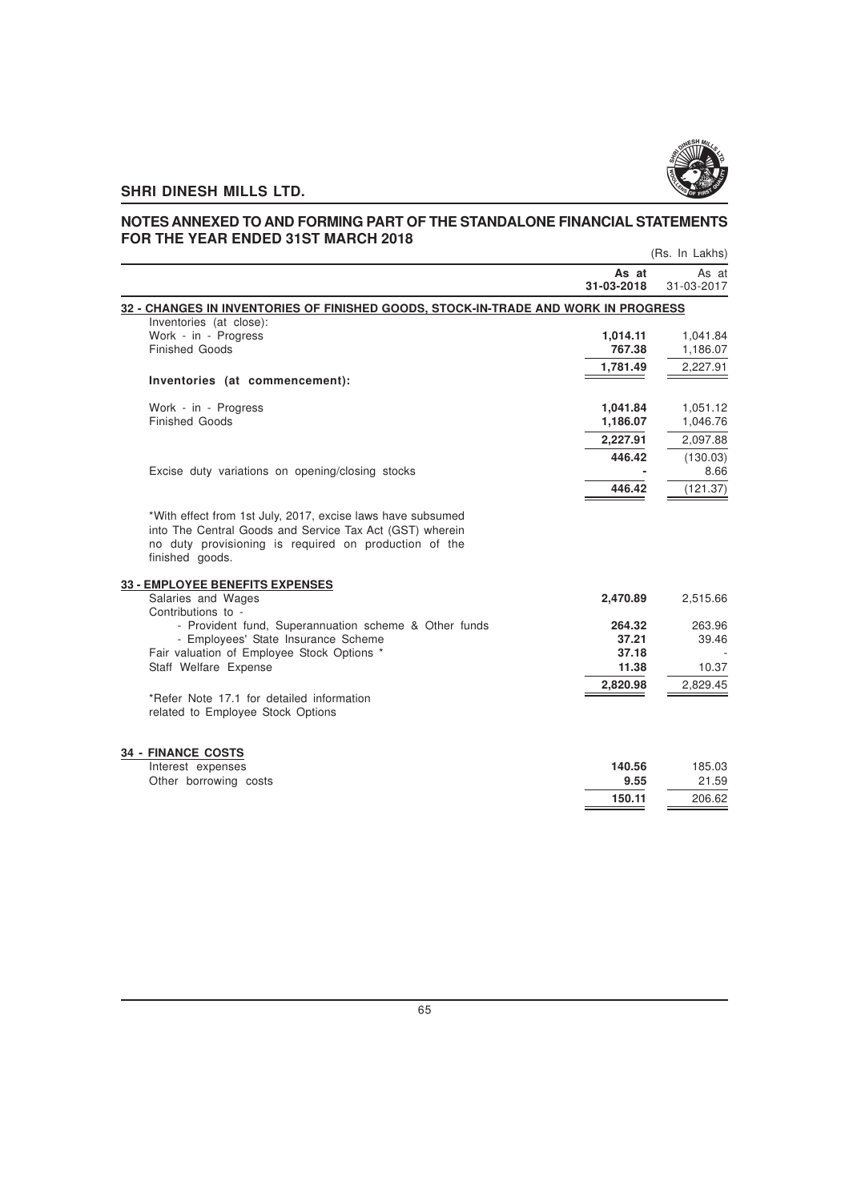# NOTES ANNEXED TO AND FORMING PART OF THE STANDALONE FINANCIAL STATEMENTS FOR THE YEAR ENDED 31ST MARCH 2018

(Rs. In Lakhs)

| | **As at 31-03-2018** | As at 31-03-2017 |
|---|---|---|
| **32 - CHANGES IN INVENTORIES OF FINISHED GOODS, STOCK-IN-TRADE AND WORK IN PROGRESS** | | |
| Inventories (at close): | | |
| Work - in - Progress | **1,014.11** | 1,041.84 |
| Finished Goods | **767.38** | 1,186.07 |
| | **1,781.49** | 2,227.91 |
| **Inventories (at commencement):** | | |
| Work - in - Progress | **1,041.84** | 1,051.12 |
| Finished Goods | **1,186.07** | 1,046.76 |
| | **2,227.91** | 2,097.88 |
| | **446.42** | (130.03) |
| Excise duty variations on opening/closing stocks | **-** | 8.66 |
| | **446.42** | (121.37) |

*With effect from 1st July, 2017, excise laws have subsumed into The Central Goods and Service Tax Act (GST) wherein no duty provisioning is required on production of the finished goods.

| | **As at 31-03-2018** | As at 31-03-2017 |
|---|---|---|
| **33 - EMPLOYEE BENEFITS EXPENSES** | | |
| Salaries and Wages | **2,470.89** | 2,515.66 |
| Contributions to - | | |
| - Provident fund, Superannuation scheme & Other funds | **264.32** | 263.96 |
| - Employees' State Insurance Scheme | **37.21** | 39.46 |
| Fair valuation of Employee Stock Options * | **37.18** | - |
| Staff Welfare Expense | **11.38** | 10.37 |
| | **2,820.98** | 2,829.45 |

*Refer Note 17.1 for detailed information related to Employee Stock Options

| | **As at 31-03-2018** | As at 31-03-2017 |
|---|---|---|
| **34 - FINANCE COSTS** | | |
| Interest expenses | **140.56** | 185.03 |
| Other borrowing costs | **9.55** | 21.59 |
| | **150.11** | 206.62 |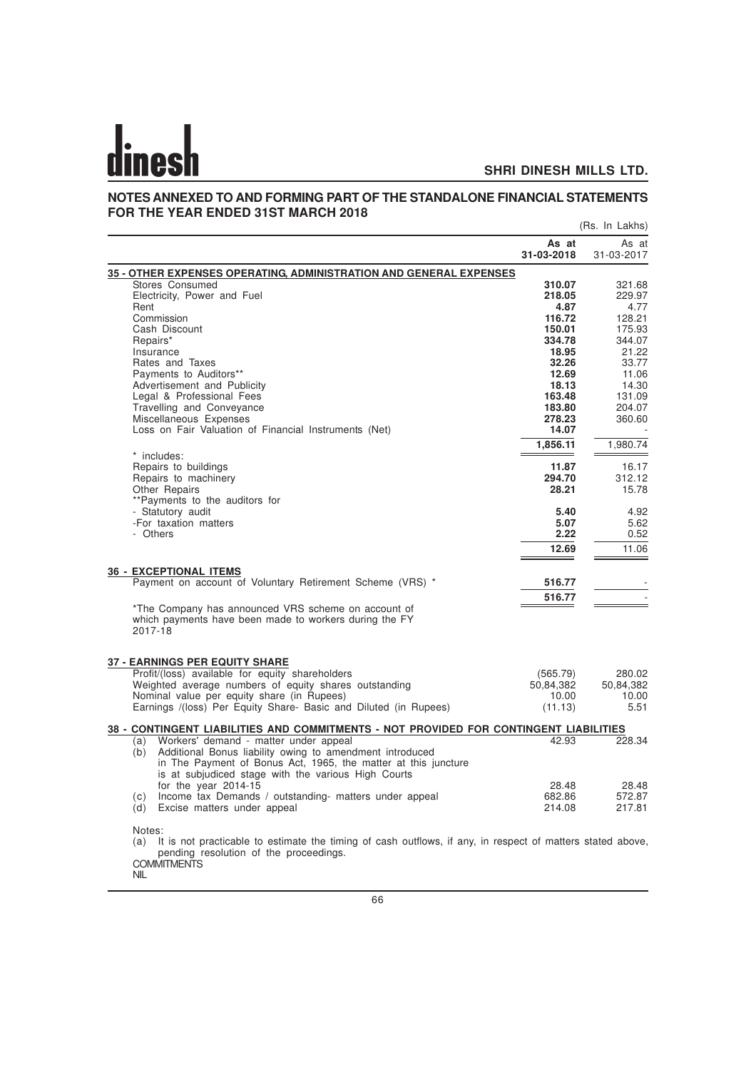## NOTES ANNEXED TO AND FORMING PART OF THE STANDALONE FINANCIAL STATEMENTS FOR THE YEAR ENDED 31ST MARCH 2018

(Rs. In Lakhs)

| | As at 31-03-2018 | As at 31-03-2017 |
|---|---|---|
| **35 - OTHER EXPENSES OPERATING, ADMINISTRATION AND GENERAL EXPENSES** | | |
| Stores Consumed | **310.07** | 321.68 |
| Electricity, Power and Fuel | **218.05** | 229.97 |
| Rent | **4.87** | 4.77 |
| Commission | **116.72** | 128.21 |
| Cash Discount | **150.01** | 175.93 |
| Repairs* | **334.78** | 344.07 |
| Insurance | **18.95** | 21.22 |
| Rates and Taxes | **32.26** | 33.77 |
| Payments to Auditors** | **12.69** | 11.06 |
| Advertisement and Publicity | **18.13** | 14.30 |
| Legal & Professional Fees | **163.48** | 131.09 |
| Travelling and Conveyance | **183.80** | 204.07 |
| Miscellaneous Expenses | **278.23** | 360.60 |
| Loss on Fair Valuation of Financial Instruments (Net) | **14.07** | - |
| | **1,856.11** | 1,980.74 |
| * includes: | | |
| Repairs to buildings | **11.87** | 16.17 |
| Repairs to machinery | **294.70** | 312.12 |
| Other Repairs | **28.21** | 15.78 |
| **Payments to the auditors for | | |
| - Statutory audit | **5.40** | 4.92 |
| -For taxation matters | **5.07** | 5.62 |
| - Others | **2.22** | 0.52 |
| | **12.69** | 11.06 |
| **36 - EXCEPTIONAL ITEMS** | | |
| Payment on account of Voluntary Retirement Scheme (VRS) * | **516.77** | - |
| | **516.77** | - |

*The Company has announced VRS scheme on account of which payments have been made to workers during the FY 2017-18

| | As at 31-03-2018 | As at 31-03-2017 |
|---|---|---|
| **37 - EARNINGS PER EQUITY SHARE** | | |
| Profit/(loss) available for equity shareholders | (565.79) | 280.02 |
| Weighted average numbers of equity shares outstanding | 50,84,382 | 50,84,382 |
| Nominal value per equity share (in Rupees) | 10.00 | 10.00 |
| Earnings /(loss) Per Equity Share- Basic and Diluted (in Rupees) | (11.13) | 5.51 |
| **38 - CONTINGENT LIABILITIES AND COMMITMENTS - NOT PROVIDED FOR CONTINGENT LIABILITIES** | | |
| (a) Workers' demand - matter under appeal | 42.93 | 228.34 |
| (b) Additional Bonus liability owing to amendment introduced in The Payment of Bonus Act, 1965, the matter at this juncture is at subjudiced stage with the various High Courts for the year 2014-15 | 28.48 | 28.48 |
| (c) Income tax Demands / outstanding- matters under appeal | 682.86 | 572.87 |
| (d) Excise matters under appeal | 214.08 | 217.81 |

Notes:

(a) It is not practicable to estimate the timing of cash outflows, if any, in respect of matters stated above, pending resolution of the proceedings.

COMMITMENTS

NIL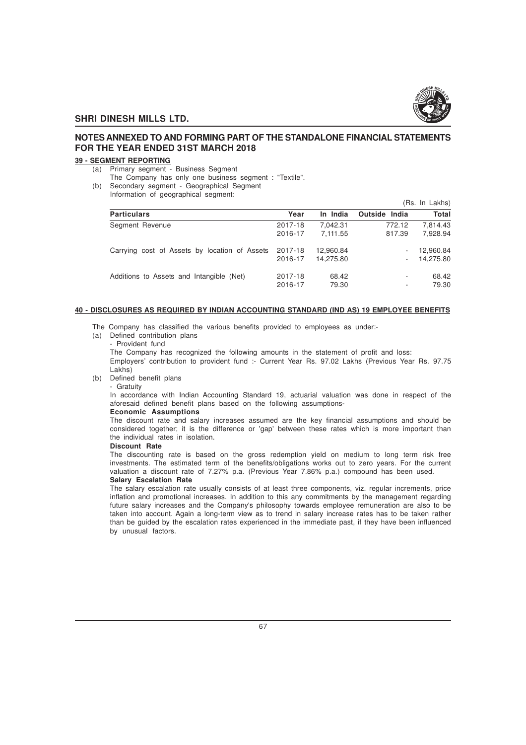## NOTES ANNEXED TO AND FORMING PART OF THE STANDALONE FINANCIAL STATEMENTS FOR THE YEAR ENDED 31ST MARCH 2018

### 39 - SEGMENT REPORTING

(a) Primary segment - Business Segment
The Company has only one business segment : "Textile".

(b) Secondary segment - Geographical Segment
Information of geographical segment:

(Rs. In Lakhs)

| Particulars | Year | In India | Outside India | Total |
|---|---|---|---|---|
| Segment Revenue | 2017-18 | 7,042.31 | 772.12 | 7,814.43 |
| | 2016-17 | 7,111.55 | 817.39 | 7,928.94 |
| Carrying cost of Assets by location of Assets | 2017-18 | 12,960.84 | - | 12,960.84 |
| | 2016-17 | 14,275.80 | - | 14,275.80 |
| Additions to Assets and Intangible (Net) | 2017-18 | 68.42 | - | 68.42 |
| | 2016-17 | 79.30 | - | 79.30 |

### 40 - DISCLOSURES AS REQUIRED BY INDIAN ACCOUNTING STANDARD (IND AS) 19 EMPLOYEE BENEFITS

The Company has classified the various benefits provided to employees as under:-

(a) Defined contribution plans
- Provident fund

The Company has recognized the following amounts in the statement of profit and loss:

Employers' contribution to provident fund :- Current Year Rs. 97.02 Lakhs (Previous Year Rs. 97.75 Lakhs)

(b) Defined benefit plans
- Gratuity

In accordance with Indian Accounting Standard 19, actuarial valuation was done in respect of the aforesaid defined benefit plans based on the following assumptions-

**Economic Assumptions**

The discount rate and salary increases assumed are the key financial assumptions and should be considered together; it is the difference or 'gap' between these rates which is more important than the individual rates in isolation.

**Discount Rate**

The discounting rate is based on the gross redemption yield on medium to long term risk free investments. The estimated term of the benefits/obligations works out to zero years. For the current valuation a discount rate of 7.27% p.a. (Previous Year 7.86% p.a.) compound has been used.

**Salary Escalation Rate**

The salary escalation rate usually consists of at least three components, viz. regular increments, price inflation and promotional increases. In addition to this any commitments by the management regarding future salary increases and the Company's philosophy towards employee remuneration are also to be taken into account. Again a long-term view as to trend in salary increase rates has to be taken rather than be guided by the escalation rates experienced in the immediate past, if they have been influenced by unusual factors.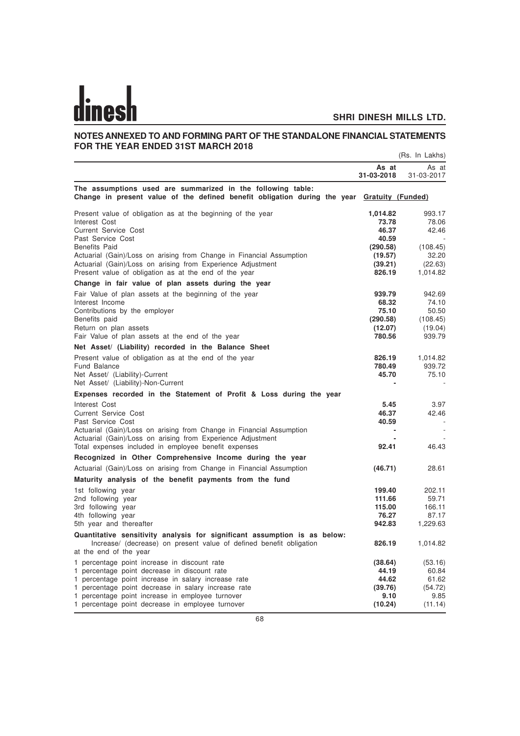## NOTES ANNEXED TO AND FORMING PART OF THE STANDALONE FINANCIAL STATEMENTS FOR THE YEAR ENDED 31ST MARCH 2018

(Rs. In Lakhs)

| | As at 31-03-2018 | As at 31-03-2017 |
|---|---|---|
| **The assumptions used are summarized in the following table:** | | |
| **Change in present value of the defined benefit obligation during the year** | **Gratuity (Funded)** | |
| Present value of obligation as at the beginning of the year | **1,014.82** | 993.17 |
| Interest Cost | **73.78** | 78.06 |
| Current Service Cost | **46.37** | 42.46 |
| Past Service Cost | **40.59** | - |
| Benefits Paid | **(290.58)** | (108.45) |
| Actuarial (Gain)/Loss on arising from Change in Financial Assumption | **(19.57)** | 32.20 |
| Actuarial (Gain)/Loss on arising from Experience Adjustment | **(39.21)** | (22.63) |
| Present value of obligation as at the end of the year | **826.19** | 1,014.82 |
| **Change in fair value of plan assets during the year** | | |
| Fair Value of plan assets at the beginning of the year | **939.79** | 942.69 |
| Interest Income | **68.32** | 74.10 |
| Contributions by the employer | **75.10** | 50.50 |
| Benefits paid | **(290.58)** | (108.45) |
| Return on plan assets | **(12.07)** | (19.04) |
| Fair Value of plan assets at the end of the year | **780.56** | 939.79 |
| **Net Asset/ (Liability) recorded in the Balance Sheet** | | |
| Present value of obligation as at the end of the year | **826.19** | 1,014.82 |
| Fund Balance | **780.49** | 939.72 |
| Net Asset/ (Liability)-Current | **45.70** | 75.10 |
| Net Asset/ (Liability)-Non-Current | **-** | - |
| **Expenses recorded in the Statement of Profit & Loss during the year** | | |
| Interest Cost | **5.45** | 3.97 |
| Current Service Cost | **46.37** | 42.46 |
| Past Service Cost | **40.59** | - |
| Actuarial (Gain)/Loss on arising from Change in Financial Assumption | **-** | - |
| Actuarial (Gain)/Loss on arising from Experience Adjustment | **-** | - |
| Total expenses included in employee benefit expenses | **92.41** | 46.43 |
| **Recognized in Other Comprehensive Income during the year** | | |
| Actuarial (Gain)/Loss on arising from Change in Financial Assumption | **(46.71)** | 28.61 |
| **Maturity analysis of the benefit payments from the fund** | | |
| 1st following year | **199.40** | 202.11 |
| 2nd following year | **111.66** | 59.71 |
| 3rd following year | **115.00** | 166.11 |
| 4th following year | **76.27** | 87.17 |
| 5th year and thereafter | **942.83** | 1,229.63 |
| **Quantitative sensitivity analysis for significant assumption is as below:** | | |
| Increase/ (decrease) on present value of defined benefit obligation at the end of the year | **826.19** | 1,014.82 |
| 1 percentage point increase in discount rate | **(38.64)** | (53.16) |
| 1 percentage point decrease in discount rate | **44.19** | 60.84 |
| 1 percentage point increase in salary increase rate | **44.62** | 61.62 |
| 1 percentage point decrease in salary increase rate | **(39.76)** | (54.72) |
| 1 percentage point increase in employee turnover | **9.10** | 9.85 |
| 1 percentage point decrease in employee turnover | **(10.24)** | (11.14) |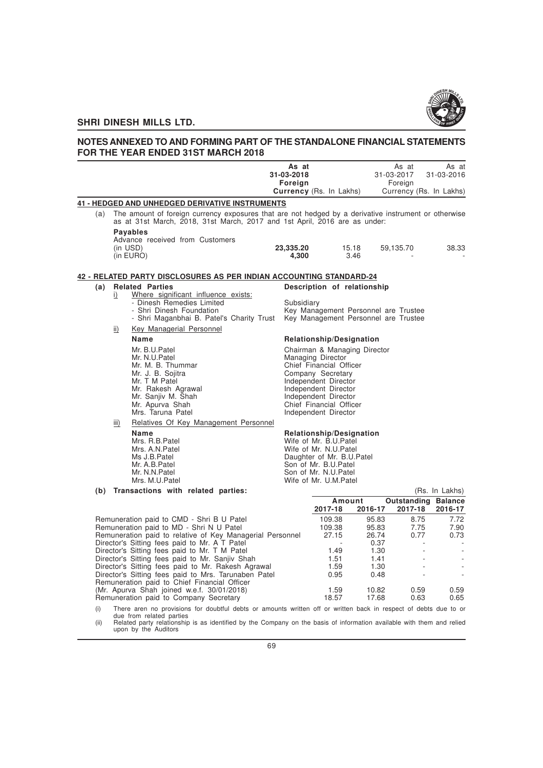# NOTES ANNEXED TO AND FORMING PART OF THE STANDALONE FINANCIAL STATEMENTS FOR THE YEAR ENDED 31ST MARCH 2018

## 41 - HEDGED AND UNHEDGED DERIVATIVE INSTRUMENTS

(a) The amount of foreign currency exposures that are not hedged by a derivative instrument or otherwise as at 31st March, 2018, 31st March, 2017 and 1st April, 2016 are as under:

| | As at 31-03-2018 Foreign Currency | (Rs. In Lakhs) | As at 31-03-2017 Foreign Currency | As at 31-03-2016 (Rs. In Lakhs) |
|---|---|---|---|---|
| **Payables** | | | | |
| Advance received from Customers | | | | |
| (in USD) | **23,335.20** | 15.18 | 59,135.70 | 38.33 |
| (in EURO) | **4,300** | 3.46 | - | - |

## 42 - RELATED PARTY DISCLOSURES AS PER INDIAN ACCOUNTING STANDARD-24

**(a) Related Parties** — **Description of relationship**

i) Where significant influence exists:

| Name | Description of relationship |
|---|---|
| - Dinesh Remedies Limited | Subsidiary |
| - Shri Dinesh Foundation | Key Management Personnel are Trustee |
| - Shri Maganbhai B. Patel's Charity Trust | Key Management Personnel are Trustee |

ii) Key Managerial Personnel

| Name | Relationship/Designation |
|---|---|
| Mr. B.U.Patel | Chairman & Managing Director |
| Mr. N.U.Patel | Managing Director |
| Mr. M. B. Thummar | Chief Financial Officer |
| Mr. J. B. Sojitra | Company Secretary |
| Mr. T M Patel | Independent Director |
| Mr. Rakesh Agrawal | Independent Director |
| Mr. Sanjiv M. Shah | Independent Director |
| Mr. Apurva Shah | Chief Financial Officer |
| Mrs. Taruna Patel | Independent Director |

iii) Relatives Of Key Management Personnel

| Name | Relationship/Designation |
|---|---|
| Mrs. R.B.Patel | Wife of Mr. B.U.Patel |
| Mrs. A.N.Patel | Wife of Mr. N.U.Patel |
| Ms J.B.Patel | Daughter of Mr. B.U.Patel |
| Mr. A.B.Patel | Son of Mr. B.U.Patel |
| Mr. N.N.Patel | Son of Mr. N.U.Patel |
| Mrs. M.U.Patel | Wife of Mr. U.M.Patel |

**(b) Transactions with related parties:** (Rs. In Lakhs)

| | Amount 2017-18 | Amount 2016-17 | Outstanding Balance 2017-18 | Outstanding Balance 2016-17 |
|---|---|---|---|---|
| Remuneration paid to CMD - Shri B U Patel | 109.38 | 95.83 | 8.75 | 7.72 |
| Remuneration paid to MD - Shri N U Patel | 109.38 | 95.83 | 7.75 | 7.90 |
| Remuneration paid to relative of Key Managerial Personnel | 27.15 | 26.74 | 0.77 | 0.73 |
| Director's Sitting fees paid to Mr. A T Patel | - | 0.37 | - | - |
| Director's Sitting fees paid to Mr. T M Patel | 1.49 | 1.30 | - | - |
| Director's Sitting fees paid to Mr. Sanjiv Shah | 1.51 | 1.41 | - | - |
| Director's Sitting fees paid to Mr. Rakesh Agrawal | 1.59 | 1.30 | - | - |
| Director's Sitting fees paid to Mrs. Tarunaben Patel | 0.95 | 0.48 | - | - |
| Remuneration paid to Chief Financial Officer (Mr. Apurva Shah joined w.e.f. 30/01/2018) | 1.59 | 10.82 | 0.59 | 0.59 |
| Remuneration paid to Company Secretary | 18.57 | 17.68 | 0.63 | 0.65 |

(i) There aren no provisions for doubtful debts or amounts written off or written back in respect of debts due to or due from related parties

(ii) Related party relationship is as identified by the Company on the basis of information available with them and relied upon by the Auditors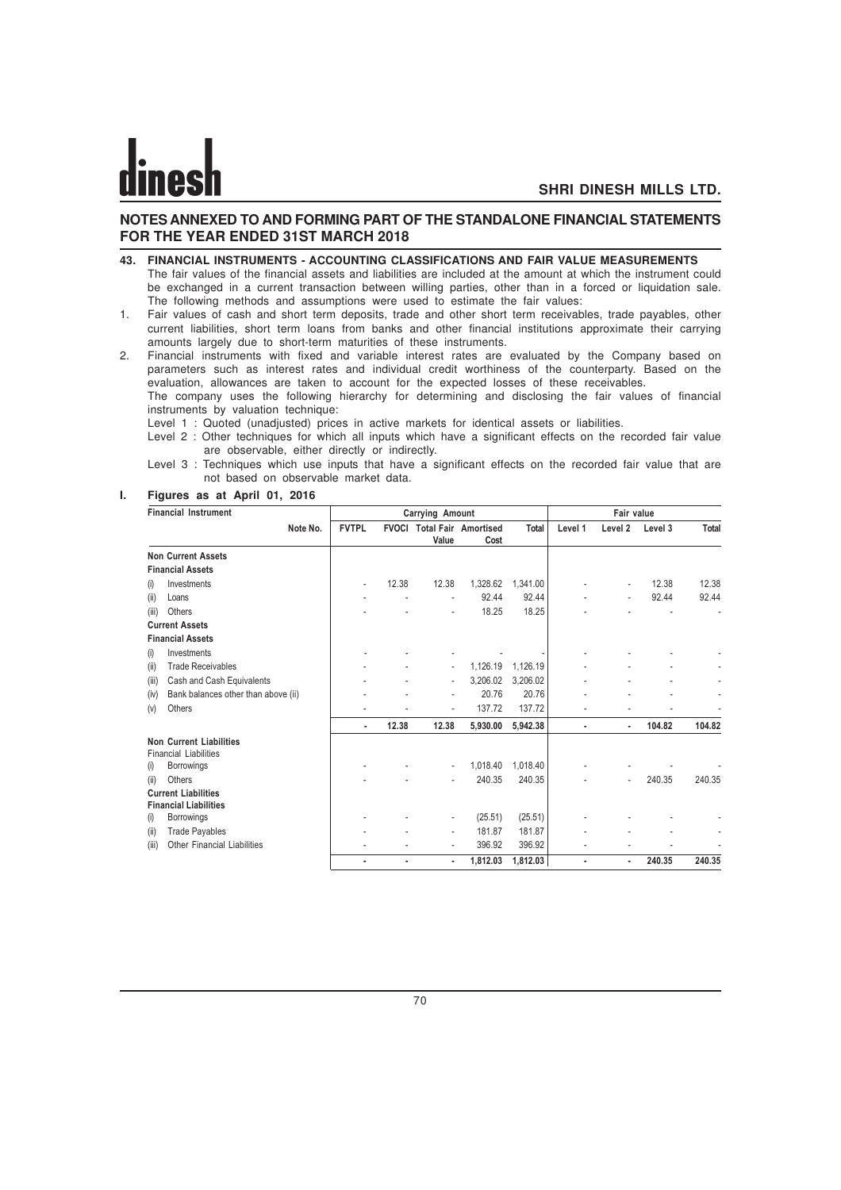# NOTES ANNEXED TO AND FORMING PART OF THE STANDALONE FINANCIAL STATEMENTS FOR THE YEAR ENDED 31ST MARCH 2018

**43. FINANCIAL INSTRUMENTS - ACCOUNTING CLASSIFICATIONS AND FAIR VALUE MEASUREMENTS**

The fair values of the financial assets and liabilities are included at the amount at which the instrument could be exchanged in a current transaction between willing parties, other than in a forced or liquidation sale. The following methods and assumptions were used to estimate the fair values:

1. Fair values of cash and short term deposits, trade and other short term receivables, trade payables, other current liabilities, short term loans from banks and other financial institutions approximate their carrying amounts largely due to short-term maturities of these instruments.
2. Financial instruments with fixed and variable interest rates are evaluated by the Company based on parameters such as interest rates and individual credit worthiness of the counterparty. Based on the evaluation, allowances are taken to account for the expected losses of these receivables.

The company uses the following hierarchy for determining and disclosing the fair values of financial instruments by valuation technique:

Level 1 : Quoted (unadjusted) prices in active markets for identical assets or liabilities.

Level 2 : Other techniques for which all inputs which have a significant effects on the recorded fair value are observable, either directly or indirectly.

Level 3 : Techniques which use inputs that have a significant effects on the recorded fair value that are not based on observable market data.

**I. Figures as at April 01, 2016**

| Financial Instrument | Note No. | Carrying Amount | | | | | Fair value | | | |
|---|---|---|---|---|---|---|---|---|---|---|
| | | FVTPL | FVOCI | Total Fair Value | Amortised Cost | Total | Level 1 | Level 2 | Level 3 | Total |
| **Non Current Assets** | | | | | | | | | | |
| **Financial Assets** | | | | | | | | | | |
| (i) Investments | | - | 12.38 | 12.38 | 1,328.62 | 1,341.00 | - | - | 12.38 | 12.38 |
| (ii) Loans | | - | - | - | 92.44 | 92.44 | - | - | 92.44 | 92.44 |
| (iii) Others | | - | - | - | 18.25 | 18.25 | - | - | - | - |
| **Current Assets** | | | | | | | | | | |
| **Financial Assets** | | | | | | | | | | |
| (i) Investments | | - | - | - | - | - | - | - | - | - |
| (ii) Trade Receivables | | - | - | - | 1,126.19 | 1,126.19 | - | - | - | - |
| (iii) Cash and Cash Equivalents | | - | - | - | 3,206.02 | 3,206.02 | - | - | - | - |
| (iv) Bank balances other than above (ii) | | - | - | - | 20.76 | 20.76 | - | - | - | - |
| (v) Others | | - | - | - | 137.72 | 137.72 | - | - | - | - |
| | | - | 12.38 | 12.38 | 5,930.00 | 5,942.38 | - | - | 104.82 | 104.82 |
| **Non Current Liabilities** | | | | | | | | | | |
| Financial Liabilities | | | | | | | | | | |
| (i) Borrowings | | - | - | - | 1,018.40 | 1,018.40 | - | - | - | - |
| (ii) Others | | - | - | - | 240.35 | 240.35 | - | - | 240.35 | 240.35 |
| **Current Liabilities** | | | | | | | | | | |
| **Financial Liabilities** | | | | | | | | | | |
| (i) Borrowings | | - | - | - | (25.51) | (25.51) | - | - | - | - |
| (ii) Trade Payables | | - | - | - | 181.87 | 181.87 | - | - | - | - |
| (iii) Other Financial Liabilities | | - | - | - | 396.92 | 396.92 | - | - | - | - |
| | | - | - | - | 1,812.03 | 1,812.03 | - | - | 240.35 | 240.35 |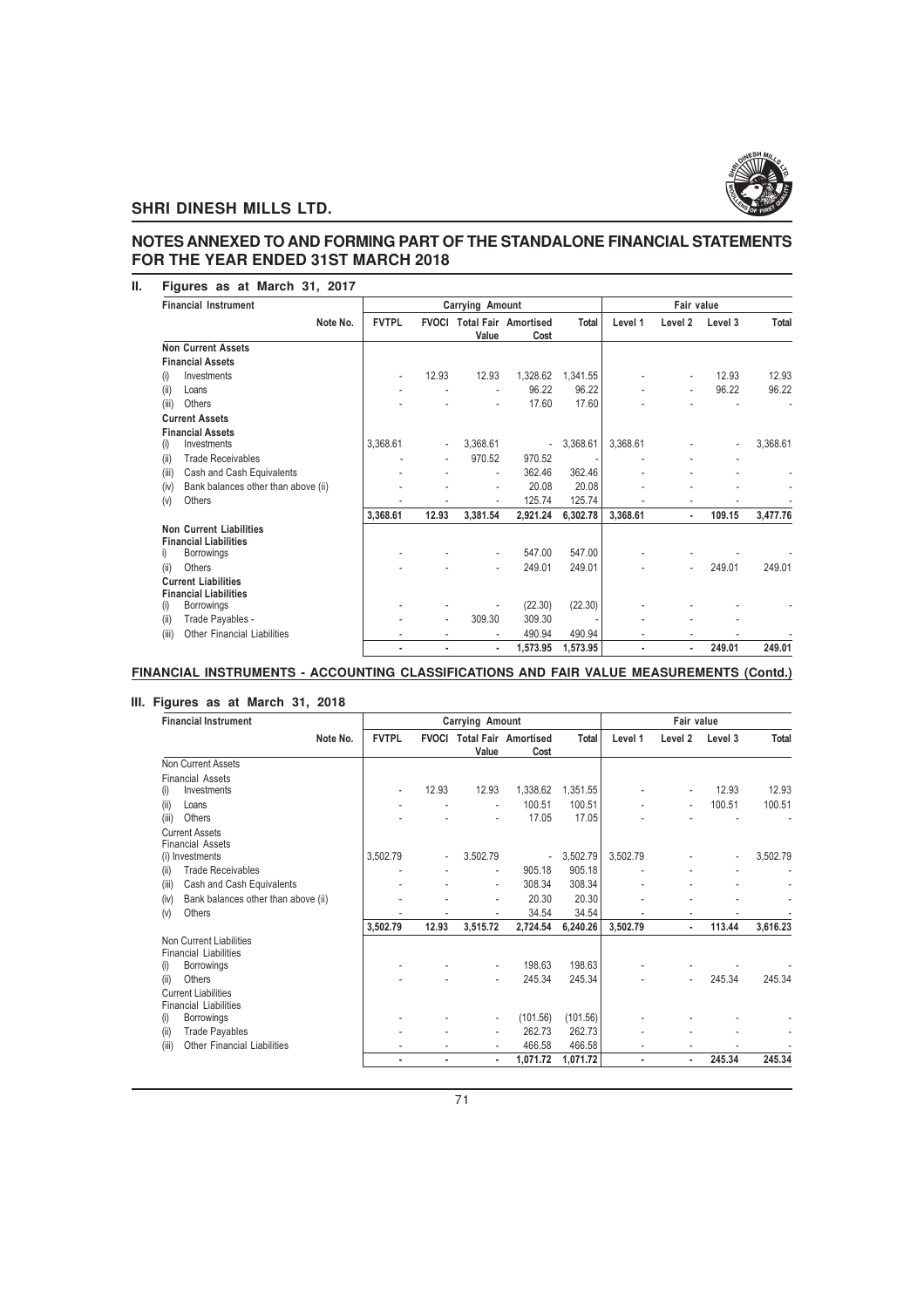## NOTES ANNEXED TO AND FORMING PART OF THE STANDALONE FINANCIAL STATEMENTS FOR THE YEAR ENDED 31ST MARCH 2018

### II. Figures as at March 31, 2017

| Financial Instrument | Note No. | Carrying Amount | | | | | Fair value | | | |
|---|---|---|---|---|---|---|---|---|---|---|
| | | FVTPL | FVOCI | Total Fair Value | Amortised Cost | Total | Level 1 | Level 2 | Level 3 | Total |
| **Non Current Assets** | | | | | | | | | | |
| **Financial Assets** | | | | | | | | | | |
| (i) Investments | | - | 12.93 | 12.93 | 1,328.62 | 1,341.55 | - | - | 12.93 | 12.93 |
| (ii) Loans | | - | - | - | 96.22 | 96.22 | - | - | 96.22 | 96.22 |
| (iii) Others | | - | - | - | 17.60 | 17.60 | - | - | - | - |
| **Current Assets** | | | | | | | | | | |
| **Financial Assets** | | | | | | | | | | |
| (i) Investments | | 3,368.61 | - | 3,368.61 | - | 3,368.61 | 3,368.61 | - | - | 3,368.61 |
| (ii) Trade Receivables | | - | - | 970.52 | 970.52 | - | - | - | - | |
| (iii) Cash and Cash Equivalents | | - | - | - | 362.46 | 362.46 | - | - | - | - |
| (iv) Bank balances other than above (ii) | | - | - | - | 20.08 | 20.08 | - | - | - | - |
| (v) Others | | - | - | - | 125.74 | 125.74 | - | - | - | - |
| | | **3,368.61** | **12.93** | **3,381.54** | **2,921.24** | **6,302.78** | **3,368.61** | **-** | **109.15** | **3,477.76** |
| **Non Current Liabilities** | | | | | | | | | | |
| **Financial Liabilities** | | | | | | | | | | |
| i) Borrowings | | - | - | - | 547.00 | 547.00 | - | - | - | - |
| (ii) Others | | - | - | - | 249.01 | 249.01 | - | - | 249.01 | 249.01 |
| **Current Liabilities** | | | | | | | | | | |
| **Financial Liabilities** | | | | | | | | | | |
| (i) Borrowings | | - | - | - | (22.30) | (22.30) | - | - | - | - |
| (ii) Trade Payables - | | - | - | 309.30 | 309.30 | - | - | - | - | |
| (iii) Other Financial Liabilities | | - | - | - | 490.94 | 490.94 | - | - | - | - |
| | | **-** | **-** | **-** | **1,573.95** | **1,573.95** | **-** | **-** | **249.01** | **249.01** |

**FINANCIAL INSTRUMENTS - ACCOUNTING CLASSIFICATIONS AND FAIR VALUE MEASUREMENTS (Contd.)**

### III. Figures as at March 31, 2018

| Financial Instrument | Note No. | Carrying Amount | | | | | Fair value | | | |
|---|---|---|---|---|---|---|---|---|---|---|
| | | FVTPL | FVOCI | Total Fair Value | Amortised Cost | Total | Level 1 | Level 2 | Level 3 | Total |
| Non Current Assets | | | | | | | | | | |
| Financial Assets | | | | | | | | | | |
| (i) Investments | | - | 12.93 | 12.93 | 1,338.62 | 1,351.55 | - | - | 12.93 | 12.93 |
| (ii) Loans | | - | - | - | 100.51 | 100.51 | - | - | 100.51 | 100.51 |
| (iii) Others | | - | - | - | 17.05 | 17.05 | - | - | - | - |
| Current Assets | | | | | | | | | | |
| Financial Assets | | | | | | | | | | |
| (i) Investments | | 3,502.79 | - | 3,502.79 | - | 3,502.79 | 3,502.79 | - | - | 3,502.79 |
| (ii) Trade Receivables | | - | - | - | 905.18 | 905.18 | - | - | - | - |
| (iii) Cash and Cash Equivalents | | - | - | - | 308.34 | 308.34 | - | - | - | - |
| (iv) Bank balances other than above (ii) | | - | - | - | 20.30 | 20.30 | - | - | - | - |
| (v) Others | | - | - | - | 34.54 | 34.54 | - | - | - | - |
| | | **3,502.79** | **12.93** | **3,515.72** | **2,724.54** | **6,240.26** | **3,502.79** | **-** | **113.44** | **3,616.23** |
| Non Current Liabilities | | | | | | | | | | |
| Financial Liabilities | | | | | | | | | | |
| (i) Borrowings | | - | - | - | 198.63 | 198.63 | - | - | - | - |
| (ii) Others | | - | - | - | 245.34 | 245.34 | - | - | 245.34 | 245.34 |
| Current Liabilities | | | | | | | | | | |
| Financial Liabilities | | | | | | | | | | |
| (i) Borrowings | | - | - | - | (101.56) | (101.56) | - | - | - | - |
| (ii) Trade Payables | | - | - | - | 262.73 | 262.73 | - | - | - | - |
| (iii) Other Financial Liabilities | | - | - | - | 466.58 | 466.58 | - | - | - | - |
| | | **-** | **-** | **-** | **1,071.72** | **1,071.72** | **-** | **-** | **245.34** | **245.34** |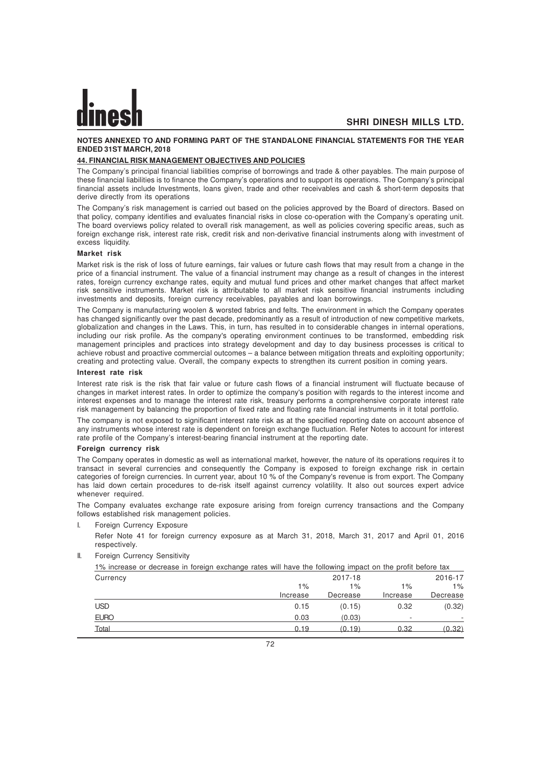## NOTES ANNEXED TO AND FORMING PART OF THE STANDALONE FINANCIAL STATEMENTS FOR THE YEAR ENDED 31ST MARCH, 2018

### 44. FINANCIAL RISK MANAGEMENT OBJECTIVES AND POLICIES

The Company's principal financial liabilities comprise of borrowings and trade & other payables. The main purpose of these financial liabilities is to finance the Company's operations and to support its operations. The Company's principal financial assets include Investments, loans given, trade and other receivables and cash & short-term deposits that derive directly from its operations

The Company's risk management is carried out based on the policies approved by the Board of directors. Based on that policy, company identifies and evaluates financial risks in close co-operation with the Company's operating unit. The board overviews policy related to overall risk management, as well as policies covering specific areas, such as foreign exchange risk, interest rate risk, credit risk and non-derivative financial instruments along with investment of excess liquidity.

**Market risk**

Market risk is the risk of loss of future earnings, fair values or future cash flows that may result from a change in the price of a financial instrument. The value of a financial instrument may change as a result of changes in the interest rates, foreign currency exchange rates, equity and mutual fund prices and other market changes that affect market risk sensitive instruments. Market risk is attributable to all market risk sensitive financial instruments including investments and deposits, foreign currency receivables, payables and loan borrowings.

The Company is manufacturing woolen & worsted fabrics and felts. The environment in which the Company operates has changed significantly over the past decade, predominantly as a result of introduction of new competitive markets, globalization and changes in the Laws. This, in turn, has resulted in to considerable changes in internal operations, including our risk profile. As the company's operating environment continues to be transformed, embedding risk management principles and practices into strategy development and day to day business processes is critical to achieve robust and proactive commercial outcomes – a balance between mitigation threats and exploiting opportunity; creating and protecting value. Overall, the company expects to strengthen its current position in coming years.

**Interest rate risk**

Interest rate risk is the risk that fair value or future cash flows of a financial instrument will fluctuate because of changes in market interest rates. In order to optimize the company's position with regards to the interest income and interest expenses and to manage the interest rate risk, treasury performs a comprehensive corporate interest rate risk management by balancing the proportion of fixed rate and floating rate financial instruments in it total portfolio.

The company is not exposed to significant interest rate risk as at the specified reporting date on account absence of any instruments whose interest rate is dependent on foreign exchange fluctuation. Refer Notes to account for interest rate profile of the Company's interest-bearing financial instrument at the reporting date.

**Foreign currency risk**

The Company operates in domestic as well as international market, however, the nature of its operations requires it to transact in several currencies and consequently the Company is exposed to foreign exchange risk in certain categories of foreign currencies. In current year, about 10 % of the Company's revenue is from export. The Company has laid down certain procedures to de-risk itself against currency volatility. It also out sources expert advice whenever required.

The Company evaluates exchange rate exposure arising from foreign currency transactions and the Company follows established risk management policies.

I. Foreign Currency Exposure

   Refer Note 41 for foreign currency exposure as at March 31, 2018, March 31, 2017 and April 01, 2016 respectively.

II. Foreign Currency Sensitivity

   1% increase or decrease in foreign exchange rates will have the following impact on the profit before tax

| Currency | 2017-18 | | 2016-17 | |
|---|---|---|---|---|
| | 1% Increase | 1% Decrease | 1% Increase | 1% Decrease |
| USD | 0.15 | (0.15) | 0.32 | (0.32) |
| EURO | 0.03 | (0.03) | - | - |
| Total | 0.19 | (0.19) | 0.32 | (0.32) |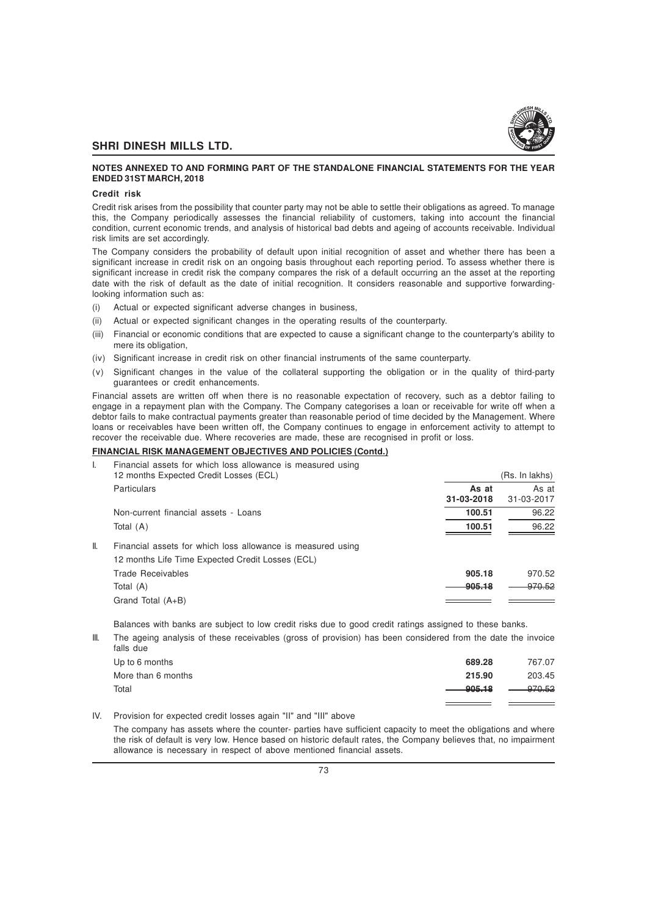## NOTES ANNEXED TO AND FORMING PART OF THE STANDALONE FINANCIAL STATEMENTS FOR THE YEAR ENDED 31ST MARCH, 2018

### Credit risk

Credit risk arises from the possibility that counter party may not be able to settle their obligations as agreed. To manage this, the Company periodically assesses the financial reliability of customers, taking into account the financial condition, current economic trends, and analysis of historical bad debts and ageing of accounts receivable. Individual risk limits are set accordingly.

The Company considers the probability of default upon initial recognition of asset and whether there has been a significant increase in credit risk on an ongoing basis throughout each reporting period. To assess whether there is significant increase in credit risk the company compares the risk of a default occurring an the asset at the reporting date with the risk of default as the date of initial recognition. It considers reasonable and supportive forwarding-looking information such as:

(i) Actual or expected significant adverse changes in business,

(ii) Actual or expected significant changes in the operating results of the counterparty.

(iii) Financial or economic conditions that are expected to cause a significant change to the counterparty's ability to mere its obligation,

(iv) Significant increase in credit risk on other financial instruments of the same counterparty.

(v) Significant changes in the value of the collateral supporting the obligation or in the quality of third-party guarantees or credit enhancements.

Financial assets are written off when there is no reasonable expectation of recovery, such as a debtor failing to engage in a repayment plan with the Company. The Company categorises a loan or receivable for write off when a debtor fails to make contractual payments greater than reasonable period of time decided by the Management. Where loans or receivables have been written off, the Company continues to engage in enforcement activity to attempt to recover the receivable due. Where recoveries are made, these are recognised in profit or loss.

### FINANCIAL RISK MANAGEMENT OBJECTIVES AND POLICIES (Contd.)

|  | (Rs. In lakhs) | |
|---|---|---|
| **I. Financial assets for which loss allowance is measured using 12 months Expected Credit Losses (ECL)** | | |
| Particulars | **As at 31-03-2018** | As at 31-03-2017 |
| Non-current financial assets - Loans | **100.51** | 96.22 |
| Total (A) | **100.51** | 96.22 |
| **II. Financial assets for which loss allowance is measured using 12 months Life Time Expected Credit Losses (ECL)** | | |
| Trade Receivables | **905.18** | 970.52 |
| Total (A) | **905.18** | 970.52 |
| Grand Total (A+B) | | |

Balances with banks are subject to low credit risks due to good credit ratings assigned to these banks.

III. The ageing analysis of these receivables (gross of provision) has been considered from the date the invoice falls due

| | | |
|---|---|---|
| Up to 6 months | **689.28** | 767.07 |
| More than 6 months | **215.90** | 203.45 |
| Total | **905.18** | 970.52 |

IV. Provision for expected credit losses again "II" and "III" above

The company has assets where the counter- parties have sufficient capacity to meet the obligations and where the risk of default is very low. Hence based on historic default rates, the Company believes that, no impairment allowance is necessary in respect of above mentioned financial assets.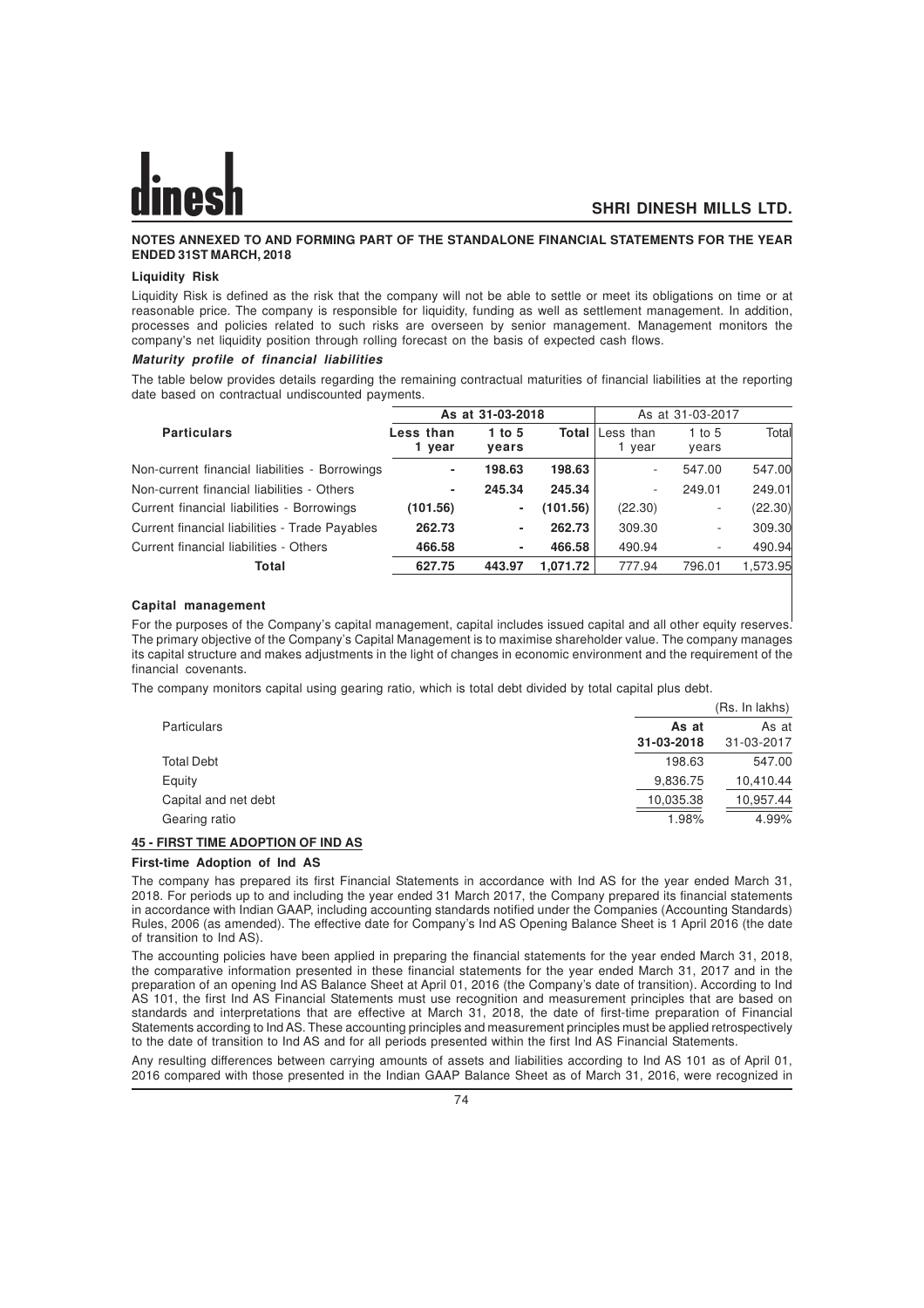**NOTES ANNEXED TO AND FORMING PART OF THE STANDALONE FINANCIAL STATEMENTS FOR THE YEAR ENDED 31ST MARCH, 2018**

**Liquidity Risk**

Liquidity Risk is defined as the risk that the company will not be able to settle or meet its obligations on time or at reasonable price. The company is responsible for liquidity, funding as well as settlement management. In addition, processes and policies related to such risks are overseen by senior management. Management monitors the company's net liquidity position through rolling forecast on the basis of expected cash flows.

***Maturity profile of financial liabilities***

The table below provides details regarding the remaining contractual maturities of financial liabilities at the reporting date based on contractual undiscounted payments.

| Particulars | As at 31-03-2018 | | | As at 31-03-2017 | | |
|---|---|---|---|---|---|---|
| | **Less than 1 year** | **1 to 5 years** | **Total** | Less than 1 year | 1 to 5 years | Total |
| Non-current financial liabilities - Borrowings | **-** | **198.63** | **198.63** | - | 547.00 | 547.00 |
| Non-current financial liabilities - Others | **-** | **245.34** | **245.34** | - | 249.01 | 249.01 |
| Current financial liabilities - Borrowings | **(101.56)** | **-** | **(101.56)** | (22.30) | - | (22.30) |
| Current financial liabilities - Trade Payables | **262.73** | **-** | **262.73** | 309.30 | - | 309.30 |
| Current financial liabilities - Others | **466.58** | **-** | **466.58** | 490.94 | - | 490.94 |
| **Total** | **627.75** | **443.97** | **1,071.72** | 777.94 | 796.01 | 1,573.95 |

**Capital management**

For the purposes of the Company's capital management, capital includes issued capital and all other equity reserves. The primary objective of the Company's Capital Management is to maximise shareholder value. The company manages its capital structure and makes adjustments in the light of changes in economic environment and the requirement of the financial covenants.

The company monitors capital using gearing ratio, which is total debt divided by total capital plus debt.

(Rs. In lakhs)

| Particulars | **As at 31-03-2018** | As at 31-03-2017 |
|---|---|---|
| Total Debt | 198.63 | 547.00 |
| Equity | 9,836.75 | 10,410.44 |
| Capital and net debt | 10,035.38 | 10,957.44 |
| Gearing ratio | 1.98% | 4.99% |

**45 - FIRST TIME ADOPTION OF IND AS**

**First-time Adoption of Ind AS**

The company has prepared its first Financial Statements in accordance with Ind AS for the year ended March 31, 2018. For periods up to and including the year ended 31 March 2017, the Company prepared its financial statements in accordance with Indian GAAP, including accounting standards notified under the Companies (Accounting Standards) Rules, 2006 (as amended). The effective date for Company's Ind AS Opening Balance Sheet is 1 April 2016 (the date of transition to Ind AS).

The accounting policies have been applied in preparing the financial statements for the year ended March 31, 2018, the comparative information presented in these financial statements for the year ended March 31, 2017 and in the preparation of an opening Ind AS Balance Sheet at April 01, 2016 (the Company's date of transition). According to Ind AS 101, the first Ind AS Financial Statements must use recognition and measurement principles that are based on standards and interpretations that are effective at March 31, 2018, the date of first-time preparation of Financial Statements according to Ind AS. These accounting principles and measurement principles must be applied retrospectively to the date of transition to Ind AS and for all periods presented within the first Ind AS Financial Statements.

Any resulting differences between carrying amounts of assets and liabilities according to Ind AS 101 as of April 01, 2016 compared with those presented in the Indian GAAP Balance Sheet as of March 31, 2016, were recognized in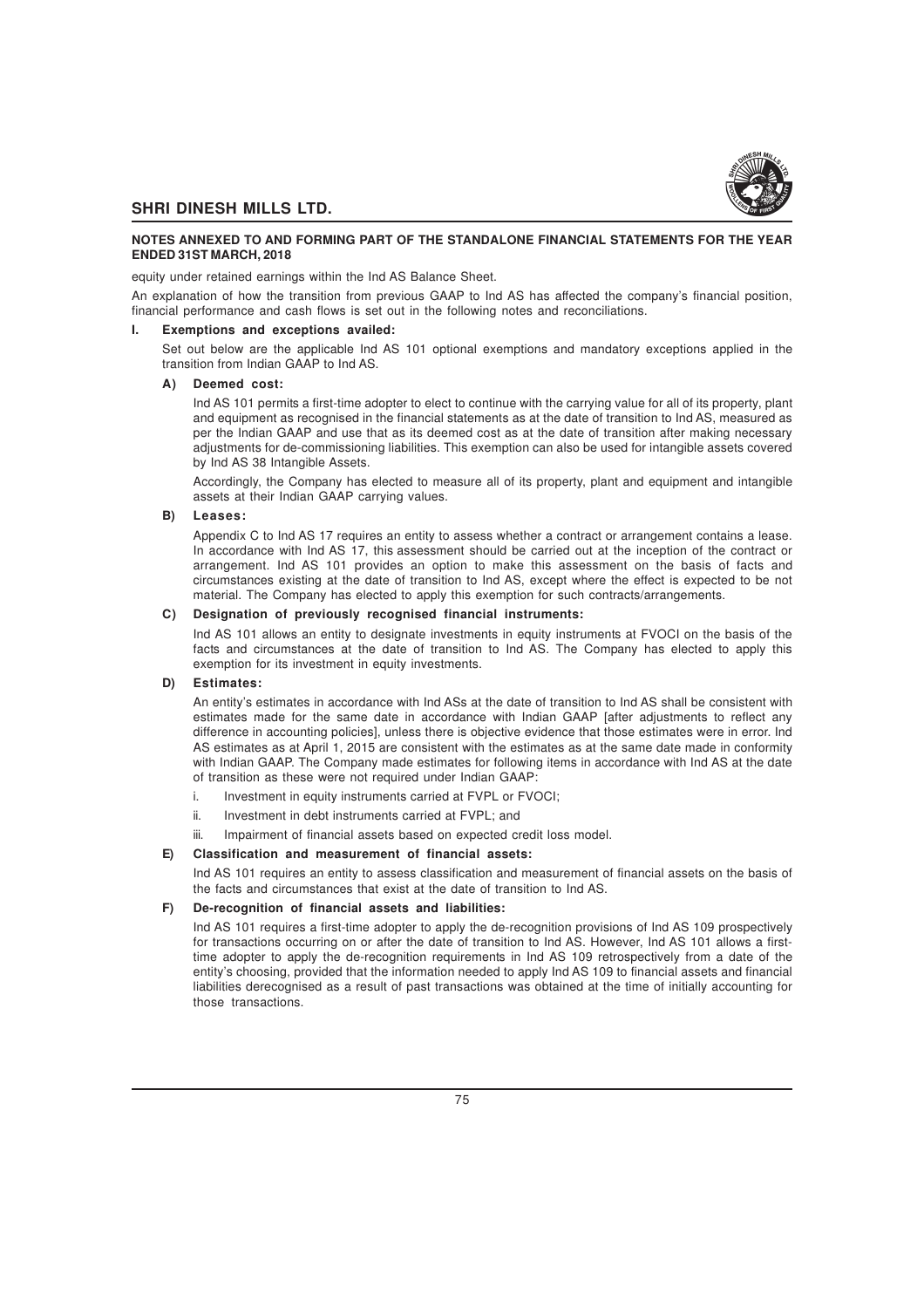equity under retained earnings within the Ind AS Balance Sheet.

An explanation of how the transition from previous GAAP to Ind AS has affected the company's financial position, financial performance and cash flows is set out in the following notes and reconciliations.

**I. Exemptions and exceptions availed:**

Set out below are the applicable Ind AS 101 optional exemptions and mandatory exceptions applied in the transition from Indian GAAP to Ind AS.

**A) Deemed cost:**

Ind AS 101 permits a first-time adopter to elect to continue with the carrying value for all of its property, plant and equipment as recognised in the financial statements as at the date of transition to Ind AS, measured as per the Indian GAAP and use that as its deemed cost as at the date of transition after making necessary adjustments for de-commissioning liabilities. This exemption can also be used for intangible assets covered by Ind AS 38 Intangible Assets.

Accordingly, the Company has elected to measure all of its property, plant and equipment and intangible assets at their Indian GAAP carrying values.

**B) Leases:**

Appendix C to Ind AS 17 requires an entity to assess whether a contract or arrangement contains a lease. In accordance with Ind AS 17, this assessment should be carried out at the inception of the contract or arrangement. Ind AS 101 provides an option to make this assessment on the basis of facts and circumstances existing at the date of transition to Ind AS, except where the effect is expected to be not material. The Company has elected to apply this exemption for such contracts/arrangements.

**C) Designation of previously recognised financial instruments:**

Ind AS 101 allows an entity to designate investments in equity instruments at FVOCI on the basis of the facts and circumstances at the date of transition to Ind AS. The Company has elected to apply this exemption for its investment in equity investments.

**D) Estimates:**

An entity's estimates in accordance with Ind ASs at the date of transition to Ind AS shall be consistent with estimates made for the same date in accordance with Indian GAAP [after adjustments to reflect any difference in accounting policies], unless there is objective evidence that those estimates were in error. Ind AS estimates as at April 1, 2015 are consistent with the estimates as at the same date made in conformity with Indian GAAP. The Company made estimates for following items in accordance with Ind AS at the date of transition as these were not required under Indian GAAP:

i. Investment in equity instruments carried at FVPL or FVOCI;

ii. Investment in debt instruments carried at FVPL; and

iii. Impairment of financial assets based on expected credit loss model.

**E) Classification and measurement of financial assets:**

Ind AS 101 requires an entity to assess classification and measurement of financial assets on the basis of the facts and circumstances that exist at the date of transition to Ind AS.

**F) De-recognition of financial assets and liabilities:**

Ind AS 101 requires a first-time adopter to apply the de-recognition provisions of Ind AS 109 prospectively for transactions occurring on or after the date of transition to Ind AS. However, Ind AS 101 allows a first-time adopter to apply the de-recognition requirements in Ind AS 109 retrospectively from a date of the entity's choosing, provided that the information needed to apply Ind AS 109 to financial assets and financial liabilities derecognised as a result of past transactions was obtained at the time of initially accounting for those transactions.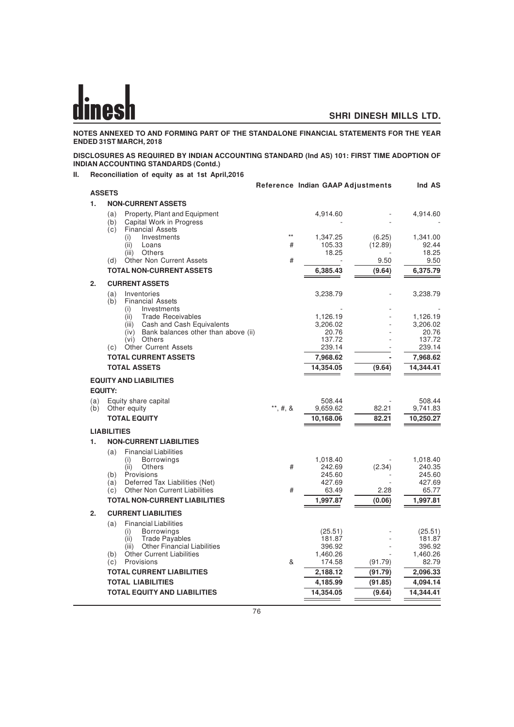**NOTES ANNEXED TO AND FORMING PART OF THE STANDALONE FINANCIAL STATEMENTS FOR THE YEAR ENDED 31ST MARCH, 2018**

**DISCLOSURES AS REQUIRED BY INDIAN ACCOUNTING STANDARD (Ind AS) 101: FIRST TIME ADOPTION OF INDIAN ACCOUNTING STANDARDS (Contd.)**

**II. Reconciliation of equity as at 1st April,2016**

| | Reference | Indian GAAP | Adjustments | Ind AS |
|---|---|---|---|---|
| **ASSETS** | | | | |
| **1. NON-CURRENT ASSETS** | | | | |
| (a) Property, Plant and Equipment | | 4,914.60 | - | 4,914.60 |
| (b) Capital Work in Progress | | - | - | - |
| (c) Financial Assets | | | | |
| (i) Investments | ** | 1,347.25 | (6.25) | 1,341.00 |
| (ii) Loans | # | 105.33 | (12.89) | 92.44 |
| (iii) Others | | 18.25 | - | 18.25 |
| (d) Other Non Current Assets | # | - | 9.50 | 9.50 |
| **TOTAL NON-CURRENT ASSETS** | | **6,385.43** | **(9.64)** | **6,375.79** |
| **2. CURRENT ASSETS** | | | | |
| (a) Inventories | | 3,238.79 | - | 3,238.79 |
| (b) Financial Assets | | | | |
| (i) Investments | | - | - | - |
| (ii) Trade Receivables | | 1,126.19 | - | 1,126.19 |
| (iii) Cash and Cash Equivalents | | 3,206.02 | - | 3,206.02 |
| (iv) Bank balances other than above (ii) | | 20.76 | - | 20.76 |
| (vi) Others | | 137.72 | - | 137.72 |
| (c) Other Current Assets | | 239.14 | - | 239.14 |
| **TOTAL CURRENT ASSETS** | | **7,968.62** | **-** | **7,968.62** |
| **TOTAL ASSETS** | | **14,354.05** | **(9.64)** | **14,344.41** |
| **EQUITY AND LIABILITIES** | | | | |
| **EQUITY:** | | | | |
| (a) Equity share capital | | 508.44 | - | 508.44 |
| (b) Other equity | **, #, & | 9,659.62 | 82.21 | 9,741.83 |
| **TOTAL EQUITY** | | **10,168.06** | **82.21** | **10,250.27** |
| **LIABILITIES** | | | | |
| **1. NON-CURRENT LIABILITIES** | | | | |
| (a) Financial Liabilities | | | | |
| (i) Borrowings | | 1,018.40 | - | 1,018.40 |
| (ii) Others | # | 242.69 | (2.34) | 240.35 |
| (b) Provisions | | 245.60 | - | 245.60 |
| (a) Deferred Tax Liabilities (Net) | | 427.69 | - | 427.69 |
| (c) Other Non Current Liabilities | # | 63.49 | 2.28 | 65.77 |
| **TOTAL NON-CURRENT LIABILITIES** | | **1,997.87** | **(0.06)** | **1,997.81** |
| **2. CURRENT LIABILITIES** | | | | |
| (a) Financial Liabilities | | | | |
| (i) Borrowings | | (25.51) | - | (25.51) |
| (ii) Trade Payables | | 181.87 | - | 181.87 |
| (iii) Other Financial Liabilities | | 396.92 | - | 396.92 |
| (b) Other Current Liabilities | | 1,460.26 | - | 1,460.26 |
| (c) Provisions | & | 174.58 | (91.79) | 82.79 |
| **TOTAL CURRENT LIABILITIES** | | **2,188.12** | **(91.79)** | **2,096.33** |
| **TOTAL LIABILITIES** | | **4,185.99** | **(91.85)** | **4,094.14** |
| **TOTAL EQUITY AND LIABILITIES** | | **14,354.05** | **(9.64)** | **14,344.41** |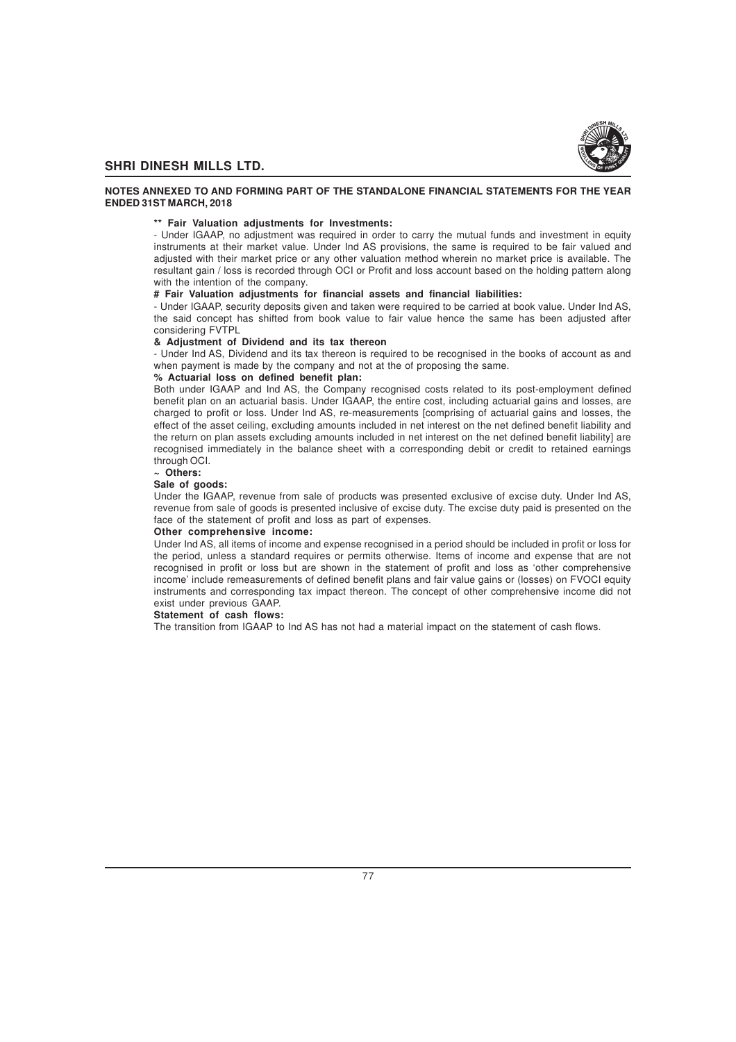**NOTES ANNEXED TO AND FORMING PART OF THE STANDALONE FINANCIAL STATEMENTS FOR THE YEAR ENDED 31ST MARCH, 2018**

**** Fair Valuation adjustments for Investments:**

- Under IGAAP, no adjustment was required in order to carry the mutual funds and investment in equity instruments at their market value. Under Ind AS provisions, the same is required to be fair valued and adjusted with their market price or any other valuation method wherein no market price is available. The resultant gain / loss is recorded through OCI or Profit and loss account based on the holding pattern along with the intention of the company.

**# Fair Valuation adjustments for financial assets and financial liabilities:**

- Under IGAAP, security deposits given and taken were required to be carried at book value. Under Ind AS, the said concept has shifted from book value to fair value hence the same has been adjusted after considering FVTPL

**& Adjustment of Dividend and its tax thereon**

- Under Ind AS, Dividend and its tax thereon is required to be recognised in the books of account as and when payment is made by the company and not at the of proposing the same.

**% Actuarial loss on defined benefit plan:**

Both under IGAAP and Ind AS, the Company recognised costs related to its post-employment defined benefit plan on an actuarial basis. Under IGAAP, the entire cost, including actuarial gains and losses, are charged to profit or loss. Under Ind AS, re-measurements [comprising of actuarial gains and losses, the effect of the asset ceiling, excluding amounts included in net interest on the net defined benefit liability and the return on plan assets excluding amounts included in net interest on the net defined benefit liability] are recognised immediately in the balance sheet with a corresponding debit or credit to retained earnings through OCI.

**~ Others:**

**Sale of goods:**

Under the IGAAP, revenue from sale of products was presented exclusive of excise duty. Under Ind AS, revenue from sale of goods is presented inclusive of excise duty. The excise duty paid is presented on the face of the statement of profit and loss as part of expenses.

**Other comprehensive income:**

Under Ind AS, all items of income and expense recognised in a period should be included in profit or loss for the period, unless a standard requires or permits otherwise. Items of income and expense that are not recognised in profit or loss but are shown in the statement of profit and loss as 'other comprehensive income' include remeasurements of defined benefit plans and fair value gains or (losses) on FVOCI equity instruments and corresponding tax impact thereon. The concept of other comprehensive income did not exist under previous GAAP.

**Statement of cash flows:**

The transition from IGAAP to Ind AS has not had a material impact on the statement of cash flows.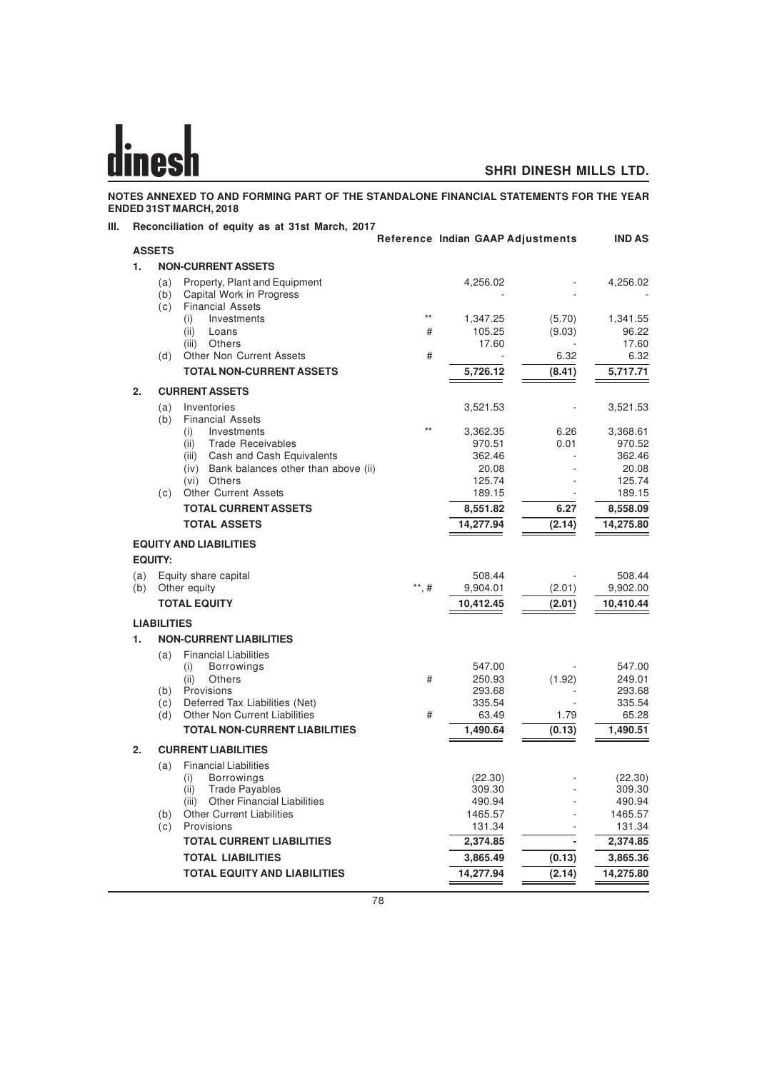**NOTES ANNEXED TO AND FORMING PART OF THE STANDALONE FINANCIAL STATEMENTS FOR THE YEAR ENDED 31ST MARCH, 2018**

**III. Reconciliation of equity as at 31st March, 2017**

| | Reference | Indian GAAP | Adjustments | IND AS |
|---|---|---|---|---|
| **ASSETS** | | | | |
| **1. NON-CURRENT ASSETS** | | | | |
| (a) Property, Plant and Equipment | | 4,256.02 | - | 4,256.02 |
| (b) Capital Work in Progress | | - | - | - |
| (c) Financial Assets | | | | |
| (i) Investments | ** | 1,347.25 | (5.70) | 1,341.55 |
| (ii) Loans | # | 105.25 | (9.03) | 96.22 |
| (iii) Others | | 17.60 | - | 17.60 |
| (d) Other Non Current Assets | # | - | 6.32 | 6.32 |
| **TOTAL NON-CURRENT ASSETS** | | **5,726.12** | **(8.41)** | **5,717.71** |
| **2. CURRENT ASSETS** | | | | |
| (a) Inventories | | 3,521.53 | - | 3,521.53 |
| (b) Financial Assets | | | | |
| (i) Investments | ** | 3,362.35 | 6.26 | 3,368.61 |
| (ii) Trade Receivables | | 970.51 | 0.01 | 970.52 |
| (iii) Cash and Cash Equivalents | | 362.46 | - | 362.46 |
| (iv) Bank balances other than above (ii) | | 20.08 | - | 20.08 |
| (vi) Others | | 125.74 | - | 125.74 |
| (c) Other Current Assets | | 189.15 | - | 189.15 |
| **TOTAL CURRENT ASSETS** | | **8,551.82** | **6.27** | **8,558.09** |
| **TOTAL ASSETS** | | **14,277.94** | **(2.14)** | **14,275.80** |
| **EQUITY AND LIABILITIES** | | | | |
| **EQUITY:** | | | | |
| (a) Equity share capital | | 508.44 | - | 508.44 |
| (b) Other equity | **, # | 9,904.01 | (2.01) | 9,902.00 |
| **TOTAL EQUITY** | | **10,412.45** | **(2.01)** | **10,410.44** |
| **LIABILITIES** | | | | |
| **1. NON-CURRENT LIABILITIES** | | | | |
| (a) Financial Liabilities | | | | |
| (i) Borrowings | | 547.00 | - | 547.00 |
| (ii) Others | # | 250.93 | (1.92) | 249.01 |
| (b) Provisions | | 293.68 | - | 293.68 |
| (c) Deferred Tax Liabilities (Net) | | 335.54 | - | 335.54 |
| (d) Other Non Current Liabilities | # | 63.49 | 1.79 | 65.28 |
| **TOTAL NON-CURRENT LIABILITIES** | | **1,490.64** | **(0.13)** | **1,490.51** |
| **2. CURRENT LIABILITIES** | | | | |
| (a) Financial Liabilities | | | | |
| (i) Borrowings | | (22.30) | - | (22.30) |
| (ii) Trade Payables | | 309.30 | - | 309.30 |
| (iii) Other Financial Liabilities | | 490.94 | - | 490.94 |
| (b) Other Current Liabilities | | 1465.57 | - | 1465.57 |
| (c) Provisions | | 131.34 | - | 131.34 |
| **TOTAL CURRENT LIABILITIES** | | **2,374.85** | **-** | **2,374.85** |
| **TOTAL LIABILITIES** | | **3,865.49** | **(0.13)** | **3,865.36** |
| **TOTAL EQUITY AND LIABILITIES** | | **14,277.94** | **(2.14)** | **14,275.80** |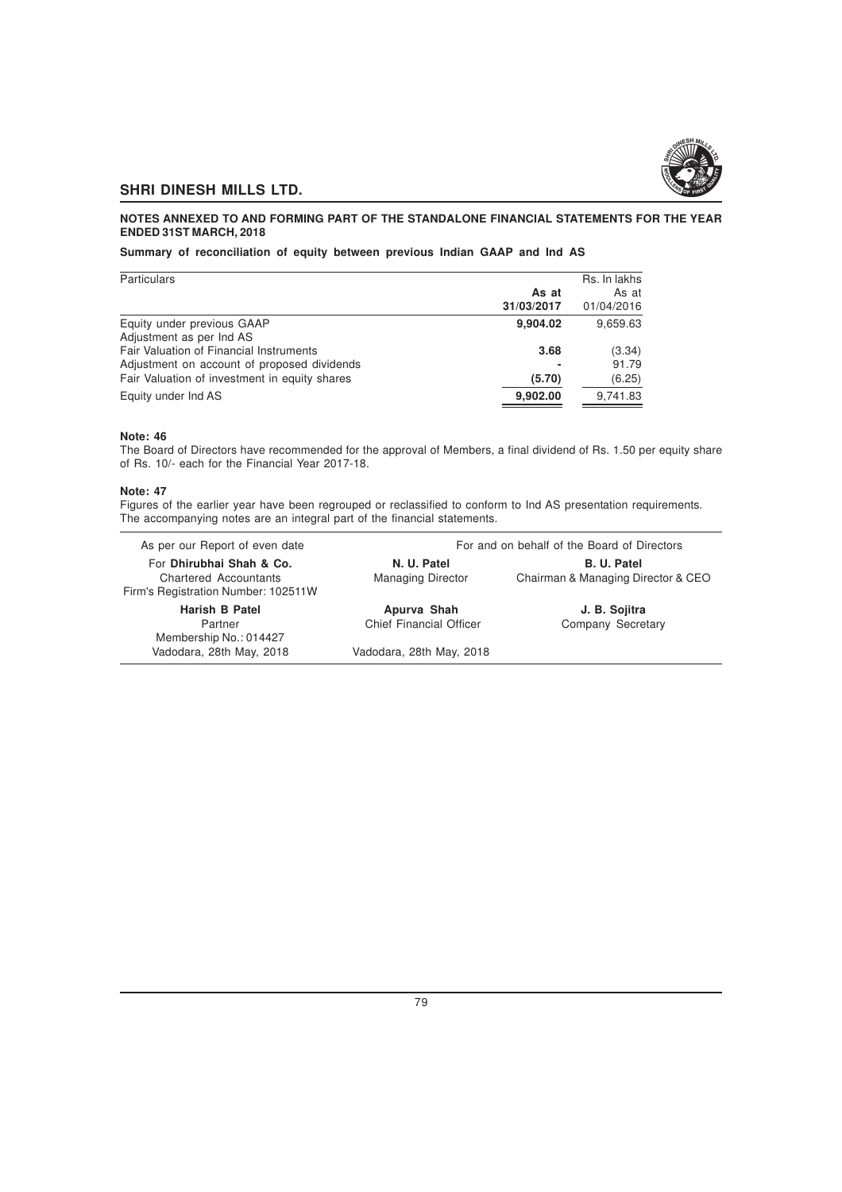**NOTES ANNEXED TO AND FORMING PART OF THE STANDALONE FINANCIAL STATEMENTS FOR THE YEAR ENDED 31ST MARCH, 2018**

**Summary of reconciliation of equity between previous Indian GAAP and Ind AS**

| Particulars | **As at 31/03/2017** | Rs. In lakhs As at 01/04/2016 |
|---|---|---|
| Equity under previous GAAP | **9,904.02** | 9,659.63 |
| Adjustment as per Ind AS | | |
| Fair Valuation of Financial Instruments | **3.68** | (3.34) |
| Adjustment on account of proposed dividends | **-** | 91.79 |
| Fair Valuation of investment in equity shares | **(5.70)** | (6.25) |
| Equity under Ind AS | **9,902.00** | 9,741.83 |

**Note: 46**

The Board of Directors have recommended for the approval of Members, a final dividend of Rs. 1.50 per equity share of Rs. 10/- each for the Financial Year 2017-18.

**Note: 47**

Figures of the earlier year have been regrouped or reclassified to conform to Ind AS presentation requirements. The accompanying notes are an integral part of the financial statements.

| As per our Report of even date | For and on behalf of the Board of Directors | |
|---|---|---|
| For **Dhirubhai Shah & Co.** Chartered Accountants Firm's Registration Number: 102511W | **N. U. Patel** Managing Director | **B. U. Patel** Chairman & Managing Director & CEO |
| **Harish B Patel** Partner Membership No.: 014427 | **Apurva Shah** Chief Financial Officer | **J. B. Sojitra** Company Secretary |
| Vadodara, 28th May, 2018 | Vadodara, 28th May, 2018 | |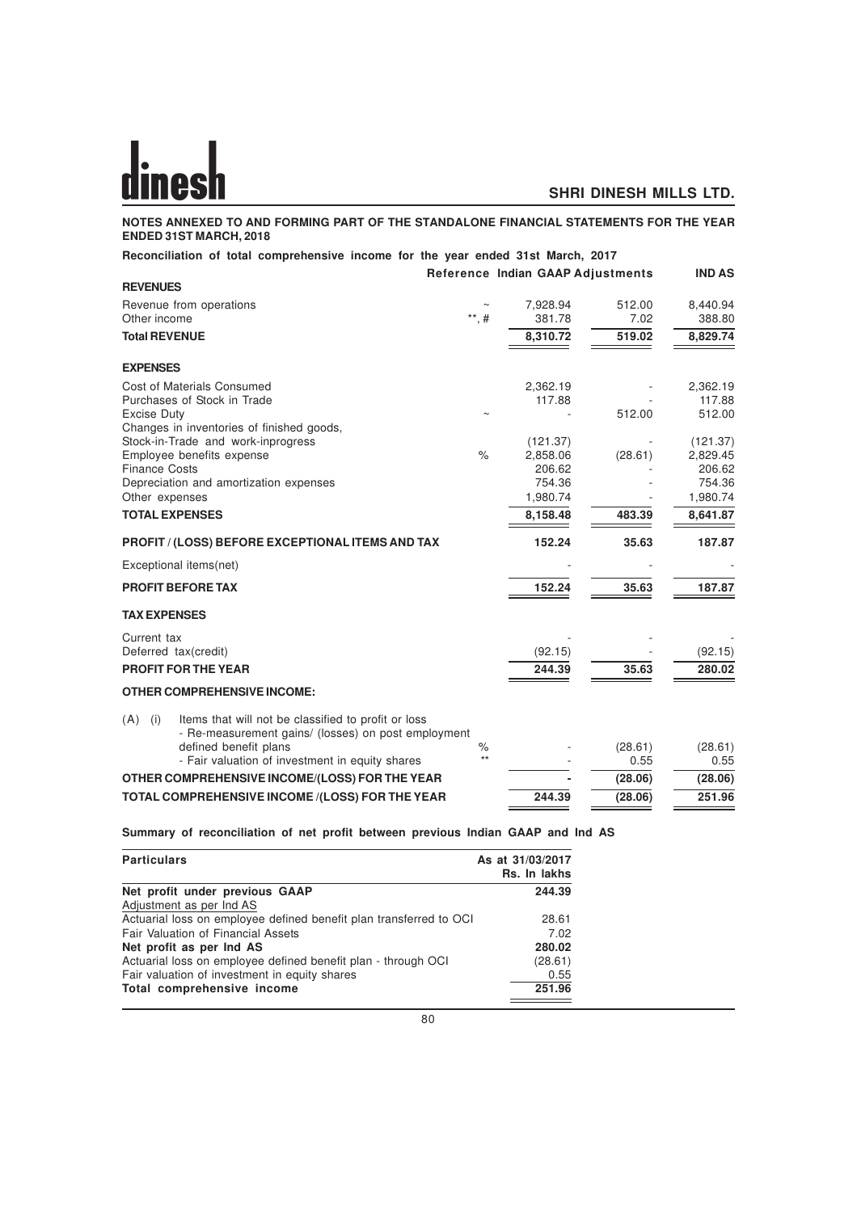**NOTES ANNEXED TO AND FORMING PART OF THE STANDALONE FINANCIAL STATEMENTS FOR THE YEAR ENDED 31ST MARCH, 2018**

**Reconciliation of total comprehensive income for the year ended 31st March, 2017**

| | Reference | Indian GAAP | Adjustments | IND AS |
|---|---|---|---|---|
| **REVENUES** | | | | |
| Revenue from operations | ~ | 7,928.94 | 512.00 | 8,440.94 |
| Other income | **, # | 381.78 | 7.02 | 388.80 |
| **Total REVENUE** | | **8,310.72** | **519.02** | **8,829.74** |
| **EXPENSES** | | | | |
| Cost of Materials Consumed | | 2,362.19 | - | 2,362.19 |
| Purchases of Stock in Trade | | 117.88 | - | 117.88 |
| Excise Duty | ~ | - | 512.00 | 512.00 |
| Changes in inventories of finished goods, Stock-in-Trade and work-inprogress | | (121.37) | - | (121.37) |
| Employee benefits expense | % | 2,858.06 | (28.61) | 2,829.45 |
| Finance Costs | | 206.62 | - | 206.62 |
| Depreciation and amortization expenses | | 754.36 | - | 754.36 |
| Other expenses | | 1,980.74 | - | 1,980.74 |
| **TOTAL EXPENSES** | | **8,158.48** | **483.39** | **8,641.87** |
| **PROFIT / (LOSS) BEFORE EXCEPTIONAL ITEMS AND TAX** | | **152.24** | **35.63** | **187.87** |
| Exceptional items(net) | | - | - | - |
| **PROFIT BEFORE TAX** | | **152.24** | **35.63** | **187.87** |
| **TAX EXPENSES** | | | | |
| Current tax | | - | - | - |
| Deferred tax(credit) | | (92.15) | - | (92.15) |
| **PROFIT FOR THE YEAR** | | **244.39** | **35.63** | **280.02** |
| **OTHER COMPREHENSIVE INCOME:** | | | | |
| (A) (i) Items that will not be classified to profit or loss | | | | |
| - Re-measurement gains/ (losses) on post employment defined benefit plans | % | - | (28.61) | (28.61) |
| - Fair valuation of investment in equity shares | ** | - | 0.55 | 0.55 |
| **OTHER COMPREHENSIVE INCOME/(LOSS) FOR THE YEAR** | | **-** | **(28.06)** | **(28.06)** |
| **TOTAL COMPREHENSIVE INCOME /(LOSS) FOR THE YEAR** | | **244.39** | **(28.06)** | **251.96** |

**Summary of reconciliation of net profit between previous Indian GAAP and Ind AS**

| Particulars | As at 31/03/2017 Rs. In lakhs |
|---|---|
| **Net profit under previous GAAP** | **244.39** |
| Adjustment as per Ind AS | |
| Actuarial loss on employee defined benefit plan transferred to OCI | 28.61 |
| Fair Valuation of Financial Assets | 7.02 |
| **Net profit as per Ind AS** | **280.02** |
| Actuarial loss on employee defined benefit plan - through OCI | (28.61) |
| Fair valuation of investment in equity shares | 0.55 |
| **Total comprehensive income** | **251.96** |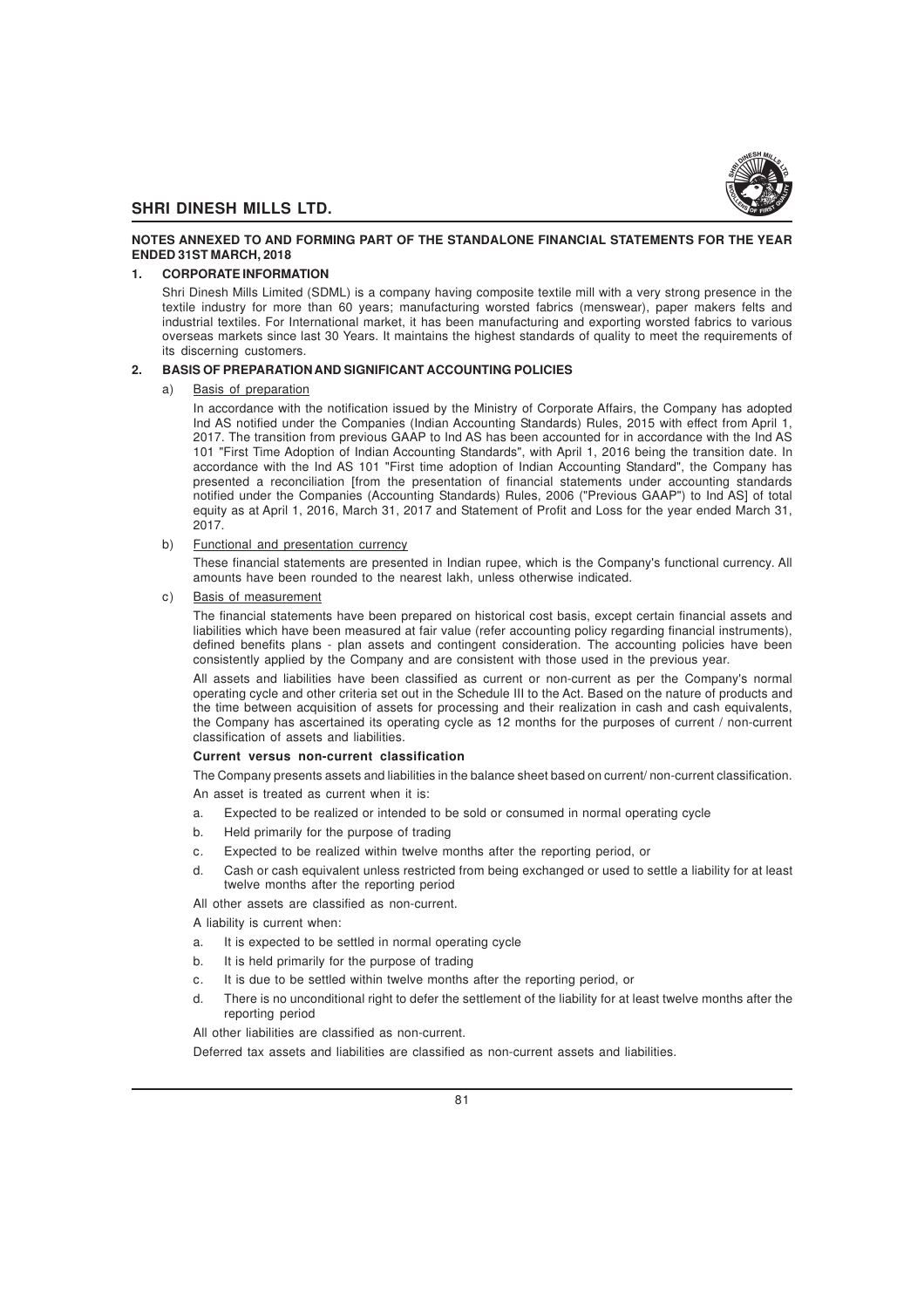## NOTES ANNEXED TO AND FORMING PART OF THE STANDALONE FINANCIAL STATEMENTS FOR THE YEAR ENDED 31ST MARCH, 2018

### 1. CORPORATE INFORMATION

Shri Dinesh Mills Limited (SDML) is a company having composite textile mill with a very strong presence in the textile industry for more than 60 years; manufacturing worsted fabrics (menswear), paper makers felts and industrial textiles. For International market, it has been manufacturing and exporting worsted fabrics to various overseas markets since last 30 Years. It maintains the highest standards of quality to meet the requirements of its discerning customers.

### 2. BASIS OF PREPARATION AND SIGNIFICANT ACCOUNTING POLICIES

a) Basis of preparation

In accordance with the notification issued by the Ministry of Corporate Affairs, the Company has adopted Ind AS notified under the Companies (Indian Accounting Standards) Rules, 2015 with effect from April 1, 2017. The transition from previous GAAP to Ind AS has been accounted for in accordance with the Ind AS 101 "First Time Adoption of Indian Accounting Standards", with April 1, 2016 being the transition date. In accordance with the Ind AS 101 "First time adoption of Indian Accounting Standard", the Company has presented a reconciliation [from the presentation of financial statements under accounting standards notified under the Companies (Accounting Standards) Rules, 2006 ("Previous GAAP") to Ind AS] of total equity as at April 1, 2016, March 31, 2017 and Statement of Profit and Loss for the year ended March 31, 2017.

b) Functional and presentation currency

These financial statements are presented in Indian rupee, which is the Company's functional currency. All amounts have been rounded to the nearest lakh, unless otherwise indicated.

c) Basis of measurement

The financial statements have been prepared on historical cost basis, except certain financial assets and liabilities which have been measured at fair value (refer accounting policy regarding financial instruments), defined benefits plans - plan assets and contingent consideration. The accounting policies have been consistently applied by the Company and are consistent with those used in the previous year.

All assets and liabilities have been classified as current or non-current as per the Company's normal operating cycle and other criteria set out in the Schedule III to the Act. Based on the nature of products and the time between acquisition of assets for processing and their realization in cash and cash equivalents, the Company has ascertained its operating cycle as 12 months for the purposes of current / non-current classification of assets and liabilities.

**Current versus non-current classification**

The Company presents assets and liabilities in the balance sheet based on current/ non-current classification.

An asset is treated as current when it is:

a. Expected to be realized or intended to be sold or consumed in normal operating cycle
b. Held primarily for the purpose of trading
c. Expected to be realized within twelve months after the reporting period, or
d. Cash or cash equivalent unless restricted from being exchanged or used to settle a liability for at least twelve months after the reporting period

All other assets are classified as non-current.

A liability is current when:

a. It is expected to be settled in normal operating cycle
b. It is held primarily for the purpose of trading
c. It is due to be settled within twelve months after the reporting period, or
d. There is no unconditional right to defer the settlement of the liability for at least twelve months after the reporting period

All other liabilities are classified as non-current.

Deferred tax assets and liabilities are classified as non-current assets and liabilities.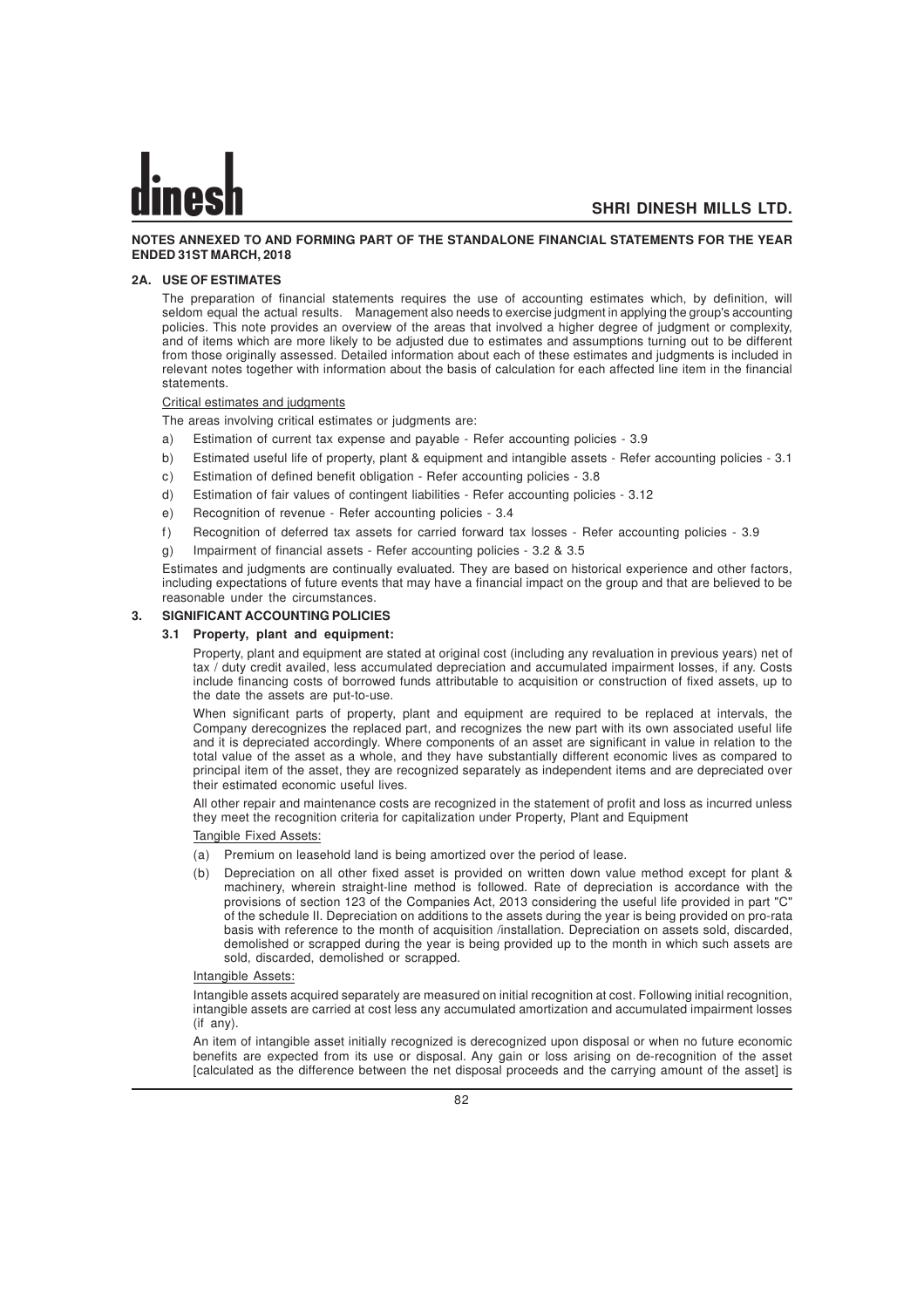**NOTES ANNEXED TO AND FORMING PART OF THE STANDALONE FINANCIAL STATEMENTS FOR THE YEAR ENDED 31ST MARCH, 2018**

## 2A. USE OF ESTIMATES

The preparation of financial statements requires the use of accounting estimates which, by definition, will seldom equal the actual results. Management also needs to exercise judgment in applying the group's accounting policies. This note provides an overview of the areas that involved a higher degree of judgment or complexity, and of items which are more likely to be adjusted due to estimates and assumptions turning out to be different from those originally assessed. Detailed information about each of these estimates and judgments is included in relevant notes together with information about the basis of calculation for each affected line item in the financial statements.

Critical estimates and judgments

The areas involving critical estimates or judgments are:

a) Estimation of current tax expense and payable - Refer accounting policies - 3.9

b) Estimated useful life of property, plant & equipment and intangible assets - Refer accounting policies - 3.1

c) Estimation of defined benefit obligation - Refer accounting policies - 3.8

d) Estimation of fair values of contingent liabilities - Refer accounting policies - 3.12

e) Recognition of revenue - Refer accounting policies - 3.4

f) Recognition of deferred tax assets for carried forward tax losses - Refer accounting policies - 3.9

g) Impairment of financial assets - Refer accounting policies - 3.2 & 3.5

Estimates and judgments are continually evaluated. They are based on historical experience and other factors, including expectations of future events that may have a financial impact on the group and that are believed to be reasonable under the circumstances.

## 3. SIGNIFICANT ACCOUNTING POLICIES

### 3.1 Property, plant and equipment:

Property, plant and equipment are stated at original cost (including any revaluation in previous years) net of tax / duty credit availed, less accumulated depreciation and accumulated impairment losses, if any. Costs include financing costs of borrowed funds attributable to acquisition or construction of fixed assets, up to the date the assets are put-to-use.

When significant parts of property, plant and equipment are required to be replaced at intervals, the Company derecognizes the replaced part, and recognizes the new part with its own associated useful life and it is depreciated accordingly. Where components of an asset are significant in value in relation to the total value of the asset as a whole, and they have substantially different economic lives as compared to principal item of the asset, they are recognized separately as independent items and are depreciated over their estimated economic useful lives.

All other repair and maintenance costs are recognized in the statement of profit and loss as incurred unless they meet the recognition criteria for capitalization under Property, Plant and Equipment

Tangible Fixed Assets:

(a) Premium on leasehold land is being amortized over the period of lease.

(b) Depreciation on all other fixed asset is provided on written down value method except for plant & machinery, wherein straight-line method is followed. Rate of depreciation is accordance with the provisions of section 123 of the Companies Act, 2013 considering the useful life provided in part "C" of the schedule II. Depreciation on additions to the assets during the year is being provided on pro-rata basis with reference to the month of acquisition /installation. Depreciation on assets sold, discarded, demolished or scrapped during the year is being provided up to the month in which such assets are sold, discarded, demolished or scrapped.

Intangible Assets:

Intangible assets acquired separately are measured on initial recognition at cost. Following initial recognition, intangible assets are carried at cost less any accumulated amortization and accumulated impairment losses (if any).

An item of intangible asset initially recognized is derecognized upon disposal or when no future economic benefits are expected from its use or disposal. Any gain or loss arising on de-recognition of the asset [calculated as the difference between the net disposal proceeds and the carrying amount of the asset] is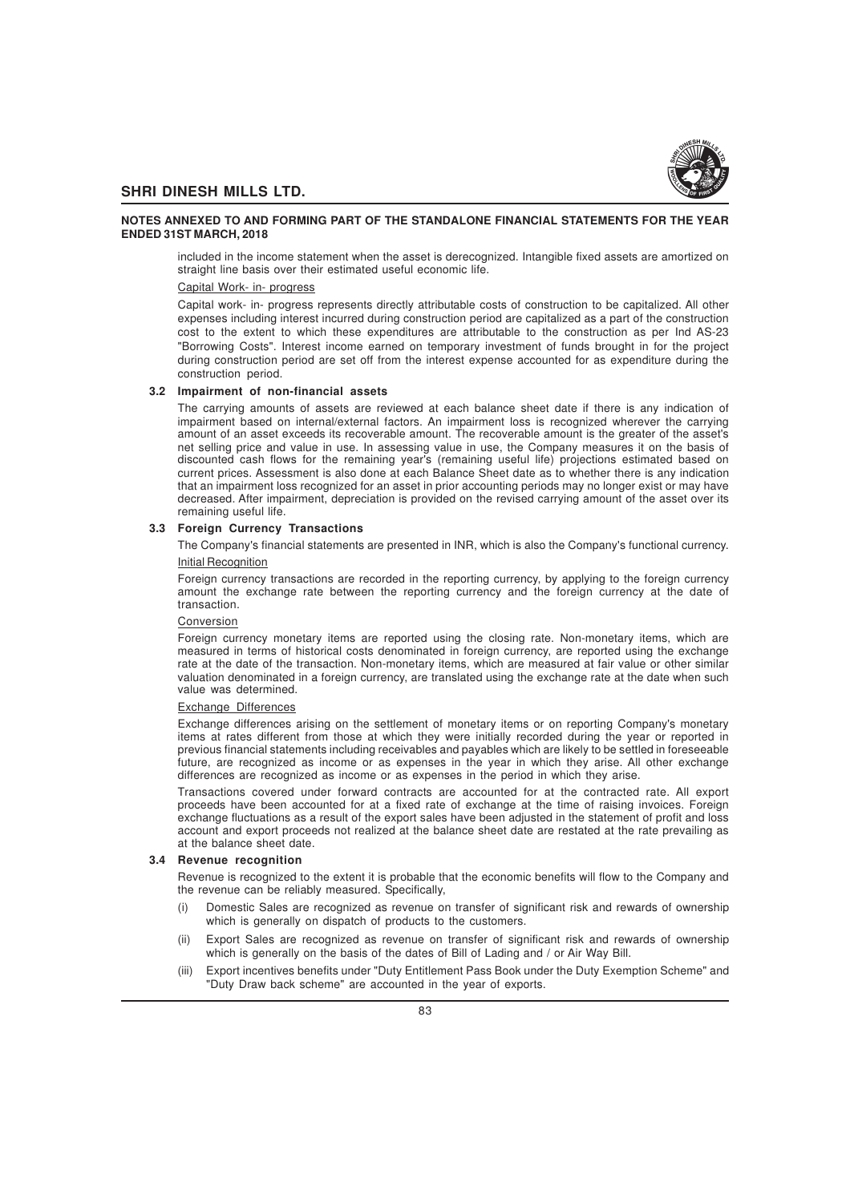included in the income statement when the asset is derecognized. Intangible fixed assets are amortized on straight line basis over their estimated useful economic life.

Capital Work- in- progress

Capital work- in- progress represents directly attributable costs of construction to be capitalized. All other expenses including interest incurred during construction period are capitalized as a part of the construction cost to the extent to which these expenditures are attributable to the construction as per Ind AS-23 "Borrowing Costs". Interest income earned on temporary investment of funds brought in for the project during construction period are set off from the interest expense accounted for as expenditure during the construction period.

### 3.2 Impairment of non-financial assets

The carrying amounts of assets are reviewed at each balance sheet date if there is any indication of impairment based on internal/external factors. An impairment loss is recognized wherever the carrying amount of an asset exceeds its recoverable amount. The recoverable amount is the greater of the asset's net selling price and value in use. In assessing value in use, the Company measures it on the basis of discounted cash flows for the remaining year's (remaining useful life) projections estimated based on current prices. Assessment is also done at each Balance Sheet date as to whether there is any indication that an impairment loss recognized for an asset in prior accounting periods may no longer exist or may have decreased. After impairment, depreciation is provided on the revised carrying amount of the asset over its remaining useful life.

### 3.3 Foreign Currency Transactions

The Company's financial statements are presented in INR, which is also the Company's functional currency.

Initial Recognition

Foreign currency transactions are recorded in the reporting currency, by applying to the foreign currency amount the exchange rate between the reporting currency and the foreign currency at the date of transaction.

Conversion

Foreign currency monetary items are reported using the closing rate. Non-monetary items, which are measured in terms of historical costs denominated in foreign currency, are reported using the exchange rate at the date of the transaction. Non-monetary items, which are measured at fair value or other similar valuation denominated in a foreign currency, are translated using the exchange rate at the date when such value was determined.

Exchange Differences

Exchange differences arising on the settlement of monetary items or on reporting Company's monetary items at rates different from those at which they were initially recorded during the year or reported in previous financial statements including receivables and payables which are likely to be settled in foreseeable future, are recognized as income or as expenses in the year in which they arise. All other exchange differences are recognized as income or as expenses in the period in which they arise.

Transactions covered under forward contracts are accounted for at the contracted rate. All export proceeds have been accounted for at a fixed rate of exchange at the time of raising invoices. Foreign exchange fluctuations as a result of the export sales have been adjusted in the statement of profit and loss account and export proceeds not realized at the balance sheet date are restated at the rate prevailing as at the balance sheet date.

### 3.4 Revenue recognition

Revenue is recognized to the extent it is probable that the economic benefits will flow to the Company and the revenue can be reliably measured. Specifically,

(i) Domestic Sales are recognized as revenue on transfer of significant risk and rewards of ownership which is generally on dispatch of products to the customers.

(ii) Export Sales are recognized as revenue on transfer of significant risk and rewards of ownership which is generally on the basis of the dates of Bill of Lading and / or Air Way Bill.

(iii) Export incentives benefits under "Duty Entitlement Pass Book under the Duty Exemption Scheme" and "Duty Draw back scheme" are accounted in the year of exports.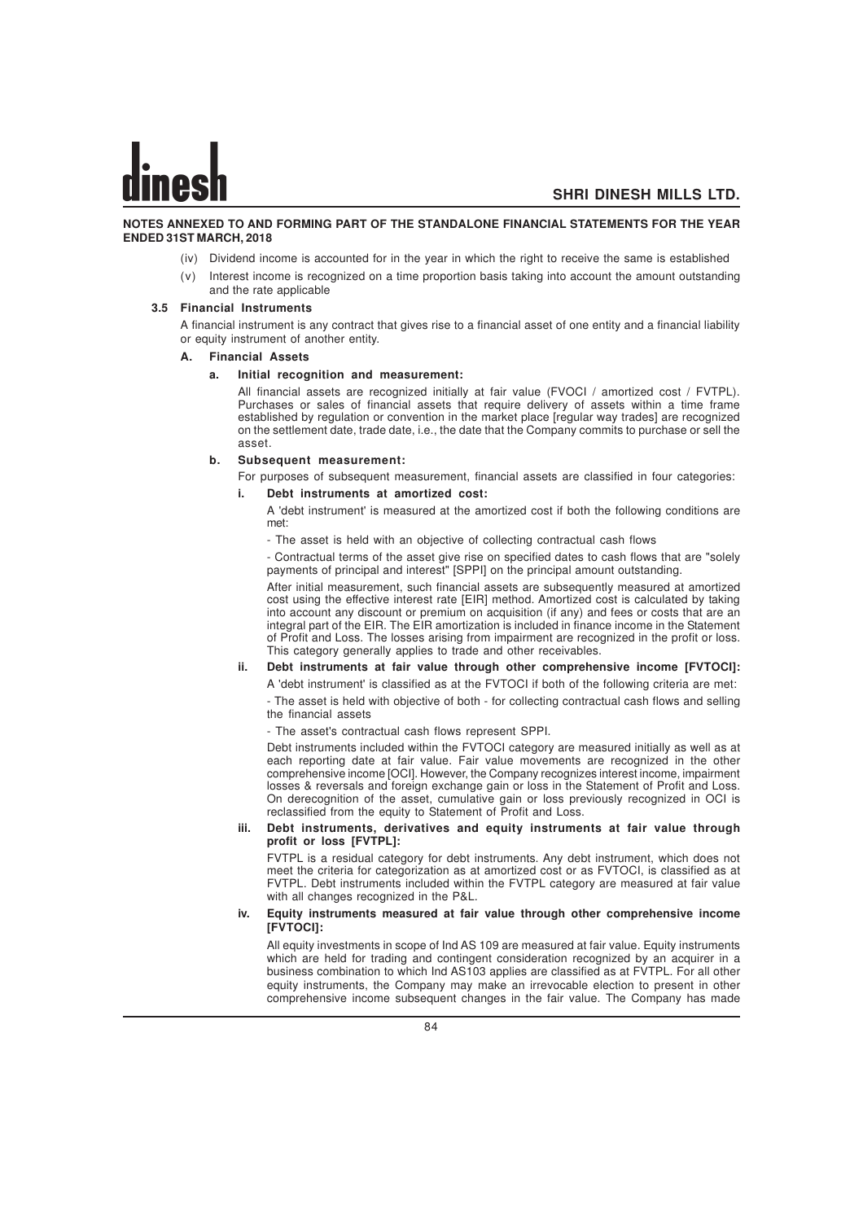**NOTES ANNEXED TO AND FORMING PART OF THE STANDALONE FINANCIAL STATEMENTS FOR THE YEAR ENDED 31ST MARCH, 2018**

(iv) Dividend income is accounted for in the year in which the right to receive the same is established

(v) Interest income is recognized on a time proportion basis taking into account the amount outstanding and the rate applicable

### 3.5 Financial Instruments

A financial instrument is any contract that gives rise to a financial asset of one entity and a financial liability or equity instrument of another entity.

#### A. Financial Assets

**a. Initial recognition and measurement:**

All financial assets are recognized initially at fair value (FVOCI / amortized cost / FVTPL). Purchases or sales of financial assets that require delivery of assets within a time frame established by regulation or convention in the market place [regular way trades] are recognized on the settlement date, trade date, i.e., the date that the Company commits to purchase or sell the asset.

**b. Subsequent measurement:**

For purposes of subsequent measurement, financial assets are classified in four categories:

**i. Debt instruments at amortized cost:**

A 'debt instrument' is measured at the amortized cost if both the following conditions are met:

- The asset is held with an objective of collecting contractual cash flows

- Contractual terms of the asset give rise on specified dates to cash flows that are "solely payments of principal and interest" [SPPI] on the principal amount outstanding.

After initial measurement, such financial assets are subsequently measured at amortized cost using the effective interest rate [EIR] method. Amortized cost is calculated by taking into account any discount or premium on acquisition (if any) and fees or costs that are an integral part of the EIR. The EIR amortization is included in finance income in the Statement of Profit and Loss. The losses arising from impairment are recognized in the profit or loss. This category generally applies to trade and other receivables.

**ii. Debt instruments at fair value through other comprehensive income [FVTOCI]:**

A 'debt instrument' is classified as at the FVTOCI if both of the following criteria are met:

- The asset is held with objective of both - for collecting contractual cash flows and selling the financial assets

- The asset's contractual cash flows represent SPPI.

Debt instruments included within the FVTOCI category are measured initially as well as at each reporting date at fair value. Fair value movements are recognized in the other comprehensive income [OCI]. However, the Company recognizes interest income, impairment losses & reversals and foreign exchange gain or loss in the Statement of Profit and Loss. On derecognition of the asset, cumulative gain or loss previously recognized in OCI is reclassified from the equity to Statement of Profit and Loss.

**iii. Debt instruments, derivatives and equity instruments at fair value through profit or loss [FVTPL]:**

FVTPL is a residual category for debt instruments. Any debt instrument, which does not meet the criteria for categorization as at amortized cost or as FVTOCI, is classified as at FVTPL. Debt instruments included within the FVTPL category are measured at fair value with all changes recognized in the P&L.

**iv. Equity instruments measured at fair value through other comprehensive income [FVTOCI]:**

All equity investments in scope of Ind AS 109 are measured at fair value. Equity instruments which are held for trading and contingent consideration recognized by an acquirer in a business combination to which Ind AS103 applies are classified as at FVTPL. For all other equity instruments, the Company may make an irrevocable election to present in other comprehensive income subsequent changes in the fair value. The Company has made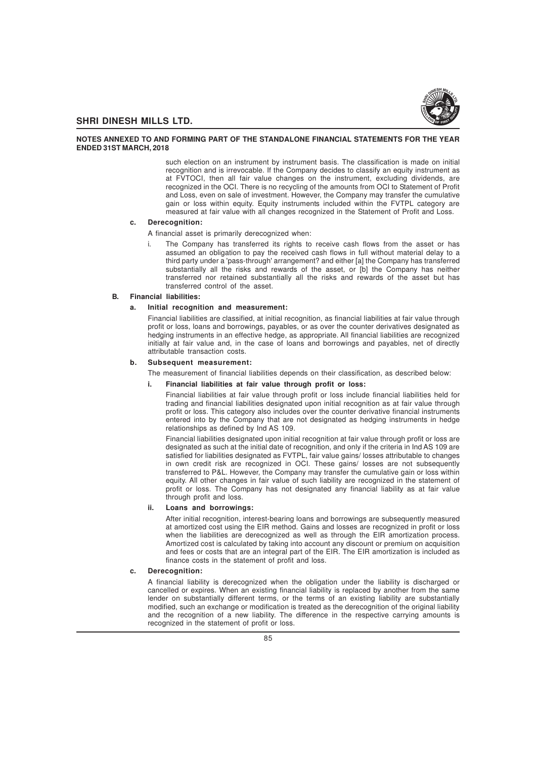such election on an instrument by instrument basis. The classification is made on initial recognition and is irrevocable. If the Company decides to classify an equity instrument as at FVTOCI, then all fair value changes on the instrument, excluding dividends, are recognized in the OCI. There is no recycling of the amounts from OCI to Statement of Profit and Loss, even on sale of investment. However, the Company may transfer the cumulative gain or loss within equity. Equity instruments included within the FVTPL category are measured at fair value with all changes recognized in the Statement of Profit and Loss.

**c. Derecognition:**

A financial asset is primarily derecognized when:

i. The Company has transferred its rights to receive cash flows from the asset or has assumed an obligation to pay the received cash flows in full without material delay to a third party under a 'pass-through' arrangement? and either [a] the Company has transferred substantially all the risks and rewards of the asset, or [b] the Company has neither transferred nor retained substantially all the risks and rewards of the asset but has transferred control of the asset.

**B. Financial liabilities:**

**a. Initial recognition and measurement:**

Financial liabilities are classified, at initial recognition, as financial liabilities at fair value through profit or loss, loans and borrowings, payables, or as over the counter derivatives designated as hedging instruments in an effective hedge, as appropriate. All financial liabilities are recognized initially at fair value and, in the case of loans and borrowings and payables, net of directly attributable transaction costs.

**b. Subsequent measurement:**

The measurement of financial liabilities depends on their classification, as described below:

**i. Financial liabilities at fair value through profit or loss:**

Financial liabilities at fair value through profit or loss include financial liabilities held for trading and financial liabilities designated upon initial recognition as at fair value through profit or loss. This category also includes over the counter derivative financial instruments entered into by the Company that are not designated as hedging instruments in hedge relationships as defined by Ind AS 109.

Financial liabilities designated upon initial recognition at fair value through profit or loss are designated as such at the initial date of recognition, and only if the criteria in Ind AS 109 are satisfied for liabilities designated as FVTPL, fair value gains/ losses attributable to changes in own credit risk are recognized in OCI. These gains/ losses are not subsequently transferred to P&L. However, the Company may transfer the cumulative gain or loss within equity. All other changes in fair value of such liability are recognized in the statement of profit or loss. The Company has not designated any financial liability as at fair value through profit and loss.

**ii. Loans and borrowings:**

After initial recognition, interest-bearing loans and borrowings are subsequently measured at amortized cost using the EIR method. Gains and losses are recognized in profit or loss when the liabilities are derecognized as well as through the EIR amortization process. Amortized cost is calculated by taking into account any discount or premium on acquisition and fees or costs that are an integral part of the EIR. The EIR amortization is included as finance costs in the statement of profit and loss.

**c. Derecognition:**

A financial liability is derecognized when the obligation under the liability is discharged or cancelled or expires. When an existing financial liability is replaced by another from the same lender on substantially different terms, or the terms of an existing liability are substantially modified, such an exchange or modification is treated as the derecognition of the original liability and the recognition of a new liability. The difference in the respective carrying amounts is recognized in the statement of profit or loss.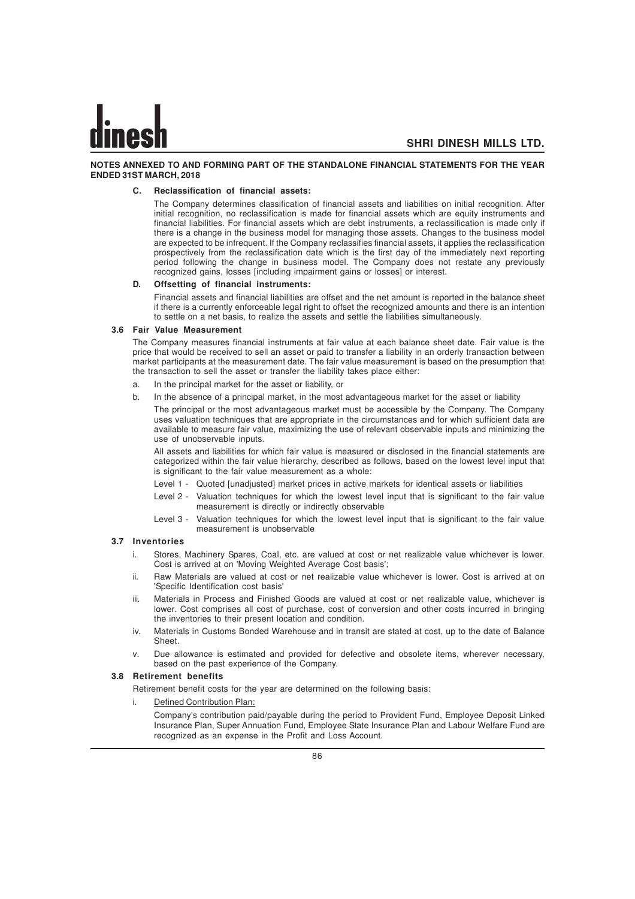**NOTES ANNEXED TO AND FORMING PART OF THE STANDALONE FINANCIAL STATEMENTS FOR THE YEAR ENDED 31ST MARCH, 2018**

**C. Reclassification of financial assets:**

The Company determines classification of financial assets and liabilities on initial recognition. After initial recognition, no reclassification is made for financial assets which are equity instruments and financial liabilities. For financial assets which are debt instruments, a reclassification is made only if there is a change in the business model for managing those assets. Changes to the business model are expected to be infrequent. If the Company reclassifies financial assets, it applies the reclassification prospectively from the reclassification date which is the first day of the immediately next reporting period following the change in business model. The Company does not restate any previously recognized gains, losses [including impairment gains or losses] or interest.

**D. Offsetting of financial instruments:**

Financial assets and financial liabilities are offset and the net amount is reported in the balance sheet if there is a currently enforceable legal right to offset the recognized amounts and there is an intention to settle on a net basis, to realize the assets and settle the liabilities simultaneously.

### 3.6 Fair Value Measurement

The Company measures financial instruments at fair value at each balance sheet date. Fair value is the price that would be received to sell an asset or paid to transfer a liability in an orderly transaction between market participants at the measurement date. The fair value measurement is based on the presumption that the transaction to sell the asset or transfer the liability takes place either:

a. In the principal market for the asset or liability, or

b. In the absence of a principal market, in the most advantageous market for the asset or liability

The principal or the most advantageous market must be accessible by the Company. The Company uses valuation techniques that are appropriate in the circumstances and for which sufficient data are available to measure fair value, maximizing the use of relevant observable inputs and minimizing the use of unobservable inputs.

All assets and liabilities for which fair value is measured or disclosed in the financial statements are categorized within the fair value hierarchy, described as follows, based on the lowest level input that is significant to the fair value measurement as a whole:

Level 1 - Quoted [unadjusted] market prices in active markets for identical assets or liabilities

Level 2 - Valuation techniques for which the lowest level input that is significant to the fair value measurement is directly or indirectly observable

Level 3 - Valuation techniques for which the lowest level input that is significant to the fair value measurement is unobservable

### 3.7 Inventories

i. Stores, Machinery Spares, Coal, etc. are valued at cost or net realizable value whichever is lower. Cost is arrived at on 'Moving Weighted Average Cost basis';

ii. Raw Materials are valued at cost or net realizable value whichever is lower. Cost is arrived at on 'Specific Identification cost basis'

iii. Materials in Process and Finished Goods are valued at cost or net realizable value, whichever is lower. Cost comprises all cost of purchase, cost of conversion and other costs incurred in bringing the inventories to their present location and condition.

iv. Materials in Customs Bonded Warehouse and in transit are stated at cost, up to the date of Balance Sheet.

v. Due allowance is estimated and provided for defective and obsolete items, wherever necessary, based on the past experience of the Company.

### 3.8 Retirement benefits

Retirement benefit costs for the year are determined on the following basis:

i. Defined Contribution Plan:

Company's contribution paid/payable during the period to Provident Fund, Employee Deposit Linked Insurance Plan, Super Annuation Fund, Employee State Insurance Plan and Labour Welfare Fund are recognized as an expense in the Profit and Loss Account.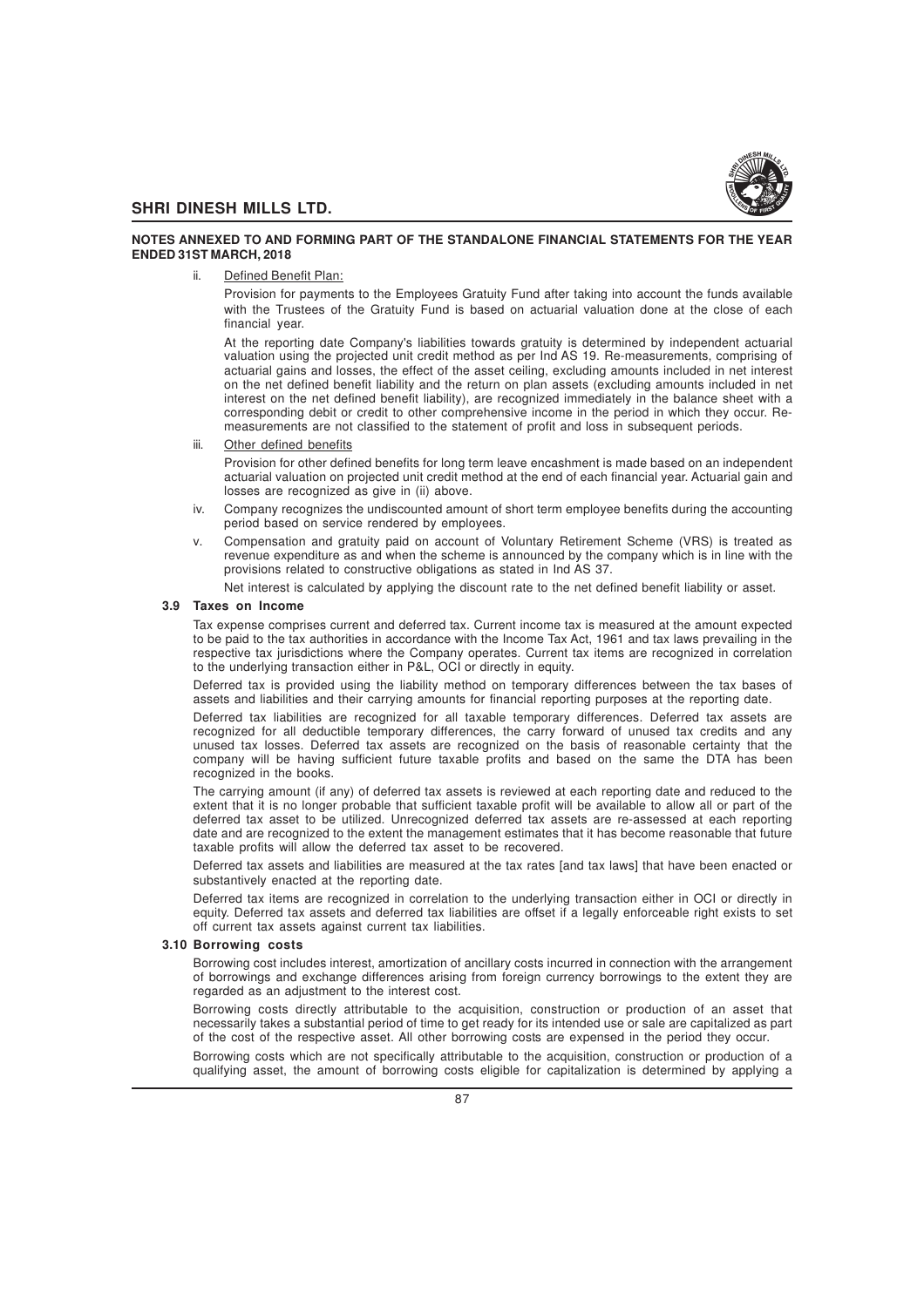**NOTES ANNEXED TO AND FORMING PART OF THE STANDALONE FINANCIAL STATEMENTS FOR THE YEAR ENDED 31ST MARCH, 2018**

ii. Defined Benefit Plan:

Provision for payments to the Employees Gratuity Fund after taking into account the funds available with the Trustees of the Gratuity Fund is based on actuarial valuation done at the close of each financial year.

At the reporting date Company's liabilities towards gratuity is determined by independent actuarial valuation using the projected unit credit method as per Ind AS 19. Re-measurements, comprising of actuarial gains and losses, the effect of the asset ceiling, excluding amounts included in net interest on the net defined benefit liability and the return on plan assets (excluding amounts included in net interest on the net defined benefit liability), are recognized immediately in the balance sheet with a corresponding debit or credit to other comprehensive income in the period in which they occur. Re-measurements are not classified to the statement of profit and loss in subsequent periods.

iii. Other defined benefits

Provision for other defined benefits for long term leave encashment is made based on an independent actuarial valuation on projected unit credit method at the end of each financial year. Actuarial gain and losses are recognized as give in (ii) above.

iv. Company recognizes the undiscounted amount of short term employee benefits during the accounting period based on service rendered by employees.

v. Compensation and gratuity paid on account of Voluntary Retirement Scheme (VRS) is treated as revenue expenditure as and when the scheme is announced by the company which is in line with the provisions related to constructive obligations as stated in Ind AS 37.

Net interest is calculated by applying the discount rate to the net defined benefit liability or asset.

### 3.9 Taxes on Income

Tax expense comprises current and deferred tax. Current income tax is measured at the amount expected to be paid to the tax authorities in accordance with the Income Tax Act, 1961 and tax laws prevailing in the respective tax jurisdictions where the Company operates. Current tax items are recognized in correlation to the underlying transaction either in P&L, OCI or directly in equity.

Deferred tax is provided using the liability method on temporary differences between the tax bases of assets and liabilities and their carrying amounts for financial reporting purposes at the reporting date.

Deferred tax liabilities are recognized for all taxable temporary differences. Deferred tax assets are recognized for all deductible temporary differences, the carry forward of unused tax credits and any unused tax losses. Deferred tax assets are recognized on the basis of reasonable certainty that the company will be having sufficient future taxable profits and based on the same the DTA has been recognized in the books.

The carrying amount (if any) of deferred tax assets is reviewed at each reporting date and reduced to the extent that it is no longer probable that sufficient taxable profit will be available to allow all or part of the deferred tax asset to be utilized. Unrecognized deferred tax assets are re-assessed at each reporting date and are recognized to the extent the management estimates that it has become reasonable that future taxable profits will allow the deferred tax asset to be recovered.

Deferred tax assets and liabilities are measured at the tax rates [and tax laws] that have been enacted or substantively enacted at the reporting date.

Deferred tax items are recognized in correlation to the underlying transaction either in OCI or directly in equity. Deferred tax assets and deferred tax liabilities are offset if a legally enforceable right exists to set off current tax assets against current tax liabilities.

### 3.10 Borrowing costs

Borrowing cost includes interest, amortization of ancillary costs incurred in connection with the arrangement of borrowings and exchange differences arising from foreign currency borrowings to the extent they are regarded as an adjustment to the interest cost.

Borrowing costs directly attributable to the acquisition, construction or production of an asset that necessarily takes a substantial period of time to get ready for its intended use or sale are capitalized as part of the cost of the respective asset. All other borrowing costs are expensed in the period they occur.

Borrowing costs which are not specifically attributable to the acquisition, construction or production of a qualifying asset, the amount of borrowing costs eligible for capitalization is determined by applying a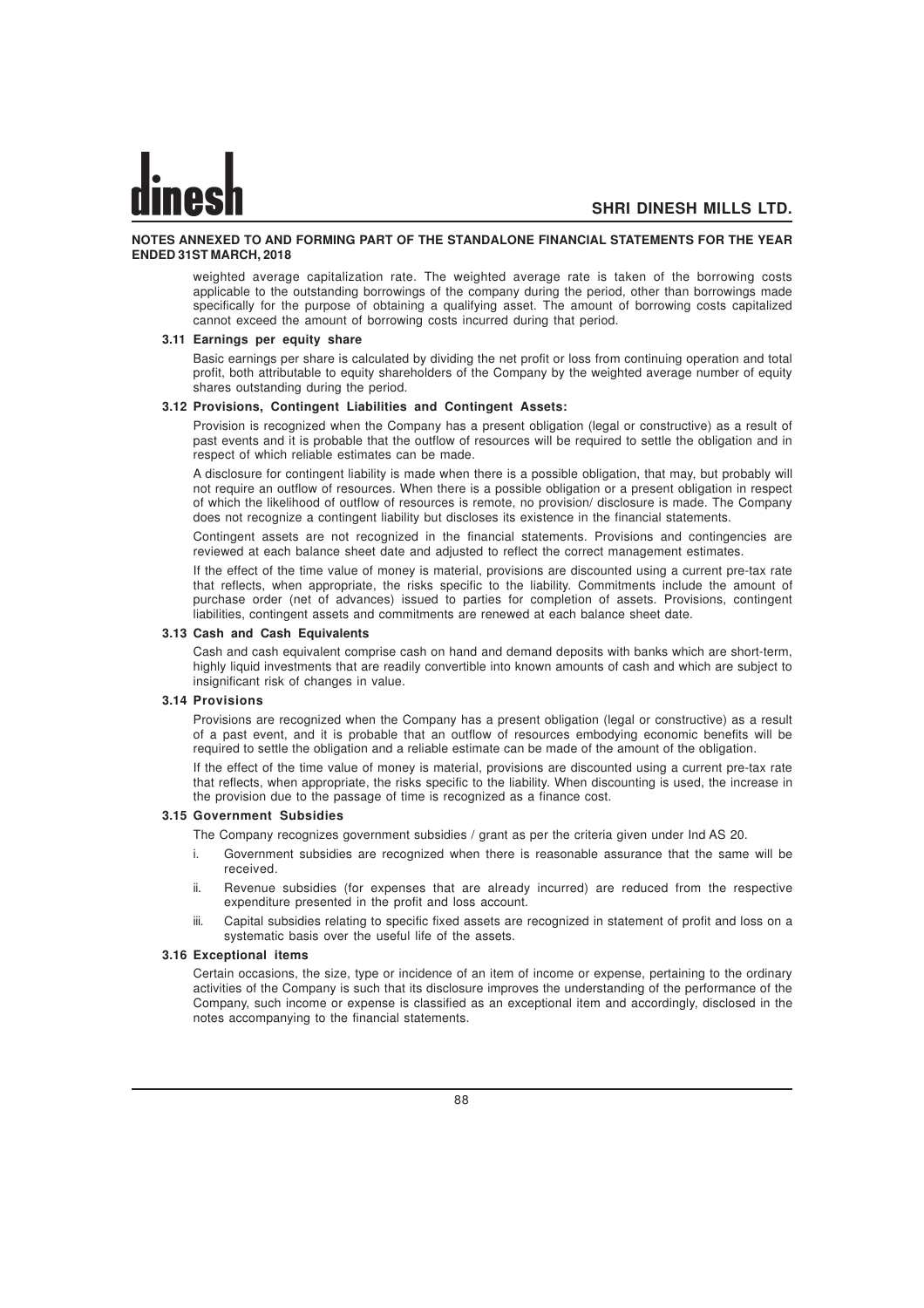**NOTES ANNEXED TO AND FORMING PART OF THE STANDALONE FINANCIAL STATEMENTS FOR THE YEAR ENDED 31ST MARCH, 2018**

weighted average capitalization rate. The weighted average rate is taken of the borrowing costs applicable to the outstanding borrowings of the company during the period, other than borrowings made specifically for the purpose of obtaining a qualifying asset. The amount of borrowing costs capitalized cannot exceed the amount of borrowing costs incurred during that period.

### 3.11 Earnings per equity share

Basic earnings per share is calculated by dividing the net profit or loss from continuing operation and total profit, both attributable to equity shareholders of the Company by the weighted average number of equity shares outstanding during the period.

### 3.12 Provisions, Contingent Liabilities and Contingent Assets:

Provision is recognized when the Company has a present obligation (legal or constructive) as a result of past events and it is probable that the outflow of resources will be required to settle the obligation and in respect of which reliable estimates can be made.

A disclosure for contingent liability is made when there is a possible obligation, that may, but probably will not require an outflow of resources. When there is a possible obligation or a present obligation in respect of which the likelihood of outflow of resources is remote, no provision/ disclosure is made. The Company does not recognize a contingent liability but discloses its existence in the financial statements.

Contingent assets are not recognized in the financial statements. Provisions and contingencies are reviewed at each balance sheet date and adjusted to reflect the correct management estimates.

If the effect of the time value of money is material, provisions are discounted using a current pre-tax rate that reflects, when appropriate, the risks specific to the liability. Commitments include the amount of purchase order (net of advances) issued to parties for completion of assets. Provisions, contingent liabilities, contingent assets and commitments are renewed at each balance sheet date.

### 3.13 Cash and Cash Equivalents

Cash and cash equivalent comprise cash on hand and demand deposits with banks which are short-term, highly liquid investments that are readily convertible into known amounts of cash and which are subject to insignificant risk of changes in value.

### 3.14 Provisions

Provisions are recognized when the Company has a present obligation (legal or constructive) as a result of a past event, and it is probable that an outflow of resources embodying economic benefits will be required to settle the obligation and a reliable estimate can be made of the amount of the obligation.

If the effect of the time value of money is material, provisions are discounted using a current pre-tax rate that reflects, when appropriate, the risks specific to the liability. When discounting is used, the increase in the provision due to the passage of time is recognized as a finance cost.

### 3.15 Government Subsidies

The Company recognizes government subsidies / grant as per the criteria given under Ind AS 20.

i. Government subsidies are recognized when there is reasonable assurance that the same will be received.

ii. Revenue subsidies (for expenses that are already incurred) are reduced from the respective expenditure presented in the profit and loss account.

iii. Capital subsidies relating to specific fixed assets are recognized in statement of profit and loss on a systematic basis over the useful life of the assets.

### 3.16 Exceptional items

Certain occasions, the size, type or incidence of an item of income or expense, pertaining to the ordinary activities of the Company is such that its disclosure improves the understanding of the performance of the Company, such income or expense is classified as an exceptional item and accordingly, disclosed in the notes accompanying to the financial statements.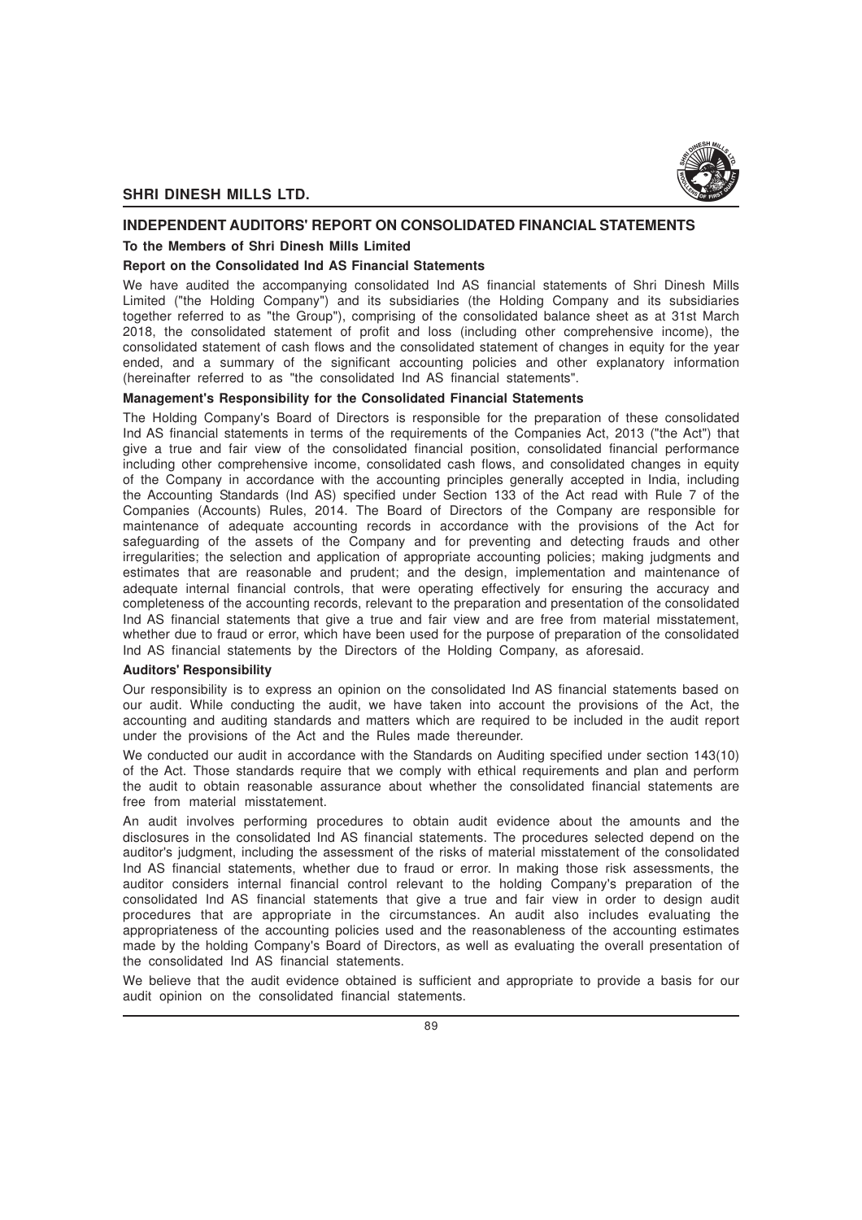## INDEPENDENT AUDITORS' REPORT ON CONSOLIDATED FINANCIAL STATEMENTS

**To the Members of Shri Dinesh Mills Limited**

**Report on the Consolidated Ind AS Financial Statements**

We have audited the accompanying consolidated Ind AS financial statements of Shri Dinesh Mills Limited ("the Holding Company") and its subsidiaries (the Holding Company and its subsidiaries together referred to as "the Group"), comprising of the consolidated balance sheet as at 31st March 2018, the consolidated statement of profit and loss (including other comprehensive income), the consolidated statement of cash flows and the consolidated statement of changes in equity for the year ended, and a summary of the significant accounting policies and other explanatory information (hereinafter referred to as "the consolidated Ind AS financial statements".

**Management's Responsibility for the Consolidated Financial Statements**

The Holding Company's Board of Directors is responsible for the preparation of these consolidated Ind AS financial statements in terms of the requirements of the Companies Act, 2013 ("the Act") that give a true and fair view of the consolidated financial position, consolidated financial performance including other comprehensive income, consolidated cash flows, and consolidated changes in equity of the Company in accordance with the accounting principles generally accepted in India, including the Accounting Standards (Ind AS) specified under Section 133 of the Act read with Rule 7 of the Companies (Accounts) Rules, 2014. The Board of Directors of the Company are responsible for maintenance of adequate accounting records in accordance with the provisions of the Act for safeguarding of the assets of the Company and for preventing and detecting frauds and other irregularities; the selection and application of appropriate accounting policies; making judgments and estimates that are reasonable and prudent; and the design, implementation and maintenance of adequate internal financial controls, that were operating effectively for ensuring the accuracy and completeness of the accounting records, relevant to the preparation and presentation of the consolidated Ind AS financial statements that give a true and fair view and are free from material misstatement, whether due to fraud or error, which have been used for the purpose of preparation of the consolidated Ind AS financial statements by the Directors of the Holding Company, as aforesaid.

**Auditors' Responsibility**

Our responsibility is to express an opinion on the consolidated Ind AS financial statements based on our audit. While conducting the audit, we have taken into account the provisions of the Act, the accounting and auditing standards and matters which are required to be included in the audit report under the provisions of the Act and the Rules made thereunder.

We conducted our audit in accordance with the Standards on Auditing specified under section 143(10) of the Act. Those standards require that we comply with ethical requirements and plan and perform the audit to obtain reasonable assurance about whether the consolidated financial statements are free from material misstatement.

An audit involves performing procedures to obtain audit evidence about the amounts and the disclosures in the consolidated Ind AS financial statements. The procedures selected depend on the auditor's judgment, including the assessment of the risks of material misstatement of the consolidated Ind AS financial statements, whether due to fraud or error. In making those risk assessments, the auditor considers internal financial control relevant to the holding Company's preparation of the consolidated Ind AS financial statements that give a true and fair view in order to design audit procedures that are appropriate in the circumstances. An audit also includes evaluating the appropriateness of the accounting policies used and the reasonableness of the accounting estimates made by the holding Company's Board of Directors, as well as evaluating the overall presentation of the consolidated Ind AS financial statements.

We believe that the audit evidence obtained is sufficient and appropriate to provide a basis for our audit opinion on the consolidated financial statements.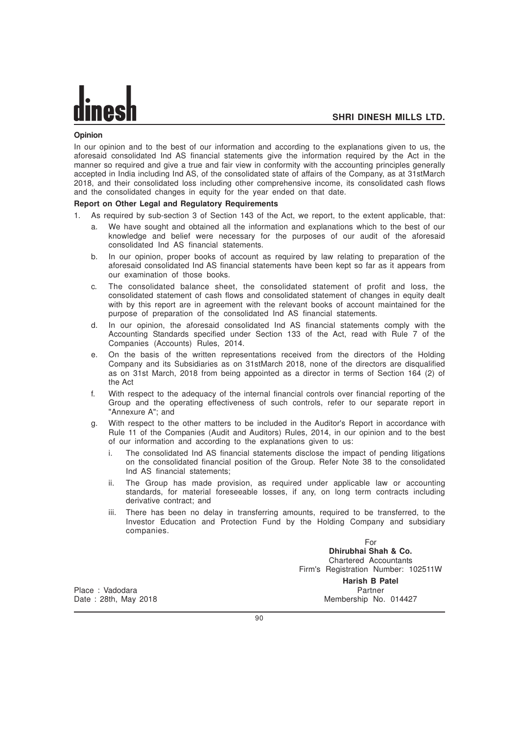**Opinion**

In our opinion and to the best of our information and according to the explanations given to us, the aforesaid consolidated Ind AS financial statements give the information required by the Act in the manner so required and give a true and fair view in conformity with the accounting principles generally accepted in India including Ind AS, of the consolidated state of affairs of the Company, as at 31stMarch 2018, and their consolidated loss including other comprehensive income, its consolidated cash flows and the consolidated changes in equity for the year ended on that date.

**Report on Other Legal and Regulatory Requirements**

1. As required by sub-section 3 of Section 143 of the Act, we report, to the extent applicable, that:
   a. We have sought and obtained all the information and explanations which to the best of our knowledge and belief were necessary for the purposes of our audit of the aforesaid consolidated Ind AS financial statements.
   b. In our opinion, proper books of account as required by law relating to preparation of the aforesaid consolidated Ind AS financial statements have been kept so far as it appears from our examination of those books.
   c. The consolidated balance sheet, the consolidated statement of profit and loss, the consolidated statement of cash flows and consolidated statement of changes in equity dealt with by this report are in agreement with the relevant books of account maintained for the purpose of preparation of the consolidated Ind AS financial statements.
   d. In our opinion, the aforesaid consolidated Ind AS financial statements comply with the Accounting Standards specified under Section 133 of the Act, read with Rule 7 of the Companies (Accounts) Rules, 2014.
   e. On the basis of the written representations received from the directors of the Holding Company and its Subsidiaries as on 31stMarch 2018, none of the directors are disqualified as on 31st March, 2018 from being appointed as a director in terms of Section 164 (2) of the Act
   f. With respect to the adequacy of the internal financial controls over financial reporting of the Group and the operating effectiveness of such controls, refer to our separate report in "Annexure A"; and
   g. With respect to the other matters to be included in the Auditor's Report in accordance with Rule 11 of the Companies (Audit and Auditors) Rules, 2014, in our opinion and to the best of our information and according to the explanations given to us:
      i. The consolidated Ind AS financial statements disclose the impact of pending litigations on the consolidated financial position of the Group. Refer Note 38 to the consolidated Ind AS financial statements;
      ii. The Group has made provision, as required under applicable law or accounting standards, for material foreseeable losses, if any, on long term contracts including derivative contract; and
      iii. There has been no delay in transferring amounts, required to be transferred, to the Investor Education and Protection Fund by the Holding Company and subsidiary companies.

For
**Dhirubhai Shah & Co.**
Chartered Accountants
Firm's Registration Number: 102511W

**Harish B Patel**
Partner
Membership No. 014427

Place : Vadodara
Date : 28th, May 2018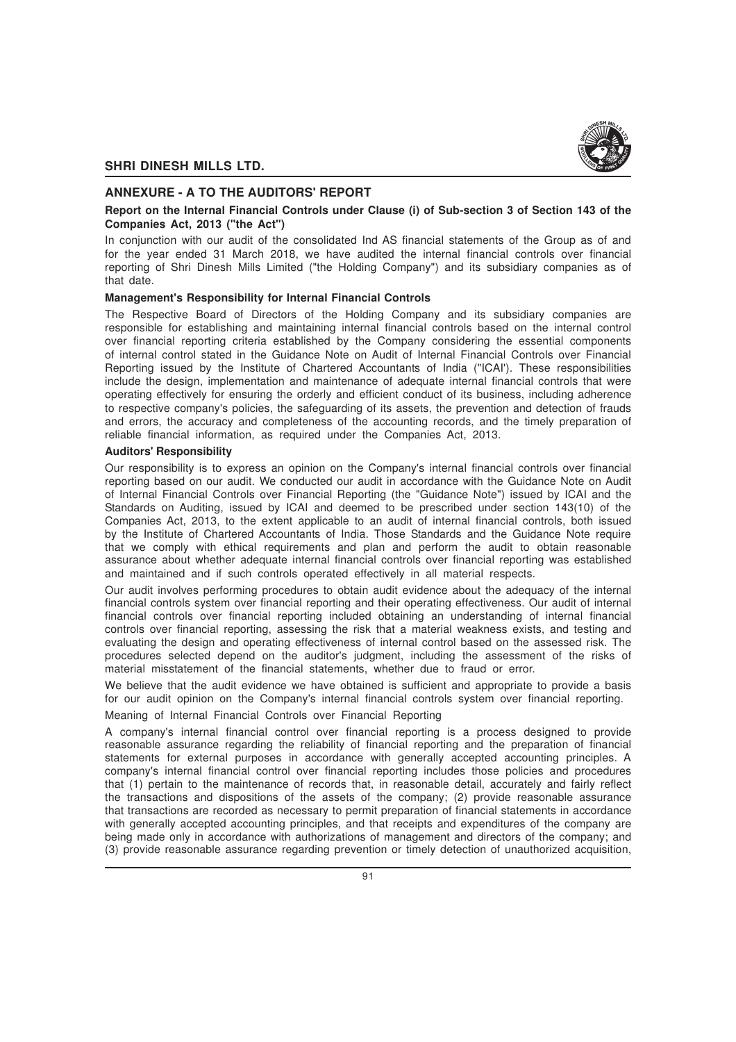## ANNEXURE - A TO THE AUDITORS' REPORT

**Report on the Internal Financial Controls under Clause (i) of Sub-section 3 of Section 143 of the Companies Act, 2013 ("the Act")**

In conjunction with our audit of the consolidated Ind AS financial statements of the Group as of and for the year ended 31 March 2018, we have audited the internal financial controls over financial reporting of Shri Dinesh Mills Limited ("the Holding Company") and its subsidiary companies as of that date.

**Management's Responsibility for Internal Financial Controls**

The Respective Board of Directors of the Holding Company and its subsidiary companies are responsible for establishing and maintaining internal financial controls based on the internal control over financial reporting criteria established by the Company considering the essential components of internal control stated in the Guidance Note on Audit of Internal Financial Controls over Financial Reporting issued by the Institute of Chartered Accountants of India ("ICAI'). These responsibilities include the design, implementation and maintenance of adequate internal financial controls that were operating effectively for ensuring the orderly and efficient conduct of its business, including adherence to respective company's policies, the safeguarding of its assets, the prevention and detection of frauds and errors, the accuracy and completeness of the accounting records, and the timely preparation of reliable financial information, as required under the Companies Act, 2013.

**Auditors' Responsibility**

Our responsibility is to express an opinion on the Company's internal financial controls over financial reporting based on our audit. We conducted our audit in accordance with the Guidance Note on Audit of Internal Financial Controls over Financial Reporting (the "Guidance Note") issued by ICAI and the Standards on Auditing, issued by ICAI and deemed to be prescribed under section 143(10) of the Companies Act, 2013, to the extent applicable to an audit of internal financial controls, both issued by the Institute of Chartered Accountants of India. Those Standards and the Guidance Note require that we comply with ethical requirements and plan and perform the audit to obtain reasonable assurance about whether adequate internal financial controls over financial reporting was established and maintained and if such controls operated effectively in all material respects.

Our audit involves performing procedures to obtain audit evidence about the adequacy of the internal financial controls system over financial reporting and their operating effectiveness. Our audit of internal financial controls over financial reporting included obtaining an understanding of internal financial controls over financial reporting, assessing the risk that a material weakness exists, and testing and evaluating the design and operating effectiveness of internal control based on the assessed risk. The procedures selected depend on the auditor's judgment, including the assessment of the risks of material misstatement of the financial statements, whether due to fraud or error.

We believe that the audit evidence we have obtained is sufficient and appropriate to provide a basis for our audit opinion on the Company's internal financial controls system over financial reporting.

Meaning of Internal Financial Controls over Financial Reporting

A company's internal financial control over financial reporting is a process designed to provide reasonable assurance regarding the reliability of financial reporting and the preparation of financial statements for external purposes in accordance with generally accepted accounting principles. A company's internal financial control over financial reporting includes those policies and procedures that (1) pertain to the maintenance of records that, in reasonable detail, accurately and fairly reflect the transactions and dispositions of the assets of the company; (2) provide reasonable assurance that transactions are recorded as necessary to permit preparation of financial statements in accordance with generally accepted accounting principles, and that receipts and expenditures of the company are being made only in accordance with authorizations of management and directors of the company; and (3) provide reasonable assurance regarding prevention or timely detection of unauthorized acquisition,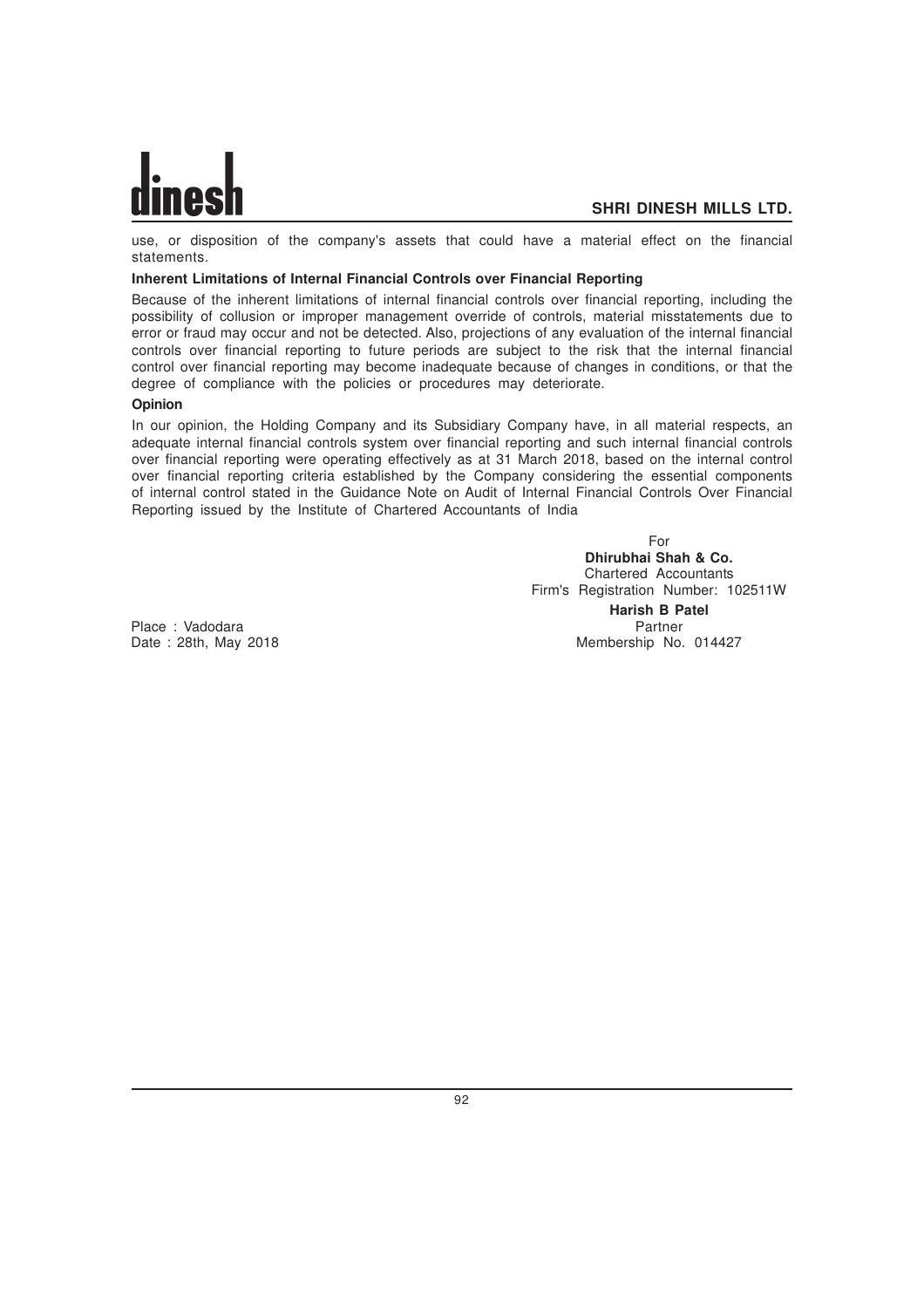use, or disposition of the company's assets that could have a material effect on the financial statements.

**Inherent Limitations of Internal Financial Controls over Financial Reporting**

Because of the inherent limitations of internal financial controls over financial reporting, including the possibility of collusion or improper management override of controls, material misstatements due to error or fraud may occur and not be detected. Also, projections of any evaluation of the internal financial controls over financial reporting to future periods are subject to the risk that the internal financial control over financial reporting may become inadequate because of changes in conditions, or that the degree of compliance with the policies or procedures may deteriorate.

**Opinion**

In our opinion, the Holding Company and its Subsidiary Company have, in all material respects, an adequate internal financial controls system over financial reporting and such internal financial controls over financial reporting were operating effectively as at 31 March 2018, based on the internal control over financial reporting criteria established by the Company considering the essential components of internal control stated in the Guidance Note on Audit of Internal Financial Controls Over Financial Reporting issued by the Institute of Chartered Accountants of India

For
**Dhirubhai Shah & Co.**
Chartered Accountants
Firm's Registration Number: 102511W

**Harish B Patel**
Partner
Membership No. 014427

Place : Vadodara
Date : 28th, May 2018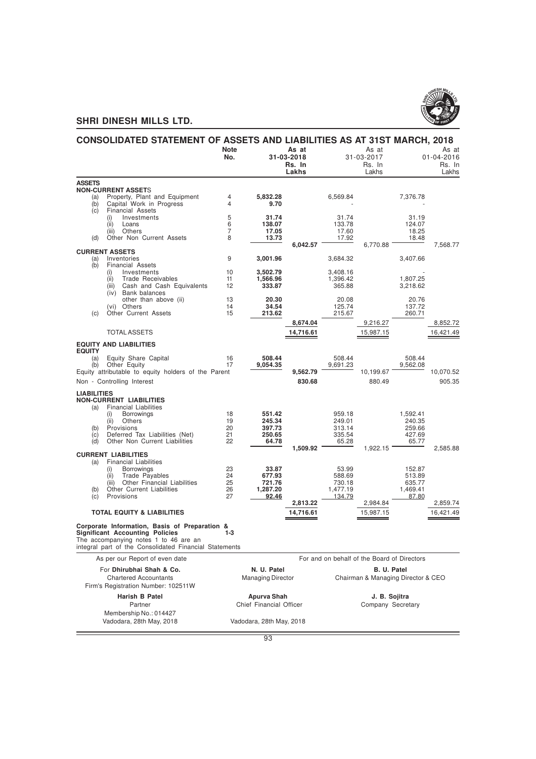# SHRI DINESH MILLS LTD.

## CONSOLIDATED STATEMENT OF ASSETS AND LIABILITIES AS AT 31ST MARCH, 2018

| | Note No. | | As at 31-03-2018 Rs. In Lakhs | | As at 31-03-2017 Rs. In Lakhs | | As at 01-04-2016 Rs. In Lakhs |
|---|---|---|---|---|---|---|---|
| **ASSETS** | | | | | | | |
| **NON-CURRENT ASSETS** | | | | | | | |
| (a) Property, Plant and Equipment | 4 | **5,832.28** | | 6,569.84 | | 7,376.78 | |
| (b) Capital Work in Progress | 4 | **9.70** | | - | | - | |
| (c) Financial Assets | | | | | | | |
| (i) Investments | 5 | **31.74** | | 31.74 | | 31.19 | |
| (ii) Loans | 6 | **138.07** | | 133.78 | | 124.07 | |
| (iii) Others | 7 | **17.05** | | 17.60 | | 18.25 | |
| (d) Other Non Current Assets | 8 | **13.73** | | 17.92 | | 18.48 | |
| | | | **6,042.57** | | 6,770.88 | | 7,568.77 |
| **CURRENT ASSETS** | | | | | | | |
| (a) Inventories | 9 | **3,001.96** | | 3,684.32 | | 3,407.66 | |
| (b) Financial Assets | | | | | | | |
| (i) Investments | 10 | **3,502.79** | | 3,408.16 | | - | |
| (ii) Trade Receivables | 11 | **1,566.96** | | 1,396.42 | | 1,807.25 | |
| (iii) Cash and Cash Equivalents | 12 | **333.87** | | 365.88 | | 3,218.62 | |
| (iv) Bank balances other than above (ii) | 13 | **20.30** | | 20.08 | | 20.76 | |
| (vi) Others | 14 | **34.54** | | 125.74 | | 137.72 | |
| (c) Other Current Assets | 15 | **213.62** | | 215.67 | | 260.71 | |
| | | | **8,674.04** | | 9,216.27 | | 8,852.72 |
| TOTAL ASSETS | | | **14,716.61** | | 15,987.15 | | 16,421.49 |
| **EQUITY AND LIABILITIES** | | | | | | | |
| **EQUITY** | | | | | | | |
| (a) Equity Share Capital | 16 | **508.44** | | 508.44 | | 508.44 | |
| (b) Other Equity | 17 | **9,054.35** | | 9,691.23 | | 9,562.08 | |
| Equity attributable to equity holders of the Parent | | | **9,562.79** | | 10,199.67 | | 10,070.52 |
| Non - Controlling Interest | | | **830.68** | | 880.49 | | 905.35 |
| **LIABILITIES** | | | | | | | |
| **NON-CURRENT LIABILITIES** | | | | | | | |
| (a) Financial Liabilities | | | | | | | |
| (i) Borrowings | 18 | **551.42** | | 959.18 | | 1,592.41 | |
| (ii) Others | 19 | **245.34** | | 249.01 | | 240.35 | |
| (b) Provisions | 20 | **397.73** | | 313.14 | | 259.66 | |
| (c) Deferred Tax Liabilities (Net) | 21 | **250.65** | | 335.54 | | 427.69 | |
| (d) Other Non Current Liabilities | 22 | **64.78** | | 65.28 | | 65.77 | |
| | | | **1,509.92** | | 1,922.15 | | 2,585.88 |
| **CURRENT LIABILITIES** | | | | | | | |
| (a) Financial Liabilities | | | | | | | |
| (i) Borrowings | 23 | **33.87** | | 53.99 | | 152.87 | |
| (ii) Trade Payables | 24 | **677.93** | | 588.69 | | 513.89 | |
| (iii) Other Financial Liabilities | 25 | **721.76** | | 730.18 | | 635.77 | |
| (b) Other Current Liabilities | 26 | **1,287.20** | | 1,477.19 | | 1,469.41 | |
| (c) Provisions | 27 | **92.46** | | 134.79 | | 87.80 | |
| | | | **2,813.22** | | 2,984.84 | | 2,859.74 |
| **TOTAL EQUITY & LIABILITIES** | | | **14,716.61** | | 15,987.15 | | 16,421.49 |

**Corporate Information, Basis of Preparation & Significant Accounting Policies** — 1-3

The accompanying notes 1 to 46 are an integral part of the Consolidated Financial Statements

As per our Report of even date

For **Dhirubhai Shah & Co.**
Chartered Accountants
Firm's Registration Number: 102511W

**Harish B Patel**
Partner
Membership No.: 014427
Vadodara, 28th May, 2018

For and on behalf of the Board of Directors

**N. U. Patel**
Managing Director

**B. U. Patel**
Chairman & Managing Director & CEO

**Apurva Shah**
Chief Financial Officer

**J. B. Sojitra**
Company Secretary

Vadodara, 28th May, 2018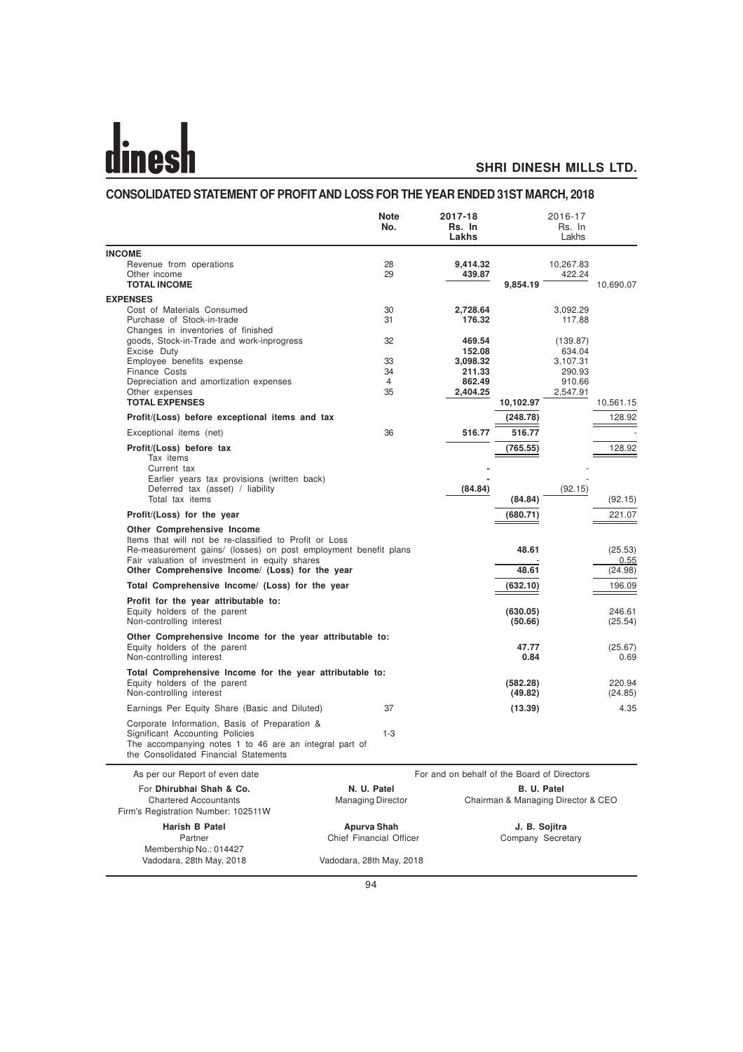# dinesh

**SHRI DINESH MILLS LTD.**

## CONSOLIDATED STATEMENT OF PROFIT AND LOSS FOR THE YEAR ENDED 31ST MARCH, 2018

| | Note No. | 2017-18 Rs. In Lakhs | | 2016-17 Rs. In Lakhs | |
|---|---|---|---|---|---|
| **INCOME** | | | | | |
| Revenue from operations | 28 | **9,414.32** | | 10,267.83 | |
| Other income | 29 | **439.87** | | 422.24 | |
| **TOTAL INCOME** | | | **9,854.19** | | 10,690.07 |
| **EXPENSES** | | | | | |
| Cost of Materials Consumed | 30 | **2,728.64** | | 3,092.29 | |
| Purchase of Stock-in-trade | 31 | **176.32** | | 117.88 | |
| Changes in inventories of finished goods, Stock-in-Trade and work-inprogress | 32 | **469.54** | | (139.87) | |
| Excise Duty | | **152.08** | | 634.04 | |
| Employee benefits expense | 33 | **3,098.32** | | 3,107.31 | |
| Finance Costs | 34 | **211.33** | | 290.93 | |
| Depreciation and amortization expenses | 4 | **862.49** | | 910.66 | |
| Other expenses | 35 | **2,404.25** | | 2,547.91 | |
| **TOTAL EXPENSES** | | | **10,102.97** | | 10,561.15 |
| **Profit/(Loss) before exceptional items and tax** | | | **(248.78)** | | 128.92 |
| Exceptional items (net) | 36 | **516.77** | **516.77** | | - |
| **Profit/(Loss) before tax** | | | **(765.55)** | | 128.92 |
| Tax items | | | | | |
| Current tax | | **-** | | - | |
| Earlier years tax provisions (written back) | | **-** | | - | |
| Deferred tax (asset) / liability | | **(84.84)** | | (92.15) | |
| Total tax items | | | **(84.84)** | | (92.15) |
| **Profit/(Loss) for the year** | | | **(680.71)** | | 221.07 |
| **Other Comprehensive Income** | | | | | |
| Items that will not be re-classified to Profit or Loss | | | | | |
| Re-measurement gains/ (losses) on post employment benefit plans | | | **48.61** | | (25.53) |
| Fair valuation of investment in equity shares | | | - | | 0.55 |
| **Other Comprehensive Income/ (Loss) for the year** | | | **48.61** | | (24.98) |
| **Total Comprehensive Income/ (Loss) for the year** | | | **(632.10)** | | 196.09 |
| **Profit for the year attributable to:** | | | | | |
| Equity holders of the parent | | | **(630.05)** | | 246.61 |
| Non-controlling interest | | | **(50.66)** | | (25.54) |
| **Other Comprehensive Income for the year attributable to:** | | | | | |
| Equity holders of the parent | | | **47.77** | | (25.67) |
| Non-controlling interest | | | **0.84** | | 0.69 |
| **Total Comprehensive Income for the year attributable to:** | | | | | |
| Equity holders of the parent | | | **(582.28)** | | 220.94 |
| Non-controlling interest | | | **(49.82)** | | (24.85) |
| Earnings Per Equity Share (Basic and Diluted) | 37 | | **(13.39)** | | 4.35 |
| Corporate Information, Basis of Preparation & Significant Accounting Policies | 1-3 | | | | |
| The accompanying notes 1 to 46 are an integral part of the Consolidated Financial Statements | | | | | |

As per our Report of even date

For **Dhirubhai Shah & Co.**
Chartered Accountants
Firm's Registration Number: 102511W

**Harish B Patel**
Partner
Membership No.: 014427
Vadodara, 28th May, 2018

For and on behalf of the Board of Directors

**N. U. Patel**
Managing Director

**B. U. Patel**
Chairman & Managing Director & CEO

**Apurva Shah**
Chief Financial Officer

**J. B. Sojitra**
Company Secretary

Vadodara, 28th May, 2018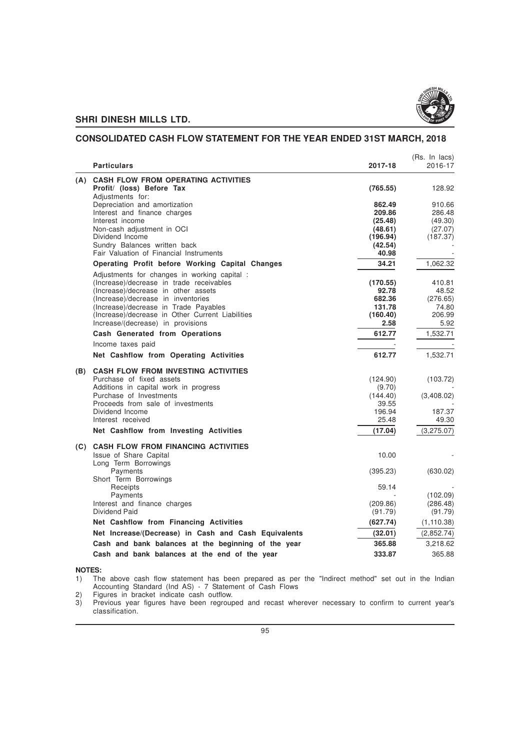# SHRI DINESH MILLS LTD.

## CONSOLIDATED CASH FLOW STATEMENT FOR THE YEAR ENDED 31ST MARCH, 2018

(Rs. In lacs)

| | Particulars | 2017-18 | 2016-17 |
|---|---|---|---|
| **(A)** | **CASH FLOW FROM OPERATING ACTIVITIES** | | |
| | **Profit/ (loss) Before Tax** | **(765.55)** | 128.92 |
| | Adjustments for: | | |
| | Depreciation and amortization | **862.49** | 910.66 |
| | Interest and finance charges | **209.86** | 286.48 |
| | Interest income | **(25.48)** | (49.30) |
| | Non-cash adjustment in OCI | **(48.61)** | (27.07) |
| | Dividend Income | **(196.94)** | (187.37) |
| | Sundry Balances written back | **(42.54)** | - |
| | Fair Valuation of Financial Instruments | **40.98** | - |
| | **Operating Profit before Working Capital Changes** | **34.21** | 1,062.32 |
| | Adjustments for changes in working capital : | | |
| | (Increase)/decrease in trade receivables | **(170.55)** | 410.81 |
| | (Increase)/decrease in other assets | **92.78** | 48.52 |
| | (Increase)/decrease in inventories | **682.36** | (276.65) |
| | (Increase)/decrease in Trade Payables | **131.78** | 74.80 |
| | (Increase)/decrease in Other Current Liabilities | **(160.40)** | 206.99 |
| | Increase/(decrease) in provisions | **2.58** | 5.92 |
| | **Cash Generated from Operations** | **612.77** | 1,532.71 |
| | Income taxes paid | - | - |
| | **Net Cashflow from Operating Activities** | **612.77** | 1,532.71 |
| **(B)** | **CASH FLOW FROM INVESTING ACTIVITIES** | | |
| | Purchase of fixed assets | (124.90) | (103.72) |
| | Additions in capital work in progress | (9.70) | - |
| | Purchase of Investments | (144.40) | (3,408.02) |
| | Proceeds from sale of investments | 39.55 | - |
| | Dividend Income | 196.94 | 187.37 |
| | Interest received | 25.48 | 49.30 |
| | **Net Cashflow from Investing Activities** | **(17.04)** | (3,275.07) |
| **(C)** | **CASH FLOW FROM FINANCING ACTIVITIES** | | |
| | Issue of Share Capital | 10.00 | - |
| | Long Term Borrowings | | |
| | Payments | (395.23) | (630.02) |
| | Short Term Borrowings | | |
| | Receipts | 59.14 | - |
| | Payments | - | (102.09) |
| | Interest and finance charges | (209.86) | (286.48) |
| | Dividend Paid | (91.79) | (91.79) |
| | **Net Cashflow from Financing Activities** | **(627.74)** | (1,110.38) |
| | **Net Increase/(Decrease) in Cash and Cash Equivalents** | **(32.01)** | (2,852.74) |
| | **Cash and bank balances at the beginning of the year** | **365.88** | 3,218.62 |
| | **Cash and bank balances at the end of the year** | **333.87** | 365.88 |

**NOTES:**

1) The above cash flow statement has been prepared as per the "Indirect method" set out in the Indian Accounting Standard (Ind AS) - 7 Statement of Cash Flows
2) Figures in bracket indicate cash outflow.
3) Previous year figures have been regrouped and recast wherever necessary to confirm to current year's classification.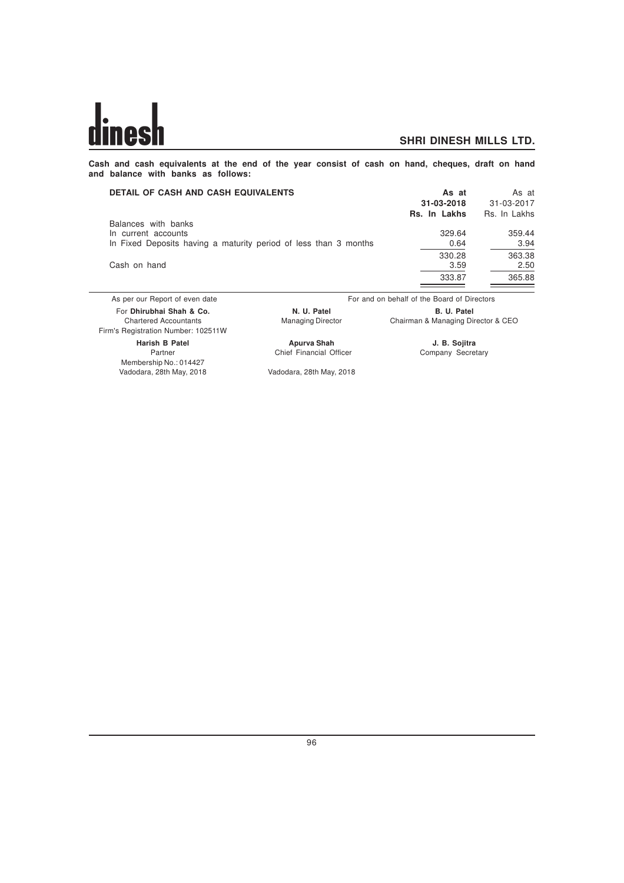**Cash and cash equivalents at the end of the year consist of cash on hand, cheques, draft on hand and balance with banks as follows:**

| DETAIL OF CASH AND CASH EQUIVALENTS | As at 31-03-2018 Rs. In Lakhs | As at 31-03-2017 Rs. In Lakhs |
|---|---|---|
| Balances with banks | | |
| In current accounts | 329.64 | 359.44 |
| In Fixed Deposits having a maturity period of less than 3 months | 0.64 | 3.94 |
| | 330.28 | 363.38 |
| Cash on hand | 3.59 | 2.50 |
| | 333.87 | 365.88 |

As per our Report of even date

For **Dhirubhai Shah & Co.**
Chartered Accountants
Firm's Registration Number: 102511W

**Harish B Patel**
Partner
Membership No.: 014427
Vadodara, 28th May, 2018

For and on behalf of the Board of Directors

**N. U. Patel**
Managing Director

**B. U. Patel**
Chairman & Managing Director & CEO

**Apurva Shah**
Chief Financial Officer

**J. B. Sojitra**
Company Secretary

Vadodara, 28th May, 2018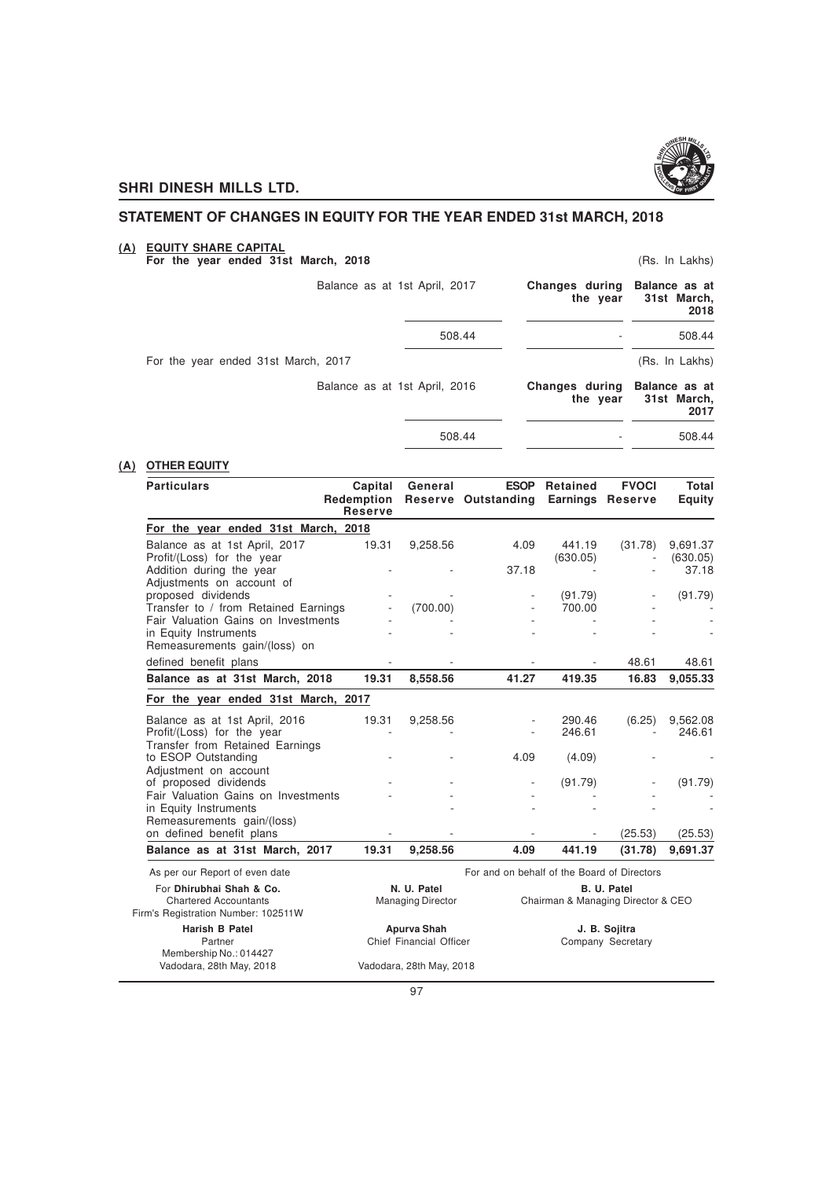## STATEMENT OF CHANGES IN EQUITY FOR THE YEAR ENDED 31st MARCH, 2018

### (A) EQUITY SHARE CAPITAL

**For the year ended 31st March, 2018** (Rs. In Lakhs)

| Balance as at 1st April, 2017 | Changes during the year | Balance as at 31st March, 2018 |
|---|---|---|
| 508.44 | - | 508.44 |

For the year ended 31st March, 2017 (Rs. In Lakhs)

| Balance as at 1st April, 2016 | Changes during the year | Balance as at 31st March, 2017 |
|---|---|---|
| 508.44 | - | 508.44 |

### (A) OTHER EQUITY

| Particulars | Capital Redemption Reserve | General Reserve | ESOP Outstanding | Retained Earnings | FVOCI Reserve | Total Equity |
|---|---|---|---|---|---|---|
| **For the year ended 31st March, 2018** | | | | | | |
| Balance as at 1st April, 2017 | 19.31 | 9,258.56 | 4.09 | 441.19 | (31.78) | 9,691.37 |
| Profit/(Loss) for the year | | | | (630.05) | - | (630.05) |
| Addition during the year | - | - | 37.18 | - | - | 37.18 |
| Adjustments on account of proposed dividends | - | - | - | (91.79) | - | (91.79) |
| Transfer to / from Retained Earnings | - | (700.00) | - | 700.00 | - | - |
| Fair Valuation Gains on Investments in Equity Instruments | - | - | - | - | - | - |
| Remeasurements gain/(loss) on defined benefit plans | - | - | - | - | 48.61 | 48.61 |
| **Balance as at 31st March, 2018** | **19.31** | **8,558.56** | **41.27** | **419.35** | **16.83** | **9,055.33** |
| **For the year ended 31st March, 2017** | | | | | | |
| Balance as at 1st April, 2016 | 19.31 | 9,258.56 | - | 290.46 | (6.25) | 9,562.08 |
| Profit/(Loss) for the year | - | - | - | 246.61 | - | 246.61 |
| Transfer from Retained Earnings to ESOP Outstanding | - | - | 4.09 | (4.09) | - | - |
| Adjustment on account of proposed dividends | - | - | - | (91.79) | - | (91.79) |
| Fair Valuation Gains on Investments in Equity Instruments | - | - | - | - | - | - |
| Remeasurements gain/(loss) on defined benefit plans | - | - | - | - | (25.53) | (25.53) |
| **Balance as at 31st March, 2017** | **19.31** | **9,258.56** | **4.09** | **441.19** | **(31.78)** | **9,691.37** |

As per our Report of even date

For **Dhirubhai Shah & Co.**
Chartered Accountants
Firm's Registration Number: 102511W

**Harish B Patel**
Partner
Membership No.: 014427
Vadodara, 28th May, 2018

For and on behalf of the Board of Directors

**N. U. Patel**
Managing Director

**B. U. Patel**
Chairman & Managing Director & CEO

**Apurva Shah**
Chief Financial Officer

**J. B. Sojitra**
Company Secretary

Vadodara, 28th May, 2018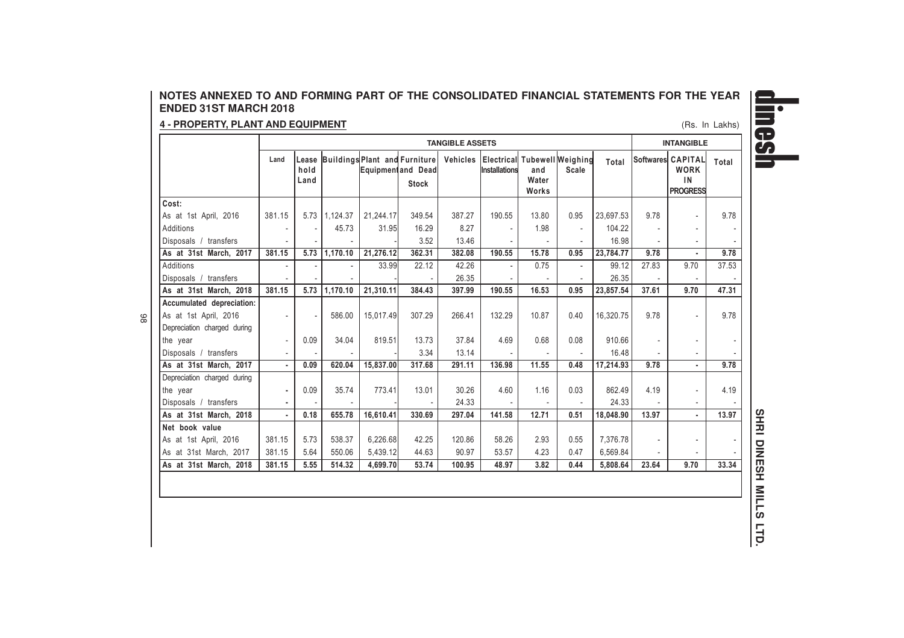## NOTES ANNEXED TO AND FORMING PART OF THE CONSOLIDATED FINANCIAL STATEMENTS FOR THE YEAR ENDED 31ST MARCH 2018

### 4 - PROPERTY, PLANT AND EQUIPMENT

(Rs. In Lakhs)

| | TANGIBLE ASSETS | | | | | | | | | | INTANGIBLE | | |
|---|---|---|---|---|---|---|---|---|---|---|---|---|---|
| | Land | Lease hold Land | Buildings | Plant and Equipment | Furniture and Dead Stock | Vehicles | Electrical Installations | Tubewell and Water Works | Weighing Scale | Total | Softwares | CAPITAL WORK IN PROGRESS | Total |
| **Cost:** | | | | | | | | | | | | | |
| As at 1st April, 2016 | 381.15 | 5.73 | 1,124.37 | 21,244.17 | 349.54 | 387.27 | 190.55 | 13.80 | 0.95 | 23,697.53 | 9.78 | - | 9.78 |
| Additions | - | - | 45.73 | 31.95 | 16.29 | 8.27 | - | 1.98 | - | 104.22 | - | - | - |
| Disposals / transfers | - | - | - | - | 3.52 | 13.46 | - | - | - | 16.98 | - | - | - |
| **As at 31st March, 2017** | **381.15** | **5.73** | **1,170.10** | **21,276.12** | **362.31** | **382.08** | **190.55** | **15.78** | **0.95** | **23,784.77** | **9.78** | **-** | **9.78** |
| Additions | - | - | - | 33.99 | 22.12 | 42.26 | - | 0.75 | - | 99.12 | 27.83 | 9.70 | 37.53 |
| Disposals / transfers | - | - | - | - | - | 26.35 | - | - | - | 26.35 | - | - | - |
| **As at 31st March, 2018** | **381.15** | **5.73** | **1,170.10** | **21,310.11** | **384.43** | **397.99** | **190.55** | **16.53** | **0.95** | **23,857.54** | **37.61** | **9.70** | **47.31** |
| **Accumulated depreciation:** | | | | | | | | | | | | | |
| As at 1st April, 2016 | - | - | 586.00 | 15,017.49 | 307.29 | 266.41 | 132.29 | 10.87 | 0.40 | 16,320.75 | 9.78 | - | 9.78 |
| Depreciation charged during the year | - | 0.09 | 34.04 | 819.51 | 13.73 | 37.84 | 4.69 | 0.68 | 0.08 | 910.66 | - | - | - |
| Disposals / transfers | - | - | - | - | 3.34 | 13.14 | - | - | - | 16.48 | - | - | - |
| **As at 31st March, 2017** | **-** | **0.09** | **620.04** | **15,837.00** | **317.68** | **291.11** | **136.98** | **11.55** | **0.48** | **17,214.93** | **9.78** | **-** | **9.78** |
| Depreciation charged during the year | - | 0.09 | 35.74 | 773.41 | 13.01 | 30.26 | 4.60 | 1.16 | 0.03 | 862.49 | 4.19 | - | 4.19 |
| Disposals / transfers | - | - | - | - | - | 24.33 | - | - | - | 24.33 | - | - | - |
| **As at 31st March, 2018** | **-** | **0.18** | **655.78** | **16,610.41** | **330.69** | **297.04** | **141.58** | **12.71** | **0.51** | **18,048.90** | **13.97** | **-** | **13.97** |
| **Net book value** | | | | | | | | | | | | | |
| As at 1st April, 2016 | 381.15 | 5.73 | 538.37 | 6,226.68 | 42.25 | 120.86 | 58.26 | 2.93 | 0.55 | 7,376.78 | - | - | - |
| As at 31st March, 2017 | 381.15 | 5.64 | 550.06 | 5,439.12 | 44.63 | 90.97 | 53.57 | 4.23 | 0.47 | 6,569.84 | - | - | - |
| **As at 31st March, 2018** | **381.15** | **5.55** | **514.32** | **4,699.70** | **53.74** | **100.95** | **48.97** | **3.82** | **0.44** | **5,808.64** | **23.64** | **9.70** | **33.34** |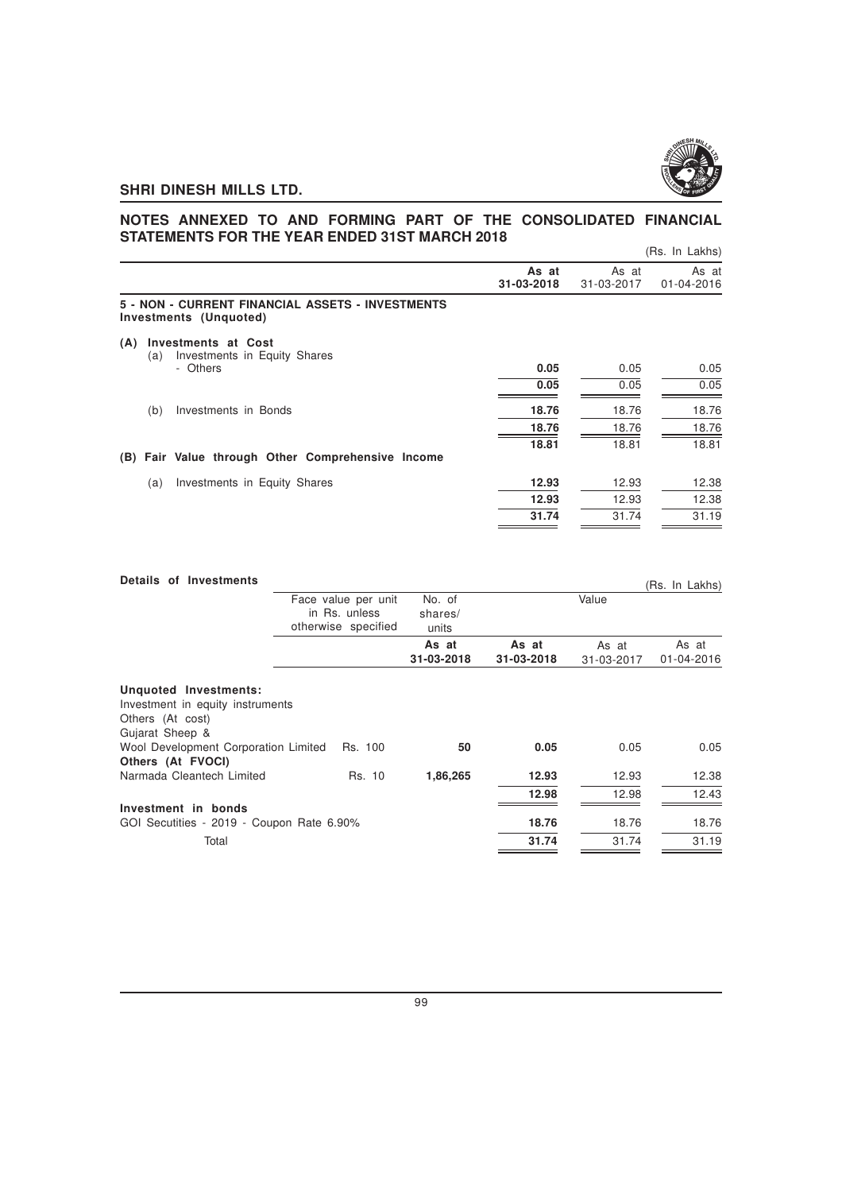## NOTES ANNEXED TO AND FORMING PART OF THE CONSOLIDATED FINANCIAL STATEMENTS FOR THE YEAR ENDED 31ST MARCH 2018

(Rs. In Lakhs)

| | As at 31-03-2018 | As at 31-03-2017 | As at 01-04-2016 |
|---|---|---|---|
| **5 - NON - CURRENT FINANCIAL ASSETS - INVESTMENTS** | | | |
| **Investments (Unquoted)** | | | |
| **(A) Investments at Cost** | | | |
| (a) Investments in Equity Shares | | | |
| - Others | **0.05** | 0.05 | 0.05 |
| | **0.05** | 0.05 | 0.05 |
| (b) Investments in Bonds | **18.76** | 18.76 | 18.76 |
| | **18.76** | 18.76 | 18.76 |
| | **18.81** | 18.81 | 18.81 |
| **(B) Fair Value through Other Comprehensive Income** | | | |
| (a) Investments in Equity Shares | **12.93** | 12.93 | 12.38 |
| | **12.93** | 12.93 | 12.38 |
| | **31.74** | 31.74 | 31.19 |

**Details of Investments**

(Rs. In Lakhs)

| | Face value per unit in Rs. unless otherwise specified | No. of shares/ units | Value | | |
|---|---|---|---|---|---|
| | | As at 31-03-2018 | As at 31-03-2018 | As at 31-03-2017 | As at 01-04-2016 |
| **Unquoted Investments:** | | | | | |
| Investment in equity instruments | | | | | |
| Others (At cost) | | | | | |
| Gujarat Sheep & Wool Development Corporation Limited | Rs. 100 | **50** | **0.05** | 0.05 | 0.05 |
| **Others (At FVOCI)** | | | | | |
| Narmada Cleantech Limited | Rs. 10 | **1,86,265** | **12.93** | 12.93 | 12.38 |
| | | | **12.98** | 12.98 | 12.43 |
| **Investment in bonds** | | | | | |
| GOI Secutities - 2019 - Coupon Rate 6.90% | | | **18.76** | 18.76 | 18.76 |
| Total | | | **31.74** | 31.74 | 31.19 |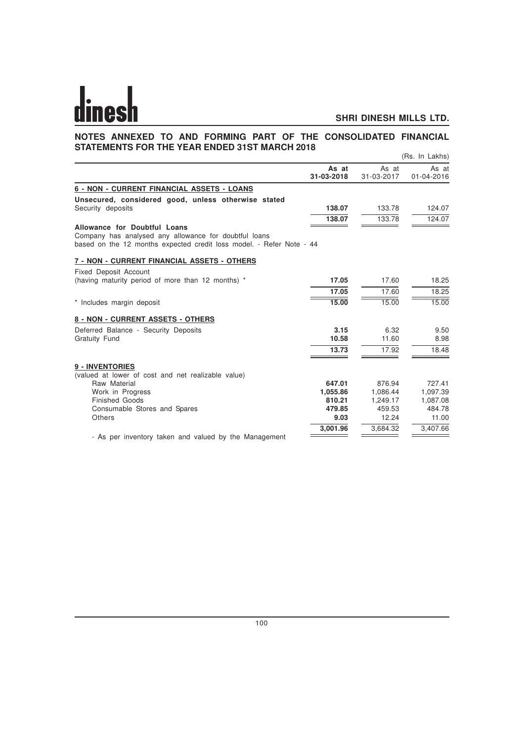## NOTES ANNEXED TO AND FORMING PART OF THE CONSOLIDATED FINANCIAL STATEMENTS FOR THE YEAR ENDED 31ST MARCH 2018

(Rs. In Lakhs)

| | As at 31-03-2018 | As at 31-03-2017 | As at 01-04-2016 |
|---|---|---|---|
| **6 - NON - CURRENT FINANCIAL ASSETS - LOANS** | | | |
| **Unsecured, considered good, unless otherwise stated** | | | |
| Security deposits | **138.07** | 133.78 | 124.07 |
| | **138.07** | 133.78 | 124.07 |
| **Allowance for Doubtful Loans** | | | |
| Company has analysed any allowance for doubtful loans based on the 12 months expected credit loss model. - Refer Note - 44 | | | |
| **7 - NON - CURRENT FINANCIAL ASSETS - OTHERS** | | | |
| Fixed Deposit Account (having maturity period of more than 12 months) * | **17.05** | 17.60 | 18.25 |
| | **17.05** | 17.60 | 18.25 |
| * Includes margin deposit | **15.00** | 15.00 | 15.00 |
| **8 - NON - CURRENT ASSETS - OTHERS** | | | |
| Deferred Balance - Security Deposits | **3.15** | 6.32 | 9.50 |
| Gratuity Fund | **10.58** | 11.60 | 8.98 |
| | **13.73** | 17.92 | 18.48 |
| **9 - INVENTORIES** | | | |
| (valued at lower of cost and net realizable value) | | | |
| Raw Material | **647.01** | 876.94 | 727.41 |
| Work in Progress | **1,055.86** | 1,086.44 | 1,097.39 |
| Finished Goods | **810.21** | 1,249.17 | 1,087.08 |
| Consumable Stores and Spares | **479.85** | 459.53 | 484.78 |
| Others | **9.03** | 12.24 | 11.00 |
| | **3,001.96** | 3,684.32 | 3,407.66 |
| - As per inventory taken and valued by the Management | | | |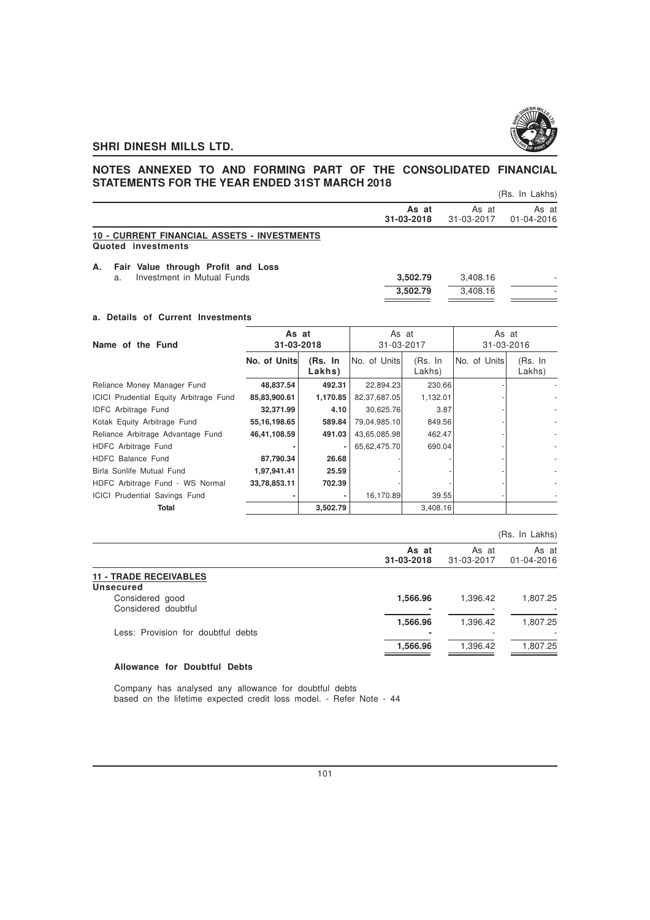## NOTES ANNEXED TO AND FORMING PART OF THE CONSOLIDATED FINANCIAL STATEMENTS FOR THE YEAR ENDED 31ST MARCH 2018

(Rs. In Lakhs)

| | As at 31-03-2018 | As at 31-03-2017 | As at 01-04-2016 |
|---|---|---|---|
| **10 - CURRENT FINANCIAL ASSETS - INVESTMENTS** | | | |
| **Quoted investments** | | | |
| **A. Fair Value through Profit and Loss** | | | |
| a. Investment in Mutual Funds | **3,502.79** | 3,408.16 | - |
| | **3,502.79** | 3,408.16 | - |

**a. Details of Current Investments**

| Name of the Fund | As at 31-03-2018 | | As at 31-03-2017 | | As at 31-03-2016 | |
|---|---|---|---|---|---|---|
| | **No. of Units** | **(Rs. In Lakhs)** | No. of Units | (Rs. In Lakhs) | No. of Units | (Rs. In Lakhs) |
| Reliance Money Manager Fund | **48,837.54** | **492.31** | 22,894.23 | 230.66 | - | - |
| ICICI Prudential Equity Arbitrage Fund | **85,83,900.61** | **1,170.85** | 82,37,687.05 | 1,132.01 | - | - |
| IDFC Arbitrage Fund | **32,371.99** | **4.10** | 30,625.76 | 3.87 | - | - |
| Kotak Equity Arbitrage Fund | **55,16,198.65** | **589.84** | 79,04,985.10 | 849.56 | - | - |
| Reliance Arbitrage Advantage Fund | **46,41,108.59** | **491.03** | 43,65,085.98 | 462.47 | - | - |
| HDFC Arbitrage Fund | **-** | **-** | 65,62,475.70 | 690.04 | - | - |
| HDFC Balance Fund | **87,790.34** | **26.68** | - | - | - | - |
| Birla Sunlife Mutual Fund | **1,97,941.41** | **25.59** | - | - | - | - |
| HDFC Arbitrage Fund - WS Normal | **33,78,853.11** | **702.39** | - | - | - | - |
| ICICI Prudential Savings Fund | **-** | **-** | 16,170.89 | 39.55 | - | - |
| **Total** | | **3,502.79** | | 3,408.16 | | |

(Rs. In Lakhs)

| | As at 31-03-2018 | As at 31-03-2017 | As at 01-04-2016 |
|---|---|---|---|
| **11 - TRADE RECEIVABLES** | | | |
| **Unsecured** | | | |
| Considered good | **1,566.96** | 1,396.42 | 1,807.25 |
| Considered doubtful | **-** | - | - |
| | **1,566.96** | 1,396.42 | 1,807.25 |
| Less: Provision for doubtful debts | **-** | - | - |
| | **1,566.96** | 1,396.42 | 1,807.25 |

**Allowance for Doubtful Debts**

Company has analysed any allowance for doubtful debts based on the lifetime expected credit loss model. - Refer Note - 44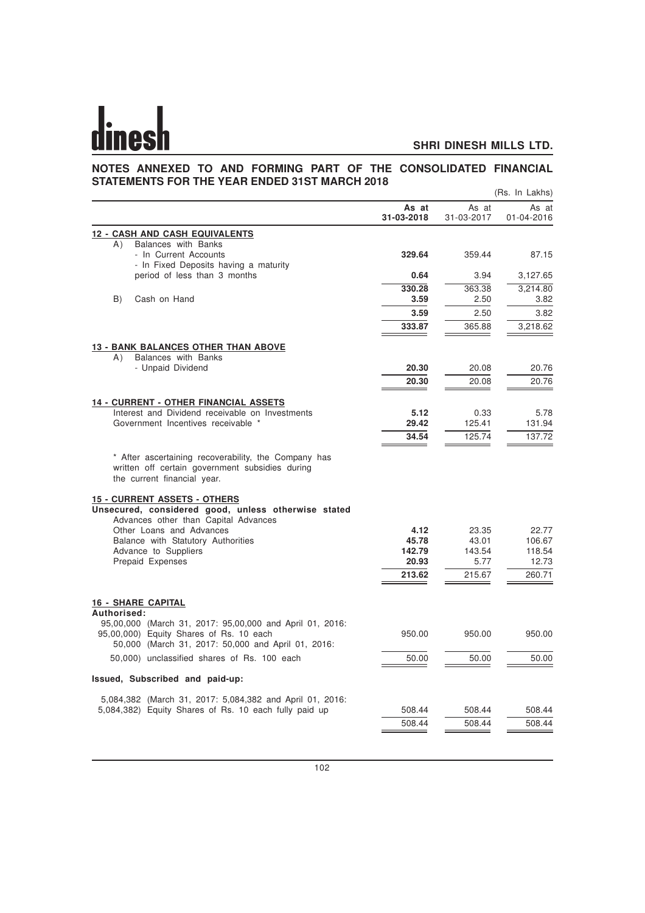## NOTES ANNEXED TO AND FORMING PART OF THE CONSOLIDATED FINANCIAL STATEMENTS FOR THE YEAR ENDED 31ST MARCH 2018

(Rs. In Lakhs)

| | As at 31-03-2018 | As at 31-03-2017 | As at 01-04-2016 |
|---|---|---|---|
| **12 - CASH AND CASH EQUIVALENTS** | | | |
| A) Balances with Banks | | | |
| - In Current Accounts | **329.64** | 359.44 | 87.15 |
| - In Fixed Deposits having a maturity period of less than 3 months | **0.64** | 3.94 | 3,127.65 |
| | **330.28** | 363.38 | 3,214.80 |
| B) Cash on Hand | **3.59** | 2.50 | 3.82 |
| | **3.59** | 2.50 | 3.82 |
| | **333.87** | 365.88 | 3,218.62 |
| **13 - BANK BALANCES OTHER THAN ABOVE** | | | |
| A) Balances with Banks | | | |
| - Unpaid Dividend | **20.30** | 20.08 | 20.76 |
| | **20.30** | 20.08 | 20.76 |
| **14 - CURRENT - OTHER FINANCIAL ASSETS** | | | |
| Interest and Dividend receivable on Investments | **5.12** | 0.33 | 5.78 |
| Government Incentives receivable * | **29.42** | 125.41 | 131.94 |
| | **34.54** | 125.74 | 137.72 |
| * After ascertaining recoverability, the Company has written off certain government subsidies during the current financial year. | | | |
| **15 - CURRENT ASSETS - OTHERS** | | | |
| **Unsecured, considered good, unless otherwise stated** | | | |
| Advances other than Capital Advances | | | |
| Other Loans and Advances | **4.12** | 23.35 | 22.77 |
| Balance with Statutory Authorities | **45.78** | 43.01 | 106.67 |
| Advance to Suppliers | **142.79** | 143.54 | 118.54 |
| Prepaid Expenses | **20.93** | 5.77 | 12.73 |
| | **213.62** | 215.67 | 260.71 |
| **16 - SHARE CAPITAL** | | | |
| **Authorised:** | | | |
| 95,00,000 (March 31, 2017: 95,00,000 and April 01, 2016: 95,00,000) Equity Shares of Rs. 10 each | 950.00 | 950.00 | 950.00 |
| 50,000 (March 31, 2017: 50,000 and April 01, 2016: 50,000) unclassified shares of Rs. 100 each | 50.00 | 50.00 | 50.00 |
| **Issued, Subscribed and paid-up:** | | | |
| 5,084,382 (March 31, 2017: 5,084,382 and April 01, 2016: 5,084,382) Equity Shares of Rs. 10 each fully paid up | 508.44 | 508.44 | 508.44 |
| | 508.44 | 508.44 | 508.44 |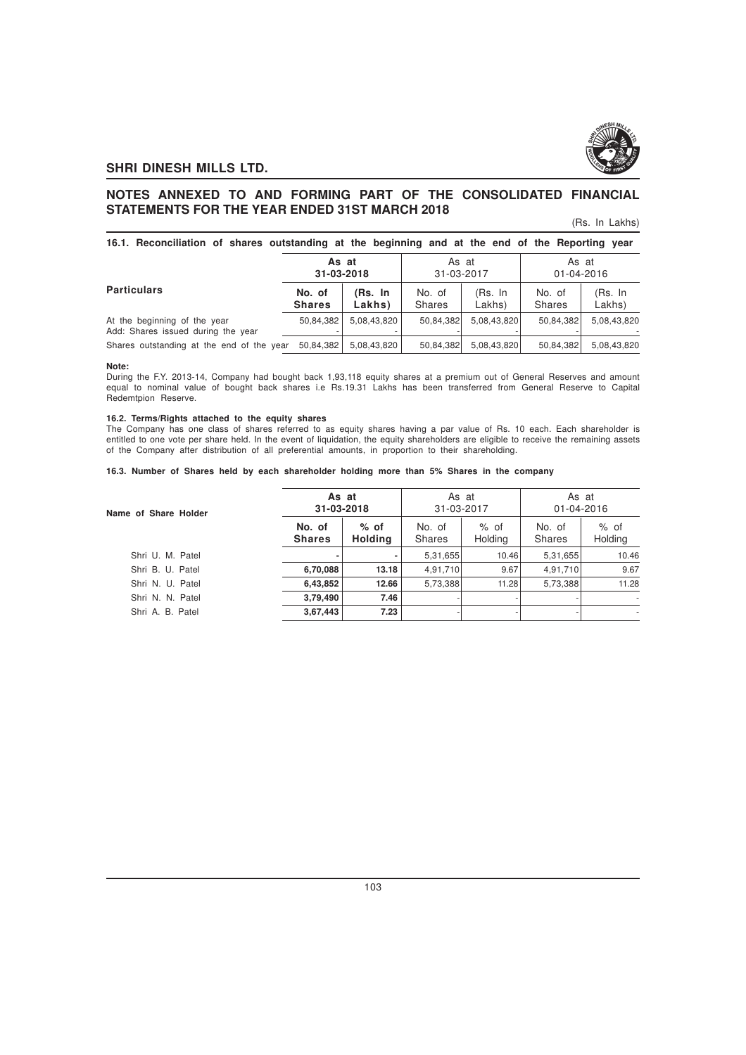## NOTES ANNEXED TO AND FORMING PART OF THE CONSOLIDATED FINANCIAL STATEMENTS FOR THE YEAR ENDED 31ST MARCH 2018

(Rs. In Lakhs)

### 16.1. Reconciliation of shares outstanding at the beginning and at the end of the Reporting year

| Particulars | As at 31-03-2018 | | As at 31-03-2017 | | As at 01-04-2016 | |
|---|---|---|---|---|---|---|
| | **No. of Shares** | **(Rs. In Lakhs)** | No. of Shares | (Rs. In Lakhs) | No. of Shares | (Rs. In Lakhs) |
| At the beginning of the year | 50,84,382 | 5,08,43,820 | 50,84,382 | 5,08,43,820 | 50,84,382 | 5,08,43,820 |
| Add: Shares issued during the year | - | - | - | - | - | - |
| Shares outstanding at the end of the year | 50,84,382 | 5,08,43,820 | 50,84,382 | 5,08,43,820 | 50,84,382 | 5,08,43,820 |

**Note:**

During the F.Y. 2013-14, Company had bought back 1,93,118 equity shares at a premium out of General Reserves and amount equal to nominal value of bought back shares i.e Rs.19.31 Lakhs has been transferred from General Reserve to Capital Redemtpion Reserve.

**16.2. Terms/Rights attached to the equity shares**

The Company has one class of shares referred to as equity shares having a par value of Rs. 10 each. Each shareholder is entitled to one vote per share held. In the event of liquidation, the equity shareholders are eligible to receive the remaining assets of the Company after distribution of all preferential amounts, in proportion to their shareholding.

**16.3. Number of Shares held by each shareholder holding more than 5% Shares in the company**

| Name of Share Holder | As at 31-03-2018 | | As at 31-03-2017 | | As at 01-04-2016 | |
|---|---|---|---|---|---|---|
| | **No. of Shares** | **% of Holding** | No. of Shares | % of Holding | No. of Shares | % of Holding |
| Shri U. M. Patel | - | - | 5,31,655 | 10.46 | 5,31,655 | 10.46 |
| Shri B. U. Patel | **6,70,088** | **13.18** | 4,91,710 | 9.67 | 4,91,710 | 9.67 |
| Shri N. U. Patel | **6,43,852** | **12.66** | 5,73,388 | 11.28 | 5,73,388 | 11.28 |
| Shri N. N. Patel | **3,79,490** | **7.46** | - | - | - | - |
| Shri A. B. Patel | **3,67,443** | **7.23** | - | - | - | - |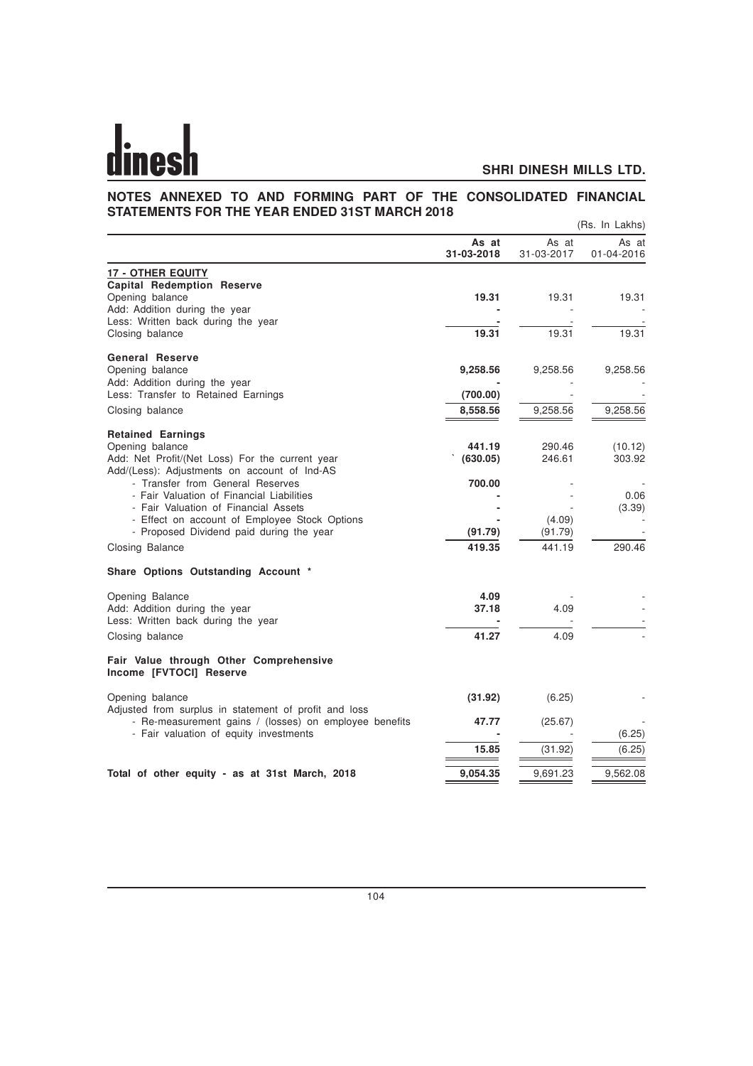## NOTES ANNEXED TO AND FORMING PART OF THE CONSOLIDATED FINANCIAL STATEMENTS FOR THE YEAR ENDED 31ST MARCH 2018

(Rs. In Lakhs)

| | As at 31-03-2018 | As at 31-03-2017 | As at 01-04-2016 |
|---|---|---|---|
| **17 - OTHER EQUITY** | | | |
| **Capital Redemption Reserve** | | | |
| Opening balance | **19.31** | 19.31 | 19.31 |
| Add: Addition during the year | **-** | - | - |
| Less: Written back during the year | **-** | - | - |
| Closing balance | **19.31** | 19.31 | 19.31 |
| **General Reserve** | | | |
| Opening balance | **9,258.56** | 9,258.56 | 9,258.56 |
| Add: Addition during the year | **-** | - | - |
| Less: Transfer to Retained Earnings | **(700.00)** | - | - |
| Closing balance | **8,558.56** | 9,258.56 | 9,258.56 |
| **Retained Earnings** | | | |
| Opening balance | **441.19** | 290.46 | (10.12) |
| Add: Net Profit/(Net Loss) For the current year | **(630.05)** | 246.61 | 303.92 |
| Add/(Less): Adjustments on account of Ind-AS | | | |
| - Transfer from General Reserves | **700.00** | - | - |
| - Fair Valuation of Financial Liabilities | **-** | - | 0.06 |
| - Fair Valuation of Financial Assets | **-** | - | (3.39) |
| - Effect on account of Employee Stock Options | **-** | (4.09) | - |
| - Proposed Dividend paid during the year | **(91.79)** | (91.79) | - |
| Closing Balance | **419.35** | 441.19 | 290.46 |
| **Share Options Outstanding Account *** | | | |
| Opening Balance | **4.09** | - | - |
| Add: Addition during the year | **37.18** | 4.09 | - |
| Less: Written back during the year | **-** | - | - |
| Closing balance | **41.27** | 4.09 | - |
| **Fair Value through Other Comprehensive Income [FVTOCI] Reserve** | | | |
| Opening balance | **(31.92)** | (6.25) | - |
| Adjusted from surplus in statement of profit and loss | | | |
| - Re-measurement gains / (losses) on employee benefits | **47.77** | (25.67) | - |
| - Fair valuation of equity investments | **-** | - | (6.25) |
| | **15.85** | (31.92) | (6.25) |
| **Total of other equity - as at 31st March, 2018** | **9,054.35** | 9,691.23 | 9,562.08 |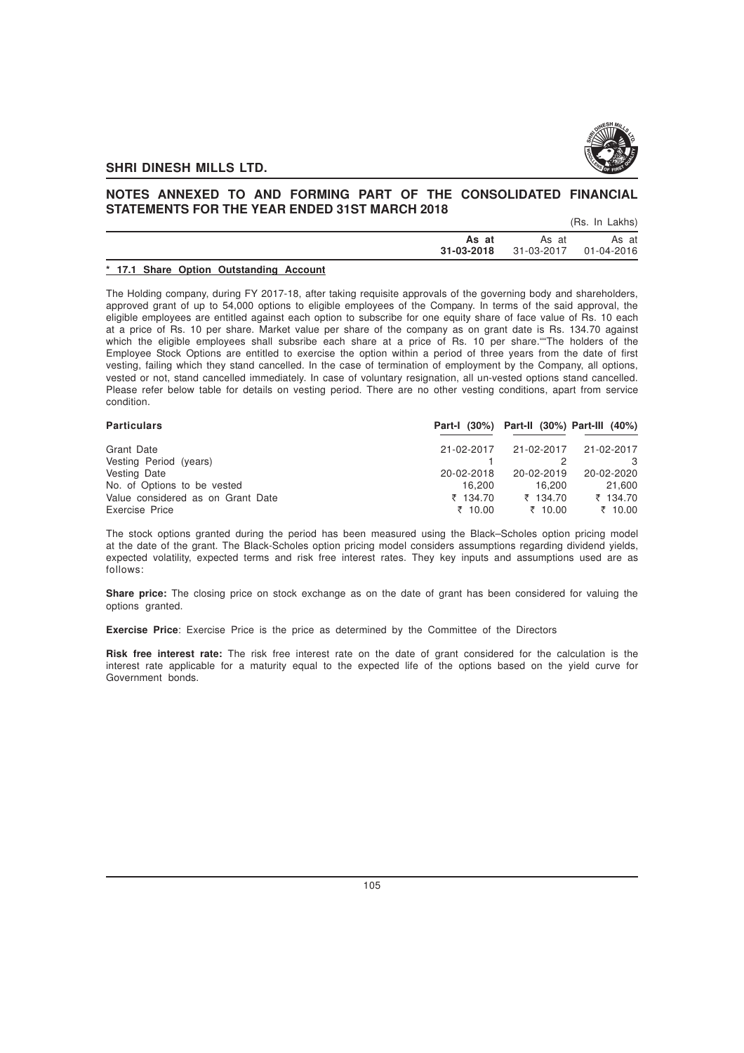## NOTES ANNEXED TO AND FORMING PART OF THE CONSOLIDATED FINANCIAL STATEMENTS FOR THE YEAR ENDED 31ST MARCH 2018

(Rs. In Lakhs)

| | As at 31-03-2018 | As at 31-03-2017 | As at 01-04-2016 |
|---|---|---|---|

**\* 17.1 Share Option Outstanding Account**

The Holding company, during FY 2017-18, after taking requisite approvals of the governing body and shareholders, approved grant of up to 54,000 options to eligible employees of the Company. In terms of the said approval, the eligible employees are entitled against each option to subscribe for one equity share of face value of Rs. 10 each at a price of Rs. 10 per share. Market value per share of the company as on grant date is Rs. 134.70 against which the eligible employees shall subsribe each share at a price of Rs. 10 per share.""The holders of the Employee Stock Options are entitled to exercise the option within a period of three years from the date of first vesting, failing which they stand cancelled. In the case of termination of employment by the Company, all options, vested or not, stand cancelled immediately. In case of voluntary resignation, all un-vested options stand cancelled. Please refer below table for details on vesting period. There are no other vesting conditions, apart from service condition.

| Particulars | Part-I (30%) | Part-II (30%) | Part-III (40%) |
|---|---|---|---|
| Grant Date | 21-02-2017 | 21-02-2017 | 21-02-2017 |
| Vesting Period (years) | 1 | 2 | 3 |
| Vesting Date | 20-02-2018 | 20-02-2019 | 20-02-2020 |
| No. of Options to be vested | 16,200 | 16,200 | 21,600 |
| Value considered as on Grant Date | ₹ 134.70 | ₹ 134.70 | ₹ 134.70 |
| Exercise Price | ₹ 10.00 | ₹ 10.00 | ₹ 10.00 |

The stock options granted during the period has been measured using the Black–Scholes option pricing model at the date of the grant. The Black-Scholes option pricing model considers assumptions regarding dividend yields, expected volatility, expected terms and risk free interest rates. They key inputs and assumptions used are as follows:

**Share price:** The closing price on stock exchange as on the date of grant has been considered for valuing the options granted.

**Exercise Price**: Exercise Price is the price as determined by the Committee of the Directors

**Risk free interest rate:** The risk free interest rate on the date of grant considered for the calculation is the interest rate applicable for a maturity equal to the expected life of the options based on the yield curve for Government bonds.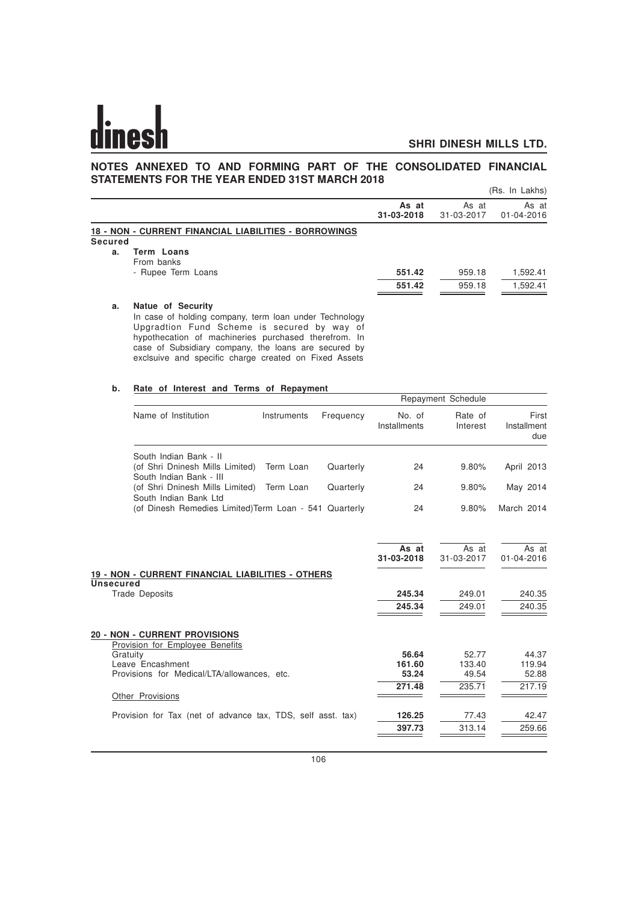# NOTES ANNEXED TO AND FORMING PART OF THE CONSOLIDATED FINANCIAL STATEMENTS FOR THE YEAR ENDED 31ST MARCH 2018

(Rs. In Lakhs)

| | As at 31-03-2018 | As at 31-03-2017 | As at 01-04-2016 |
|---|---|---|---|
| **18 - NON - CURRENT FINANCIAL LIABILITIES - BORROWINGS** | | | |
| **Secured** | | | |
| **a. Term Loans** | | | |
| From banks | | | |
| - Rupee Term Loans | **551.42** | 959.18 | 1,592.41 |
| | **551.42** | 959.18 | 1,592.41 |

**a. Natue of Security**

In case of holding company, term loan under Technology Upgradtion Fund Scheme is secured by way of hypothecation of machineries purchased therefrom. In case of Subsidiary company, the loans are secured by exclsuive and specific charge created on Fixed Assets

**b. Rate of Interest and Terms of Repayment**

| Name of Institution | Instruments | Frequency | Repayment Schedule No. of Installments | Rate of Interest | First Installment due |
|---|---|---|---|---|---|
| South Indian Bank - II (of Shri Dninesh Mills Limited) | Term Loan | Quarterly | 24 | 9.80% | April 2013 |
| South Indian Bank - III (of Shri Dninesh Mills Limited) | Term Loan | Quarterly | 24 | 9.80% | May 2014 |
| South Indian Bank Ltd (of Dinesh Remedies Limited) | Term Loan - 541 | Quarterly | 24 | 9.80% | March 2014 |

| | As at 31-03-2018 | As at 31-03-2017 | As at 01-04-2016 |
|---|---|---|---|
| **19 - NON - CURRENT FINANCIAL LIABILITIES - OTHERS** | | | |
| **Unsecured** | | | |
| Trade Deposits | **245.34** | 249.01 | 240.35 |
| | **245.34** | 249.01 | 240.35 |
| **20 - NON - CURRENT PROVISIONS** | | | |
| Provision for Employee Benefits | | | |
| Gratuity | **56.64** | 52.77 | 44.37 |
| Leave Encashment | **161.60** | 133.40 | 119.94 |
| Provisions for Medical/LTA/allowances, etc. | **53.24** | 49.54 | 52.88 |
| | **271.48** | 235.71 | 217.19 |
| Other Provisions | | | |
| Provision for Tax (net of advance tax, TDS, self asst. tax) | **126.25** | 77.43 | 42.47 |
| | **397.73** | 313.14 | 259.66 |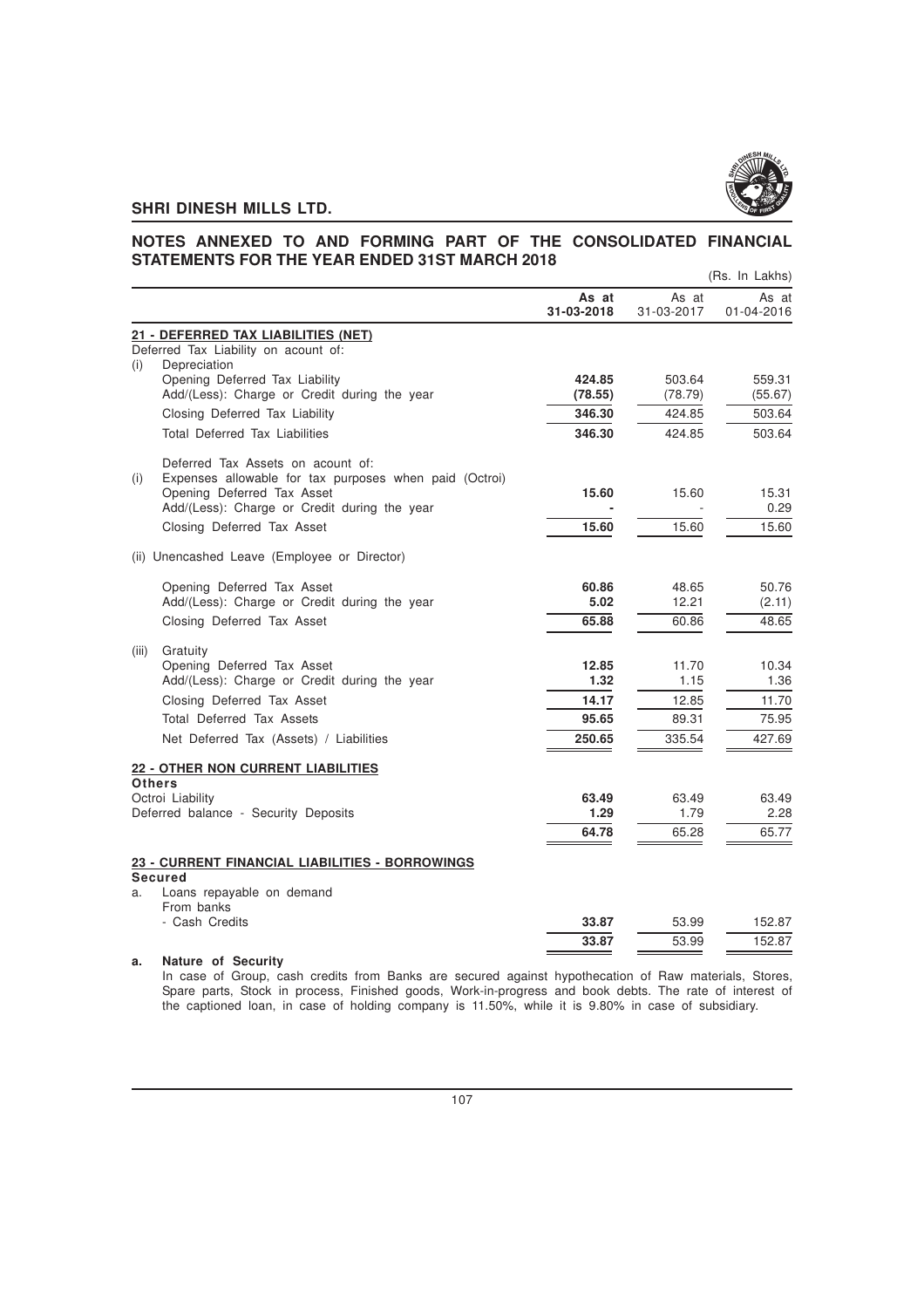## NOTES ANNEXED TO AND FORMING PART OF THE CONSOLIDATED FINANCIAL STATEMENTS FOR THE YEAR ENDED 31ST MARCH 2018

(Rs. In Lakhs)

| | As at 31-03-2018 | As at 31-03-2017 | As at 01-04-2016 |
|---|---|---|---|
| **21 - DEFERRED TAX LIABILITIES (NET)** | | | |
| Deferred Tax Liability on acount of: | | | |
| (i) Depreciation | | | |
| Opening Deferred Tax Liability | **424.85** | 503.64 | 559.31 |
| Add/(Less): Charge or Credit during the year | **(78.55)** | (78.79) | (55.67) |
| Closing Deferred Tax Liability | **346.30** | 424.85 | 503.64 |
| Total Deferred Tax Liabilities | **346.30** | 424.85 | 503.64 |
| Deferred Tax Assets on acount of: | | | |
| (i) Expenses allowable for tax purposes when paid (Octroi) | | | |
| Opening Deferred Tax Asset | **15.60** | 15.60 | 15.31 |
| Add/(Less): Charge or Credit during the year | **-** | - | 0.29 |
| Closing Deferred Tax Asset | **15.60** | 15.60 | 15.60 |
| (ii) Unencashed Leave (Employee or Director) | | | |
| Opening Deferred Tax Asset | **60.86** | 48.65 | 50.76 |
| Add/(Less): Charge or Credit during the year | **5.02** | 12.21 | (2.11) |
| Closing Deferred Tax Asset | **65.88** | 60.86 | 48.65 |
| (iii) Gratuity | | | |
| Opening Deferred Tax Asset | **12.85** | 11.70 | 10.34 |
| Add/(Less): Charge or Credit during the year | **1.32** | 1.15 | 1.36 |
| Closing Deferred Tax Asset | **14.17** | 12.85 | 11.70 |
| Total Deferred Tax Assets | **95.65** | 89.31 | 75.95 |
| Net Deferred Tax (Assets) / Liabilities | **250.65** | 335.54 | 427.69 |
| **22 - OTHER NON CURRENT LIABILITIES** | | | |
| **Others** | | | |
| Octroi Liability | **63.49** | 63.49 | 63.49 |
| Deferred balance - Security Deposits | **1.29** | 1.79 | 2.28 |
| | **64.78** | 65.28 | 65.77 |
| **23 - CURRENT FINANCIAL LIABILITIES - BORROWINGS** | | | |
| **Secured** | | | |
| a. Loans repayable on demand | | | |
| From banks | | | |
| - Cash Credits | **33.87** | 53.99 | 152.87 |
| | **33.87** | 53.99 | 152.87 |

**a. Nature of Security**

In case of Group, cash credits from Banks are secured against hypothecation of Raw materials, Stores, Spare parts, Stock in process, Finished goods, Work-in-progress and book debts. The rate of interest of the captioned loan, in case of holding company is 11.50%, while it is 9.80% in case of subsidiary.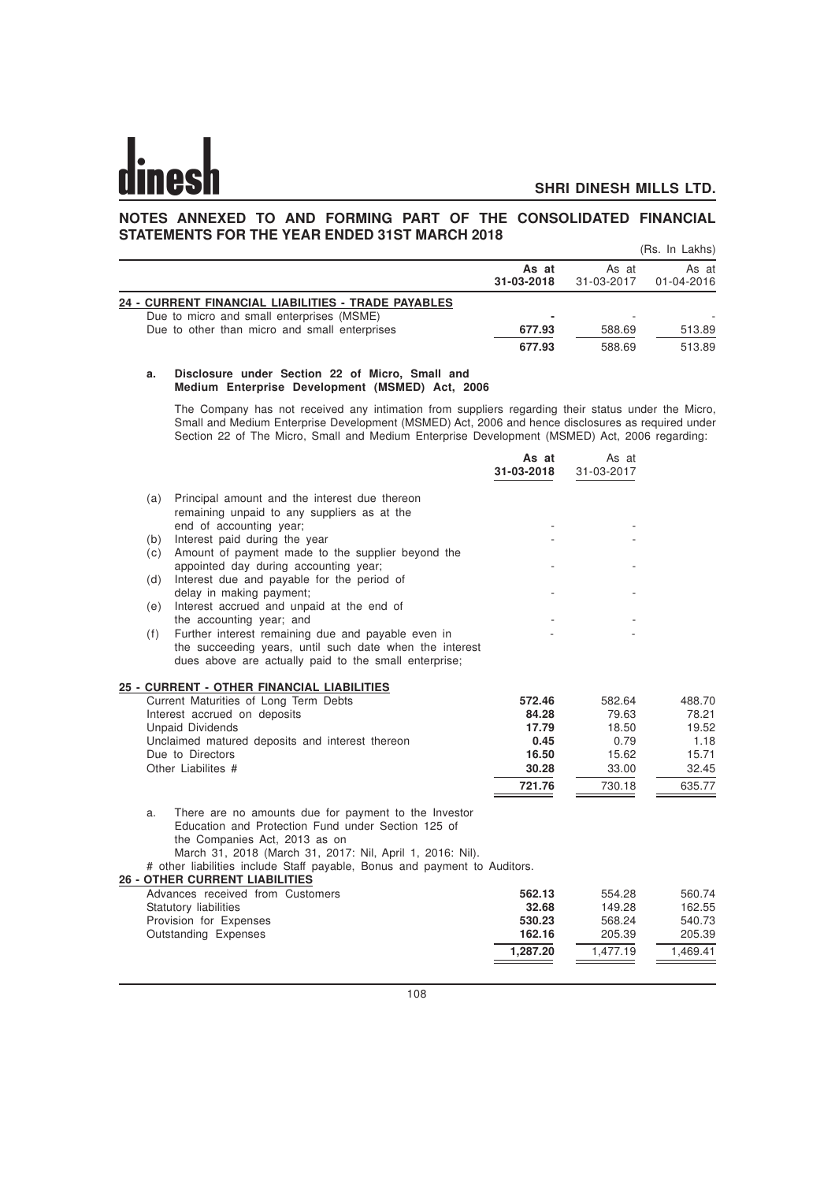## NOTES ANNEXED TO AND FORMING PART OF THE CONSOLIDATED FINANCIAL STATEMENTS FOR THE YEAR ENDED 31ST MARCH 2018

(Rs. In Lakhs)

| | As at 31-03-2018 | As at 31-03-2017 | As at 01-04-2016 |
|---|---|---|---|
| **24 - CURRENT FINANCIAL LIABILITIES - TRADE PAYABLES** | | | |
| Due to micro and small enterprises (MSME) | - | - | - |
| Due to other than micro and small enterprises | 677.93 | 588.69 | 513.89 |
| | 677.93 | 588.69 | 513.89 |

**a. Disclosure under Section 22 of Micro, Small and Medium Enterprise Development (MSMED) Act, 2006**

The Company has not received any intimation from suppliers regarding their status under the Micro, Small and Medium Enterprise Development (MSMED) Act, 2006 and hence disclosures as required under Section 22 of The Micro, Small and Medium Enterprise Development (MSMED) Act, 2006 regarding:

| | | As at 31-03-2018 | As at 31-03-2017 |
|---|---|---|---|
| (a) | Principal amount and the interest due thereon remaining unpaid to any suppliers as at the end of accounting year; | - | - |
| (b) | Interest paid during the year | - | - |
| (c) | Amount of payment made to the supplier beyond the appointed day during accounting year; | - | - |
| (d) | Interest due and payable for the period of delay in making payment; | - | - |
| (e) | Interest accrued and unpaid at the end of the accounting year; and | - | - |
| (f) | Further interest remaining due and payable even in the succeeding years, until such date when the interest dues above are actually paid to the small enterprise; | - | - |

| | As at 31-03-2018 | As at 31-03-2017 | As at 01-04-2016 |
|---|---|---|---|
| **25 - CURRENT - OTHER FINANCIAL LIABILITIES** | | | |
| Current Maturities of Long Term Debts | 572.46 | 582.64 | 488.70 |
| Interest accrued on deposits | 84.28 | 79.63 | 78.21 |
| Unpaid Dividends | 17.79 | 18.50 | 19.52 |
| Unclaimed matured deposits and interest thereon | 0.45 | 0.79 | 1.18 |
| Due to Directors | 16.50 | 15.62 | 15.71 |
| Other Liabilites # | 30.28 | 33.00 | 32.45 |
| | 721.76 | 730.18 | 635.77 |

a. There are no amounts due for payment to the Investor Education and Protection Fund under Section 125 of the Companies Act, 2013 as on March 31, 2018 (March 31, 2017: Nil, April 1, 2016: Nil).

# other liabilities include Staff payable, Bonus and payment to Auditors.

| | As at 31-03-2018 | As at 31-03-2017 | As at 01-04-2016 |
|---|---|---|---|
| **26 - OTHER CURRENT LIABILITIES** | | | |
| Advances received from Customers | 562.13 | 554.28 | 560.74 |
| Statutory liabilities | 32.68 | 149.28 | 162.55 |
| Provision for Expenses | 530.23 | 568.24 | 540.73 |
| Outstanding Expenses | 162.16 | 205.39 | 205.39 |
| | 1,287.20 | 1,477.19 | 1,469.41 |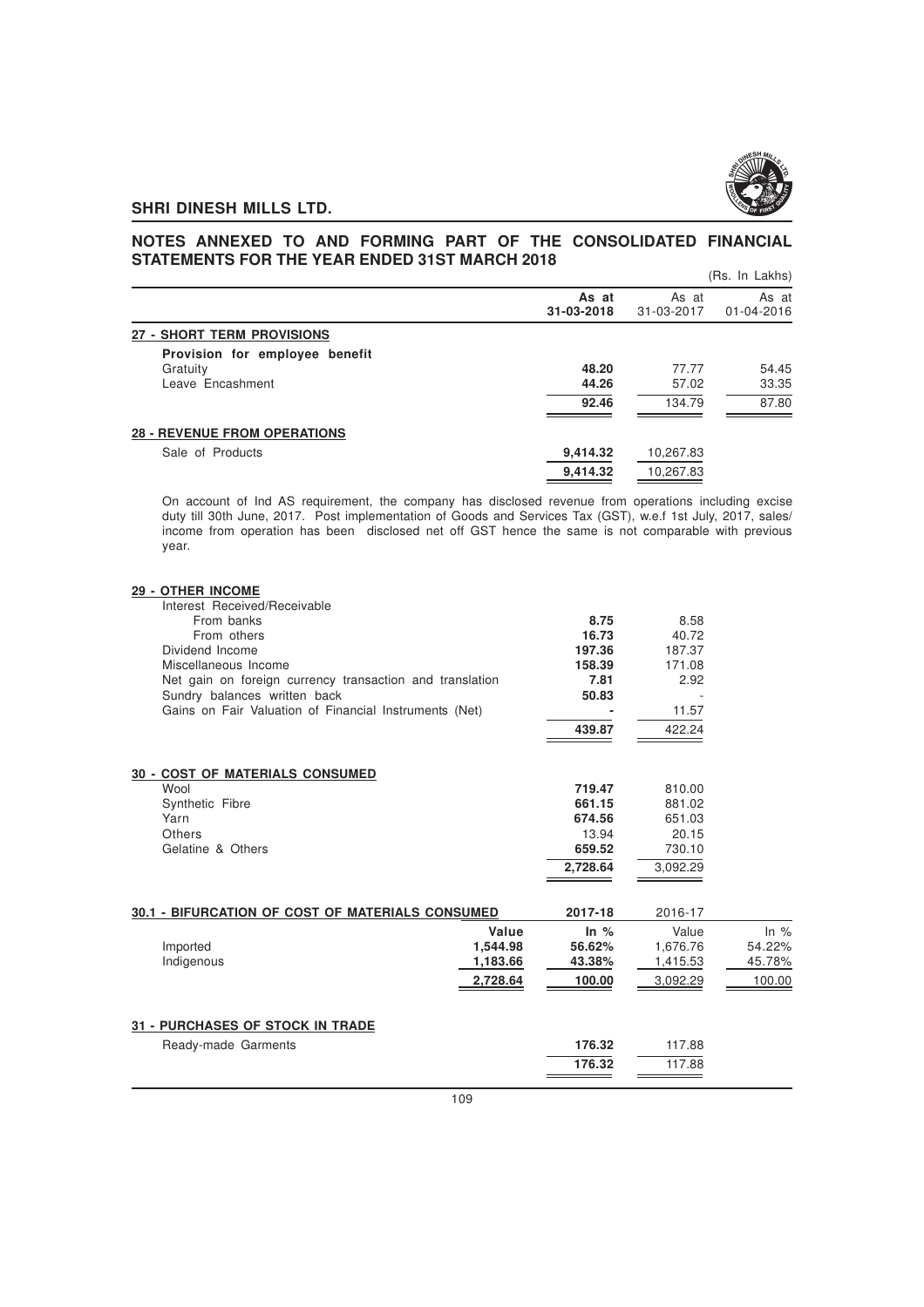## NOTES ANNEXED TO AND FORMING PART OF THE CONSOLIDATED FINANCIAL STATEMENTS FOR THE YEAR ENDED 31ST MARCH 2018

(Rs. In Lakhs)

| | As at 31-03-2018 | As at 31-03-2017 | As at 01-04-2016 |
|---|---|---|---|
| **27 - SHORT TERM PROVISIONS** | | | |
| **Provision for employee benefit** | | | |
| Gratuity | **48.20** | 77.77 | 54.45 |
| Leave Encashment | **44.26** | 57.02 | 33.35 |
| | **92.46** | 134.79 | 87.80 |
| **28 - REVENUE FROM OPERATIONS** | | | |
| Sale of Products | **9,414.32** | 10,267.83 | |
| | **9,414.32** | 10,267.83 | |

On account of Ind AS requirement, the company has disclosed revenue from operations including excise duty till 30th June, 2017. Post implementation of Goods and Services Tax (GST), w.e.f 1st July, 2017, sales/ income from operation has been disclosed net off GST hence the same is not comparable with previous year.

| | | |
|---|---|---|
| **29 - OTHER INCOME** | | |
| Interest Received/Receivable | | |
| From banks | **8.75** | 8.58 |
| From others | **16.73** | 40.72 |
| Dividend Income | **197.36** | 187.37 |
| Miscellaneous Income | **158.39** | 171.08 |
| Net gain on foreign currency transaction and translation | **7.81** | 2.92 |
| Sundry balances written back | **50.83** | - |
| Gains on Fair Valuation of Financial Instruments (Net) | **-** | 11.57 |
| | **439.87** | 422.24 |
| **30 - COST OF MATERIALS CONSUMED** | | |
| Wool | **719.47** | 810.00 |
| Synthetic Fibre | **661.15** | 881.02 |
| Yarn | **674.56** | 651.03 |
| Others | 13.94 | 20.15 |
| Gelatine & Others | **659.52** | 730.10 |
| | **2,728.64** | 3,092.29 |

| 30.1 - BIFURCATION OF COST OF MATERIALS CONSUMED | 2017-18 | | 2016-17 | |
|---|---|---|---|---|
| | **Value** | **In %** | Value | In % |
| Imported | **1,544.98** | **56.62%** | 1,676.76 | 54.22% |
| Indigenous | **1,183.66** | **43.38%** | 1,415.53 | 45.78% |
| | **2,728.64** | **100.00** | 3,092.29 | 100.00 |

| | | |
|---|---|---|
| **31 - PURCHASES OF STOCK IN TRADE** | | |
| Ready-made Garments | **176.32** | 117.88 |
| | **176.32** | 117.88 |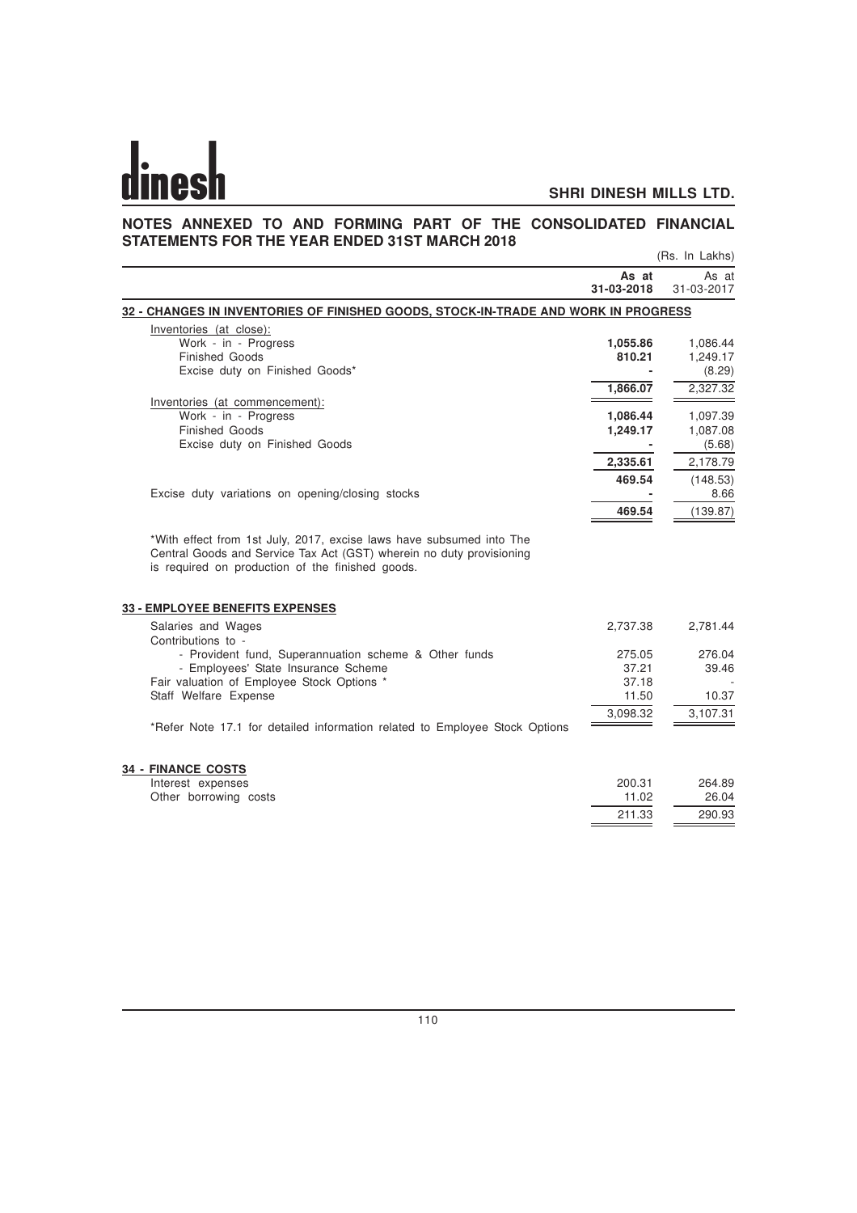## NOTES ANNEXED TO AND FORMING PART OF THE CONSOLIDATED FINANCIAL STATEMENTS FOR THE YEAR ENDED 31ST MARCH 2018

(Rs. In Lakhs)

| | **As at 31-03-2018** | As at 31-03-2017 |
|---|---|---|
| **32 - CHANGES IN INVENTORIES OF FINISHED GOODS, STOCK-IN-TRADE AND WORK IN PROGRESS** | | |
| Inventories (at close): | | |
| Work - in - Progress | **1,055.86** | 1,086.44 |
| Finished Goods | **810.21** | 1,249.17 |
| Excise duty on Finished Goods* | **-** | (8.29) |
| | **1,866.07** | 2,327.32 |
| Inventories (at commencement): | | |
| Work - in - Progress | **1,086.44** | 1,097.39 |
| Finished Goods | **1,249.17** | 1,087.08 |
| Excise duty on Finished Goods | **-** | (5.68) |
| | **2,335.61** | 2,178.79 |
| | **469.54** | (148.53) |
| Excise duty variations on opening/closing stocks | **-** | 8.66 |
| | **469.54** | (139.87) |

*With effect from 1st July, 2017, excise laws have subsumed into The Central Goods and Service Tax Act (GST) wherein no duty provisioning is required on production of the finished goods.

| | | |
|---|---|---|
| **33 - EMPLOYEE BENEFITS EXPENSES** | | |
| Salaries and Wages | 2,737.38 | 2,781.44 |
| Contributions to - | | |
| - Provident fund, Superannuation scheme & Other funds | 275.05 | 276.04 |
| - Employees' State Insurance Scheme | 37.21 | 39.46 |
| Fair valuation of Employee Stock Options * | 37.18 | - |
| Staff Welfare Expense | 11.50 | 10.37 |
| | 3,098.32 | 3,107.31 |

*Refer Note 17.1 for detailed information related to Employee Stock Options

| | | |
|---|---|---|
| **34 - FINANCE COSTS** | | |
| Interest expenses | 200.31 | 264.89 |
| Other borrowing costs | 11.02 | 26.04 |
| | 211.33 | 290.93 |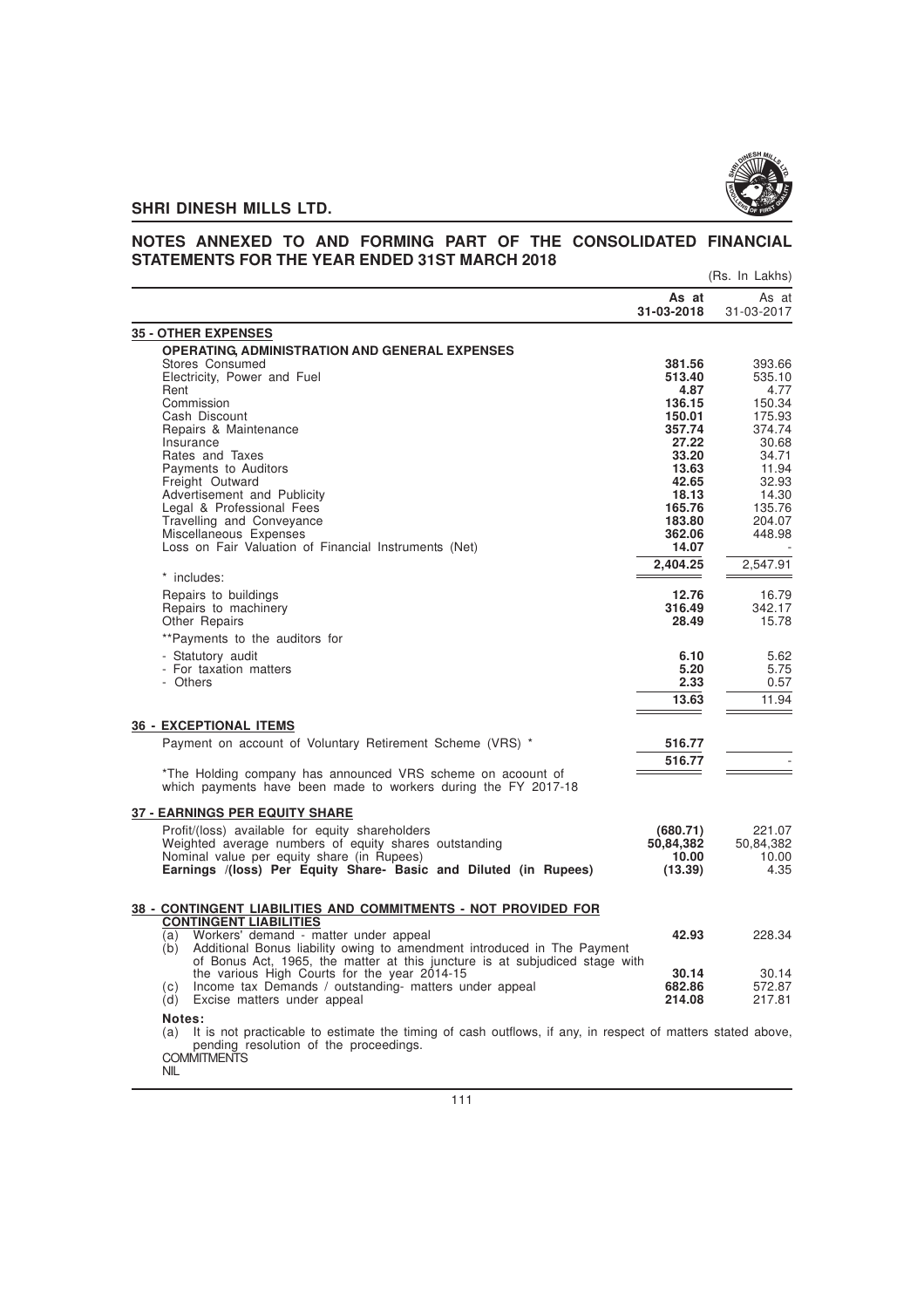## NOTES ANNEXED TO AND FORMING PART OF THE CONSOLIDATED FINANCIAL STATEMENTS FOR THE YEAR ENDED 31ST MARCH 2018

(Rs. In Lakhs)

| | As at 31-03-2018 | As at 31-03-2017 |
|---|---|---|
| **35 - OTHER EXPENSES** | | |
| **OPERATING, ADMINISTRATION AND GENERAL EXPENSES** | | |
| Stores Consumed | **381.56** | 393.66 |
| Electricity, Power and Fuel | **513.40** | 535.10 |
| Rent | **4.87** | 4.77 |
| Commission | **136.15** | 150.34 |
| Cash Discount | **150.01** | 175.93 |
| Repairs & Maintenance | **357.74** | 374.74 |
| Insurance | **27.22** | 30.68 |
| Rates and Taxes | **33.20** | 34.71 |
| Payments to Auditors | **13.63** | 11.94 |
| Freight Outward | **42.65** | 32.93 |
| Advertisement and Publicity | **18.13** | 14.30 |
| Legal & Professional Fees | **165.76** | 135.76 |
| Travelling and Conveyance | **183.80** | 204.07 |
| Miscellaneous Expenses | **362.06** | 448.98 |
| Loss on Fair Valuation of Financial Instruments (Net) | **14.07** | - |
| | **2,404.25** | 2,547.91 |
| * includes: | | |
| Repairs to buildings | **12.76** | 16.79 |
| Repairs to machinery | **316.49** | 342.17 |
| Other Repairs | **28.49** | 15.78 |
| **Payments to the auditors for | | |
| - Statutory audit | **6.10** | 5.62 |
| - For taxation matters | **5.20** | 5.75 |
| - Others | **2.33** | 0.57 |
| | **13.63** | 11.94 |
| **36 - EXCEPTIONAL ITEMS** | | |
| Payment on account of Voluntary Retirement Scheme (VRS) * | **516.77** | |
| | **516.77** | - |

*The Holding company has announced VRS scheme on acoount of which payments have been made to workers during the FY 2017-18

| | 31-03-2018 | 31-03-2017 |
|---|---|---|
| **37 - EARNINGS PER EQUITY SHARE** | | |
| Profit/(loss) available for equity shareholders | **(680.71)** | 221.07 |
| Weighted average numbers of equity shares outstanding | **50,84,382** | 50,84,382 |
| Nominal value per equity share (in Rupees) | **10.00** | 10.00 |
| **Earnings /(loss) Per Equity Share- Basic and Diluted (in Rupees)** | **(13.39)** | 4.35 |

| | 31-03-2018 | 31-03-2017 |
|---|---|---|
| **38 - CONTINGENT LIABILITIES AND COMMITMENTS - NOT PROVIDED FOR** | | |
| **CONTINGENT LIABILITIES** | | |
| (a) Workers' demand - matter under appeal | **42.93** | 228.34 |
| (b) Additional Bonus liability owing to amendment introduced in The Payment of Bonus Act, 1965, the matter at this juncture is at subjudiced stage with the various High Courts for the year 2014-15 | **30.14** | 30.14 |
| (c) Income tax Demands / outstanding- matters under appeal | **682.86** | 572.87 |
| (d) Excise matters under appeal | **214.08** | 217.81 |

**Notes:**

(a) It is not practicable to estimate the timing of cash outflows, if any, in respect of matters stated above, pending resolution of the proceedings.

COMMITMENTS

NIL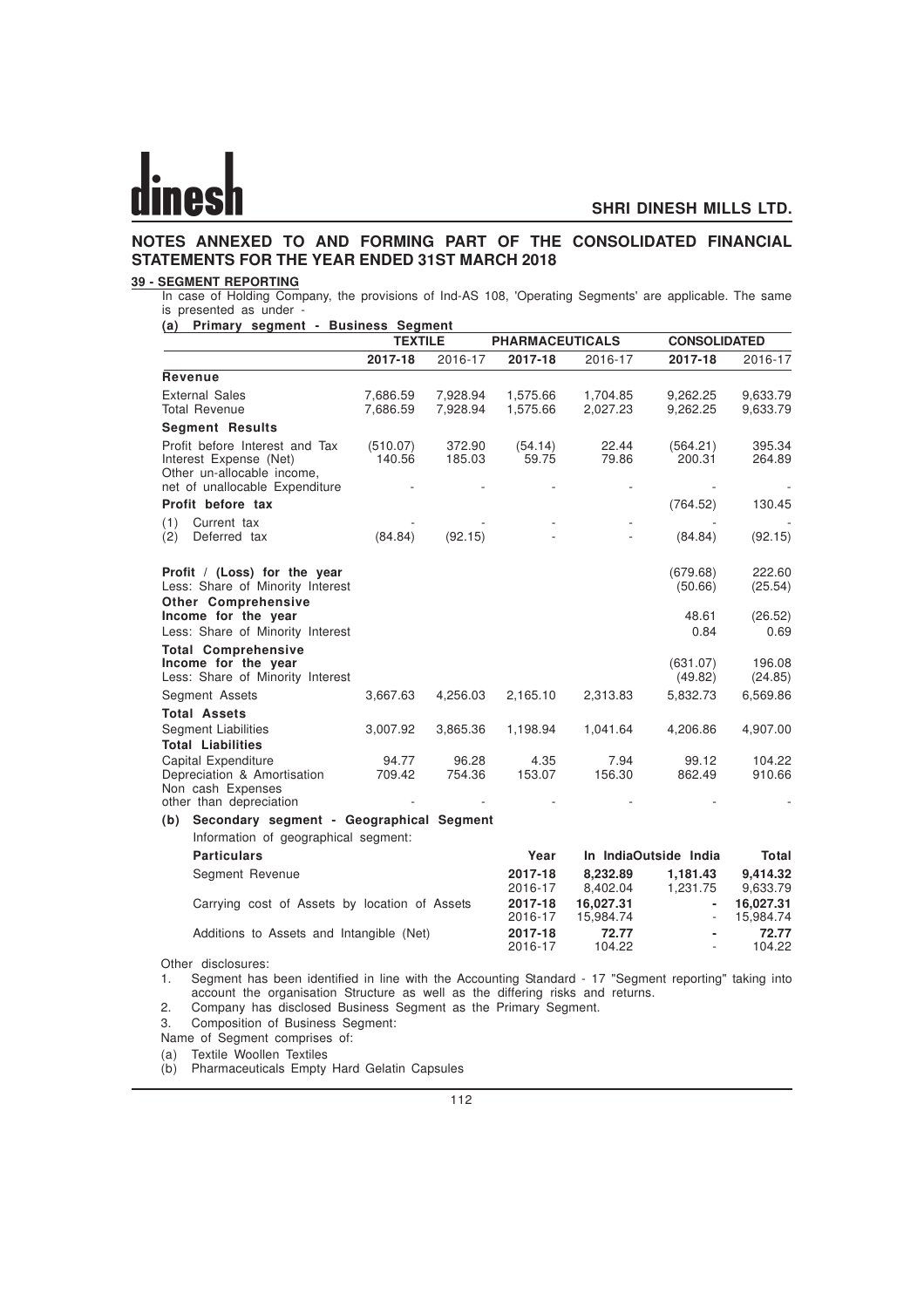# NOTES ANNEXED TO AND FORMING PART OF THE CONSOLIDATED FINANCIAL STATEMENTS FOR THE YEAR ENDED 31ST MARCH 2018

## 39 - SEGMENT REPORTING

In case of Holding Company, the provisions of Ind-AS 108, 'Operating Segments' are applicable. The same is presented as under -

**(a) Primary segment - Business Segment**

| | TEXTILE | | PHARMACEUTICALS | | CONSOLIDATED | |
|---|---|---|---|---|---|---|
| | **2017-18** | 2016-17 | **2017-18** | 2016-17 | **2017-18** | 2016-17 |
| **Revenue** | | | | | | |
| External Sales | 7,686.59 | 7,928.94 | 1,575.66 | 1,704.85 | 9,262.25 | 9,633.79 |
| Total Revenue | 7,686.59 | 7,928.94 | 1,575.66 | 2,027.23 | 9,262.25 | 9,633.79 |
| **Segment Results** | | | | | | |
| Profit before Interest and Tax | (510.07) | 372.90 | (54.14) | 22.44 | (564.21) | 395.34 |
| Interest Expense (Net) | 140.56 | 185.03 | 59.75 | 79.86 | 200.31 | 264.89 |
| Other un-allocable income, net of unallocable Expenditure | - | - | - | - | - | - |
| **Profit before tax** | | | | | (764.52) | 130.45 |
| (1) Current tax | - | - | - | - | - | - |
| (2) Deferred tax | (84.84) | (92.15) | - | - | (84.84) | (92.15) |
| **Profit / (Loss) for the year** | | | | | (679.68) | 222.60 |
| Less: Share of Minority Interest | | | | | (50.66) | (25.54) |
| **Other Comprehensive Income for the year** | | | | | 48.61 | (26.52) |
| Less: Share of Minority Interest | | | | | 0.84 | 0.69 |
| **Total Comprehensive Income for the year** | | | | | (631.07) | 196.08 |
| Less: Share of Minority Interest | | | | | (49.82) | (24.85) |
| Segment Assets | 3,667.63 | 4,256.03 | 2,165.10 | 2,313.83 | 5,832.73 | 6,569.86 |
| **Total Assets** | | | | | | |
| Segment Liabilities | 3,007.92 | 3,865.36 | 1,198.94 | 1,041.64 | 4,206.86 | 4,907.00 |
| **Total Liabilities** | | | | | | |
| Capital Expenditure | 94.77 | 96.28 | 4.35 | 7.94 | 99.12 | 104.22 |
| Depreciation & Amortisation | 709.42 | 754.36 | 153.07 | 156.30 | 862.49 | 910.66 |
| Non cash Expenses other than depreciation | - | - | - | - | - | - |

**(b) Secondary segment - Geographical Segment**

Information of geographical segment:

| Particulars | Year | In India | Outside India | Total |
|---|---|---|---|---|
| Segment Revenue | **2017-18** | **8,232.89** | **1,181.43** | **9,414.32** |
| | 2016-17 | 8,402.04 | 1,231.75 | 9,633.79 |
| Carrying cost of Assets by location of Assets | **2017-18** | **16,027.31** | **-** | **16,027.31** |
| | 2016-17 | 15,984.74 | - | 15,984.74 |
| Additions to Assets and Intangible (Net) | **2017-18** | **72.77** | **-** | **72.77** |
| | 2016-17 | 104.22 | - | 104.22 |

Other disclosures:

1. Segment has been identified in line with the Accounting Standard - 17 "Segment reporting" taking into account the organisation Structure as well as the differing risks and returns.
2. Company has disclosed Business Segment as the Primary Segment.
3. Composition of Business Segment:

Name of Segment comprises of:

(a) Textile Woollen Textiles

(b) Pharmaceuticals Empty Hard Gelatin Capsules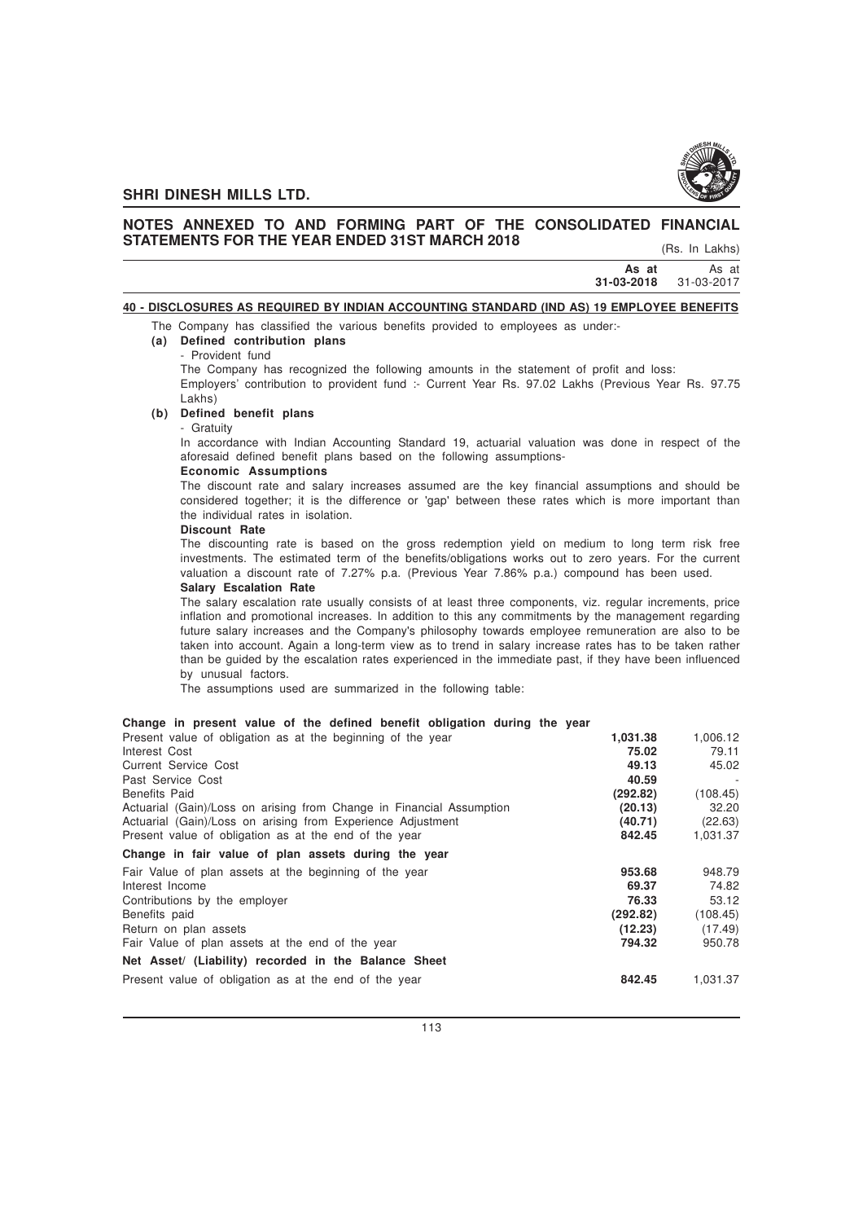## NOTES ANNEXED TO AND FORMING PART OF THE CONSOLIDATED FINANCIAL STATEMENTS FOR THE YEAR ENDED 31ST MARCH 2018

(Rs. In Lakhs)

| | **As at 31-03-2018** | As at 31-03-2017 |
|---|---|---|

### 40 - DISCLOSURES AS REQUIRED BY INDIAN ACCOUNTING STANDARD (IND AS) 19 EMPLOYEE BENEFITS

The Company has classified the various benefits provided to employees as under:-

**(a) Defined contribution plans**

- Provident fund

The Company has recognized the following amounts in the statement of profit and loss:

Employers' contribution to provident fund :- Current Year Rs. 97.02 Lakhs (Previous Year Rs. 97.75 Lakhs)

**(b) Defined benefit plans**

- Gratuity

In accordance with Indian Accounting Standard 19, actuarial valuation was done in respect of the aforesaid defined benefit plans based on the following assumptions-

**Economic Assumptions**

The discount rate and salary increases assumed are the key financial assumptions and should be considered together; it is the difference or 'gap' between these rates which is more important than the individual rates in isolation.

**Discount Rate**

The discounting rate is based on the gross redemption yield on medium to long term risk free investments. The estimated term of the benefits/obligations works out to zero years. For the current valuation a discount rate of 7.27% p.a. (Previous Year 7.86% p.a.) compound has been used.

**Salary Escalation Rate**

The salary escalation rate usually consists of at least three components, viz. regular increments, price inflation and promotional increases. In addition to this any commitments by the management regarding future salary increases and the Company's philosophy towards employee remuneration are also to be taken into account. Again a long-term view as to trend in salary increase rates has to be taken rather than be guided by the escalation rates experienced in the immediate past, if they have been influenced by unusual factors.

The assumptions used are summarized in the following table:

| | As at 31-03-2018 | As at 31-03-2017 |
|---|---|---|
| **Change in present value of the defined benefit obligation during the year** | | |
| Present value of obligation as at the beginning of the year | **1,031.38** | 1,006.12 |
| Interest Cost | **75.02** | 79.11 |
| Current Service Cost | **49.13** | 45.02 |
| Past Service Cost | **40.59** | - |
| Benefits Paid | **(292.82)** | (108.45) |
| Actuarial (Gain)/Loss on arising from Change in Financial Assumption | **(20.13)** | 32.20 |
| Actuarial (Gain)/Loss on arising from Experience Adjustment | **(40.71)** | (22.63) |
| Present value of obligation as at the end of the year | **842.45** | 1,031.37 |
| **Change in fair value of plan assets during the year** | | |
| Fair Value of plan assets at the beginning of the year | **953.68** | 948.79 |
| Interest Income | **69.37** | 74.82 |
| Contributions by the employer | **76.33** | 53.12 |
| Benefits paid | **(292.82)** | (108.45) |
| Return on plan assets | **(12.23)** | (17.49) |
| Fair Value of plan assets at the end of the year | **794.32** | 950.78 |
| **Net Asset/ (Liability) recorded in the Balance Sheet** | | |
| Present value of obligation as at the end of the year | **842.45** | 1,031.37 |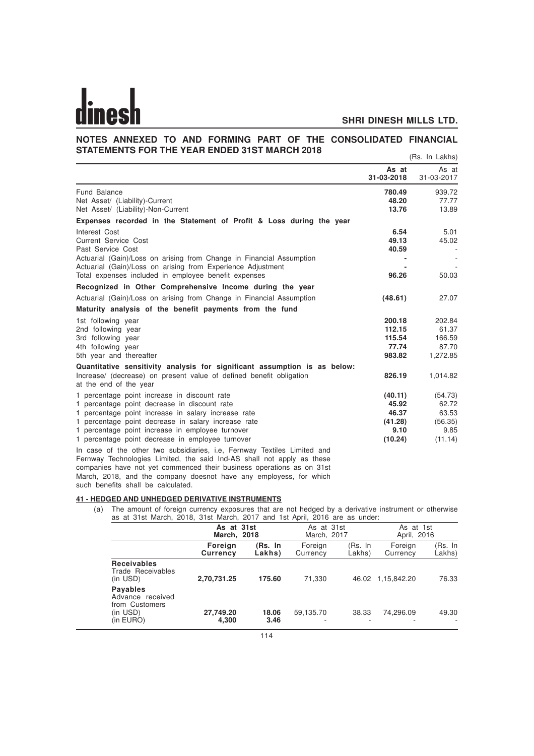## NOTES ANNEXED TO AND FORMING PART OF THE CONSOLIDATED FINANCIAL STATEMENTS FOR THE YEAR ENDED 31ST MARCH 2018

(Rs. In Lakhs)

| | As at 31-03-2018 | As at 31-03-2017 |
|---|---|---|
| Fund Balance | **780.49** | 939.72 |
| Net Asset/ (Liability)-Current | **48.20** | 77.77 |
| Net Asset/ (Liability)-Non-Current | **13.76** | 13.89 |
| **Expenses recorded in the Statement of Profit & Loss during the year** | | |
| Interest Cost | **6.54** | 5.01 |
| Current Service Cost | **49.13** | 45.02 |
| Past Service Cost | **40.59** | - |
| Actuarial (Gain)/Loss on arising from Change in Financial Assumption | **-** | - |
| Actuarial (Gain)/Loss on arising from Experience Adjustment | **-** | - |
| Total expenses included in employee benefit expenses | **96.26** | 50.03 |
| **Recognized in Other Comprehensive Income during the year** | | |
| Actuarial (Gain)/Loss on arising from Change in Financial Assumption | **(48.61)** | 27.07 |
| **Maturity analysis of the benefit payments from the fund** | | |
| 1st following year | **200.18** | 202.84 |
| 2nd following year | **112.15** | 61.37 |
| 3rd following year | **115.54** | 166.59 |
| 4th following year | **77.74** | 87.70 |
| 5th year and thereafter | **983.82** | 1,272.85 |
| **Quantitative sensitivity analysis for significant assumption is as below:** | | |
| Increase/ (decrease) on present value of defined benefit obligation at the end of the year | **826.19** | 1,014.82 |
| 1 percentage point increase in discount rate | **(40.11)** | (54.73) |
| 1 percentage point decrease in discount rate | **45.92** | 62.72 |
| 1 percentage point increase in salary increase rate | **46.37** | 63.53 |
| 1 percentage point decrease in salary increase rate | **(41.28)** | (56.35) |
| 1 percentage point increase in employee turnover | **9.10** | 9.85 |
| 1 percentage point decrease in employee turnover | **(10.24)** | (11.14) |

In case of the other two subsidiaries, i.e, Fernway Textiles Limited and Fernway Technologies Limited, the said Ind-AS shall not apply as these companies have not yet commenced their business operations as on 31st March, 2018, and the company doesnot have any employess, for which such benefits shall be calculated.

### 41 - HEDGED AND UNHEDGED DERIVATIVE INSTRUMENTS

(a) The amount of foreign currency exposures that are not hedged by a derivative instrument or otherwise as at 31st March, 2018, 31st March, 2017 and 1st April, 2016 are as under:

| | As at 31st March, 2018 | | As at 31st March, 2017 | | As at 1st April, 2016 | |
|---|---|---|---|---|---|---|
| | **Foreign Currency** | **(Rs. In Lakhs)** | Foreign Currency | (Rs. In Lakhs) | Foreign Currency | (Rs. In Lakhs) |
| **Receivables** Trade Receivables (in USD) | **2,70,731.25** | **175.60** | 71,330 | 46.02 | 1,15,842.20 | 76.33 |
| **Payables** Advance received from Customers (in USD) | **27,749.20** | **18.06** | 59,135.70 | 38.33 | 74,296.09 | 49.30 |
| (in EURO) | **4,300** | **3.46** | - | - | - | - |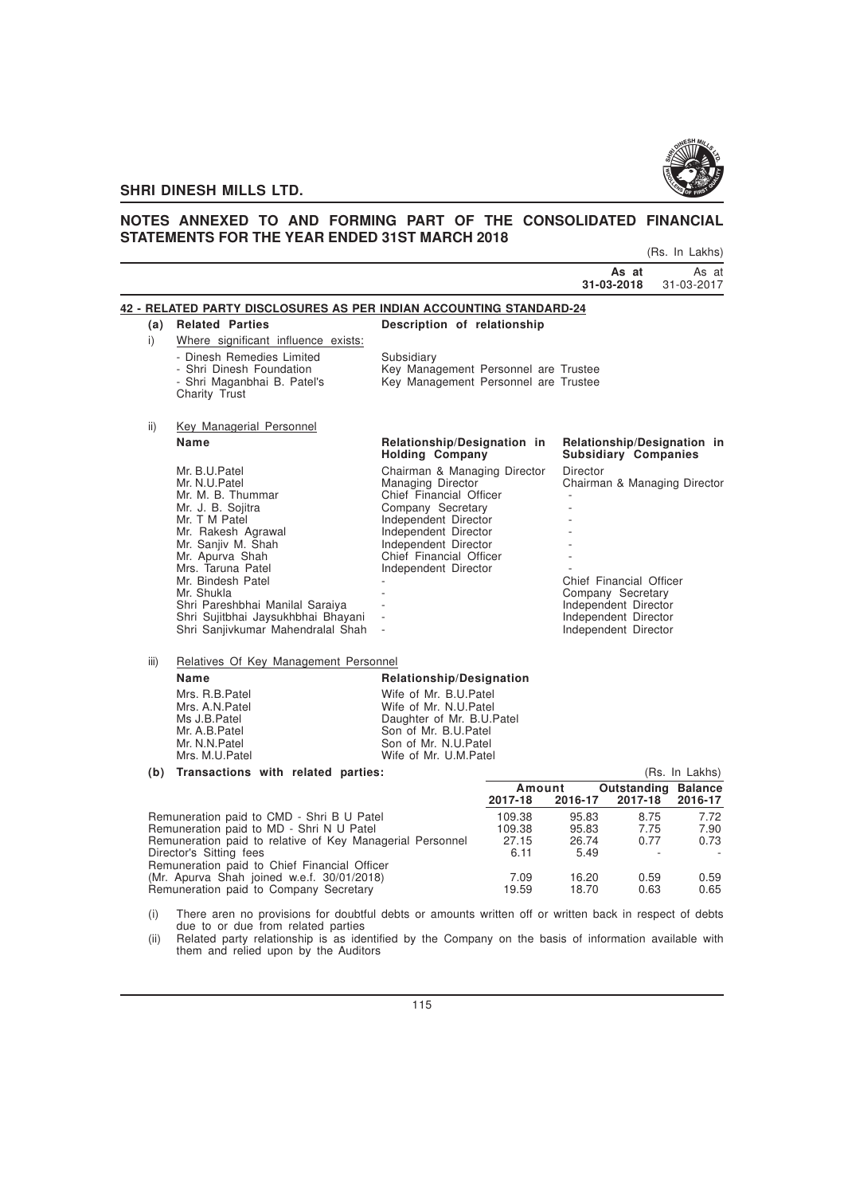## NOTES ANNEXED TO AND FORMING PART OF THE CONSOLIDATED FINANCIAL STATEMENTS FOR THE YEAR ENDED 31ST MARCH 2018

(Rs. In Lakhs)

| | As at 31-03-2018 | As at 31-03-2017 |
|---|---|---|

### 42 - RELATED PARTY DISCLOSURES AS PER INDIAN ACCOUNTING STANDARD-24

**(a) Related Parties** — **Description of relationship**

i) Where significant influence exists:

| Related Parties | Description of relationship |
|---|---|
| - Dinesh Remedies Limited | Subsidiary |
| - Shri Dinesh Foundation | Key Management Personnel are Trustee |
| - Shri Maganbhai B. Patel's Charity Trust | Key Management Personnel are Trustee |

ii) Key Managerial Personnel

| Name | Relationship/Designation in Holding Company | Relationship/Designation in Subsidiary Companies |
|---|---|---|
| Mr. B.U.Patel | Chairman & Managing Director | Director |
| Mr. N.U.Patel | Managing Director | Chairman & Managing Director |
| Mr. M. B. Thummar | Chief Financial Officer | - |
| Mr. J. B. Sojitra | Company Secretary | - |
| Mr. T M Patel | Independent Director | - |
| Mr. Rakesh Agrawal | Independent Director | - |
| Mr. Sanjiv M. Shah | Independent Director | - |
| Mr. Apurva Shah | Chief Financial Officer | - |
| Mrs. Taruna Patel | Independent Director | - |
| Mr. Bindesh Patel | - | Chief Financial Officer |
| Mr. Shukla | - | Company Secretary |
| Shri Pareshbhai Manilal Saraiya | - | Independent Director |
| Shri Sujitbhai Jaysukhbhai Bhayani | - | Independent Director |
| Shri Sanjivkumar Mahendralal Shah | - | Independent Director |

iii) Relatives Of Key Management Personnel

| Name | Relationship/Designation |
|---|---|
| Mrs. R.B.Patel | Wife of Mr. B.U.Patel |
| Mrs. A.N.Patel | Wife of Mr. N.U.Patel |
| Ms J.B.Patel | Daughter of Mr. B.U.Patel |
| Mr. A.B.Patel | Son of Mr. B.U.Patel |
| Mr. N.N.Patel | Son of Mr. N.U.Patel |
| Mrs. M.U.Patel | Wife of Mr. U.M.Patel |

**(b) Transactions with related parties:**

(Rs. In Lakhs)

| | Amount | | Outstanding Balance | |
|---|---|---|---|---|
| | 2017-18 | 2016-17 | 2017-18 | 2016-17 |
| Remuneration paid to CMD - Shri B U Patel | 109.38 | 95.83 | 8.75 | 7.72 |
| Remuneration paid to MD - Shri N U Patel | 109.38 | 95.83 | 7.75 | 7.90 |
| Remuneration paid to relative of Key Managerial Personnel | 27.15 | 26.74 | 0.77 | 0.73 |
| Director's Sitting fees | 6.11 | 5.49 | - | - |
| Remuneration paid to Chief Financial Officer (Mr. Apurva Shah joined w.e.f. 30/01/2018) | 7.09 | 16.20 | 0.59 | 0.59 |
| Remuneration paid to Company Secretary | 19.59 | 18.70 | 0.63 | 0.65 |

(i) There aren no provisions for doubtful debts or amounts written off or written back in respect of debts due to or due from related parties

(ii) Related party relationship is as identified by the Company on the basis of information available with them and relied upon by the Auditors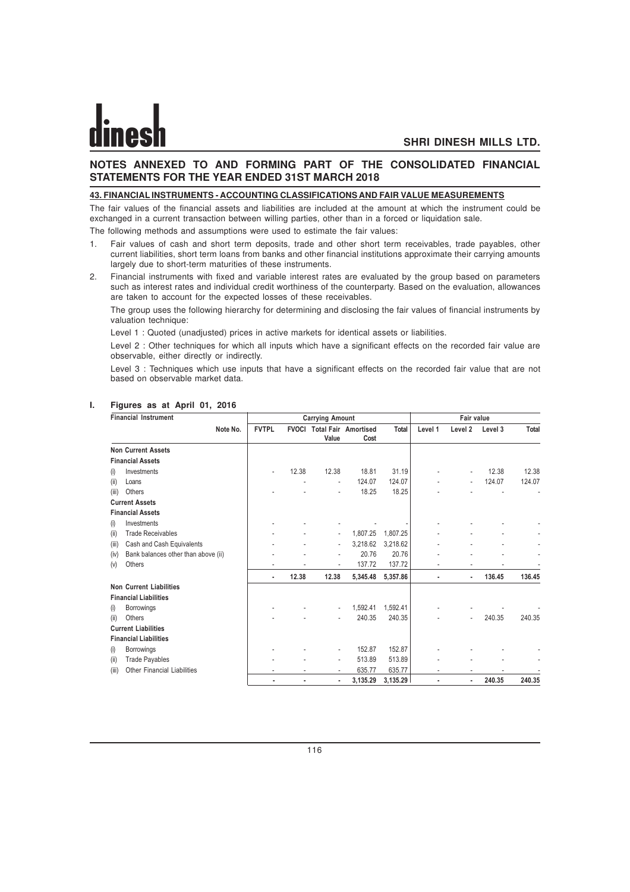## NOTES ANNEXED TO AND FORMING PART OF THE CONSOLIDATED FINANCIAL STATEMENTS FOR THE YEAR ENDED 31ST MARCH 2018

### 43. FINANCIAL INSTRUMENTS - ACCOUNTING CLASSIFICATIONS AND FAIR VALUE MEASUREMENTS

The fair values of the financial assets and liabilities are included at the amount at which the instrument could be exchanged in a current transaction between willing parties, other than in a forced or liquidation sale.

The following methods and assumptions were used to estimate the fair values:

1. Fair values of cash and short term deposits, trade and other short term receivables, trade payables, other current liabilities, short term loans from banks and other financial institutions approximate their carrying amounts largely due to short-term maturities of these instruments.
2. Financial instruments with fixed and variable interest rates are evaluated by the group based on parameters such as interest rates and individual credit worthiness of the counterparty. Based on the evaluation, allowances are taken to account for the expected losses of these receivables.

   The group uses the following hierarchy for determining and disclosing the fair values of financial instruments by valuation technique:

   Level 1 : Quoted (unadjusted) prices in active markets for identical assets or liabilities.

   Level 2 : Other techniques for which all inputs which have a significant effects on the recorded fair value are observable, either directly or indirectly.

   Level 3 : Techniques which use inputs that have a significant effects on the recorded fair value that are not based on observable market data.

**I. Figures as at April 01, 2016**

| Financial Instrument | Note No. | Carrying Amount | | | | | Fair value | | | |
|---|---|---|---|---|---|---|---|---|---|---|
| | | FVTPL | FVOCI | Total Fair Value | Amortised Cost | Total | Level 1 | Level 2 | Level 3 | Total |
| **Non Current Assets** | | | | | | | | | | |
| **Financial Assets** | | | | | | | | | | |
| (i) Investments | | - | 12.38 | 12.38 | 18.81 | 31.19 | - | - | 12.38 | 12.38 |
| (ii) Loans | | | - | - | 124.07 | 124.07 | - | - | 124.07 | 124.07 |
| (iii) Others | | - | - | - | 18.25 | 18.25 | - | - | - | - |
| **Current Assets** | | | | | | | | | | |
| **Financial Assets** | | | | | | | | | | |
| (i) Investments | | - | - | - | - | - | - | - | - | - |
| (ii) Trade Receivables | | - | - | - | 1,807.25 | 1,807.25 | - | - | - | - |
| (iii) Cash and Cash Equivalents | | - | - | - | 3,218.62 | 3,218.62 | - | - | - | - |
| (iv) Bank balances other than above (ii) | | - | - | - | 20.76 | 20.76 | - | - | - | - |
| (v) Others | | - | - | - | 137.72 | 137.72 | - | - | - | - |
| | | **-** | **12.38** | **12.38** | **5,345.48** | **5,357.86** | **-** | **-** | **136.45** | **136.45** |
| **Non Current Liabilities** | | | | | | | | | | |
| **Financial Liabilities** | | | | | | | | | | |
| (i) Borrowings | | - | - | - | 1,592.41 | 1,592.41 | - | - | - | - |
| (ii) Others | | - | - | - | 240.35 | 240.35 | - | - | 240.35 | 240.35 |
| **Current Liabilities** | | | | | | | | | | |
| **Financial Liabilities** | | | | | | | | | | |
| (i) Borrowings | | - | - | - | 152.87 | 152.87 | - | - | - | - |
| (ii) Trade Payables | | - | - | - | 513.89 | 513.89 | - | - | - | - |
| (iii) Other Financial Liabilities | | - | - | - | 635.77 | 635.77 | - | - | - | - |
| | | **-** | **-** | **-** | **3,135.29** | **3,135.29** | **-** | **-** | **240.35** | **240.35** |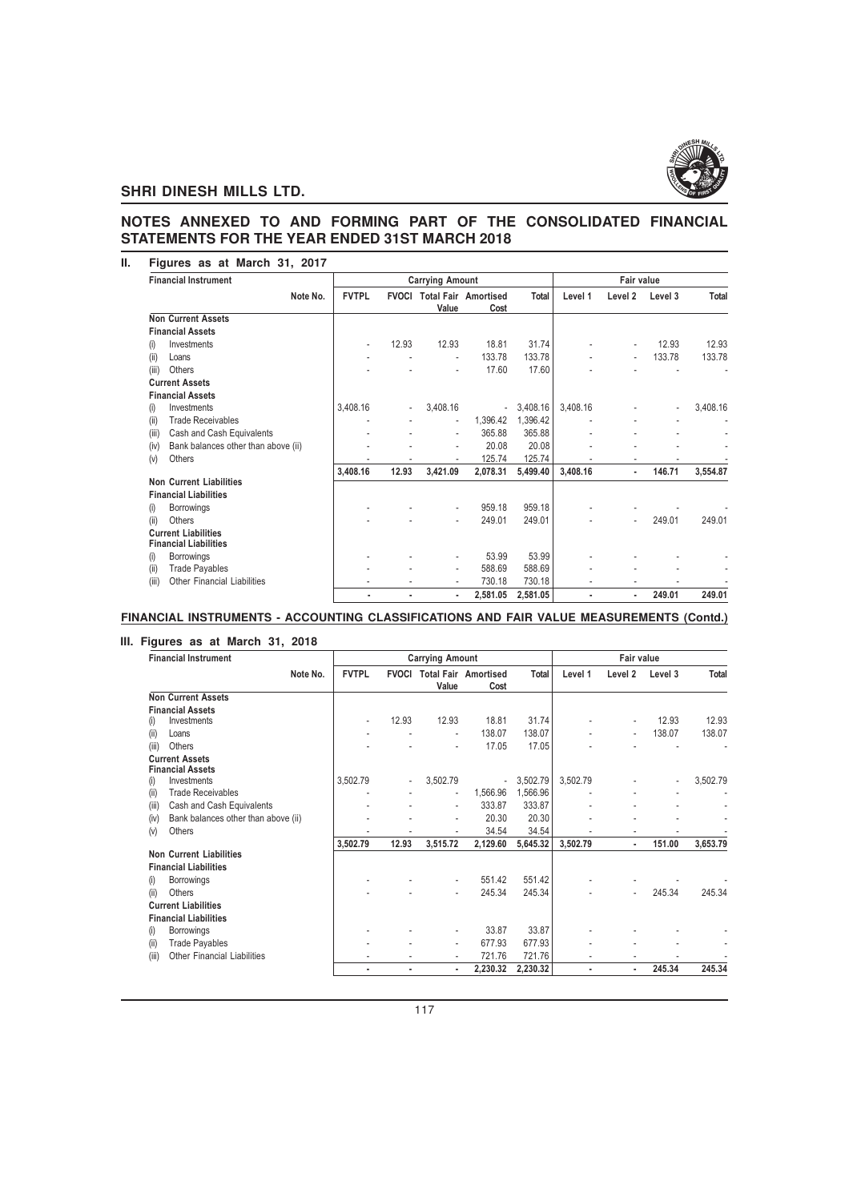## NOTES ANNEXED TO AND FORMING PART OF THE CONSOLIDATED FINANCIAL STATEMENTS FOR THE YEAR ENDED 31ST MARCH 2018

### II. Figures as at March 31, 2017

| Financial Instrument | Note No. | Carrying Amount | | | | | Fair value | | | |
|---|---|---|---|---|---|---|---|---|---|---|
| | | FVTPL | FVOCI | Total Fair Value | Amortised Cost | Total | Level 1 | Level 2 | Level 3 | Total |
| **Non Current Assets** | | | | | | | | | | |
| **Financial Assets** | | | | | | | | | | |
| (i) Investments | | - | 12.93 | 12.93 | 18.81 | 31.74 | - | - | 12.93 | 12.93 |
| (ii) Loans | | - | - | - | 133.78 | 133.78 | - | - | 133.78 | 133.78 |
| (iii) Others | | - | - | - | 17.60 | 17.60 | - | - | - | - |
| **Current Assets** | | | | | | | | | | |
| **Financial Assets** | | | | | | | | | | |
| (i) Investments | | 3,408.16 | - | 3,408.16 | - | 3,408.16 | 3,408.16 | - | - | 3,408.16 |
| (ii) Trade Receivables | | - | - | - | 1,396.42 | 1,396.42 | - | - | - | - |
| (iii) Cash and Cash Equivalents | | - | - | - | 365.88 | 365.88 | - | - | - | - |
| (iv) Bank balances other than above (ii) | | - | - | - | 20.08 | 20.08 | - | - | - | - |
| (v) Others | | - | - | - | 125.74 | 125.74 | - | - | - | - |
| | | **3,408.16** | **12.93** | **3,421.09** | **2,078.31** | **5,499.40** | **3,408.16** | **-** | **146.71** | **3,554.87** |
| **Non Current Liabilities** | | | | | | | | | | |
| **Financial Liabilities** | | | | | | | | | | |
| (i) Borrowings | | - | - | - | 959.18 | 959.18 | - | - | - | - |
| (ii) Others | | - | - | - | 249.01 | 249.01 | - | - | 249.01 | 249.01 |
| **Current Liabilities** | | | | | | | | | | |
| **Financial Liabilities** | | | | | | | | | | |
| (i) Borrowings | | - | - | - | 53.99 | 53.99 | - | - | - | - |
| (ii) Trade Payables | | - | - | - | 588.69 | 588.69 | - | - | - | - |
| (iii) Other Financial Liabilities | | - | - | - | 730.18 | 730.18 | - | - | - | - |
| | | **-** | **-** | **-** | **2,581.05** | **2,581.05** | **-** | **-** | **249.01** | **249.01** |

**FINANCIAL INSTRUMENTS - ACCOUNTING CLASSIFICATIONS AND FAIR VALUE MEASUREMENTS (Contd.)**

### III. Figures as at March 31, 2018

| Financial Instrument | Note No. | Carrying Amount | | | | | Fair value | | | |
|---|---|---|---|---|---|---|---|---|---|---|
| | | FVTPL | FVOCI | Total Fair Value | Amortised Cost | Total | Level 1 | Level 2 | Level 3 | Total |
| **Non Current Assets** | | | | | | | | | | |
| **Financial Assets** | | | | | | | | | | |
| (i) Investments | | - | 12.93 | 12.93 | 18.81 | 31.74 | - | - | 12.93 | 12.93 |
| (ii) Loans | | - | - | - | 138.07 | 138.07 | - | - | 138.07 | 138.07 |
| (iii) Others | | - | - | - | 17.05 | 17.05 | - | - | - | - |
| **Current Assets** | | | | | | | | | | |
| **Financial Assets** | | | | | | | | | | |
| (i) Investments | | 3,502.79 | - | 3,502.79 | - | 3,502.79 | 3,502.79 | - | - | 3,502.79 |
| (ii) Trade Receivables | | - | - | - | 1,566.96 | 1,566.96 | - | - | - | - |
| (iii) Cash and Cash Equivalents | | - | - | - | 333.87 | 333.87 | - | - | - | - |
| (iv) Bank balances other than above (ii) | | - | - | - | 20.30 | 20.30 | - | - | - | - |
| (v) Others | | - | - | - | 34.54 | 34.54 | - | - | - | - |
| | | **3,502.79** | **12.93** | **3,515.72** | **2,129.60** | **5,645.32** | **3,502.79** | **-** | **151.00** | **3,653.79** |
| **Non Current Liabilities** | | | | | | | | | | |
| **Financial Liabilities** | | | | | | | | | | |
| (i) Borrowings | | - | - | - | 551.42 | 551.42 | - | - | - | - |
| (ii) Others | | - | - | - | 245.34 | 245.34 | - | - | 245.34 | 245.34 |
| **Current Liabilities** | | | | | | | | | | |
| **Financial Liabilities** | | | | | | | | | | |
| (i) Borrowings | | - | - | - | 33.87 | 33.87 | - | - | - | - |
| (ii) Trade Payables | | - | - | - | 677.93 | 677.93 | - | - | - | - |
| (iii) Other Financial Liabilities | | - | - | - | 721.76 | 721.76 | - | - | - | - |
| | | **-** | **-** | **-** | **2,230.32** | **2,230.32** | **-** | **-** | **245.34** | **245.34** |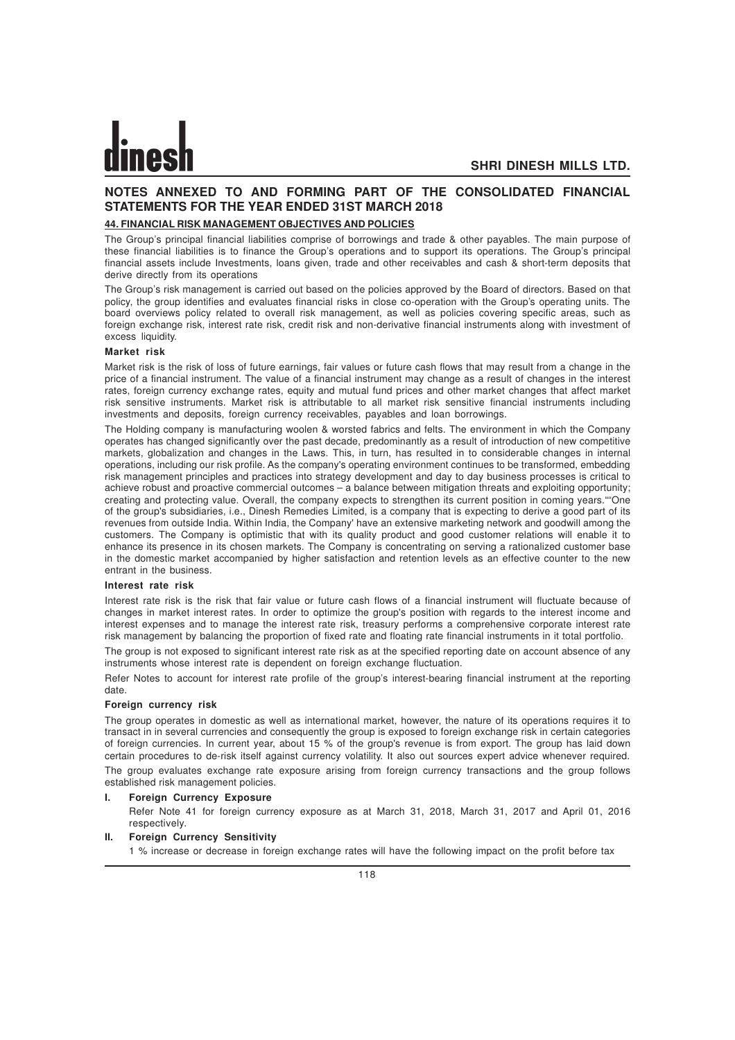## NOTES ANNEXED TO AND FORMING PART OF THE CONSOLIDATED FINANCIAL STATEMENTS FOR THE YEAR ENDED 31ST MARCH 2018

### 44. FINANCIAL RISK MANAGEMENT OBJECTIVES AND POLICIES

The Group's principal financial liabilities comprise of borrowings and trade & other payables. The main purpose of these financial liabilities is to finance the Group's operations and to support its operations. The Group's principal financial assets include Investments, loans given, trade and other receivables and cash & short-term deposits that derive directly from its operations

The Group's risk management is carried out based on the policies approved by the Board of directors. Based on that policy, the group identifies and evaluates financial risks in close co-operation with the Group's operating units. The board overviews policy related to overall risk management, as well as policies covering specific areas, such as foreign exchange risk, interest rate risk, credit risk and non-derivative financial instruments along with investment of excess liquidity.

**Market risk**

Market risk is the risk of loss of future earnings, fair values or future cash flows that may result from a change in the price of a financial instrument. The value of a financial instrument may change as a result of changes in the interest rates, foreign currency exchange rates, equity and mutual fund prices and other market changes that affect market risk sensitive instruments. Market risk is attributable to all market risk sensitive financial instruments including investments and deposits, foreign currency receivables, payables and loan borrowings.

The Holding company is manufacturing woolen & worsted fabrics and felts. The environment in which the Company operates has changed significantly over the past decade, predominantly as a result of introduction of new competitive markets, globalization and changes in the Laws. This, in turn, has resulted in to considerable changes in internal operations, including our risk profile. As the company's operating environment continues to be transformed, embedding risk management principles and practices into strategy development and day to day business processes is critical to achieve robust and proactive commercial outcomes – a balance between mitigation threats and exploiting opportunity; creating and protecting value. Overall, the company expects to strengthen its current position in coming years.""One of the group's subsidiaries, i.e., Dinesh Remedies Limited, is a company that is expecting to derive a good part of its revenues from outside India. Within India, the Company' have an extensive marketing network and goodwill among the customers. The Company is optimistic that with its quality product and good customer relations will enable it to enhance its presence in its chosen markets. The Company is concentrating on serving a rationalized customer base in the domestic market accompanied by higher satisfaction and retention levels as an effective counter to the new entrant in the business.

**Interest rate risk**

Interest rate risk is the risk that fair value or future cash flows of a financial instrument will fluctuate because of changes in market interest rates. In order to optimize the group's position with regards to the interest income and interest expenses and to manage the interest rate risk, treasury performs a comprehensive corporate interest rate risk management by balancing the proportion of fixed rate and floating rate financial instruments in it total portfolio.

The group is not exposed to significant interest rate risk as at the specified reporting date on account absence of any instruments whose interest rate is dependent on foreign exchange fluctuation.

Refer Notes to account for interest rate profile of the group's interest-bearing financial instrument at the reporting date.

**Foreign currency risk**

The group operates in domestic as well as international market, however, the nature of its operations requires it to transact in in several currencies and consequently the group is exposed to foreign exchange risk in certain categories of foreign currencies. In current year, about 15 % of the group's revenue is from export. The group has laid down certain procedures to de-risk itself against currency volatility. It also out sources expert advice whenever required.

The group evaluates exchange rate exposure arising from foreign currency transactions and the group follows established risk management policies.

**I. Foreign Currency Exposure**

Refer Note 41 for foreign currency exposure as at March 31, 2018, March 31, 2017 and April 01, 2016 respectively.

**II. Foreign Currency Sensitivity**

1 % increase or decrease in foreign exchange rates will have the following impact on the profit before tax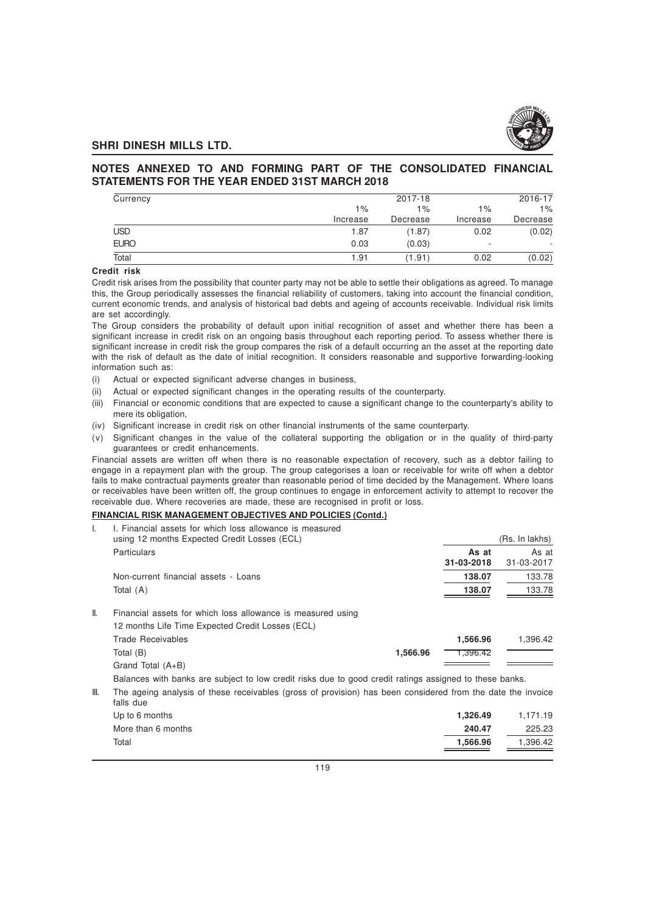## NOTES ANNEXED TO AND FORMING PART OF THE CONSOLIDATED FINANCIAL STATEMENTS FOR THE YEAR ENDED 31ST MARCH 2018

| Currency | 2017-18 | | 2016-17 | |
|---|---|---|---|---|
| | 1% Increase | 1% Decrease | 1% Increase | 1% Decrease |
| USD | 1.87 | (1.87) | 0.02 | (0.02) |
| EURO | 0.03 | (0.03) | - | - |
| Total | 1.91 | (1.91) | 0.02 | (0.02) |

**Credit risk**

Credit risk arises from the possibility that counter party may not be able to settle their obligations as agreed. To manage this, the Group periodically assesses the financial reliability of customers, taking into account the financial condition, current economic trends, and analysis of historical bad debts and ageing of accounts receivable. Individual risk limits are set accordingly.

The Group considers the probability of default upon initial recognition of asset and whether there has been a significant increase in credit risk on an ongoing basis throughout each reporting period. To assess whether there is significant increase in credit risk the group compares the risk of a default occurring an the asset at the reporting date with the risk of default as the date of initial recognition. It considers reasonable and supportive forwarding-looking information such as:

(i) Actual or expected significant adverse changes in business,

(ii) Actual or expected significant changes in the operating results of the counterparty.

(iii) Financial or economic conditions that are expected to cause a significant change to the counterparty's ability to mere its obligation,

(iv) Significant increase in credit risk on other financial instruments of the same counterparty.

(v) Significant changes in the value of the collateral supporting the obligation or in the quality of third-party guarantees or credit enhancements.

Financial assets are written off when there is no reasonable expectation of recovery, such as a debtor failing to engage in a repayment plan with the group. The group categorises a loan or receivable for write off when a debtor fails to make contractual payments greater than reasonable period of time decided by the Management. Where loans or receivables have been written off, the group continues to engage in enforcement activity to attempt to recover the receivable due. Where recoveries are made, these are recognised in profit or loss.

**FINANCIAL RISK MANAGEMENT OBJECTIVES AND POLICIES (Contd.)**

(Rs. In lakhs)

| | Particulars | | As at 31-03-2018 | As at 31-03-2017 |
|---|---|---|---|---|
| I. | I. Financial assets for which loss allowance is measured using 12 months Expected Credit Losses (ECL) | | | |
| | Non-current financial assets - Loans | | **138.07** | 133.78 |
| | Total (A) | | **138.07** | 133.78 |
| II. | Financial assets for which loss allowance is measured using 12 months Life Time Expected Credit Losses (ECL) | | | |
| | Trade Receivables | | **1,566.96** | 1,396.42 |
| | Total (B) | 1,566.96 | 1,396.42 | |
| | Grand Total (A+B) | | | |

Balances with banks are subject to low credit risks due to good credit ratings assigned to these banks.

III. The ageing analysis of these receivables (gross of provision) has been considered from the date the invoice falls due

| | As at 31-03-2018 | As at 31-03-2017 |
|---|---|---|
| Up to 6 months | **1,326.49** | 1,171.19 |
| More than 6 months | **240.47** | 225.23 |
| Total | **1,566.96** | 1,396.42 |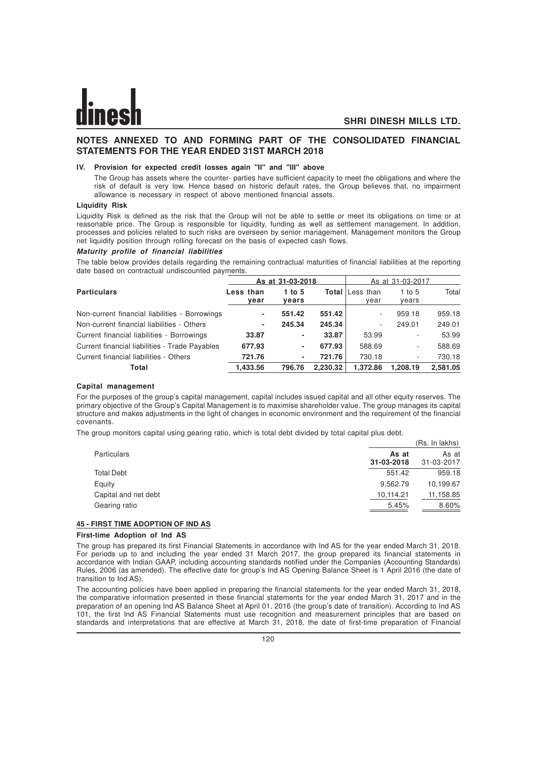# NOTES ANNEXED TO AND FORMING PART OF THE CONSOLIDATED FINANCIAL STATEMENTS FOR THE YEAR ENDED 31ST MARCH 2018

**IV. Provision for expected credit losses again "II" and "III" above**

The Group has assets where the counter- parties have sufficient capacity to meet the obligations and where the risk of default is very low. Hence based on historic default rates, the Group believes that, no impairment allowance is necessary in respect of above mentioned financial assets.

**Liquidity Risk**

Liquidity Risk is defined as the risk that the Group will not be able to settle or meet its obligations on time or at reasonable price. The Group is responsible for liquidity, funding as well as settlement management. In addition, processes and policies related to such risks are overseen by senior management. Management monitors the Group net liquidity position through rolling forecast on the basis of expected cash flows.

***Maturity profile of financial liabilities***

The table below provides details regarding the remaining contractual maturities of financial liabilities at the reporting date based on contractual undiscounted payments.

| | As at 31-03-2018 | | | As at 31-03-2017 | | |
|---|---|---|---|---|---|---|
| **Particulars** | **Less than year** | **1 to 5 years** | **Total** | Less than year | 1 to 5 years | Total |
| Non-current financial liabilities - Borrowings | - | 551.42 | 551.42 | - | 959.18 | 959.18 |
| Non-current financial liabilities - Others | - | 245.34 | 245.34 | - | 249.01 | 249.01 |
| Current financial liabilities - Borrowings | 33.87 | - | 33.87 | 53.99 | - | 53.99 |
| Current financial liabilities - Trade Payables | 677.93 | - | 677.93 | 588.69 | - | 588.69 |
| Current financial liabilities - Others | 721.76 | - | 721.76 | 730.18 | - | 730.18 |
| **Total** | **1,433.56** | **796.76** | **2,230.32** | **1,372.86** | **1,208.19** | **2,581.05** |

**Capital management**

For the purposes of the group's capital management, capital includes issued capital and all other equity reserves. The primary objective of the Group's Capital Management is to maximise shareholder value. The group manages its capital structure and makes adjustments in the light of changes in economic environment and the requirement of the financial covenants.

The group monitors capital using gearing ratio, which is total debt divided by total capital plus debt.

(Rs. In lakhs)

| Particulars | As at 31-03-2018 | As at 31-03-2017 |
|---|---|---|
| Total Debt | 551.42 | 959.18 |
| Equity | 9,562.79 | 10,199.67 |
| Capital and net debt | 10,114.21 | 11,158.85 |
| Gearing ratio | 5.45% | 8.60% |

## 45 - FIRST TIME ADOPTION OF IND AS

**First-time Adoption of Ind AS**

The group has prepared its first Financial Statements in accordance with Ind AS for the year ended March 31, 2018. For periods up to and including the year ended 31 March 2017, the group prepared its financial statements in accordance with Indian GAAP, including accounting standards notified under the Companies (Accounting Standards) Rules, 2006 (as amended). The effective date for group's Ind AS Opening Balance Sheet is 1 April 2016 (the date of transition to Ind AS).

The accounting policies have been applied in preparing the financial statements for the year ended March 31, 2018, the comparative information presented in these financial statements for the year ended March 31, 2017 and in the preparation of an opening Ind AS Balance Sheet at April 01, 2016 (the group's date of transition). According to Ind AS 101, the first Ind AS Financial Statements must use recognition and measurement principles that are based on standards and interpretations that are effective at March 31, 2018, the date of first-time preparation of Financial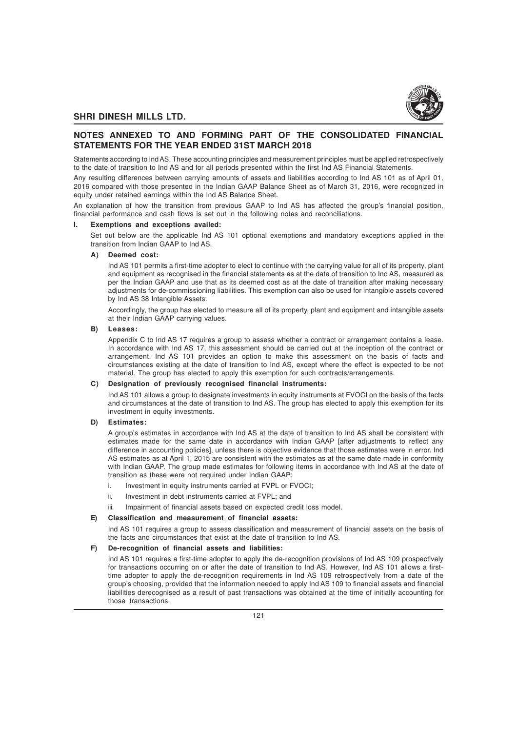## NOTES ANNEXED TO AND FORMING PART OF THE CONSOLIDATED FINANCIAL STATEMENTS FOR THE YEAR ENDED 31ST MARCH 2018

Statements according to Ind AS. These accounting principles and measurement principles must be applied retrospectively to the date of transition to Ind AS and for all periods presented within the first Ind AS Financial Statements.

Any resulting differences between carrying amounts of assets and liabilities according to Ind AS 101 as of April 01, 2016 compared with those presented in the Indian GAAP Balance Sheet as of March 31, 2016, were recognized in equity under retained earnings within the Ind AS Balance Sheet.

An explanation of how the transition from previous GAAP to Ind AS has affected the group's financial position, financial performance and cash flows is set out in the following notes and reconciliations.

**I. Exemptions and exceptions availed:**

Set out below are the applicable Ind AS 101 optional exemptions and mandatory exceptions applied in the transition from Indian GAAP to Ind AS.

**A) Deemed cost:**

Ind AS 101 permits a first-time adopter to elect to continue with the carrying value for all of its property, plant and equipment as recognised in the financial statements as at the date of transition to Ind AS, measured as per the Indian GAAP and use that as its deemed cost as at the date of transition after making necessary adjustments for de-commissioning liabilities. This exemption can also be used for intangible assets covered by Ind AS 38 Intangible Assets.

Accordingly, the group has elected to measure all of its property, plant and equipment and intangible assets at their Indian GAAP carrying values.

**B) Leases:**

Appendix C to Ind AS 17 requires a group to assess whether a contract or arrangement contains a lease. In accordance with Ind AS 17, this assessment should be carried out at the inception of the contract or arrangement. Ind AS 101 provides an option to make this assessment on the basis of facts and circumstances existing at the date of transition to Ind AS, except where the effect is expected to be not material. The group has elected to apply this exemption for such contracts/arrangements.

**C) Designation of previously recognised financial instruments:**

Ind AS 101 allows a group to designate investments in equity instruments at FVOCI on the basis of the facts and circumstances at the date of transition to Ind AS. The group has elected to apply this exemption for its investment in equity investments.

**D) Estimates:**

A group's estimates in accordance with Ind AS at the date of transition to Ind AS shall be consistent with estimates made for the same date in accordance with Indian GAAP [after adjustments to reflect any difference in accounting policies], unless there is objective evidence that those estimates were in error. Ind AS estimates as at April 1, 2015 are consistent with the estimates as at the same date made in conformity with Indian GAAP. The group made estimates for following items in accordance with Ind AS at the date of transition as these were not required under Indian GAAP:

i. Investment in equity instruments carried at FVPL or FVOCI;

ii. Investment in debt instruments carried at FVPL; and

iii. Impairment of financial assets based on expected credit loss model.

**E) Classification and measurement of financial assets:**

Ind AS 101 requires a group to assess classification and measurement of financial assets on the basis of the facts and circumstances that exist at the date of transition to Ind AS.

**F) De-recognition of financial assets and liabilities:**

Ind AS 101 requires a first-time adopter to apply the de-recognition provisions of Ind AS 109 prospectively for transactions occurring on or after the date of transition to Ind AS. However, Ind AS 101 allows a first-time adopter to apply the de-recognition requirements in Ind AS 109 retrospectively from a date of the group's choosing, provided that the information needed to apply Ind AS 109 to financial assets and financial liabilities derecognised as a result of past transactions was obtained at the time of initially accounting for those transactions.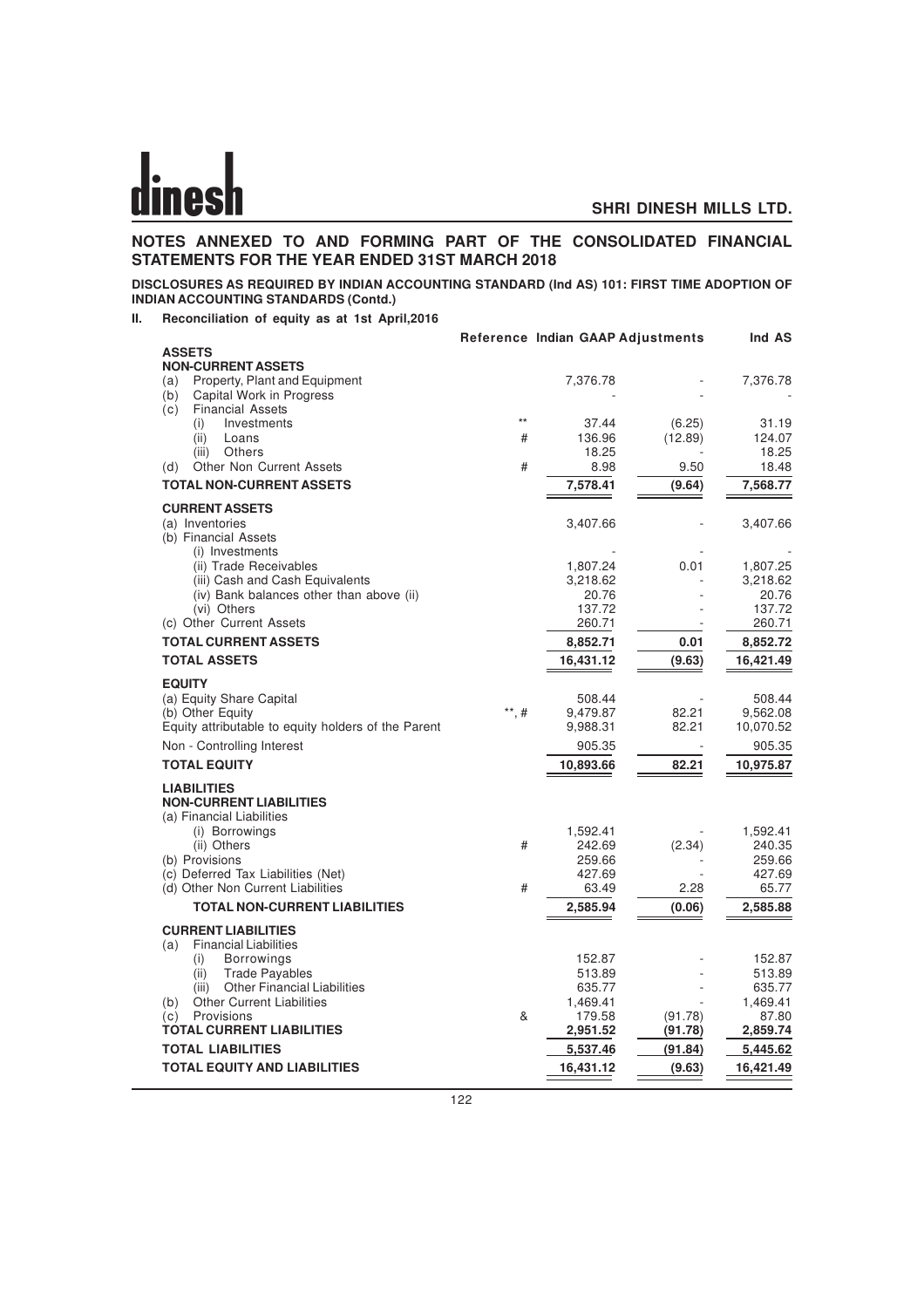## NOTES ANNEXED TO AND FORMING PART OF THE CONSOLIDATED FINANCIAL STATEMENTS FOR THE YEAR ENDED 31ST MARCH 2018

**DISCLOSURES AS REQUIRED BY INDIAN ACCOUNTING STANDARD (Ind AS) 101: FIRST TIME ADOPTION OF INDIAN ACCOUNTING STANDARDS (Contd.)**

**II. Reconciliation of equity as at 1st April,2016**

| | Reference | Indian GAAP | Adjustments | Ind AS |
|---|---|---|---|---|
| **ASSETS** | | | | |
| **NON-CURRENT ASSETS** | | | | |
| (a) Property, Plant and Equipment | | 7,376.78 | - | 7,376.78 |
| (b) Capital Work in Progress | | - | - | - |
| (c) Financial Assets | | | | |
| (i) Investments | ** | 37.44 | (6.25) | 31.19 |
| (ii) Loans | # | 136.96 | (12.89) | 124.07 |
| (iii) Others | | 18.25 | - | 18.25 |
| (d) Other Non Current Assets | # | 8.98 | 9.50 | 18.48 |
| **TOTAL NON-CURRENT ASSETS** | | **7,578.41** | **(9.64)** | **7,568.77** |
| **CURRENT ASSETS** | | | | |
| (a) Inventories | | 3,407.66 | - | 3,407.66 |
| (b) Financial Assets | | | | |
| (i) Investments | | - | - | - |
| (ii) Trade Receivables | | 1,807.24 | 0.01 | 1,807.25 |
| (iii) Cash and Cash Equivalents | | 3,218.62 | - | 3,218.62 |
| (iv) Bank balances other than above (ii) | | 20.76 | - | 20.76 |
| (vi) Others | | 137.72 | - | 137.72 |
| (c) Other Current Assets | | 260.71 | - | 260.71 |
| **TOTAL CURRENT ASSETS** | | **8,852.71** | **0.01** | **8,852.72** |
| **TOTAL ASSETS** | | **16,431.12** | **(9.63)** | **16,421.49** |
| **EQUITY** | | | | |
| (a) Equity Share Capital | | 508.44 | - | 508.44 |
| (b) Other Equity | **, # | 9,479.87 | 82.21 | 9,562.08 |
| Equity attributable to equity holders of the Parent | | 9,988.31 | 82.21 | 10,070.52 |
| Non - Controlling Interest | | 905.35 | - | 905.35 |
| **TOTAL EQUITY** | | **10,893.66** | **82.21** | **10,975.87** |
| **LIABILITIES** | | | | |
| **NON-CURRENT LIABILITIES** | | | | |
| (a) Financial Liabilities | | | | |
| (i) Borrowings | | 1,592.41 | - | 1,592.41 |
| (ii) Others | # | 242.69 | (2.34) | 240.35 |
| (b) Provisions | | 259.66 | - | 259.66 |
| (c) Deferred Tax Liabilities (Net) | | 427.69 | - | 427.69 |
| (d) Other Non Current Liabilities | # | 63.49 | 2.28 | 65.77 |
| **TOTAL NON-CURRENT LIABILITIES** | | **2,585.94** | **(0.06)** | **2,585.88** |
| **CURRENT LIABILITIES** | | | | |
| (a) Financial Liabilities | | | | |
| (i) Borrowings | | 152.87 | - | 152.87 |
| (ii) Trade Payables | | 513.89 | - | 513.89 |
| (iii) Other Financial Liabilities | | 635.77 | - | 635.77 |
| (b) Other Current Liabilities | | 1,469.41 | - | 1,469.41 |
| (c) Provisions | & | 179.58 | (91.78) | 87.80 |
| **TOTAL CURRENT LIABILITIES** | | **2,951.52** | **(91.78)** | **2,859.74** |
| **TOTAL LIABILITIES** | | **5,537.46** | **(91.84)** | **5,445.62** |
| **TOTAL EQUITY AND LIABILITIES** | | **16,431.12** | **(9.63)** | **16,421.49** |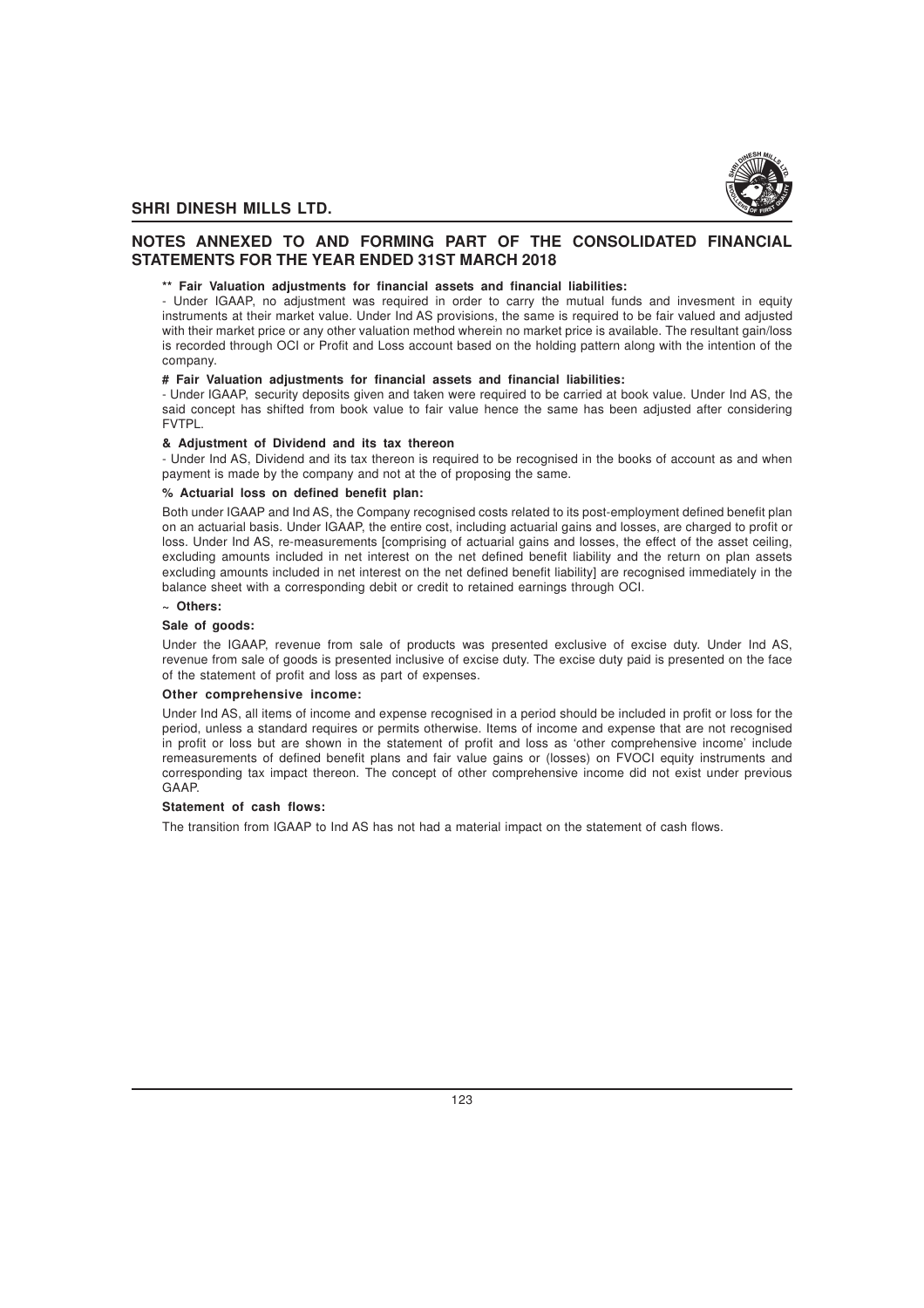## NOTES ANNEXED TO AND FORMING PART OF THE CONSOLIDATED FINANCIAL STATEMENTS FOR THE YEAR ENDED 31ST MARCH 2018

**** Fair Valuation adjustments for financial assets and financial liabilities:**

- Under IGAAP, no adjustment was required in order to carry the mutual funds and invesment in equity instruments at their market value. Under Ind AS provisions, the same is required to be fair valued and adjusted with their market price or any other valuation method wherein no market price is available. The resultant gain/loss is recorded through OCI or Profit and Loss account based on the holding pattern along with the intention of the company.

**# Fair Valuation adjustments for financial assets and financial liabilities:**

- Under IGAAP, security deposits given and taken were required to be carried at book value. Under Ind AS, the said concept has shifted from book value to fair value hence the same has been adjusted after considering FVTPL.

**& Adjustment of Dividend and its tax thereon**

- Under Ind AS, Dividend and its tax thereon is required to be recognised in the books of account as and when payment is made by the company and not at the of proposing the same.

**% Actuarial loss on defined benefit plan:**

Both under IGAAP and Ind AS, the Company recognised costs related to its post-employment defined benefit plan on an actuarial basis. Under IGAAP, the entire cost, including actuarial gains and losses, are charged to profit or loss. Under Ind AS, re-measurements [comprising of actuarial gains and losses, the effect of the asset ceiling, excluding amounts included in net interest on the net defined benefit liability and the return on plan assets excluding amounts included in net interest on the net defined benefit liability] are recognised immediately in the balance sheet with a corresponding debit or credit to retained earnings through OCI.

**~ Others:**

**Sale of goods:**

Under the IGAAP, revenue from sale of products was presented exclusive of excise duty. Under Ind AS, revenue from sale of goods is presented inclusive of excise duty. The excise duty paid is presented on the face of the statement of profit and loss as part of expenses.

**Other comprehensive income:**

Under Ind AS, all items of income and expense recognised in a period should be included in profit or loss for the period, unless a standard requires or permits otherwise. Items of income and expense that are not recognised in profit or loss but are shown in the statement of profit and loss as 'other comprehensive income' include remeasurements of defined benefit plans and fair value gains or (losses) on FVOCI equity instruments and corresponding tax impact thereon. The concept of other comprehensive income did not exist under previous GAAP.

**Statement of cash flows:**

The transition from IGAAP to Ind AS has not had a material impact on the statement of cash flows.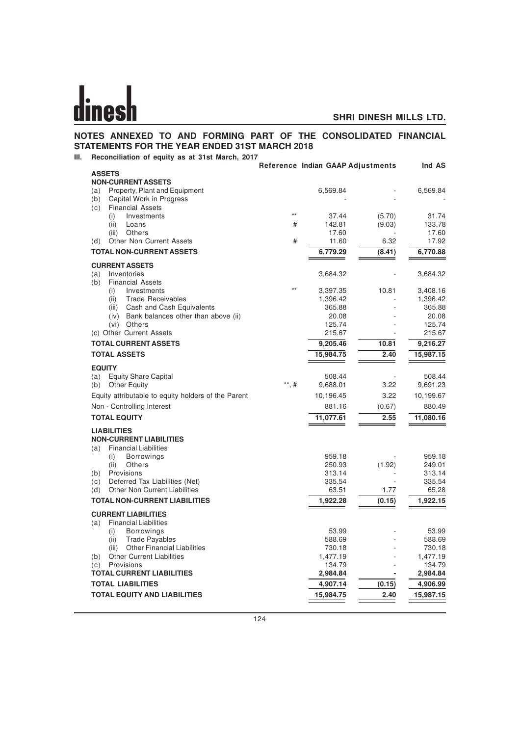## NOTES ANNEXED TO AND FORMING PART OF THE CONSOLIDATED FINANCIAL STATEMENTS FOR THE YEAR ENDED 31ST MARCH 2018

**III. Reconciliation of equity as at 31st March, 2017**

| | Reference | Indian GAAP | Adjustments | Ind AS |
|---|---|---|---|---|
| **ASSETS** | | | | |
| **NON-CURRENT ASSETS** | | | | |
| (a) Property, Plant and Equipment | | 6,569.84 | - | 6,569.84 |
| (b) Capital Work in Progress | | - | - | - |
| (c) Financial Assets | | | | |
| (i) Investments | ** | 37.44 | (5.70) | 31.74 |
| (ii) Loans | # | 142.81 | (9.03) | 133.78 |
| (iii) Others | | 17.60 | - | 17.60 |
| (d) Other Non Current Assets | # | 11.60 | 6.32 | 17.92 |
| **TOTAL NON-CURRENT ASSETS** | | **6,779.29** | **(8.41)** | **6,770.88** |
| **CURRENT ASSETS** | | | | |
| (a) Inventories | | 3,684.32 | - | 3,684.32 |
| (b) Financial Assets | | | | |
| (i) Investments | ** | 3,397.35 | 10.81 | 3,408.16 |
| (ii) Trade Receivables | | 1,396.42 | - | 1,396.42 |
| (iii) Cash and Cash Equivalents | | 365.88 | - | 365.88 |
| (iv) Bank balances other than above (ii) | | 20.08 | - | 20.08 |
| (vi) Others | | 125.74 | - | 125.74 |
| (c) Other Current Assets | | 215.67 | - | 215.67 |
| **TOTAL CURRENT ASSETS** | | **9,205.46** | **10.81** | **9,216.27** |
| **TOTAL ASSETS** | | **15,984.75** | **2.40** | **15,987.15** |
| **EQUITY** | | | | |
| (a) Equity Share Capital | | 508.44 | - | 508.44 |
| (b) Other Equity | **, # | 9,688.01 | 3.22 | 9,691.23 |
| Equity attributable to equity holders of the Parent | | 10,196.45 | 3.22 | 10,199.67 |
| Non - Controlling Interest | | 881.16 | (0.67) | 880.49 |
| **TOTAL EQUITY** | | **11,077.61** | **2.55** | **11,080.16** |
| **LIABILITIES** | | | | |
| **NON-CURRENT LIABILITIES** | | | | |
| (a) Financial Liabilities | | | | |
| (i) Borrowings | | 959.18 | - | 959.18 |
| (ii) Others | | 250.93 | (1.92) | 249.01 |
| (b) Provisions | | 313.14 | - | 313.14 |
| (c) Deferred Tax Liabilities (Net) | | 335.54 | - | 335.54 |
| (d) Other Non Current Liabilities | | 63.51 | 1.77 | 65.28 |
| **TOTAL NON-CURRENT LIABILITIES** | | **1,922.28** | **(0.15)** | **1,922.15** |
| **CURRENT LIABILITIES** | | | | |
| (a) Financial Liabilities | | | | |
| (i) Borrowings | | 53.99 | - | 53.99 |
| (ii) Trade Payables | | 588.69 | - | 588.69 |
| (iii) Other Financial Liabilities | | 730.18 | - | 730.18 |
| (b) Other Current Liabilities | | 1,477.19 | - | 1,477.19 |
| (c) Provisions | | 134.79 | - | 134.79 |
| **TOTAL CURRENT LIABILITIES** | | **2,984.84** | **-** | **2,984.84** |
| **TOTAL LIABILITIES** | | **4,907.14** | **(0.15)** | **4,906.99** |
| **TOTAL EQUITY AND LIABILITIES** | | **15,984.75** | **2.40** | **15,987.15** |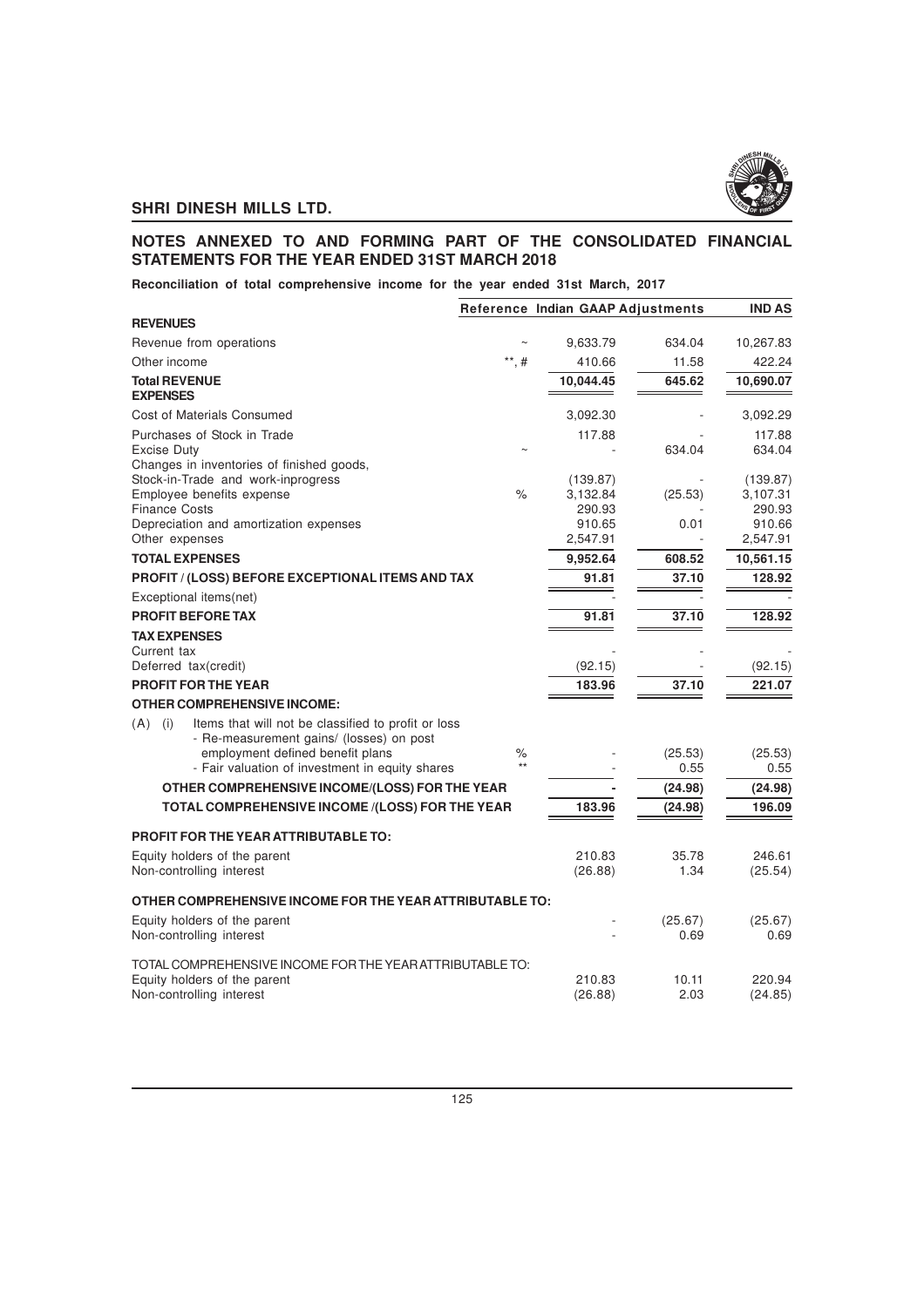## NOTES ANNEXED TO AND FORMING PART OF THE CONSOLIDATED FINANCIAL STATEMENTS FOR THE YEAR ENDED 31ST MARCH 2018

**Reconciliation of total comprehensive income for the year ended 31st March, 2017**

| | Reference | Indian GAAP | Adjustments | IND AS |
|---|---|---|---|---|
| **REVENUES** | | | | |
| Revenue from operations | ~ | 9,633.79 | 634.04 | 10,267.83 |
| Other income | **, # | 410.66 | 11.58 | 422.24 |
| **Total REVENUE** | | **10,044.45** | **645.62** | **10,690.07** |
| **EXPENSES** | | | | |
| Cost of Materials Consumed | | 3,092.30 | - | 3,092.29 |
| Purchases of Stock in Trade | | 117.88 | - | 117.88 |
| Excise Duty | ~ | - | 634.04 | 634.04 |
| Changes in inventories of finished goods, Stock-in-Trade and work-inprogress | | (139.87) | - | (139.87) |
| Employee benefits expense | % | 3,132.84 | (25.53) | 3,107.31 |
| Finance Costs | | 290.93 | - | 290.93 |
| Depreciation and amortization expenses | | 910.65 | 0.01 | 910.66 |
| Other expenses | | 2,547.91 | - | 2,547.91 |
| **TOTAL EXPENSES** | | **9,952.64** | **608.52** | **10,561.15** |
| **PROFIT / (LOSS) BEFORE EXCEPTIONAL ITEMS AND TAX** | | **91.81** | **37.10** | **128.92** |
| Exceptional items(net) | | - | - | - |
| **PROFIT BEFORE TAX** | | **91.81** | **37.10** | **128.92** |
| **TAX EXPENSES** | | | | |
| Current tax | | - | - | - |
| Deferred tax(credit) | | (92.15) | - | (92.15) |
| **PROFIT FOR THE YEAR** | | **183.96** | **37.10** | **221.07** |
| **OTHER COMPREHENSIVE INCOME:** | | | | |
| (A) (i) Items that will not be classified to profit or loss | | | | |
| - Re-measurement gains/ (losses) on post employment defined benefit plans | % | - | (25.53) | (25.53) |
| - Fair valuation of investment in equity shares | ** | - | 0.55 | 0.55 |
| **OTHER COMPREHENSIVE INCOME/(LOSS) FOR THE YEAR** | | **-** | **(24.98)** | **(24.98)** |
| **TOTAL COMPREHENSIVE INCOME /(LOSS) FOR THE YEAR** | | **183.96** | **(24.98)** | **196.09** |
| **PROFIT FOR THE YEAR ATTRIBUTABLE TO:** | | | | |
| Equity holders of the parent | | 210.83 | 35.78 | 246.61 |
| Non-controlling interest | | (26.88) | 1.34 | (25.54) |
| **OTHER COMPREHENSIVE INCOME FOR THE YEAR ATTRIBUTABLE TO:** | | | | |
| Equity holders of the parent | | - | (25.67) | (25.67) |
| Non-controlling interest | | - | 0.69 | 0.69 |
| TOTAL COMPREHENSIVE INCOME FOR THE YEAR ATTRIBUTABLE TO: | | | | |
| Equity holders of the parent | | 210.83 | 10.11 | 220.94 |
| Non-controlling interest | | (26.88) | 2.03 | (24.85) |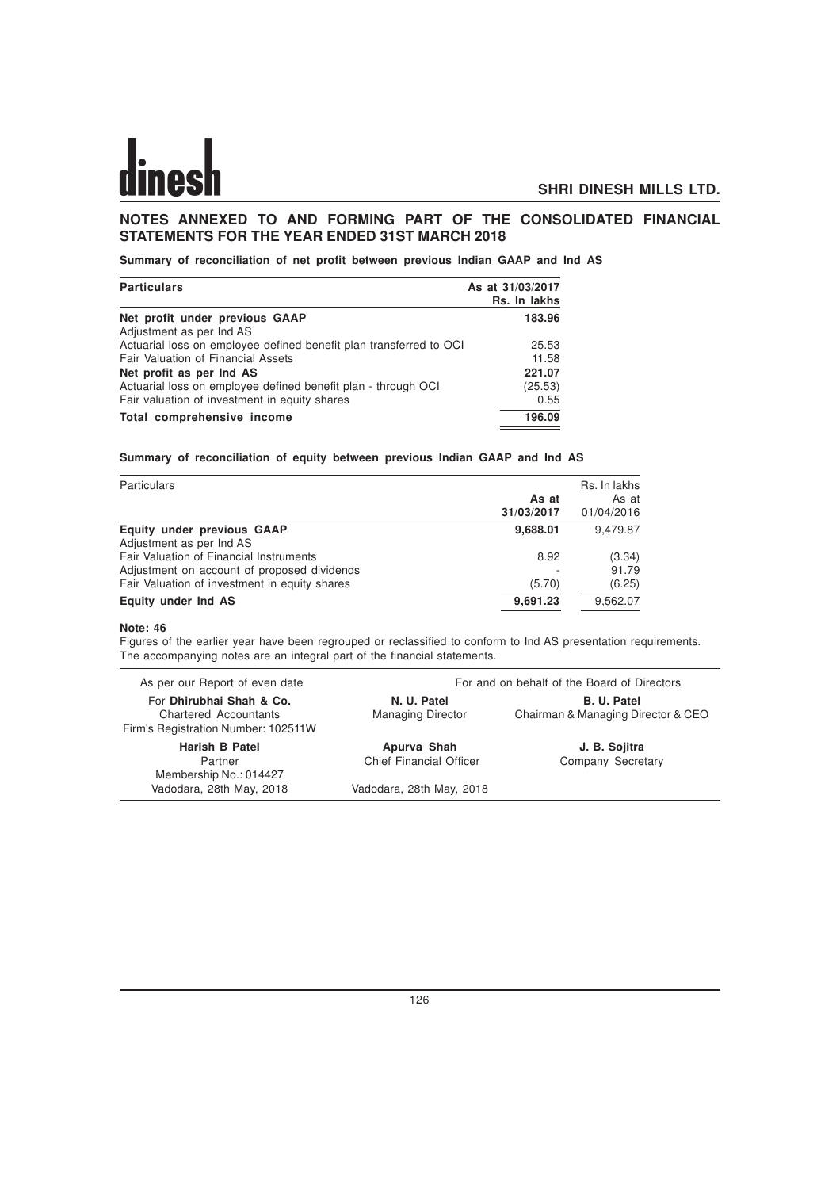## NOTES ANNEXED TO AND FORMING PART OF THE CONSOLIDATED FINANCIAL STATEMENTS FOR THE YEAR ENDED 31ST MARCH 2018

**Summary of reconciliation of net profit between previous Indian GAAP and Ind AS**

| Particulars | As at 31/03/2017 Rs. In lakhs |
|---|---|
| **Net profit under previous GAAP** | **183.96** |
| Adjustment as per Ind AS | |
| Actuarial loss on employee defined benefit plan transferred to OCI | 25.53 |
| Fair Valuation of Financial Assets | 11.58 |
| **Net profit as per Ind AS** | **221.07** |
| Actuarial loss on employee defined benefit plan - through OCI | (25.53) |
| Fair valuation of investment in equity shares | 0.55 |
| **Total comprehensive income** | **196.09** |

**Summary of reconciliation of equity between previous Indian GAAP and Ind AS**

| Particulars | As at 31/03/2017 | Rs. In lakhs As at 01/04/2016 |
|---|---|---|
| **Equity under previous GAAP** | **9,688.01** | 9,479.87 |
| Adjustment as per Ind AS | | |
| Fair Valuation of Financial Instruments | 8.92 | (3.34) |
| Adjustment on account of proposed dividends | - | 91.79 |
| Fair Valuation of investment in equity shares | (5.70) | (6.25) |
| **Equity under Ind AS** | **9,691.23** | 9,562.07 |

**Note: 46**

Figures of the earlier year have been regrouped or reclassified to conform to Ind AS presentation requirements. The accompanying notes are an integral part of the financial statements.

| As per our Report of even date | For and on behalf of the Board of Directors | |
|---|---|---|
| For **Dhirubhai Shah & Co.**<br>Chartered Accountants<br>Firm's Registration Number: 102511W | **N. U. Patel**<br>Managing Director | **B. U. Patel**<br>Chairman & Managing Director & CEO |
| **Harish B Patel**<br>Partner<br>Membership No.: 014427<br>Vadodara, 28th May, 2018 | **Apurva Shah**<br>Chief Financial Officer<br><br>Vadodara, 28th May, 2018 | **J. B. Sojitra**<br>Company Secretary |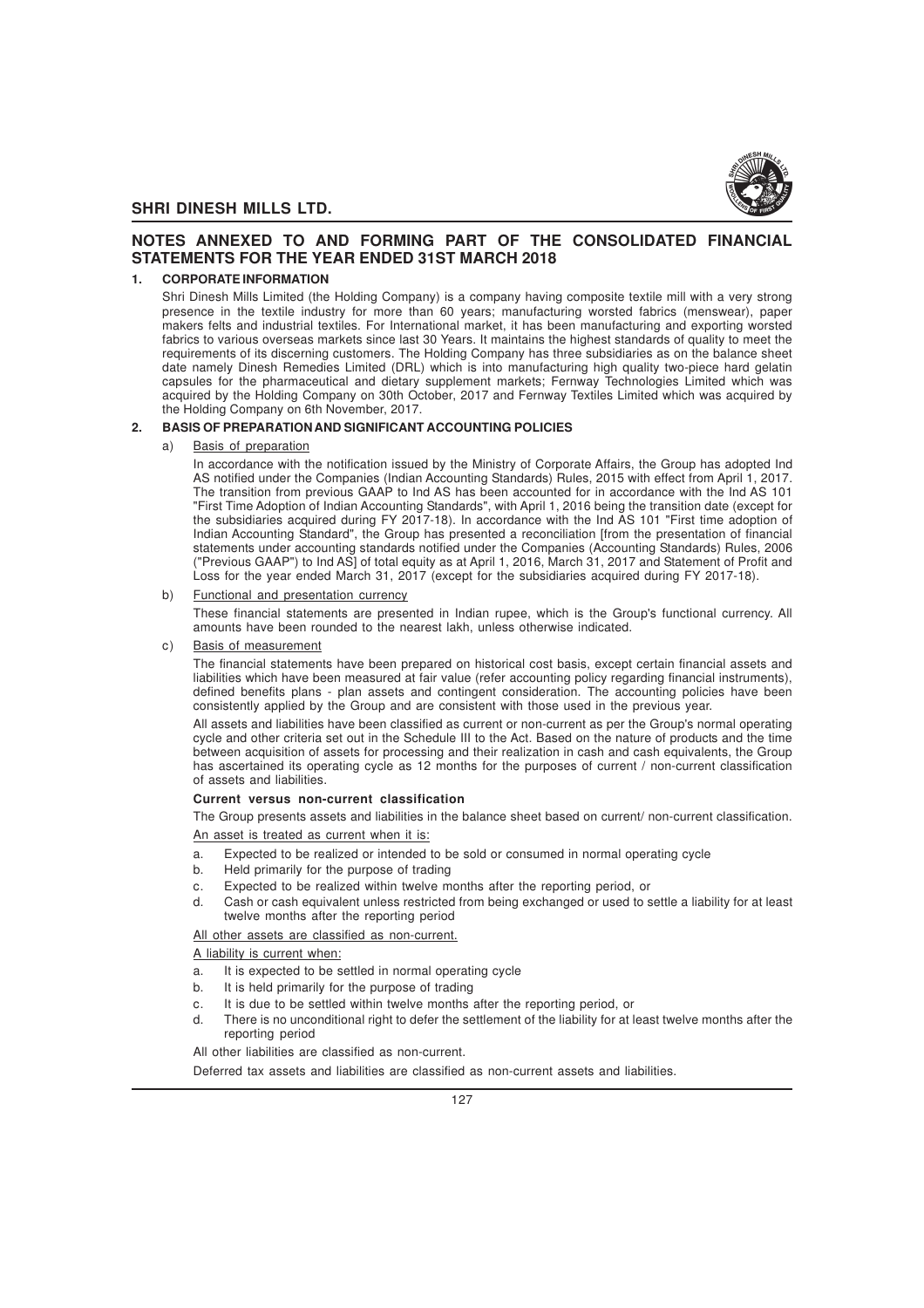## NOTES ANNEXED TO AND FORMING PART OF THE CONSOLIDATED FINANCIAL STATEMENTS FOR THE YEAR ENDED 31ST MARCH 2018

### 1. CORPORATE INFORMATION

Shri Dinesh Mills Limited (the Holding Company) is a company having composite textile mill with a very strong presence in the textile industry for more than 60 years; manufacturing worsted fabrics (menswear), paper makers felts and industrial textiles. For International market, it has been manufacturing and exporting worsted fabrics to various overseas markets since last 30 Years. It maintains the highest standards of quality to meet the requirements of its discerning customers. The Holding Company has three subsidiaries as on the balance sheet date namely Dinesh Remedies Limited (DRL) which is into manufacturing high quality two-piece hard gelatin capsules for the pharmaceutical and dietary supplement markets; Fernway Technologies Limited which was acquired by the Holding Company on 30th October, 2017 and Fernway Textiles Limited which was acquired by the Holding Company on 6th November, 2017.

### 2. BASIS OF PREPARATION AND SIGNIFICANT ACCOUNTING POLICIES

a) Basis of preparation

In accordance with the notification issued by the Ministry of Corporate Affairs, the Group has adopted Ind AS notified under the Companies (Indian Accounting Standards) Rules, 2015 with effect from April 1, 2017. The transition from previous GAAP to Ind AS has been accounted for in accordance with the Ind AS 101 "First Time Adoption of Indian Accounting Standards", with April 1, 2016 being the transition date (except for the subsidiaries acquired during FY 2017-18). In accordance with the Ind AS 101 "First time adoption of Indian Accounting Standard", the Group has presented a reconciliation [from the presentation of financial statements under accounting standards notified under the Companies (Accounting Standards) Rules, 2006 ("Previous GAAP") to Ind AS] of total equity as at April 1, 2016, March 31, 2017 and Statement of Profit and Loss for the year ended March 31, 2017 (except for the subsidiaries acquired during FY 2017-18).

b) Functional and presentation currency

These financial statements are presented in Indian rupee, which is the Group's functional currency. All amounts have been rounded to the nearest lakh, unless otherwise indicated.

c) Basis of measurement

The financial statements have been prepared on historical cost basis, except certain financial assets and liabilities which have been measured at fair value (refer accounting policy regarding financial instruments), defined benefits plans - plan assets and contingent consideration. The accounting policies have been consistently applied by the Group and are consistent with those used in the previous year.

All assets and liabilities have been classified as current or non-current as per the Group's normal operating cycle and other criteria set out in the Schedule III to the Act. Based on the nature of products and the time between acquisition of assets for processing and their realization in cash and cash equivalents, the Group has ascertained its operating cycle as 12 months for the purposes of current / non-current classification of assets and liabilities.

**Current versus non-current classification**

The Group presents assets and liabilities in the balance sheet based on current/ non-current classification.

An asset is treated as current when it is:

a. Expected to be realized or intended to be sold or consumed in normal operating cycle
b. Held primarily for the purpose of trading
c. Expected to be realized within twelve months after the reporting period, or
d. Cash or cash equivalent unless restricted from being exchanged or used to settle a liability for at least twelve months after the reporting period

All other assets are classified as non-current.

A liability is current when:

a. It is expected to be settled in normal operating cycle
b. It is held primarily for the purpose of trading
c. It is due to be settled within twelve months after the reporting period, or
d. There is no unconditional right to defer the settlement of the liability for at least twelve months after the reporting period

All other liabilities are classified as non-current.

Deferred tax assets and liabilities are classified as non-current assets and liabilities.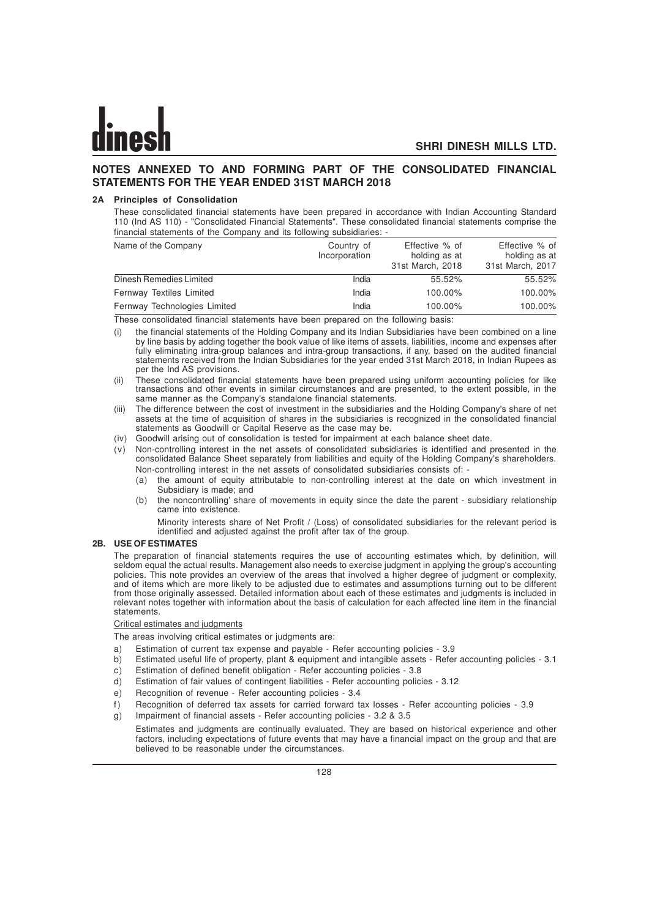## NOTES ANNEXED TO AND FORMING PART OF THE CONSOLIDATED FINANCIAL STATEMENTS FOR THE YEAR ENDED 31ST MARCH 2018

### 2A Principles of Consolidation

These consolidated financial statements have been prepared in accordance with Indian Accounting Standard 110 (Ind AS 110) - "Consolidated Financial Statements". These consolidated financial statements comprise the financial statements of the Company and its following subsidiaries: -

| Name of the Company | Country of Incorporation | Effective % of holding as at 31st March, 2018 | Effective % of holding as at 31st March, 2017 |
|---|---|---|---|
| Dinesh Remedies Limited | India | 55.52% | 55.52% |
| Fernway Textiles Limited | India | 100.00% | 100.00% |
| Fernway Technologies Limited | India | 100.00% | 100.00% |

These consolidated financial statements have been prepared on the following basis:

(i) the financial statements of the Holding Company and its Indian Subsidiaries have been combined on a line by line basis by adding together the book value of like items of assets, liabilities, income and expenses after fully eliminating intra-group balances and intra-group transactions, if any, based on the audited financial statements received from the Indian Subsidiaries for the year ended 31st March 2018, in Indian Rupees as per the Ind AS provisions.

(ii) These consolidated financial statements have been prepared using uniform accounting policies for like transactions and other events in similar circumstances and are presented, to the extent possible, in the same manner as the Company's standalone financial statements.

(iii) The difference between the cost of investment in the subsidiaries and the Holding Company's share of net assets at the time of acquisition of shares in the subsidiaries is recognized in the consolidated financial statements as Goodwill or Capital Reserve as the case may be.

(iv) Goodwill arising out of consolidation is tested for impairment at each balance sheet date.

(v) Non-controlling interest in the net assets of consolidated subsidiaries is identified and presented in the consolidated Balance Sheet separately from liabilities and equity of the Holding Company's shareholders. Non-controlling interest in the net assets of consolidated subsidiaries consists of: -

(a) the amount of equity attributable to non-controlling interest at the date on which investment in Subsidiary is made; and

(b) the noncontrolling' share of movements in equity since the date the parent - subsidiary relationship came into existence.

Minority interests share of Net Profit / (Loss) of consolidated subsidiaries for the relevant period is identified and adjusted against the profit after tax of the group.

### 2B. USE OF ESTIMATES

The preparation of financial statements requires the use of accounting estimates which, by definition, will seldom equal the actual results. Management also needs to exercise judgment in applying the group's accounting policies. This note provides an overview of the areas that involved a higher degree of judgment or complexity, and of items which are more likely to be adjusted due to estimates and assumptions turning out to be different from those originally assessed. Detailed information about each of these estimates and judgments is included in relevant notes together with information about the basis of calculation for each affected line item in the financial statements.

Critical estimates and judgments

The areas involving critical estimates or judgments are:

a) Estimation of current tax expense and payable - Refer accounting policies - 3.9

b) Estimated useful life of property, plant & equipment and intangible assets - Refer accounting policies - 3.1

c) Estimation of defined benefit obligation - Refer accounting policies - 3.8

d) Estimation of fair values of contingent liabilities - Refer accounting policies - 3.12

e) Recognition of revenue - Refer accounting policies - 3.4

f) Recognition of deferred tax assets for carried forward tax losses - Refer accounting policies - 3.9

g) Impairment of financial assets - Refer accounting policies - 3.2 & 3.5

Estimates and judgments are continually evaluated. They are based on historical experience and other factors, including expectations of future events that may have a financial impact on the group and that are believed to be reasonable under the circumstances.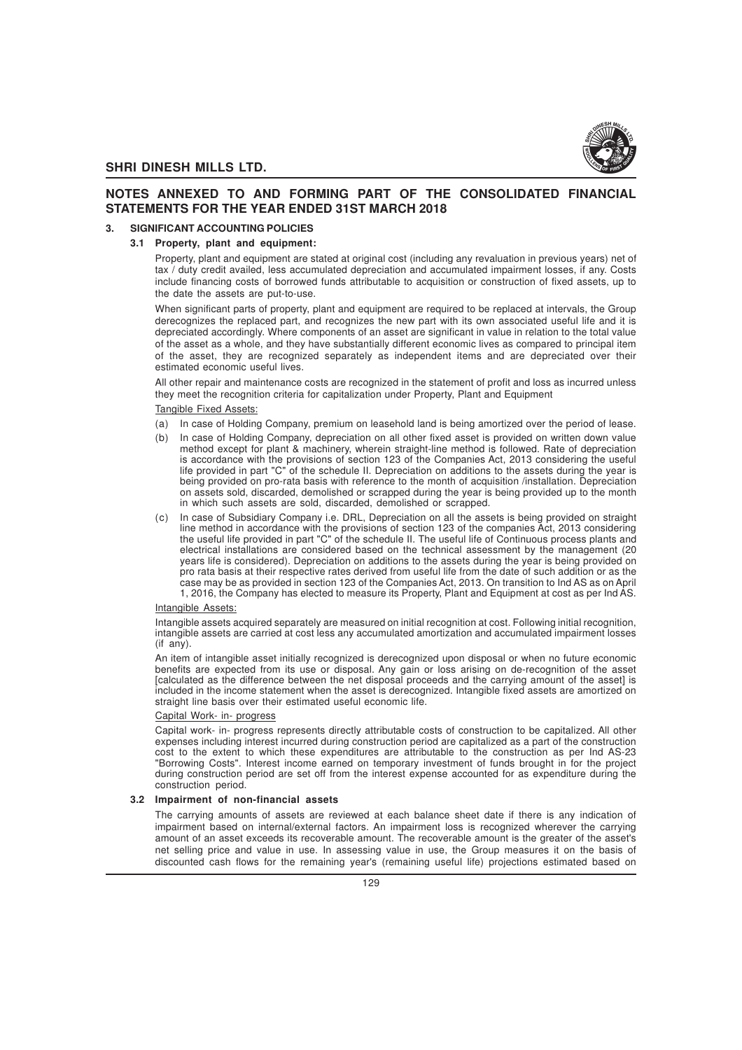## NOTES ANNEXED TO AND FORMING PART OF THE CONSOLIDATED FINANCIAL STATEMENTS FOR THE YEAR ENDED 31ST MARCH 2018

### 3. SIGNIFICANT ACCOUNTING POLICIES

#### 3.1 Property, plant and equipment:

Property, plant and equipment are stated at original cost (including any revaluation in previous years) net of tax / duty credit availed, less accumulated depreciation and accumulated impairment losses, if any. Costs include financing costs of borrowed funds attributable to acquisition or construction of fixed assets, up to the date the assets are put-to-use.

When significant parts of property, plant and equipment are required to be replaced at intervals, the Group derecognizes the replaced part, and recognizes the new part with its own associated useful life and it is depreciated accordingly. Where components of an asset are significant in value in relation to the total value of the asset as a whole, and they have substantially different economic lives as compared to principal item of the asset, they are recognized separately as independent items and are depreciated over their estimated economic useful lives.

All other repair and maintenance costs are recognized in the statement of profit and loss as incurred unless they meet the recognition criteria for capitalization under Property, Plant and Equipment

Tangible Fixed Assets:

(a) In case of Holding Company, premium on leasehold land is being amortized over the period of lease.

(b) In case of Holding Company, depreciation on all other fixed asset is provided on written down value method except for plant & machinery, wherein straight-line method is followed. Rate of depreciation is accordance with the provisions of section 123 of the Companies Act, 2013 considering the useful life provided in part "C" of the schedule II. Depreciation on additions to the assets during the year is being provided on pro-rata basis with reference to the month of acquisition /installation. Depreciation on assets sold, discarded, demolished or scrapped during the year is being provided up to the month in which such assets are sold, discarded, demolished or scrapped.

(c) In case of Subsidiary Company i.e. DRL, Depreciation on all the assets is being provided on straight line method in accordance with the provisions of section 123 of the companies Act, 2013 considering the useful life provided in part "C" of the schedule II. The useful life of Continuous process plants and electrical installations are considered based on the technical assessment by the management (20 years life is considered). Depreciation on additions to the assets during the year is being provided on pro rata basis at their respective rates derived from useful life from the date of such addition or as the case may be as provided in section 123 of the Companies Act, 2013. On transition to Ind AS as on April 1, 2016, the Company has elected to measure its Property, Plant and Equipment at cost as per Ind AS.

Intangible Assets:

Intangible assets acquired separately are measured on initial recognition at cost. Following initial recognition, intangible assets are carried at cost less any accumulated amortization and accumulated impairment losses (if any).

An item of intangible asset initially recognized is derecognized upon disposal or when no future economic benefits are expected from its use or disposal. Any gain or loss arising on de-recognition of the asset [calculated as the difference between the net disposal proceeds and the carrying amount of the asset] is included in the income statement when the asset is derecognized. Intangible fixed assets are amortized on straight line basis over their estimated useful economic life.

Capital Work- in- progress

Capital work- in- progress represents directly attributable costs of construction to be capitalized. All other expenses including interest incurred during construction period are capitalized as a part of the construction cost to the extent to which these expenditures are attributable to the construction as per Ind AS-23 "Borrowing Costs". Interest income earned on temporary investment of funds brought in for the project during construction period are set off from the interest expense accounted for as expenditure during the construction period.

#### 3.2 Impairment of non-financial assets

The carrying amounts of assets are reviewed at each balance sheet date if there is any indication of impairment based on internal/external factors. An impairment loss is recognized wherever the carrying amount of an asset exceeds its recoverable amount. The recoverable amount is the greater of the asset's net selling price and value in use. In assessing value in use, the Group measures it on the basis of discounted cash flows for the remaining year's (remaining useful life) projections estimated based on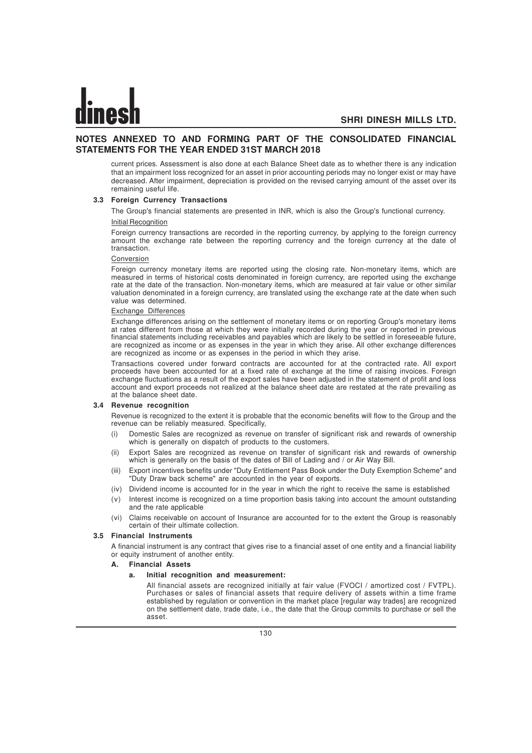## NOTES ANNEXED TO AND FORMING PART OF THE CONSOLIDATED FINANCIAL STATEMENTS FOR THE YEAR ENDED 31ST MARCH 2018

current prices. Assessment is also done at each Balance Sheet date as to whether there is any indication that an impairment loss recognized for an asset in prior accounting periods may no longer exist or may have decreased. After impairment, depreciation is provided on the revised carrying amount of the asset over its remaining useful life.

### 3.3 Foreign Currency Transactions

The Group's financial statements are presented in INR, which is also the Group's functional currency.

Initial Recognition

Foreign currency transactions are recorded in the reporting currency, by applying to the foreign currency amount the exchange rate between the reporting currency and the foreign currency at the date of transaction.

Conversion

Foreign currency monetary items are reported using the closing rate. Non-monetary items, which are measured in terms of historical costs denominated in foreign currency, are reported using the exchange rate at the date of the transaction. Non-monetary items, which are measured at fair value or other similar valuation denominated in a foreign currency, are translated using the exchange rate at the date when such value was determined.

Exchange Differences

Exchange differences arising on the settlement of monetary items or on reporting Group's monetary items at rates different from those at which they were initially recorded during the year or reported in previous financial statements including receivables and payables which are likely to be settled in foreseeable future, are recognized as income or as expenses in the year in which they arise. All other exchange differences are recognized as income or as expenses in the period in which they arise.

Transactions covered under forward contracts are accounted for at the contracted rate. All export proceeds have been accounted for at a fixed rate of exchange at the time of raising invoices. Foreign exchange fluctuations as a result of the export sales have been adjusted in the statement of profit and loss account and export proceeds not realized at the balance sheet date are restated at the rate prevailing as at the balance sheet date.

### 3.4 Revenue recognition

Revenue is recognized to the extent it is probable that the economic benefits will flow to the Group and the revenue can be reliably measured. Specifically,

(i) Domestic Sales are recognized as revenue on transfer of significant risk and rewards of ownership which is generally on dispatch of products to the customers.

(ii) Export Sales are recognized as revenue on transfer of significant risk and rewards of ownership which is generally on the basis of the dates of Bill of Lading and / or Air Way Bill.

(iii) Export incentives benefits under "Duty Entitlement Pass Book under the Duty Exemption Scheme" and "Duty Draw back scheme" are accounted in the year of exports.

(iv) Dividend income is accounted for in the year in which the right to receive the same is established

(v) Interest income is recognized on a time proportion basis taking into account the amount outstanding and the rate applicable

(vi) Claims receivable on account of Insurance are accounted for to the extent the Group is reasonably certain of their ultimate collection.

### 3.5 Financial Instruments

A financial instrument is any contract that gives rise to a financial asset of one entity and a financial liability or equity instrument of another entity.

**A. Financial Assets**

**a. Initial recognition and measurement:**

All financial assets are recognized initially at fair value (FVOCI / amortized cost / FVTPL). Purchases or sales of financial assets that require delivery of assets within a time frame established by regulation or convention in the market place [regular way trades] are recognized on the settlement date, trade date, i.e., the date that the Group commits to purchase or sell the asset.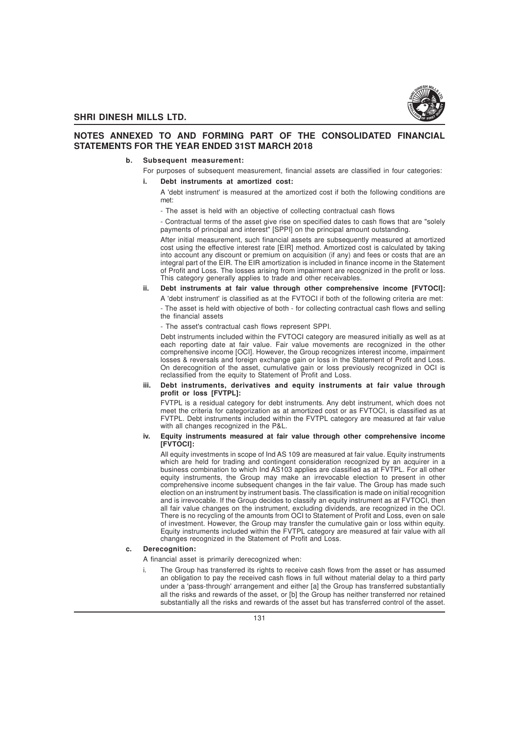## NOTES ANNEXED TO AND FORMING PART OF THE CONSOLIDATED FINANCIAL STATEMENTS FOR THE YEAR ENDED 31ST MARCH 2018

**b. Subsequent measurement:**

For purposes of subsequent measurement, financial assets are classified in four categories:

**i. Debt instruments at amortized cost:**

A 'debt instrument' is measured at the amortized cost if both the following conditions are met:

- The asset is held with an objective of collecting contractual cash flows

- Contractual terms of the asset give rise on specified dates to cash flows that are "solely payments of principal and interest" [SPPI] on the principal amount outstanding.

After initial measurement, such financial assets are subsequently measured at amortized cost using the effective interest rate [EIR] method. Amortized cost is calculated by taking into account any discount or premium on acquisition (if any) and fees or costs that are an integral part of the EIR. The EIR amortization is included in finance income in the Statement of Profit and Loss. The losses arising from impairment are recognized in the profit or loss. This category generally applies to trade and other receivables.

**ii. Debt instruments at fair value through other comprehensive income [FVTOCI]:**

A 'debt instrument' is classified as at the FVTOCI if both of the following criteria are met:

- The asset is held with objective of both - for collecting contractual cash flows and selling the financial assets

- The asset's contractual cash flows represent SPPI.

Debt instruments included within the FVTOCI category are measured initially as well as at each reporting date at fair value. Fair value movements are recognized in the other comprehensive income [OCI]. However, the Group recognizes interest income, impairment losses & reversals and foreign exchange gain or loss in the Statement of Profit and Loss. On derecognition of the asset, cumulative gain or loss previously recognized in OCI is reclassified from the equity to Statement of Profit and Loss.

**iii. Debt instruments, derivatives and equity instruments at fair value through profit or loss [FVTPL]:**

FVTPL is a residual category for debt instruments. Any debt instrument, which does not meet the criteria for categorization as at amortized cost or as FVTOCI, is classified as at FVTPL. Debt instruments included within the FVTPL category are measured at fair value with all changes recognized in the P&L.

**iv. Equity instruments measured at fair value through other comprehensive income [FVTOCI]:**

All equity investments in scope of Ind AS 109 are measured at fair value. Equity instruments which are held for trading and contingent consideration recognized by an acquirer in a business combination to which Ind AS103 applies are classified as at FVTPL. For all other equity instruments, the Group may make an irrevocable election to present in other comprehensive income subsequent changes in the fair value. The Group has made such election on an instrument by instrument basis. The classification is made on initial recognition and is irrevocable. If the Group decides to classify an equity instrument as at FVTOCI, then all fair value changes on the instrument, excluding dividends, are recognized in the OCI. There is no recycling of the amounts from OCI to Statement of Profit and Loss, even on sale of investment. However, the Group may transfer the cumulative gain or loss within equity. Equity instruments included within the FVTPL category are measured at fair value with all changes recognized in the Statement of Profit and Loss.

**c. Derecognition:**

A financial asset is primarily derecognized when:

i. The Group has transferred its rights to receive cash flows from the asset or has assumed an obligation to pay the received cash flows in full without material delay to a third party under a 'pass-through' arrangement and either [a] the Group has transferred substantially all the risks and rewards of the asset, or [b] the Group has neither transferred nor retained substantially all the risks and rewards of the asset but has transferred control of the asset.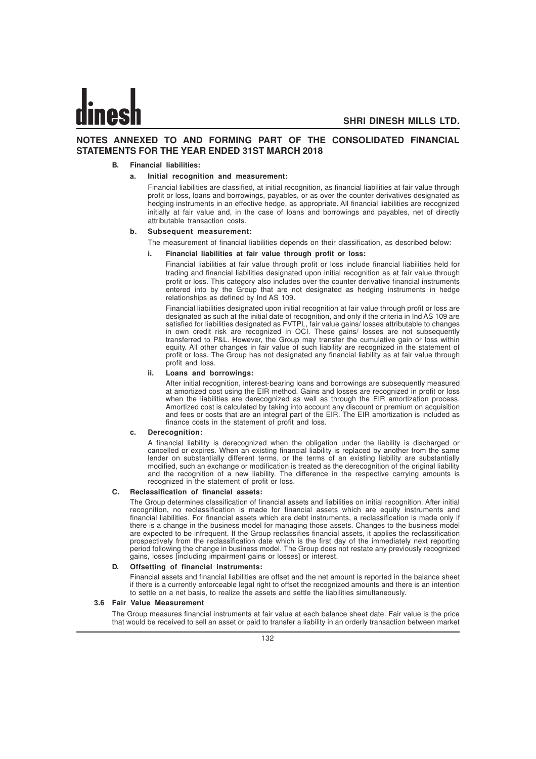## NOTES ANNEXED TO AND FORMING PART OF THE CONSOLIDATED FINANCIAL STATEMENTS FOR THE YEAR ENDED 31ST MARCH 2018

**B. Financial liabilities:**

**a. Initial recognition and measurement:**

Financial liabilities are classified, at initial recognition, as financial liabilities at fair value through profit or loss, loans and borrowings, payables, or as over the counter derivatives designated as hedging instruments in an effective hedge, as appropriate. All financial liabilities are recognized initially at fair value and, in the case of loans and borrowings and payables, net of directly attributable transaction costs.

**b. Subsequent measurement:**

The measurement of financial liabilities depends on their classification, as described below:

**i. Financial liabilities at fair value through profit or loss:**

Financial liabilities at fair value through profit or loss include financial liabilities held for trading and financial liabilities designated upon initial recognition as at fair value through profit or loss. This category also includes over the counter derivative financial instruments entered into by the Group that are not designated as hedging instruments in hedge relationships as defined by Ind AS 109.

Financial liabilities designated upon initial recognition at fair value through profit or loss are designated as such at the initial date of recognition, and only if the criteria in Ind AS 109 are satisfied for liabilities designated as FVTPL, fair value gains/ losses attributable to changes in own credit risk are recognized in OCI. These gains/ losses are not subsequently transferred to P&L. However, the Group may transfer the cumulative gain or loss within equity. All other changes in fair value of such liability are recognized in the statement of profit or loss. The Group has not designated any financial liability as at fair value through profit and loss.

**ii. Loans and borrowings:**

After initial recognition, interest-bearing loans and borrowings are subsequently measured at amortized cost using the EIR method. Gains and losses are recognized in profit or loss when the liabilities are derecognized as well as through the EIR amortization process. Amortized cost is calculated by taking into account any discount or premium on acquisition and fees or costs that are an integral part of the EIR. The EIR amortization is included as finance costs in the statement of profit and loss.

**c. Derecognition:**

A financial liability is derecognized when the obligation under the liability is discharged or cancelled or expires. When an existing financial liability is replaced by another from the same lender on substantially different terms, or the terms of an existing liability are substantially modified, such an exchange or modification is treated as the derecognition of the original liability and the recognition of a new liability. The difference in the respective carrying amounts is recognized in the statement of profit or loss.

**C. Reclassification of financial assets:**

The Group determines classification of financial assets and liabilities on initial recognition. After initial recognition, no reclassification is made for financial assets which are equity instruments and financial liabilities. For financial assets which are debt instruments, a reclassification is made only if there is a change in the business model for managing those assets. Changes to the business model are expected to be infrequent. If the Group reclassifies financial assets, it applies the reclassification prospectively from the reclassification date which is the first day of the immediately next reporting period following the change in business model. The Group does not restate any previously recognized gains, losses [including impairment gains or losses] or interest.

**D. Offsetting of financial instruments:**

Financial assets and financial liabilities are offset and the net amount is reported in the balance sheet if there is a currently enforceable legal right to offset the recognized amounts and there is an intention to settle on a net basis, to realize the assets and settle the liabilities simultaneously.

**3.6 Fair Value Measurement**

The Group measures financial instruments at fair value at each balance sheet date. Fair value is the price that would be received to sell an asset or paid to transfer a liability in an orderly transaction between market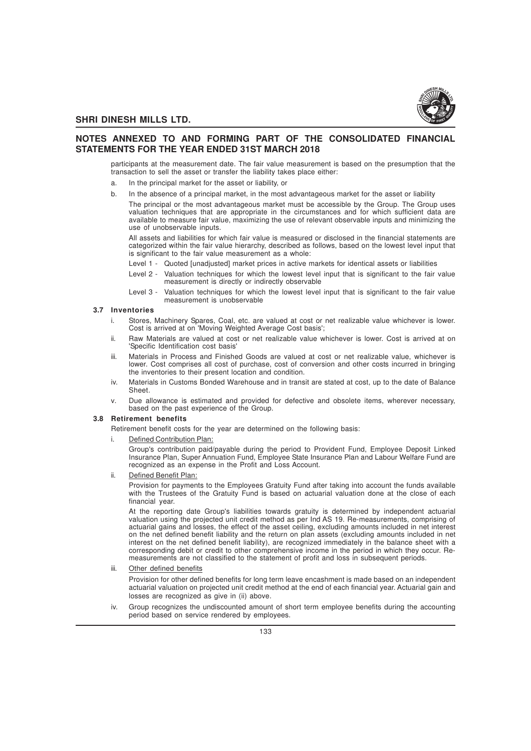participants at the measurement date. The fair value measurement is based on the presumption that the transaction to sell the asset or transfer the liability takes place either:

a. In the principal market for the asset or liability, or

b. In the absence of a principal market, in the most advantageous market for the asset or liability

The principal or the most advantageous market must be accessible by the Group. The Group uses valuation techniques that are appropriate in the circumstances and for which sufficient data are available to measure fair value, maximizing the use of relevant observable inputs and minimizing the use of unobservable inputs.

All assets and liabilities for which fair value is measured or disclosed in the financial statements are categorized within the fair value hierarchy, described as follows, based on the lowest level input that is significant to the fair value measurement as a whole:

Level 1 - Quoted [unadjusted] market prices in active markets for identical assets or liabilities

Level 2 - Valuation techniques for which the lowest level input that is significant to the fair value measurement is directly or indirectly observable

Level 3 - Valuation techniques for which the lowest level input that is significant to the fair value measurement is unobservable

### 3.7 Inventories

i. Stores, Machinery Spares, Coal, etc. are valued at cost or net realizable value whichever is lower. Cost is arrived at on 'Moving Weighted Average Cost basis';

ii. Raw Materials are valued at cost or net realizable value whichever is lower. Cost is arrived at on 'Specific Identification cost basis'

iii. Materials in Process and Finished Goods are valued at cost or net realizable value, whichever is lower. Cost comprises all cost of purchase, cost of conversion and other costs incurred in bringing the inventories to their present location and condition.

iv. Materials in Customs Bonded Warehouse and in transit are stated at cost, up to the date of Balance Sheet.

v. Due allowance is estimated and provided for defective and obsolete items, wherever necessary, based on the past experience of the Group.

### 3.8 Retirement benefits

Retirement benefit costs for the year are determined on the following basis:

i. Defined Contribution Plan:

Group's contribution paid/payable during the period to Provident Fund, Employee Deposit Linked Insurance Plan, Super Annuation Fund, Employee State Insurance Plan and Labour Welfare Fund are recognized as an expense in the Profit and Loss Account.

ii. Defined Benefit Plan:

Provision for payments to the Employees Gratuity Fund after taking into account the funds available with the Trustees of the Gratuity Fund is based on actuarial valuation done at the close of each financial year.

At the reporting date Group's liabilities towards gratuity is determined by independent actuarial valuation using the projected unit credit method as per Ind AS 19. Re-measurements, comprising of actuarial gains and losses, the effect of the asset ceiling, excluding amounts included in net interest on the net defined benefit liability and the return on plan assets (excluding amounts included in net interest on the net defined benefit liability), are recognized immediately in the balance sheet with a corresponding debit or credit to other comprehensive income in the period in which they occur. Re-measurements are not classified to the statement of profit and loss in subsequent periods.

iii. Other defined benefits

Provision for other defined benefits for long term leave encashment is made based on an independent actuarial valuation on projected unit credit method at the end of each financial year. Actuarial gain and losses are recognized as give in (ii) above.

iv. Group recognizes the undiscounted amount of short term employee benefits during the accounting period based on service rendered by employees.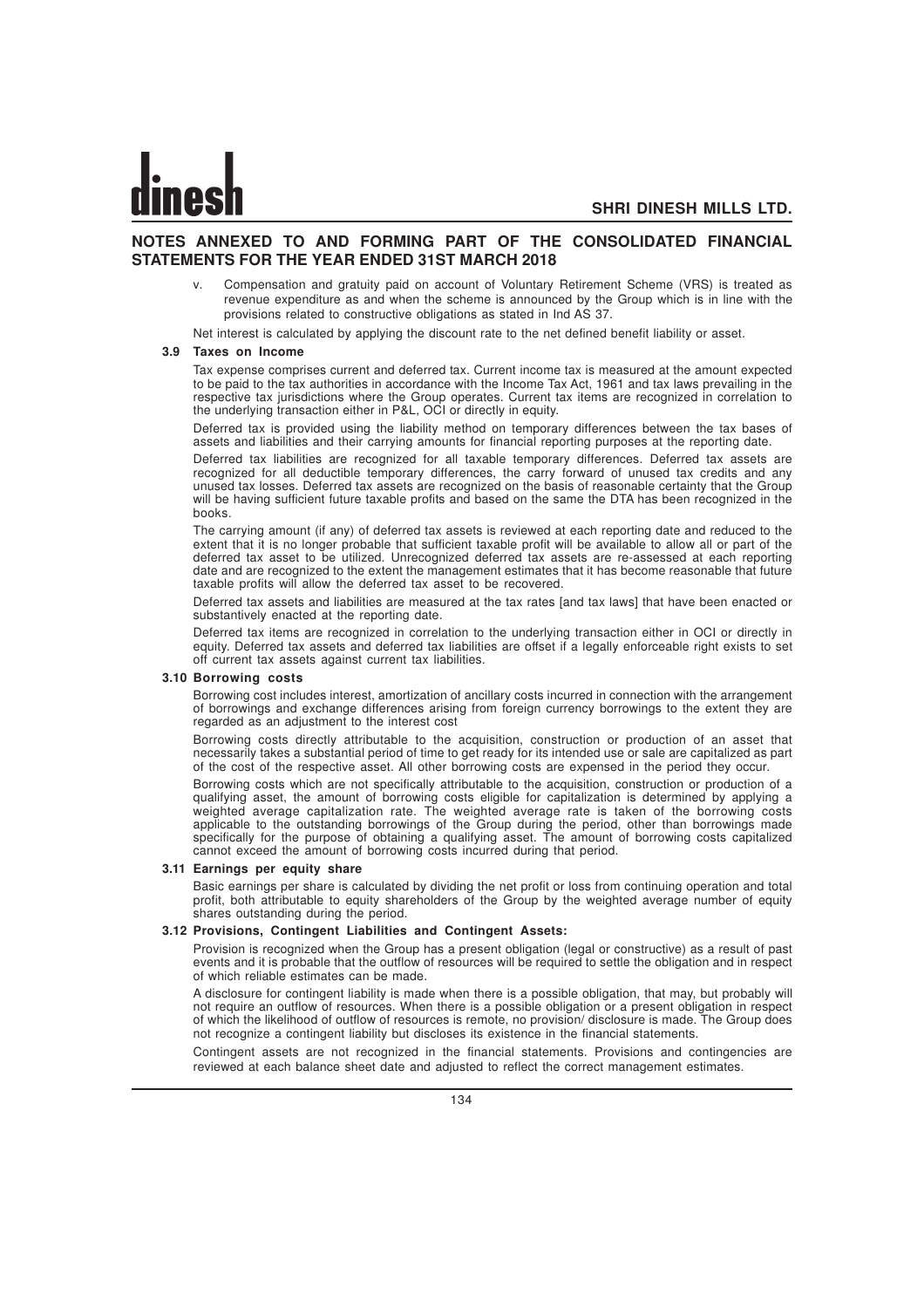## NOTES ANNEXED TO AND FORMING PART OF THE CONSOLIDATED FINANCIAL STATEMENTS FOR THE YEAR ENDED 31ST MARCH 2018

v. Compensation and gratuity paid on account of Voluntary Retirement Scheme (VRS) is treated as revenue expenditure as and when the scheme is announced by the Group which is in line with the provisions related to constructive obligations as stated in Ind AS 37.

Net interest is calculated by applying the discount rate to the net defined benefit liability or asset.

### 3.9 Taxes on Income

Tax expense comprises current and deferred tax. Current income tax is measured at the amount expected to be paid to the tax authorities in accordance with the Income Tax Act, 1961 and tax laws prevailing in the respective tax jurisdictions where the Group operates. Current tax items are recognized in correlation to the underlying transaction either in P&L, OCI or directly in equity.

Deferred tax is provided using the liability method on temporary differences between the tax bases of assets and liabilities and their carrying amounts for financial reporting purposes at the reporting date.

Deferred tax liabilities are recognized for all taxable temporary differences. Deferred tax assets are recognized for all deductible temporary differences, the carry forward of unused tax credits and any unused tax losses. Deferred tax assets are recognized on the basis of reasonable certainty that the Group will be having sufficient future taxable profits and based on the same the DTA has been recognized in the books.

The carrying amount (if any) of deferred tax assets is reviewed at each reporting date and reduced to the extent that it is no longer probable that sufficient taxable profit will be available to allow all or part of the deferred tax asset to be utilized. Unrecognized deferred tax assets are re-assessed at each reporting date and are recognized to the extent the management estimates that it has become reasonable that future taxable profits will allow the deferred tax asset to be recovered.

Deferred tax assets and liabilities are measured at the tax rates [and tax laws] that have been enacted or substantively enacted at the reporting date.

Deferred tax items are recognized in correlation to the underlying transaction either in OCI or directly in equity. Deferred tax assets and deferred tax liabilities are offset if a legally enforceable right exists to set off current tax assets against current tax liabilities.

### 3.10 Borrowing costs

Borrowing cost includes interest, amortization of ancillary costs incurred in connection with the arrangement of borrowings and exchange differences arising from foreign currency borrowings to the extent they are regarded as an adjustment to the interest cost

Borrowing costs directly attributable to the acquisition, construction or production of an asset that necessarily takes a substantial period of time to get ready for its intended use or sale are capitalized as part of the cost of the respective asset. All other borrowing costs are expensed in the period they occur.

Borrowing costs which are not specifically attributable to the acquisition, construction or production of a qualifying asset, the amount of borrowing costs eligible for capitalization is determined by applying a weighted average capitalization rate. The weighted average rate is taken of the borrowing costs applicable to the outstanding borrowings of the Group during the period, other than borrowings made specifically for the purpose of obtaining a qualifying asset. The amount of borrowing costs capitalized cannot exceed the amount of borrowing costs incurred during that period.

### 3.11 Earnings per equity share

Basic earnings per share is calculated by dividing the net profit or loss from continuing operation and total profit, both attributable to equity shareholders of the Group by the weighted average number of equity shares outstanding during the period.

### 3.12 Provisions, Contingent Liabilities and Contingent Assets:

Provision is recognized when the Group has a present obligation (legal or constructive) as a result of past events and it is probable that the outflow of resources will be required to settle the obligation and in respect of which reliable estimates can be made.

A disclosure for contingent liability is made when there is a possible obligation, that may, but probably will not require an outflow of resources. When there is a possible obligation or a present obligation in respect of which the likelihood of outflow of resources is remote, no provision/ disclosure is made. The Group does not recognize a contingent liability but discloses its existence in the financial statements.

Contingent assets are not recognized in the financial statements. Provisions and contingencies are reviewed at each balance sheet date and adjusted to reflect the correct management estimates.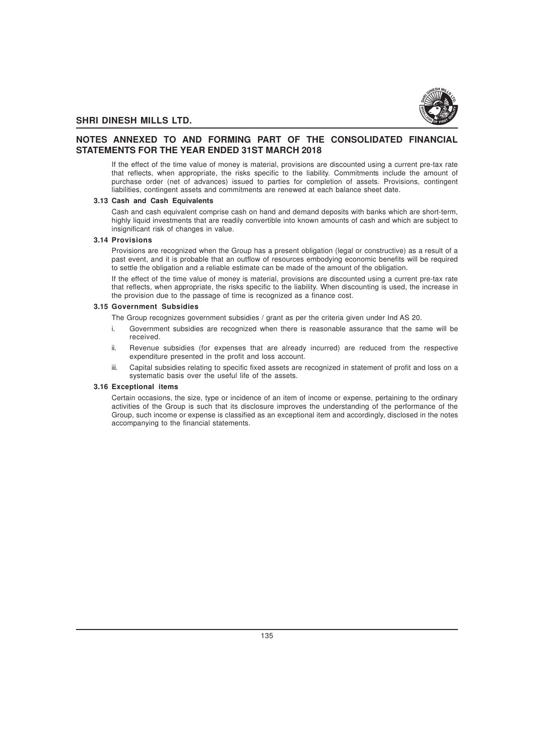## NOTES ANNEXED TO AND FORMING PART OF THE CONSOLIDATED FINANCIAL STATEMENTS FOR THE YEAR ENDED 31ST MARCH 2018

If the effect of the time value of money is material, provisions are discounted using a current pre-tax rate that reflects, when appropriate, the risks specific to the liability. Commitments include the amount of purchase order (net of advances) issued to parties for completion of assets. Provisions, contingent liabilities, contingent assets and commitments are renewed at each balance sheet date.

### 3.13 Cash and Cash Equivalents

Cash and cash equivalent comprise cash on hand and demand deposits with banks which are short-term, highly liquid investments that are readily convertible into known amounts of cash and which are subject to insignificant risk of changes in value.

### 3.14 Provisions

Provisions are recognized when the Group has a present obligation (legal or constructive) as a result of a past event, and it is probable that an outflow of resources embodying economic benefits will be required to settle the obligation and a reliable estimate can be made of the amount of the obligation.

If the effect of the time value of money is material, provisions are discounted using a current pre-tax rate that reflects, when appropriate, the risks specific to the liability. When discounting is used, the increase in the provision due to the passage of time is recognized as a finance cost.

### 3.15 Government Subsidies

The Group recognizes government subsidies / grant as per the criteria given under Ind AS 20.

i. Government subsidies are recognized when there is reasonable assurance that the same will be received.

ii. Revenue subsidies (for expenses that are already incurred) are reduced from the respective expenditure presented in the profit and loss account.

iii. Capital subsidies relating to specific fixed assets are recognized in statement of profit and loss on a systematic basis over the useful life of the assets.

### 3.16 Exceptional items

Certain occasions, the size, type or incidence of an item of income or expense, pertaining to the ordinary activities of the Group is such that its disclosure improves the understanding of the performance of the Group, such income or expense is classified as an exceptional item and accordingly, disclosed in the notes accompanying to the financial statements.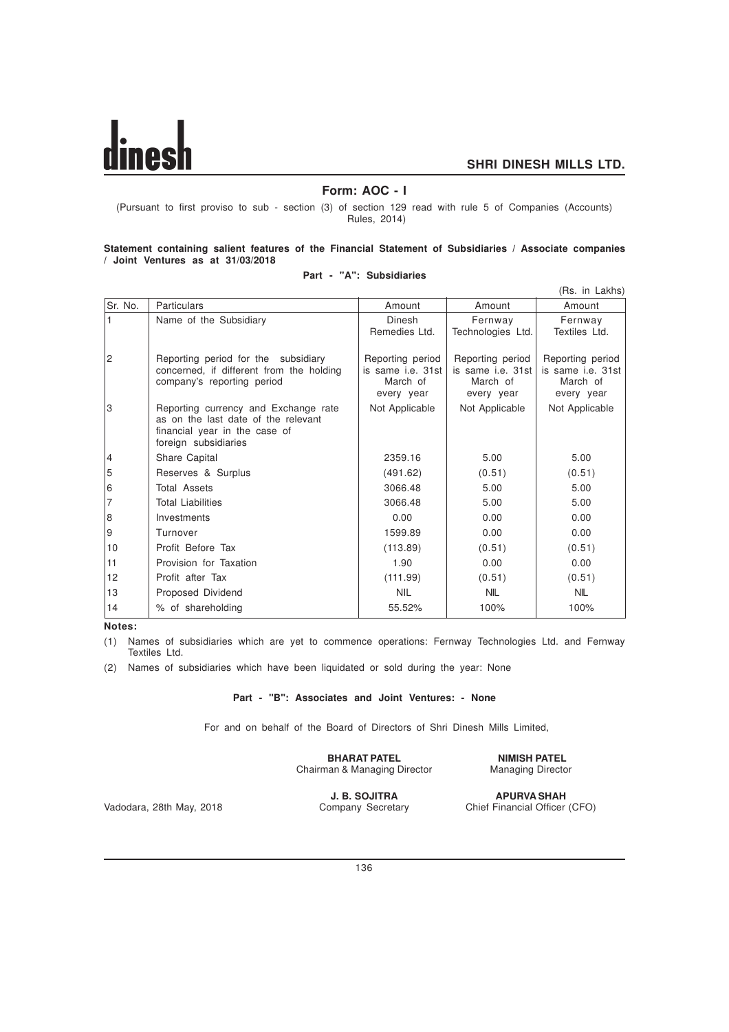## Form: AOC - I

(Pursuant to first proviso to sub - section (3) of section 129 read with rule 5 of Companies (Accounts) Rules, 2014)

**Statement containing salient features of the Financial Statement of Subsidiaries / Associate companies / Joint Ventures as at 31/03/2018**

**Part - "A": Subsidiaries**

(Rs. in Lakhs)

| Sr. No. | Particulars | Amount | Amount | Amount |
|---|---|---|---|---|
| 1 | Name of the Subsidiary | Dinesh Remedies Ltd. | Fernway Technologies Ltd. | Fernway Textiles Ltd. |
| 2 | Reporting period for the subsidiary concerned, if different from the holding company's reporting period | Reporting period is same i.e. 31st March of every year | Reporting period is same i.e. 31st March of every year | Reporting period is same i.e. 31st March of every year |
| 3 | Reporting currency and Exchange rate as on the last date of the relevant financial year in the case of foreign subsidiaries | Not Applicable | Not Applicable | Not Applicable |
| 4 | Share Capital | 2359.16 | 5.00 | 5.00 |
| 5 | Reserves & Surplus | (491.62) | (0.51) | (0.51) |
| 6 | Total Assets | 3066.48 | 5.00 | 5.00 |
| 7 | Total Liabilities | 3066.48 | 5.00 | 5.00 |
| 8 | Investments | 0.00 | 0.00 | 0.00 |
| 9 | Turnover | 1599.89 | 0.00 | 0.00 |
| 10 | Profit Before Tax | (113.89) | (0.51) | (0.51) |
| 11 | Provision for Taxation | 1.90 | 0.00 | 0.00 |
| 12 | Profit after Tax | (111.99) | (0.51) | (0.51) |
| 13 | Proposed Dividend | NIL | NIL | NIL |
| 14 | % of shareholding | 55.52% | 100% | 100% |

**Notes:**

(1) Names of subsidiaries which are yet to commence operations: Fernway Technologies Ltd. and Fernway Textiles Ltd.

(2) Names of subsidiaries which have been liquidated or sold during the year: None

**Part - "B": Associates and Joint Ventures: - None**

For and on behalf of the Board of Directors of Shri Dinesh Mills Limited,

**BHARAT PATEL**
Chairman & Managing Director

**NIMISH PATEL**
Managing Director

**J. B. SOJITRA**
Company Secretary

**APURVA SHAH**
Chief Financial Officer (CFO)

Vadodara, 28th May, 2018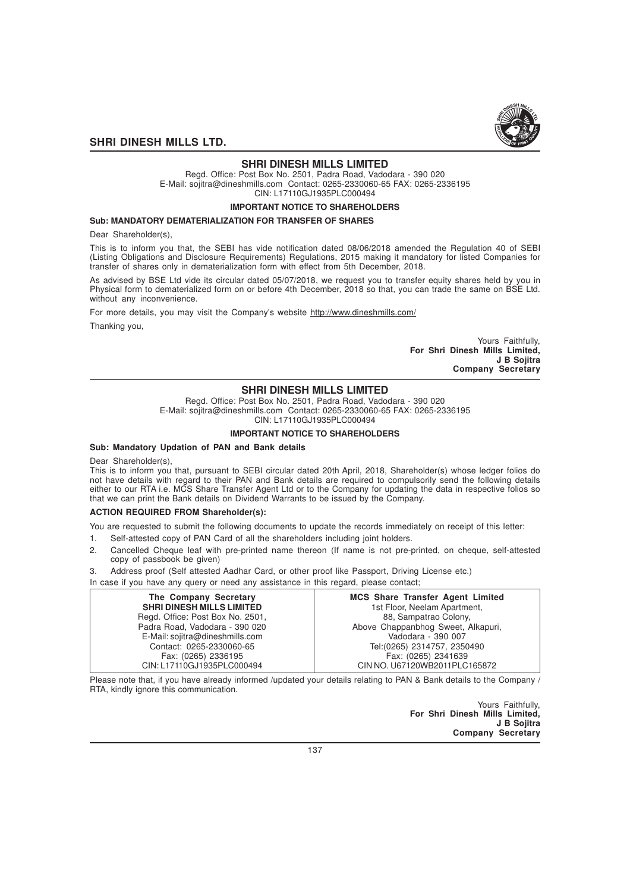# SHRI DINESH MILLS LIMITED

Regd. Office: Post Box No. 2501, Padra Road, Vadodara - 390 020
E-Mail: sojitra@dineshmills.com Contact: 0265-2330060-65 FAX: 0265-2336195
CIN: L17110GJ1935PLC000494

### IMPORTANT NOTICE TO SHAREHOLDERS

**Sub: MANDATORY DEMATERIALIZATION FOR TRANSFER OF SHARES**

Dear Shareholder(s),

This is to inform you that, the SEBI has vide notification dated 08/06/2018 amended the Regulation 40 of SEBI (Listing Obligations and Disclosure Requirements) Regulations, 2015 making it mandatory for listed Companies for transfer of shares only in dematerialization form with effect from 5th December, 2018.

As advised by BSE Ltd vide its circular dated 05/07/2018, we request you to transfer equity shares held by you in Physical form to dematerialized form on or before 4th December, 2018 so that, you can trade the same on BSE Ltd. without any inconvenience.

For more details, you may visit the Company's website http://www.dineshmills.com/

Thanking you,

Yours Faithfully,
**For Shri Dinesh Mills Limited,**
**J B Sojitra**
**Company Secretary**

---

# SHRI DINESH MILLS LIMITED

Regd. Office: Post Box No. 2501, Padra Road, Vadodara - 390 020
E-Mail: sojitra@dineshmills.com Contact: 0265-2330060-65 FAX: 0265-2336195
CIN: L17110GJ1935PLC000494

### IMPORTANT NOTICE TO SHAREHOLDERS

**Sub: Mandatory Updation of PAN and Bank details**

Dear Shareholder(s),

This is to inform you that, pursuant to SEBI circular dated 20th April, 2018, Shareholder(s) whose ledger folios do not have details with regard to their PAN and Bank details are required to compulsorily send the following details either to our RTA i.e. MCS Share Transfer Agent Ltd or to the Company for updating the data in respective folios so that we can print the Bank details on Dividend Warrants to be issued by the Company.

**ACTION REQUIRED FROM Shareholder(s):**

You are requested to submit the following documents to update the records immediately on receipt of this letter:

1. Self-attested copy of PAN Card of all the shareholders including joint holders.
2. Cancelled Cheque leaf with pre-printed name thereon (If name is not pre-printed, on cheque, self-attested copy of passbook be given)
3. Address proof (Self attested Aadhar Card, or other proof like Passport, Driving License etc.)

In case if you have any query or need any assistance in this regard, please contact;

| The Company Secretary | MCS Share Transfer Agent Limited |
|---|---|
| **SHRI DINESH MILLS LIMITED** | 1st Floor, Neelam Apartment, |
| Regd. Office: Post Box No. 2501, | 88, Sampatrao Colony, |
| Padra Road, Vadodara - 390 020 | Above Chappanbhog Sweet, Alkapuri, |
| E-Mail: sojitra@dineshmills.com | Vadodara - 390 007 |
| Contact: 0265-2330060-65 | Tel:(0265) 2314757, 2350490 |
| Fax: (0265) 2336195 | Fax: (0265) 2341639 |
| CIN: L17110GJ1935PLC000494 | CIN NO. U67120WB2011PLC165872 |

Please note that, if you have already informed /updated your details relating to PAN & Bank details to the Company / RTA, kindly ignore this communication.

Yours Faithfully,
**For Shri Dinesh Mills Limited,**
**J B Sojitra**
**Company Secretary**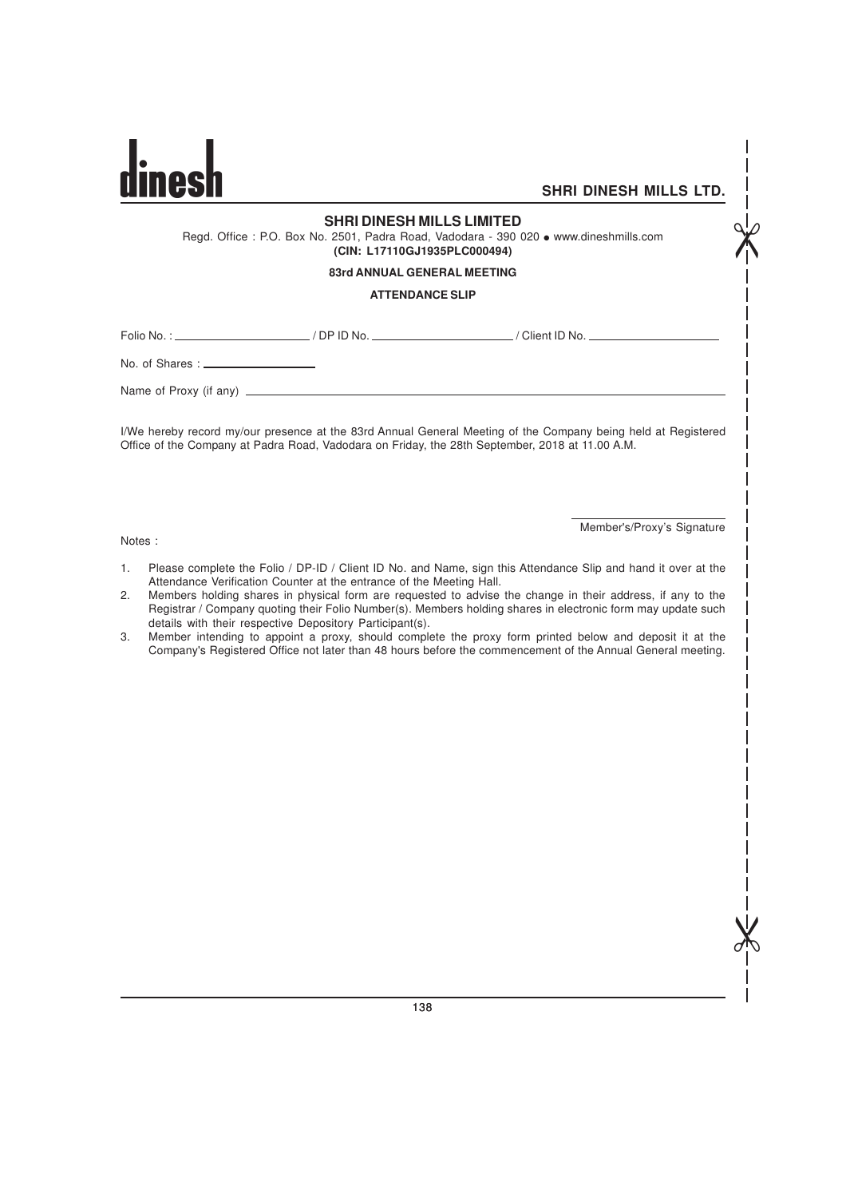## SHRI DINESH MILLS LIMITED

Regd. Office : P.O. Box No. 2501, Padra Road, Vadodara - 390 020 ● www.dineshmills.com

**(CIN: L17110GJ1935PLC000494)**

**83rd ANNUAL GENERAL MEETING**

**ATTENDANCE SLIP**

Folio No. : ____________________ / DP ID No. ____________________ / Client ID No. ____________________

No. of Shares : ________________

Name of Proxy (if any) ____________________________________________

I/We hereby record my/our presence at the 83rd Annual General Meeting of the Company being held at Registered Office of the Company at Padra Road, Vadodara on Friday, the 28th September, 2018 at 11.00 A.M.

Member's/Proxy's Signature

Notes :

1. Please complete the Folio / DP-ID / Client ID No. and Name, sign this Attendance Slip and hand it over at the Attendance Verification Counter at the entrance of the Meeting Hall.
2. Members holding shares in physical form are requested to advise the change in their address, if any to the Registrar / Company quoting their Folio Number(s). Members holding shares in electronic form may update such details with their respective Depository Participant(s).
3. Member intending to appoint a proxy, should complete the proxy form printed below and deposit it at the Company's Registered Office not later than 48 hours before the commencement of the Annual General meeting.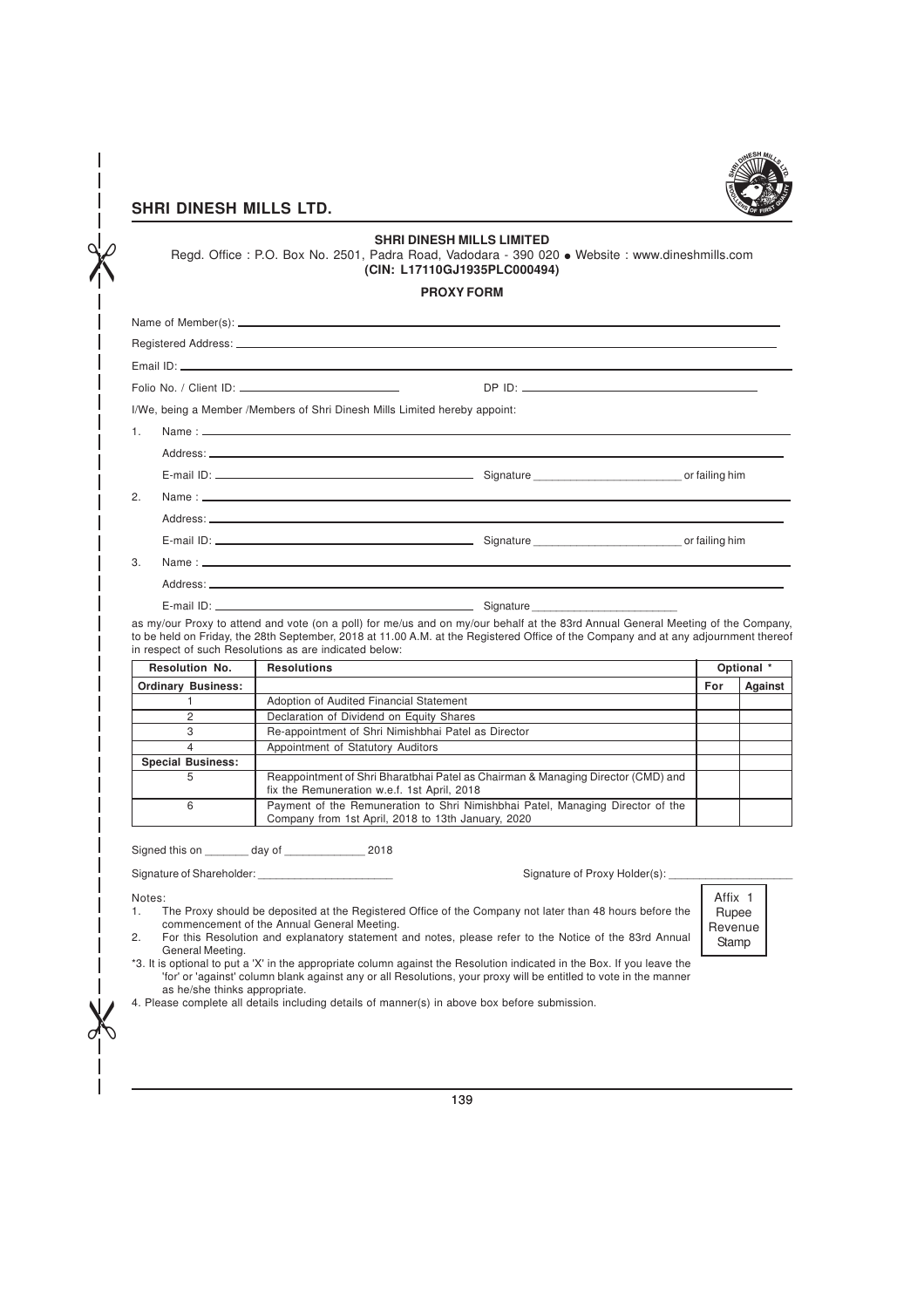## SHRI DINESH MILLS LIMITED

Regd. Office : P.O. Box No. 2501, Padra Road, Vadodara - 390 020 • Website : www.dineshmills.com

**(CIN: L17110GJ1935PLC000494)**

### PROXY FORM

Name of Member(s): ______________________________

Registered Address: ______________________________

Email ID: ______________________________

Folio No. / Client ID: ______________________ DP ID: ______________________

I/We, being a Member /Members of Shri Dinesh Mills Limited hereby appoint:

1. Name : ______________________________

   Address: ______________________________

   E-mail ID: ______________________ Signature ______________________ or failing him

2. Name : ______________________________

   Address: ______________________________

   E-mail ID: ______________________ Signature ______________________ or failing him

3. Name : ______________________________

   Address: ______________________________

   E-mail ID: ______________________ Signature ______________________

as my/our Proxy to attend and vote (on a poll) for me/us and on my/our behalf at the 83rd Annual General Meeting of the Company, to be held on Friday, the 28th September, 2018 at 11.00 A.M. at the Registered Office of the Company and at any adjournment thereof in respect of such Resolutions as are indicated below:

| Resolution No. | Resolutions | Optional * | |
|---|---|---|---|
| **Ordinary Business:** | | **For** | **Against** |
| 1 | Adoption of Audited Financial Statement | | |
| 2 | Declaration of Dividend on Equity Shares | | |
| 3 | Re-appointment of Shri Nimishbhai Patel as Director | | |
| 4 | Appointment of Statutory Auditors | | |
| **Special Business:** | | | |
| 5 | Reappointment of Shri Bharatbhai Patel as Chairman & Managing Director (CMD) and fix the Remuneration w.e.f. 1st April, 2018 | | |
| 6 | Payment of the Remuneration to Shri Nimishbhai Patel, Managing Director of the Company from 1st April, 2018 to 13th January, 2020 | | |

Signed this on _______ day of _____________ 2018

Signature of Shareholder: ______________________ Signature of Proxy Holder(s): ______________________

Affix 1 Rupee Revenue Stamp

Notes:

1. The Proxy should be deposited at the Registered Office of the Company not later than 48 hours before the commencement of the Annual General Meeting.
2. For this Resolution and explanatory statement and notes, please refer to the Notice of the 83rd Annual General Meeting.

*3. It is optional to put a 'X' in the appropriate column against the Resolution indicated in the Box. If you leave the 'for' or 'against' column blank against any or all Resolutions, your proxy will be entitled to vote in the manner as he/she thinks appropriate.

4. Please complete all details including details of manner(s) in above box before submission.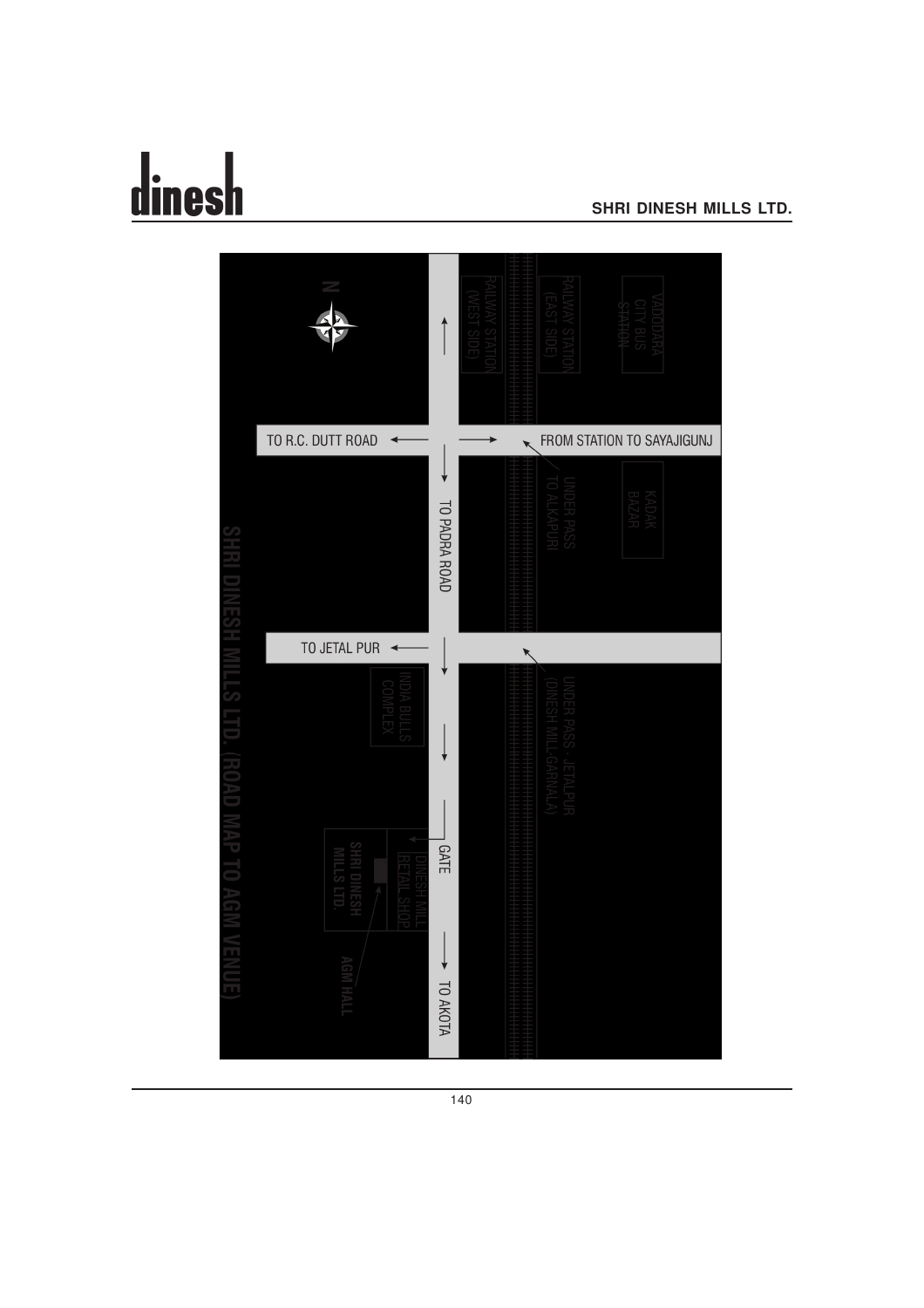SHRI DINESH MILLS LTD. (ROAD MAP TO AGM VENUE)

N

RAILWAY STATION (WEST SIDE)

RAILWAY STATION (EAST SIDE)

VADODARA CITY BUS STATION

TO R.C. DUTT ROAD

FROM STATION TO SAYAJIGUNJ

UNDER PASS TO ALKAPURI

KADAK BAZAR

TO PADRA ROAD

TO JETAL PUR

INDIA BULLS COMPLEX

UNDER PASS - JETALPUR (DINESH MILL-GARNALA)

GATE

DINESH MILL RETAIL SHOP

SHRI DINESH MILLS LTD.

AGM HALL

TO AKOTA